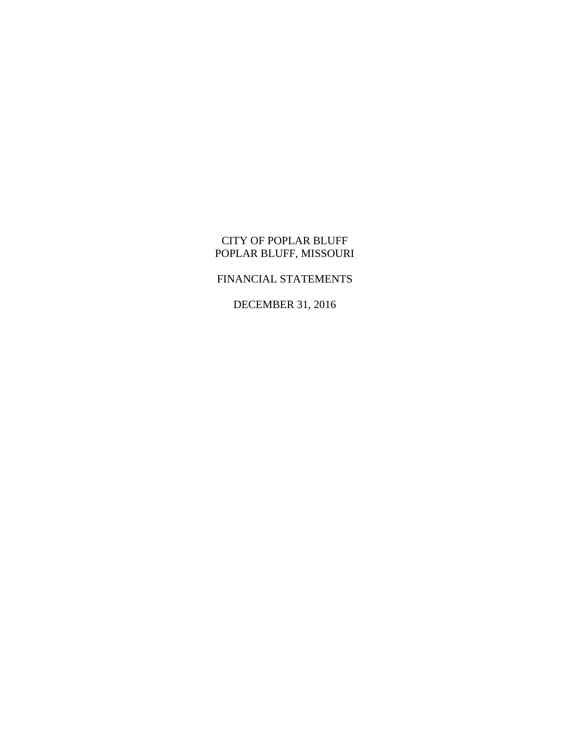# CITY OF POPLAR BLUFF
# POPLAR BLUFF, MISSOURI

## FINANCIAL STATEMENTS

## DECEMBER 31, 2016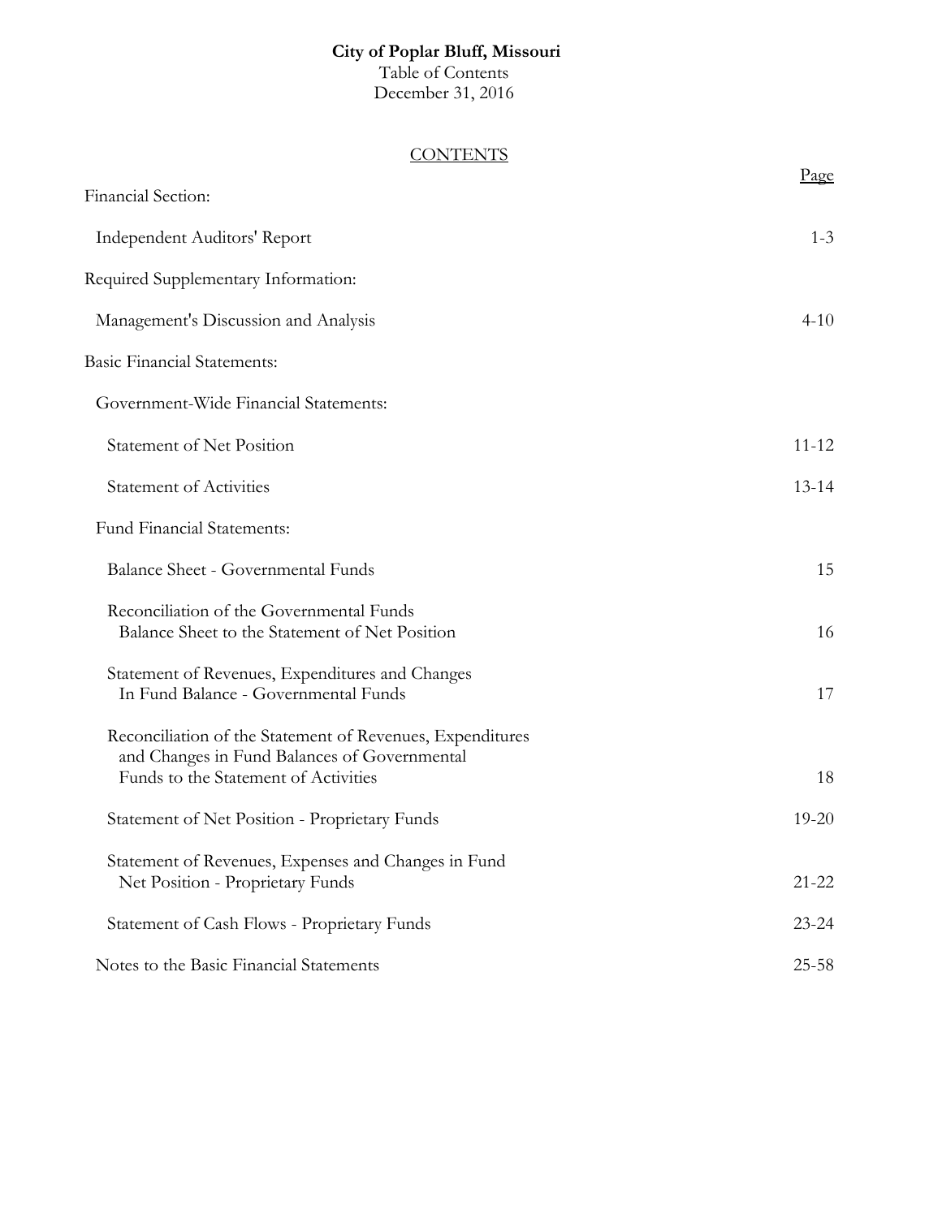**City of Poplar Bluff, Missouri**
Table of Contents
December 31, 2016

CONTENTS

| | Page |
|---|---|
| Financial Section: | |
| Independent Auditors' Report | 1-3 |
| Required Supplementary Information: | |
| Management's Discussion and Analysis | 4-10 |
| Basic Financial Statements: | |
| Government-Wide Financial Statements: | |
| Statement of Net Position | 11-12 |
| Statement of Activities | 13-14 |
| Fund Financial Statements: | |
| Balance Sheet - Governmental Funds | 15 |
| Reconciliation of the Governmental Funds Balance Sheet to the Statement of Net Position | 16 |
| Statement of Revenues, Expenditures and Changes In Fund Balance - Governmental Funds | 17 |
| Reconciliation of the Statement of Revenues, Expenditures and Changes in Fund Balances of Governmental Funds to the Statement of Activities | 18 |
| Statement of Net Position - Proprietary Funds | 19-20 |
| Statement of Revenues, Expenses and Changes in Fund Net Position - Proprietary Funds | 21-22 |
| Statement of Cash Flows - Proprietary Funds | 23-24 |
| Notes to the Basic Financial Statements | 25-58 |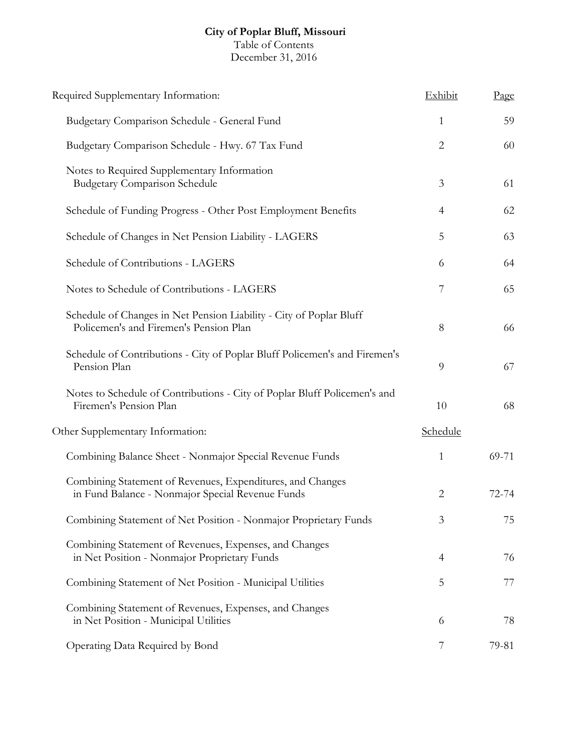**City of Poplar Bluff, Missouri**
Table of Contents
December 31, 2016

| Required Supplementary Information: | Exhibit | Page |
| --- | --- | --- |
| Budgetary Comparison Schedule - General Fund | 1 | 59 |
| Budgetary Comparison Schedule - Hwy. 67 Tax Fund | 2 | 60 |
| Notes to Required Supplementary Information Budgetary Comparison Schedule | 3 | 61 |
| Schedule of Funding Progress - Other Post Employment Benefits | 4 | 62 |
| Schedule of Changes in Net Pension Liability - LAGERS | 5 | 63 |
| Schedule of Contributions - LAGERS | 6 | 64 |
| Notes to Schedule of Contributions - LAGERS | 7 | 65 |
| Schedule of Changes in Net Pension Liability - City of Poplar Bluff Policemen's and Firemen's Pension Plan | 8 | 66 |
| Schedule of Contributions - City of Poplar Bluff Policemen's and Firemen's Pension Plan | 9 | 67 |
| Notes to Schedule of Contributions - City of Poplar Bluff Policemen's and Firemen's Pension Plan | 10 | 68 |
| **Other Supplementary Information:** | **Schedule** | |
| Combining Balance Sheet - Nonmajor Special Revenue Funds | 1 | 69-71 |
| Combining Statement of Revenues, Expenditures, and Changes in Fund Balance - Nonmajor Special Revenue Funds | 2 | 72-74 |
| Combining Statement of Net Position - Nonmajor Proprietary Funds | 3 | 75 |
| Combining Statement of Revenues, Expenses, and Changes in Net Position - Nonmajor Proprietary Funds | 4 | 76 |
| Combining Statement of Net Position - Municipal Utilities | 5 | 77 |
| Combining Statement of Revenues, Expenses, and Changes in Net Position - Municipal Utilities | 6 | 78 |
| Operating Data Required by Bond | 7 | 79-81 |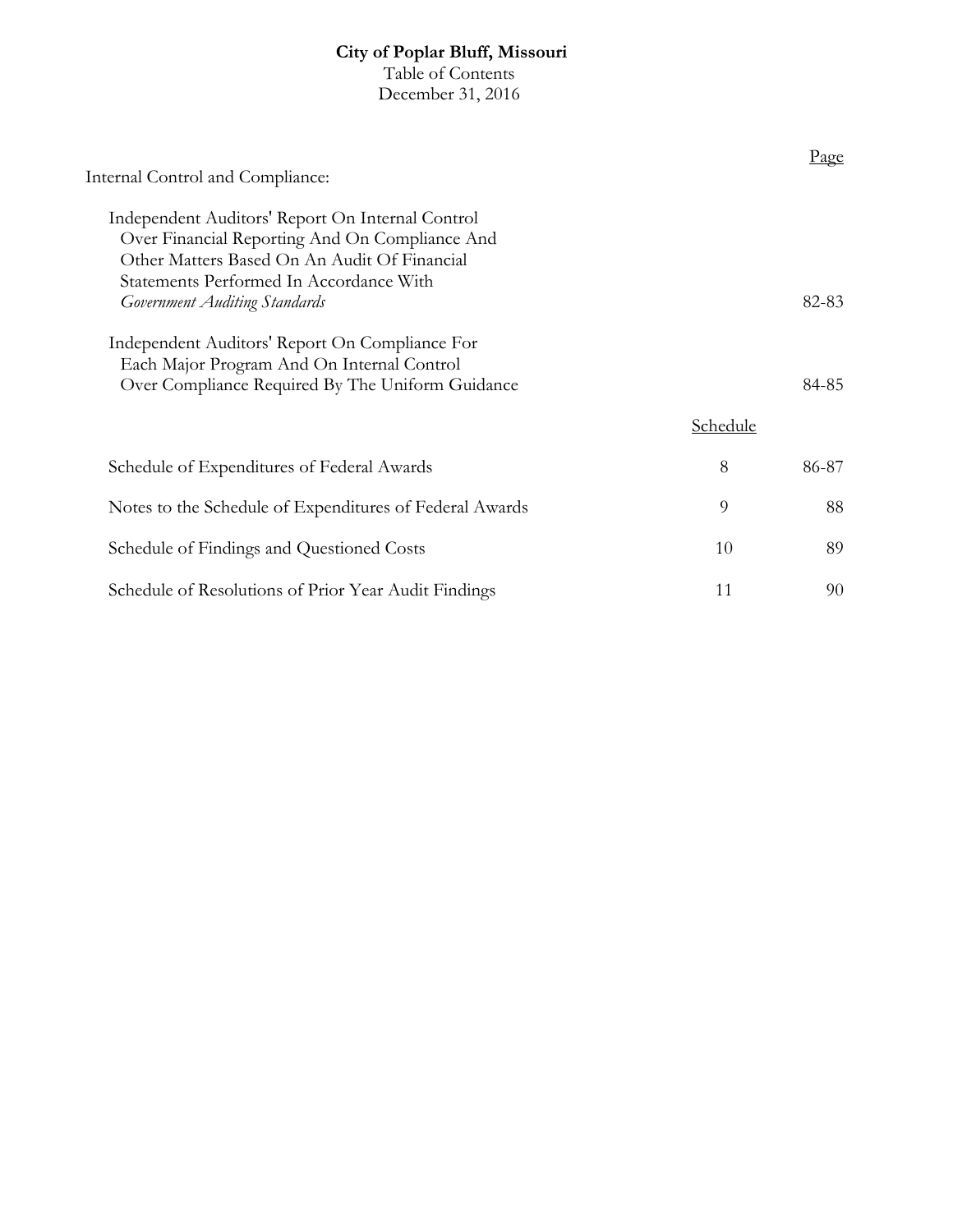**City of Poplar Bluff, Missouri**
Table of Contents
December 31, 2016

| | Schedule | Page |
|---|---|---|
| Internal Control and Compliance: | | |
| Independent Auditors' Report On Internal Control Over Financial Reporting And On Compliance And Other Matters Based On An Audit Of Financial Statements Performed In Accordance With *Government Auditing Standards* | | 82-83 |
| Independent Auditors' Report On Compliance For Each Major Program And On Internal Control Over Compliance Required By The Uniform Guidance | | 84-85 |
| Schedule of Expenditures of Federal Awards | 8 | 86-87 |
| Notes to the Schedule of Expenditures of Federal Awards | 9 | 88 |
| Schedule of Findings and Questioned Costs | 10 | 89 |
| Schedule of Resolutions of Prior Year Audit Findings | 11 | 90 |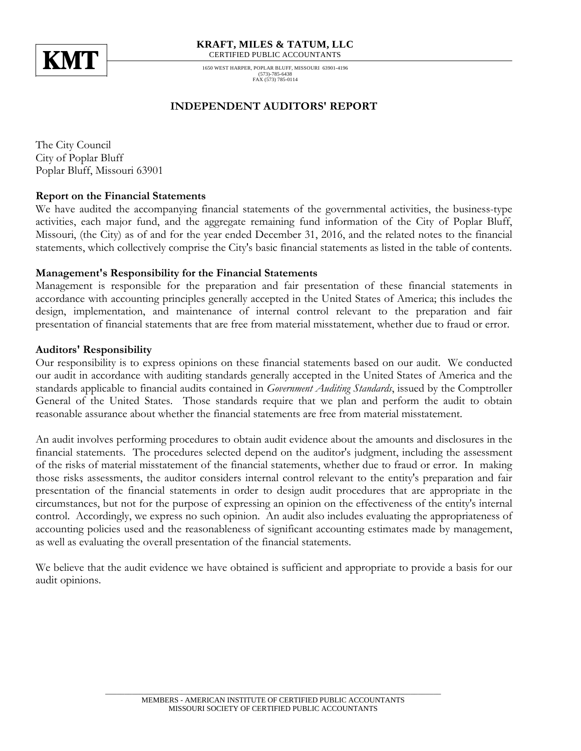**KMT**

**KRAFT, MILES & TATUM, LLC**
CERTIFIED PUBLIC ACCOUNTANTS

1650 WEST HARPER, POPLAR BLUFF, MISSOURI 63901-4196
(573)-785-6438
FAX (573) 785-0114

# INDEPENDENT AUDITORS' REPORT

The City Council
City of Poplar Bluff
Poplar Bluff, Missouri 63901

**Report on the Financial Statements**

We have audited the accompanying financial statements of the governmental activities, the business-type activities, each major fund, and the aggregate remaining fund information of the City of Poplar Bluff, Missouri, (the City) as of and for the year ended December 31, 2016, and the related notes to the financial statements, which collectively comprise the City's basic financial statements as listed in the table of contents.

**Management's Responsibility for the Financial Statements**

Management is responsible for the preparation and fair presentation of these financial statements in accordance with accounting principles generally accepted in the United States of America; this includes the design, implementation, and maintenance of internal control relevant to the preparation and fair presentation of financial statements that are free from material misstatement, whether due to fraud or error.

**Auditors' Responsibility**

Our responsibility is to express opinions on these financial statements based on our audit. We conducted our audit in accordance with auditing standards generally accepted in the United States of America and the standards applicable to financial audits contained in *Government Auditing Standards*, issued by the Comptroller General of the United States. Those standards require that we plan and perform the audit to obtain reasonable assurance about whether the financial statements are free from material misstatement.

An audit involves performing procedures to obtain audit evidence about the amounts and disclosures in the financial statements. The procedures selected depend on the auditor's judgment, including the assessment of the risks of material misstatement of the financial statements, whether due to fraud or error. In making those risks assessments, the auditor considers internal control relevant to the entity's preparation and fair presentation of the financial statements in order to design audit procedures that are appropriate in the circumstances, but not for the purpose of expressing an opinion on the effectiveness of the entity's internal control. Accordingly, we express no such opinion. An audit also includes evaluating the appropriateness of accounting policies used and the reasonableness of significant accounting estimates made by management, as well as evaluating the overall presentation of the financial statements.

We believe that the audit evidence we have obtained is sufficient and appropriate to provide a basis for our audit opinions.

MEMBERS - AMERICAN INSTITUTE OF CERTIFIED PUBLIC ACCOUNTANTS
MISSOURI SOCIETY OF CERTIFIED PUBLIC ACCOUNTANTS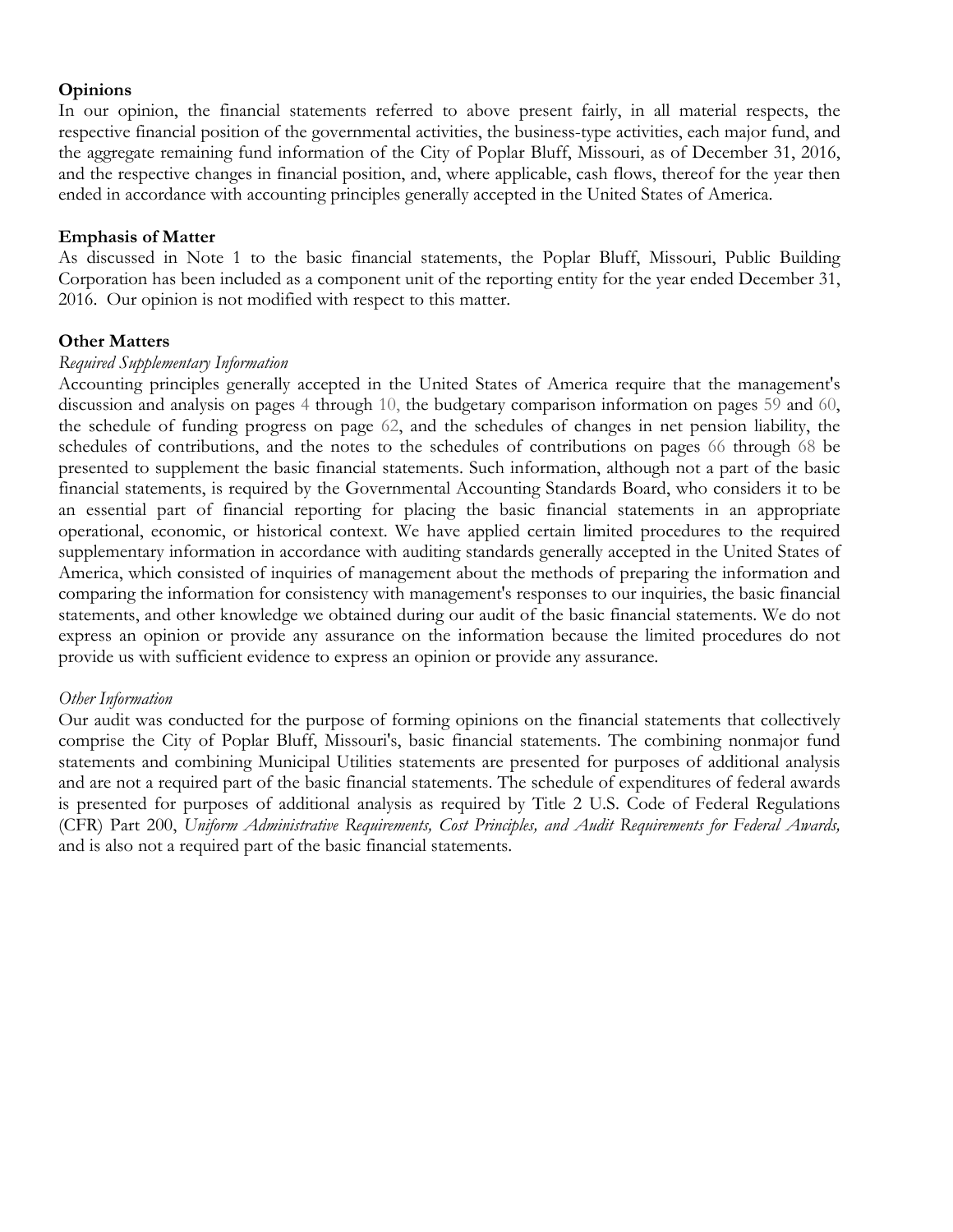**Opinions**

In our opinion, the financial statements referred to above present fairly, in all material respects, the respective financial position of the governmental activities, the business-type activities, each major fund, and the aggregate remaining fund information of the City of Poplar Bluff, Missouri, as of December 31, 2016, and the respective changes in financial position, and, where applicable, cash flows, thereof for the year then ended in accordance with accounting principles generally accepted in the United States of America.

**Emphasis of Matter**

As discussed in Note 1 to the basic financial statements, the Poplar Bluff, Missouri, Public Building Corporation has been included as a component unit of the reporting entity for the year ended December 31, 2016. Our opinion is not modified with respect to this matter.

**Other Matters**

*Required Supplementary Information*

Accounting principles generally accepted in the United States of America require that the management's discussion and analysis on pages 4 through 10, the budgetary comparison information on pages 59 and 60, the schedule of funding progress on page 62, and the schedules of changes in net pension liability, the schedules of contributions, and the notes to the schedules of contributions on pages 66 through 68 be presented to supplement the basic financial statements. Such information, although not a part of the basic financial statements, is required by the Governmental Accounting Standards Board, who considers it to be an essential part of financial reporting for placing the basic financial statements in an appropriate operational, economic, or historical context. We have applied certain limited procedures to the required supplementary information in accordance with auditing standards generally accepted in the United States of America, which consisted of inquiries of management about the methods of preparing the information and comparing the information for consistency with management's responses to our inquiries, the basic financial statements, and other knowledge we obtained during our audit of the basic financial statements. We do not express an opinion or provide any assurance on the information because the limited procedures do not provide us with sufficient evidence to express an opinion or provide any assurance.

*Other Information*

Our audit was conducted for the purpose of forming opinions on the financial statements that collectively comprise the City of Poplar Bluff, Missouri's, basic financial statements. The combining nonmajor fund statements and combining Municipal Utilities statements are presented for purposes of additional analysis and are not a required part of the basic financial statements. The schedule of expenditures of federal awards is presented for purposes of additional analysis as required by Title 2 U.S. Code of Federal Regulations (CFR) Part 200, *Uniform Administrative Requirements, Cost Principles, and Audit Requirements for Federal Awards,* and is also not a required part of the basic financial statements.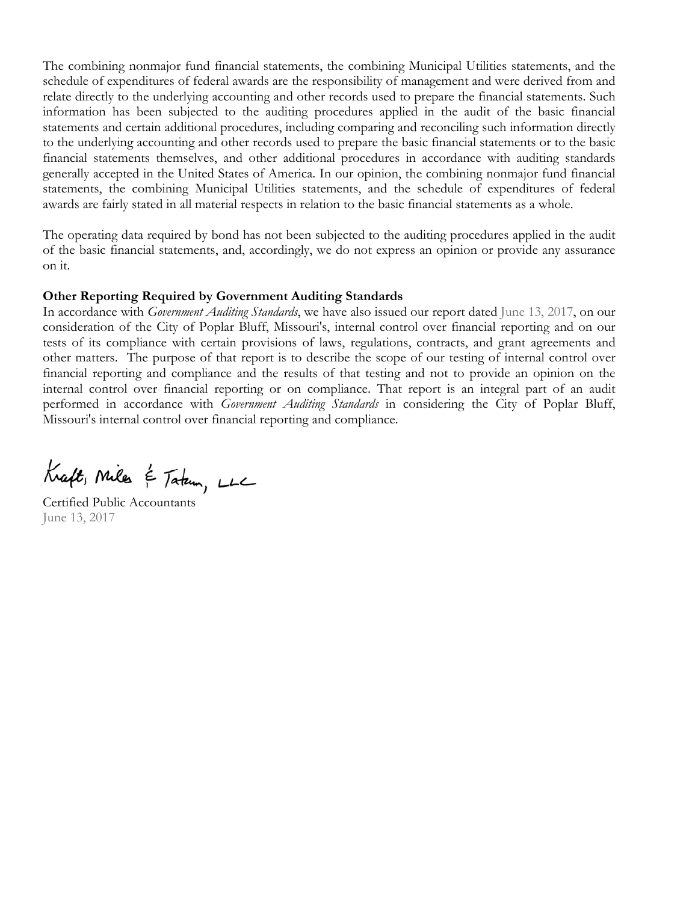The combining nonmajor fund financial statements, the combining Municipal Utilities statements, and the schedule of expenditures of federal awards are the responsibility of management and were derived from and relate directly to the underlying accounting and other records used to prepare the financial statements. Such information has been subjected to the auditing procedures applied in the audit of the basic financial statements and certain additional procedures, including comparing and reconciling such information directly to the underlying accounting and other records used to prepare the basic financial statements or to the basic financial statements themselves, and other additional procedures in accordance with auditing standards generally accepted in the United States of America. In our opinion, the combining nonmajor fund financial statements, the combining Municipal Utilities statements, and the schedule of expenditures of federal awards are fairly stated in all material respects in relation to the basic financial statements as a whole.

The operating data required by bond has not been subjected to the auditing procedures applied in the audit of the basic financial statements, and, accordingly, we do not express an opinion or provide any assurance on it.

**Other Reporting Required by Government Auditing Standards**

In accordance with *Government Auditing Standards*, we have also issued our report dated June 13, 2017, on our consideration of the City of Poplar Bluff, Missouri's, internal control over financial reporting and on our tests of its compliance with certain provisions of laws, regulations, contracts, and grant agreements and other matters. The purpose of that report is to describe the scope of our testing of internal control over financial reporting and compliance and the results of that testing and not to provide an opinion on the internal control over financial reporting or on compliance. That report is an integral part of an audit performed in accordance with *Government Auditing Standards* in considering the City of Poplar Bluff, Missouri's internal control over financial reporting and compliance.

Kraft, Miles & Tatum, LLC

Certified Public Accountants
June 13, 2017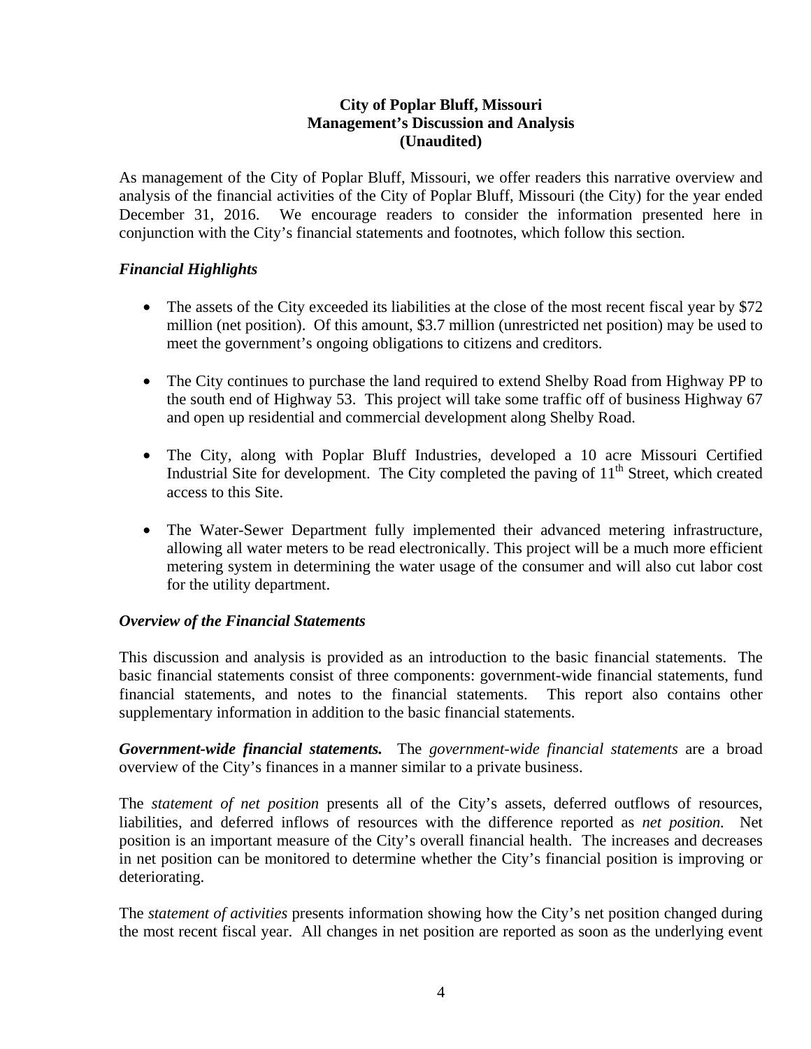**City of Poplar Bluff, Missouri**
**Management's Discussion and Analysis**
**(Unaudited)**

As management of the City of Poplar Bluff, Missouri, we offer readers this narrative overview and analysis of the financial activities of the City of Poplar Bluff, Missouri (the City) for the year ended December 31, 2016. We encourage readers to consider the information presented here in conjunction with the City's financial statements and footnotes, which follow this section.

***Financial Highlights***

- The assets of the City exceeded its liabilities at the close of the most recent fiscal year by $72 million (net position). Of this amount, $3.7 million (unrestricted net position) may be used to meet the government's ongoing obligations to citizens and creditors.

- The City continues to purchase the land required to extend Shelby Road from Highway PP to the south end of Highway 53. This project will take some traffic off of business Highway 67 and open up residential and commercial development along Shelby Road.

- The City, along with Poplar Bluff Industries, developed a 10 acre Missouri Certified Industrial Site for development. The City completed the paving of 11th Street, which created access to this Site.

- The Water-Sewer Department fully implemented their advanced metering infrastructure, allowing all water meters to be read electronically. This project will be a much more efficient metering system in determining the water usage of the consumer and will also cut labor cost for the utility department.

***Overview of the Financial Statements***

This discussion and analysis is provided as an introduction to the basic financial statements. The basic financial statements consist of three components: government-wide financial statements, fund financial statements, and notes to the financial statements. This report also contains other supplementary information in addition to the basic financial statements.

***Government-wide financial statements.*** The *government-wide financial statements* are a broad overview of the City's finances in a manner similar to a private business.

The *statement of net position* presents all of the City's assets, deferred outflows of resources, liabilities, and deferred inflows of resources with the difference reported as *net position.* Net position is an important measure of the City's overall financial health. The increases and decreases in net position can be monitored to determine whether the City's financial position is improving or deteriorating.

The *statement of activities* presents information showing how the City's net position changed during the most recent fiscal year. All changes in net position are reported as soon as the underlying event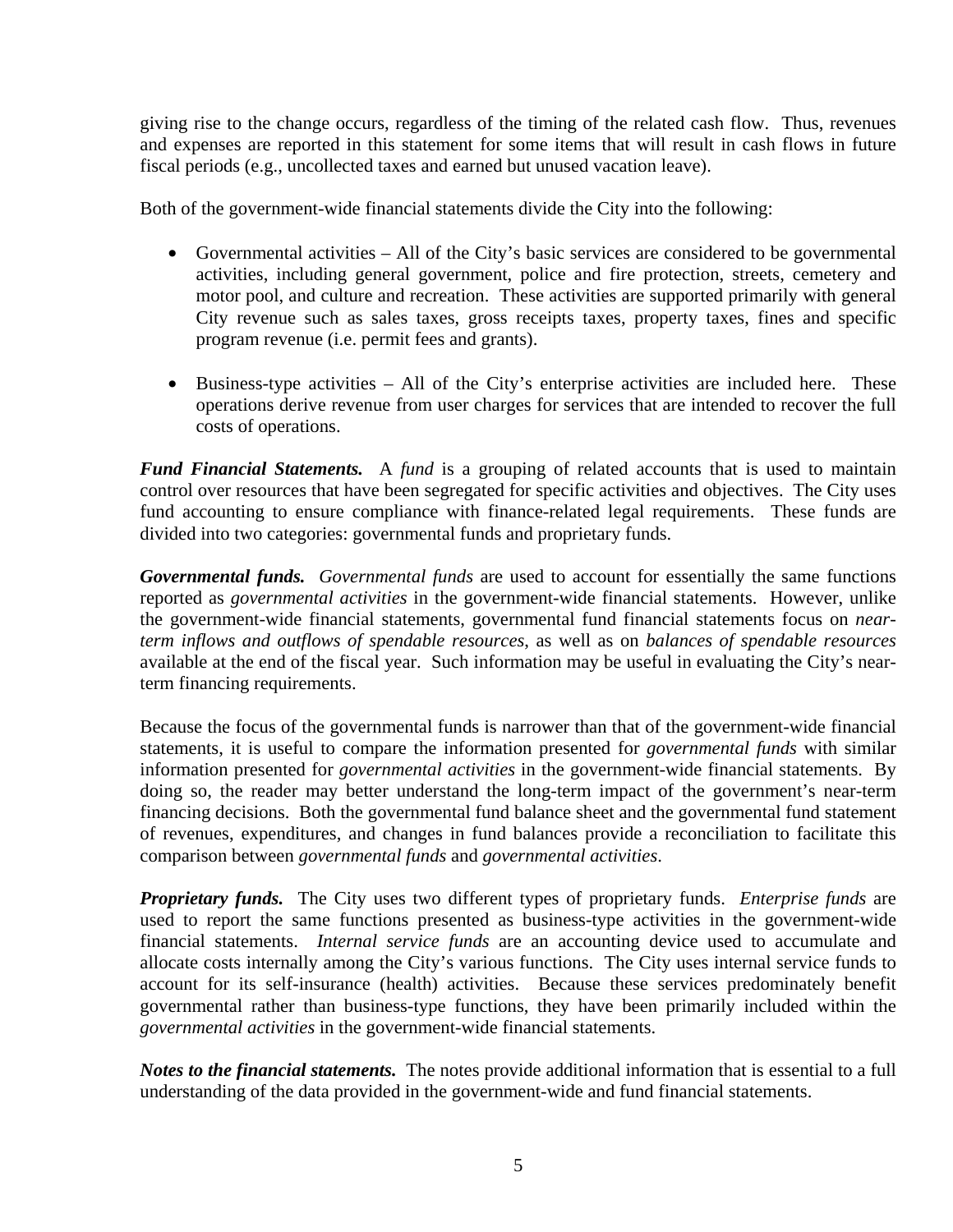giving rise to the change occurs, regardless of the timing of the related cash flow. Thus, revenues and expenses are reported in this statement for some items that will result in cash flows in future fiscal periods (e.g., uncollected taxes and earned but unused vacation leave).

Both of the government-wide financial statements divide the City into the following:

- Governmental activities – All of the City's basic services are considered to be governmental activities, including general government, police and fire protection, streets, cemetery and motor pool, and culture and recreation. These activities are supported primarily with general City revenue such as sales taxes, gross receipts taxes, property taxes, fines and specific program revenue (i.e. permit fees and grants).

- Business-type activities – All of the City's enterprise activities are included here. These operations derive revenue from user charges for services that are intended to recover the full costs of operations.

***Fund Financial Statements.*** A *fund* is a grouping of related accounts that is used to maintain control over resources that have been segregated for specific activities and objectives. The City uses fund accounting to ensure compliance with finance-related legal requirements. These funds are divided into two categories: governmental funds and proprietary funds.

***Governmental funds.*** *Governmental funds* are used to account for essentially the same functions reported as *governmental activities* in the government-wide financial statements. However, unlike the government-wide financial statements, governmental fund financial statements focus on *near-term inflows and outflows of spendable resources*, as well as on *balances of spendable resources* available at the end of the fiscal year. Such information may be useful in evaluating the City's near-term financing requirements.

Because the focus of the governmental funds is narrower than that of the government-wide financial statements, it is useful to compare the information presented for *governmental funds* with similar information presented for *governmental activities* in the government-wide financial statements. By doing so, the reader may better understand the long-term impact of the government's near-term financing decisions. Both the governmental fund balance sheet and the governmental fund statement of revenues, expenditures, and changes in fund balances provide a reconciliation to facilitate this comparison between *governmental funds* and *governmental activities*.

***Proprietary funds.*** The City uses two different types of proprietary funds. *Enterprise funds* are used to report the same functions presented as business-type activities in the government-wide financial statements. *Internal service funds* are an accounting device used to accumulate and allocate costs internally among the City's various functions. The City uses internal service funds to account for its self-insurance (health) activities. Because these services predominately benefit governmental rather than business-type functions, they have been primarily included within the *governmental activities* in the government-wide financial statements.

***Notes to the financial statements.*** The notes provide additional information that is essential to a full understanding of the data provided in the government-wide and fund financial statements.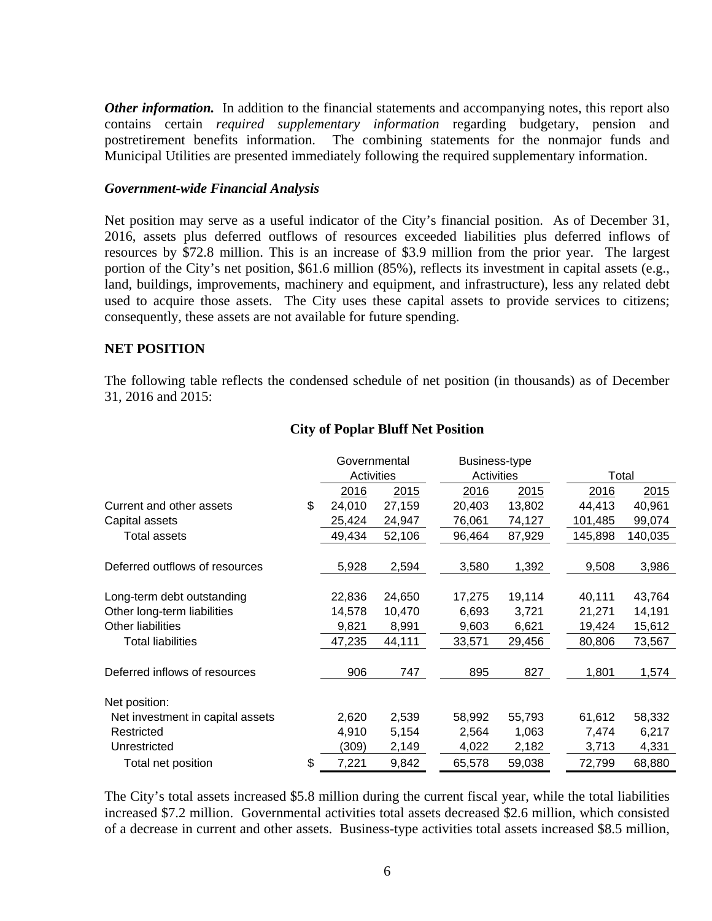***Other information.*** In addition to the financial statements and accompanying notes, this report also contains certain *required supplementary information* regarding budgetary, pension and postretirement benefits information. The combining statements for the nonmajor funds and Municipal Utilities are presented immediately following the required supplementary information.

***Government-wide Financial Analysis***

Net position may serve as a useful indicator of the City's financial position. As of December 31, 2016, assets plus deferred outflows of resources exceeded liabilities plus deferred inflows of resources by $72.8 million. This is an increase of $3.9 million from the prior year. The largest portion of the City's net position, $61.6 million (85%), reflects its investment in capital assets (e.g., land, buildings, improvements, machinery and equipment, and infrastructure), less any related debt used to acquire those assets. The City uses these capital assets to provide services to citizens; consequently, these assets are not available for future spending.

**NET POSITION**

The following table reflects the condensed schedule of net position (in thousands) as of December 31, 2016 and 2015:

**City of Poplar Bluff Net Position**

| | Governmental Activities | | Business-type Activities | | Total | |
|---|---|---|---|---|---|---|
| | 2016 | 2015 | 2016 | 2015 | 2016 | 2015 |
| Current and other assets | $ 24,010 | 27,159 | 20,403 | 13,802 | 44,413 | 40,961 |
| Capital assets | 25,424 | 24,947 | 76,061 | 74,127 | 101,485 | 99,074 |
| Total assets | 49,434 | 52,106 | 96,464 | 87,929 | 145,898 | 140,035 |
| Deferred outflows of resources | 5,928 | 2,594 | 3,580 | 1,392 | 9,508 | 3,986 |
| Long-term debt outstanding | 22,836 | 24,650 | 17,275 | 19,114 | 40,111 | 43,764 |
| Other long-term liabilities | 14,578 | 10,470 | 6,693 | 3,721 | 21,271 | 14,191 |
| Other liabilities | 9,821 | 8,991 | 9,603 | 6,621 | 19,424 | 15,612 |
| Total liabilities | 47,235 | 44,111 | 33,571 | 29,456 | 80,806 | 73,567 |
| Deferred inflows of resources | 906 | 747 | 895 | 827 | 1,801 | 1,574 |
| Net position: | | | | | | |
| Net investment in capital assets | 2,620 | 2,539 | 58,992 | 55,793 | 61,612 | 58,332 |
| Restricted | 4,910 | 5,154 | 2,564 | 1,063 | 7,474 | 6,217 |
| Unrestricted | (309) | 2,149 | 4,022 | 2,182 | 3,713 | 4,331 |
| Total net position | $ 7,221 | 9,842 | 65,578 | 59,038 | 72,799 | 68,880 |

The City's total assets increased $5.8 million during the current fiscal year, while the total liabilities increased $7.2 million. Governmental activities total assets decreased $2.6 million, which consisted of a decrease in current and other assets. Business-type activities total assets increased $8.5 million,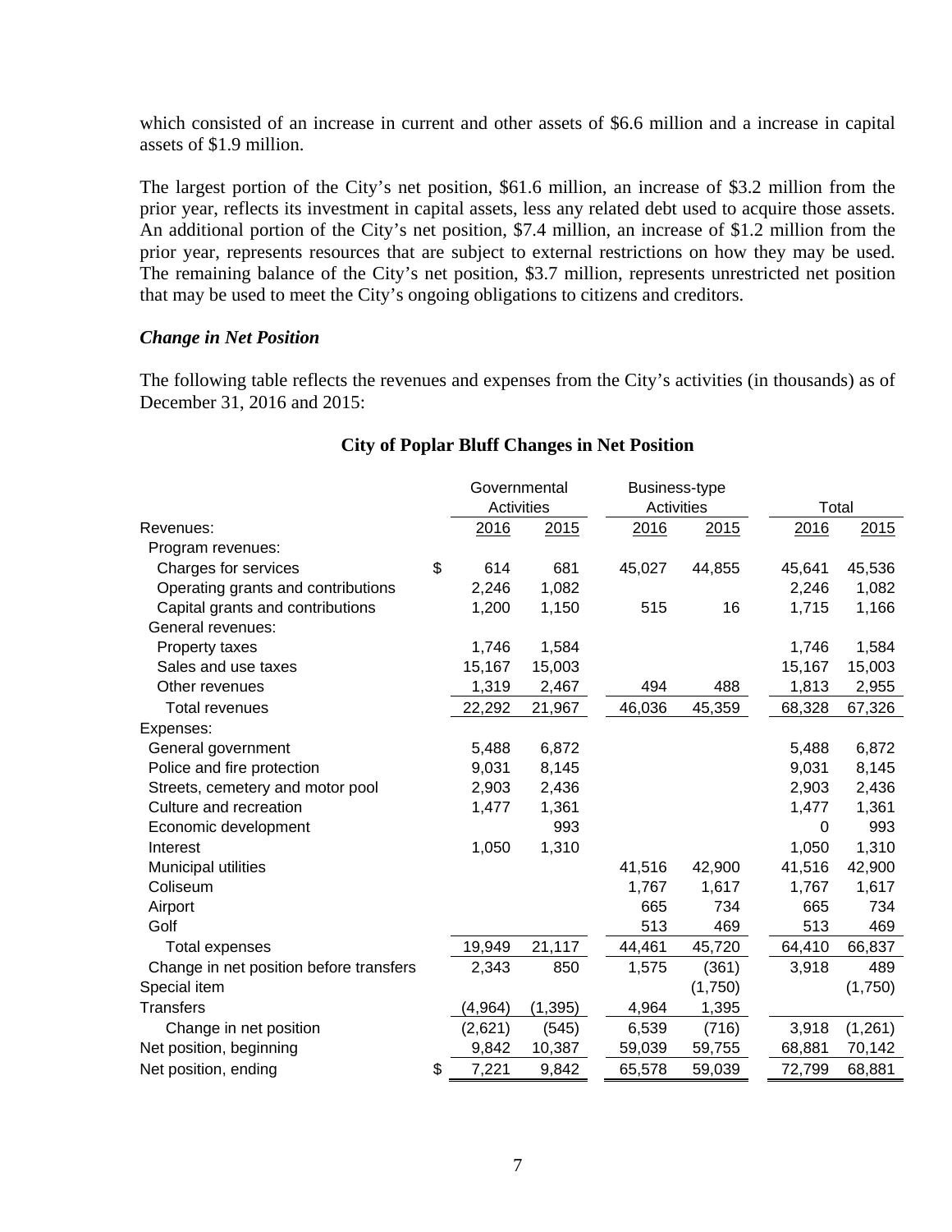which consisted of an increase in current and other assets of $6.6 million and a increase in capital assets of $1.9 million.

The largest portion of the City's net position, $61.6 million, an increase of $3.2 million from the prior year, reflects its investment in capital assets, less any related debt used to acquire those assets. An additional portion of the City's net position, $7.4 million, an increase of $1.2 million from the prior year, represents resources that are subject to external restrictions on how they may be used. The remaining balance of the City's net position, $3.7 million, represents unrestricted net position that may be used to meet the City's ongoing obligations to citizens and creditors.

***Change in Net Position***

The following table reflects the revenues and expenses from the City's activities (in thousands) as of December 31, 2016 and 2015:

**City of Poplar Bluff Changes in Net Position**

| | Governmental Activities | | Business-type Activities | | Total | |
|---|---|---|---|---|---|---|
| Revenues: | 2016 | 2015 | 2016 | 2015 | 2016 | 2015 |
| Program revenues: | | | | | | |
| Charges for services | $ 614 | 681 | 45,027 | 44,855 | 45,641 | 45,536 |
| Operating grants and contributions | 2,246 | 1,082 | | | 2,246 | 1,082 |
| Capital grants and contributions | 1,200 | 1,150 | 515 | 16 | 1,715 | 1,166 |
| General revenues: | | | | | | |
| Property taxes | 1,746 | 1,584 | | | 1,746 | 1,584 |
| Sales and use taxes | 15,167 | 15,003 | | | 15,167 | 15,003 |
| Other revenues | 1,319 | 2,467 | 494 | 488 | 1,813 | 2,955 |
| Total revenues | 22,292 | 21,967 | 46,036 | 45,359 | 68,328 | 67,326 |
| Expenses: | | | | | | |
| General government | 5,488 | 6,872 | | | 5,488 | 6,872 |
| Police and fire protection | 9,031 | 8,145 | | | 9,031 | 8,145 |
| Streets, cemetery and motor pool | 2,903 | 2,436 | | | 2,903 | 2,436 |
| Culture and recreation | 1,477 | 1,361 | | | 1,477 | 1,361 |
| Economic development | | 993 | | | 0 | 993 |
| Interest | 1,050 | 1,310 | | | 1,050 | 1,310 |
| Municipal utilities | | | 41,516 | 42,900 | 41,516 | 42,900 |
| Coliseum | | | 1,767 | 1,617 | 1,767 | 1,617 |
| Airport | | | 665 | 734 | 665 | 734 |
| Golf | | | 513 | 469 | 513 | 469 |
| Total expenses | 19,949 | 21,117 | 44,461 | 45,720 | 64,410 | 66,837 |
| Change in net position before transfers | 2,343 | 850 | 1,575 | (361) | 3,918 | 489 |
| Special item | | | | (1,750) | | (1,750) |
| Transfers | (4,964) | (1,395) | 4,964 | 1,395 | | |
| Change in net position | (2,621) | (545) | 6,539 | (716) | 3,918 | (1,261) |
| Net position, beginning | 9,842 | 10,387 | 59,039 | 59,755 | 68,881 | 70,142 |
| Net position, ending | $ 7,221 | 9,842 | 65,578 | 59,039 | 72,799 | 68,881 |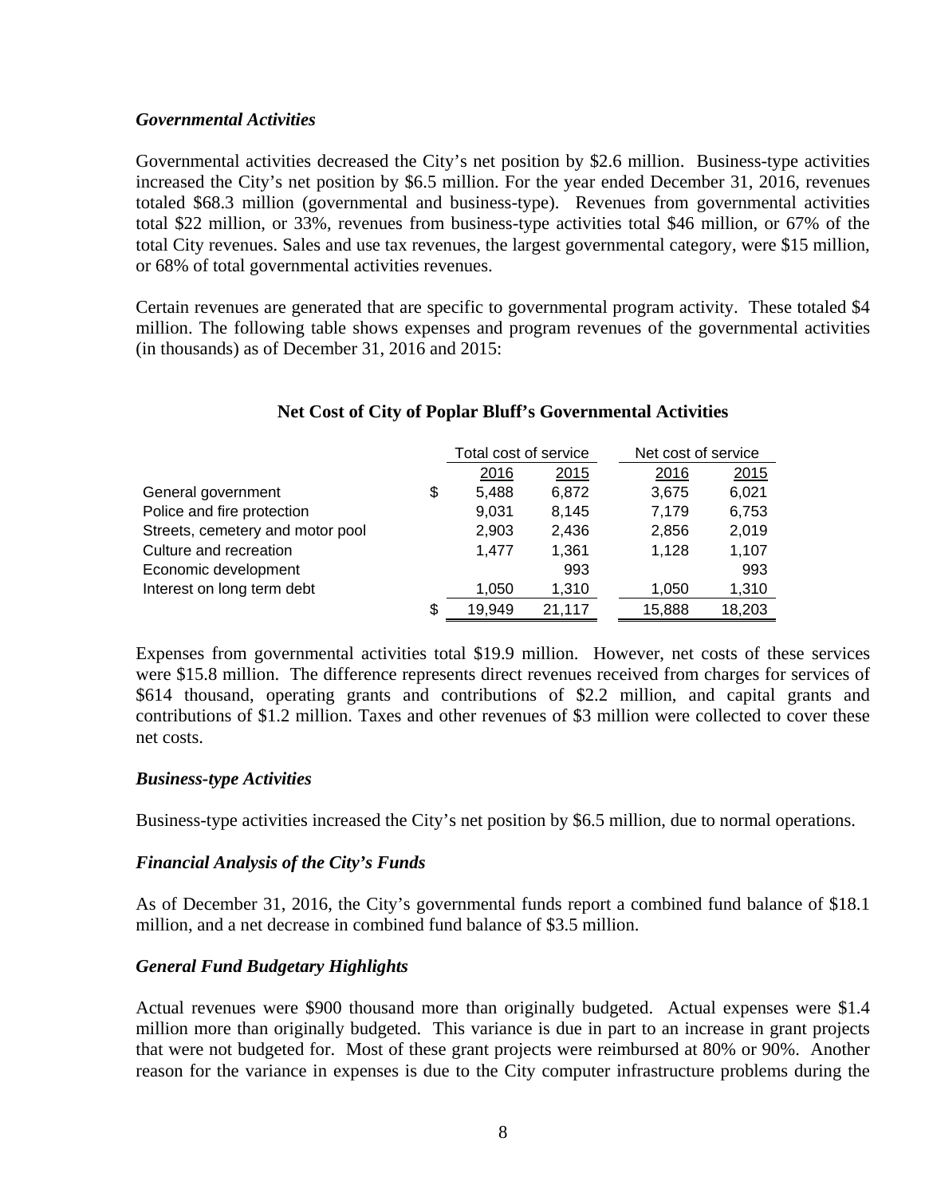### *Governmental Activities*

Governmental activities decreased the City's net position by $2.6 million. Business-type activities increased the City's net position by $6.5 million. For the year ended December 31, 2016, revenues totaled $68.3 million (governmental and business-type). Revenues from governmental activities total $22 million, or 33%, revenues from business-type activities total $46 million, or 67% of the total City revenues. Sales and use tax revenues, the largest governmental category, were $15 million, or 68% of total governmental activities revenues.

Certain revenues are generated that are specific to governmental program activity. These totaled $4 million. The following table shows expenses and program revenues of the governmental activities (in thousands) as of December 31, 2016 and 2015:

**Net Cost of City of Poplar Bluff's Governmental Activities**

| | | Total cost of service | | Net cost of service | |
|---|---|---|---|---|---|
| | | 2016 | 2015 | 2016 | 2015 |
| General government | $ | 5,488 | 6,872 | 3,675 | 6,021 |
| Police and fire protection | | 9,031 | 8,145 | 7,179 | 6,753 |
| Streets, cemetery and motor pool | | 2,903 | 2,436 | 2,856 | 2,019 |
| Culture and recreation | | 1,477 | 1,361 | 1,128 | 1,107 |
| Economic development | | | 993 | | 993 |
| Interest on long term debt | | 1,050 | 1,310 | 1,050 | 1,310 |
| | $ | 19,949 | 21,117 | 15,888 | 18,203 |

Expenses from governmental activities total $19.9 million. However, net costs of these services were $15.8 million. The difference represents direct revenues received from charges for services of $614 thousand, operating grants and contributions of $2.2 million, and capital grants and contributions of $1.2 million. Taxes and other revenues of $3 million were collected to cover these net costs.

### *Business-type Activities*

Business-type activities increased the City's net position by $6.5 million, due to normal operations.

### *Financial Analysis of the City's Funds*

As of December 31, 2016, the City's governmental funds report a combined fund balance of $18.1 million, and a net decrease in combined fund balance of $3.5 million.

### *General Fund Budgetary Highlights*

Actual revenues were $900 thousand more than originally budgeted. Actual expenses were $1.4 million more than originally budgeted. This variance is due in part to an increase in grant projects that were not budgeted for. Most of these grant projects were reimbursed at 80% or 90%. Another reason for the variance in expenses is due to the City computer infrastructure problems during the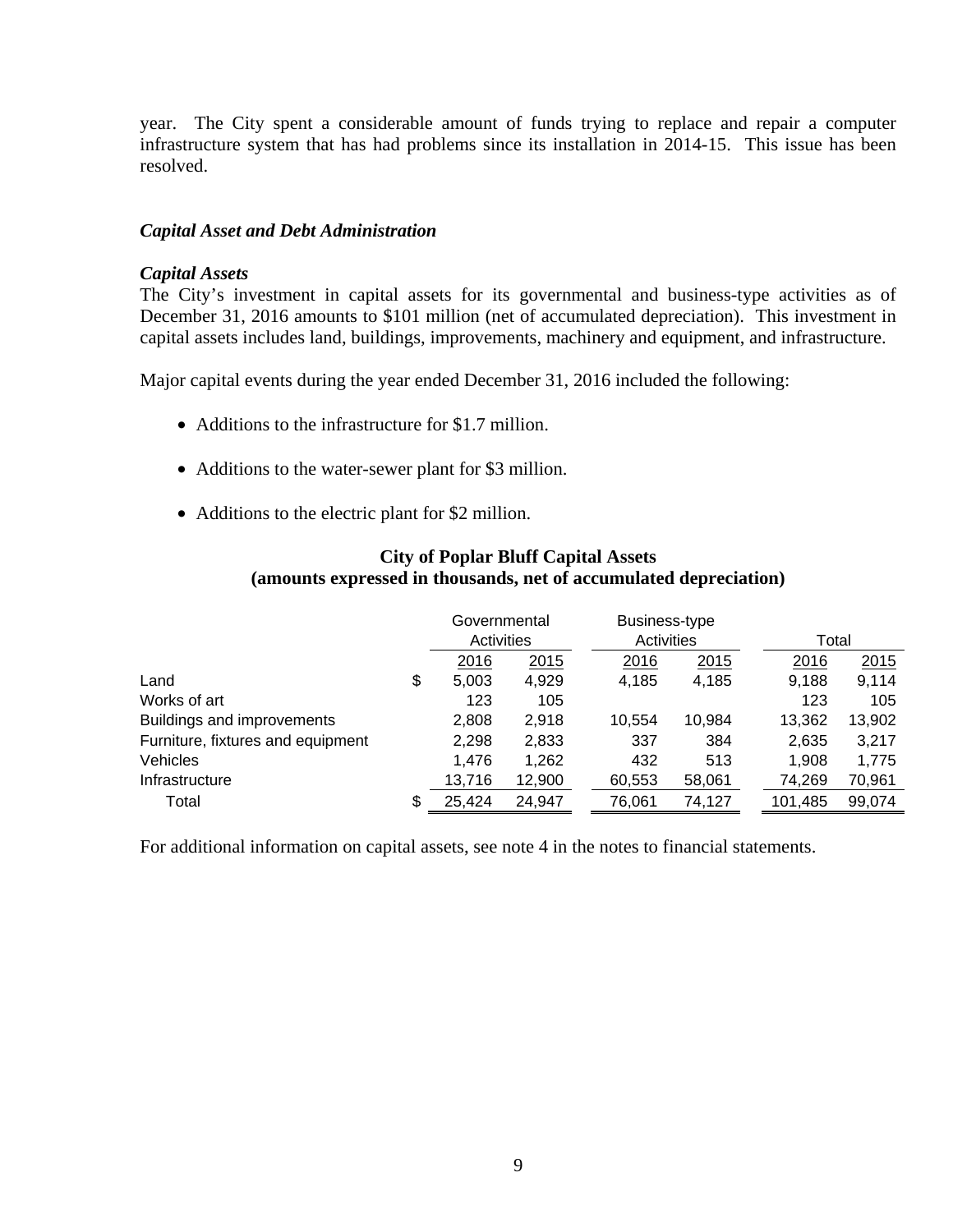year. The City spent a considerable amount of funds trying to replace and repair a computer infrastructure system that has had problems since its installation in 2014-15. This issue has been resolved.

***Capital Asset and Debt Administration***

***Capital Assets***

The City's investment in capital assets for its governmental and business-type activities as of December 31, 2016 amounts to $101 million (net of accumulated depreciation). This investment in capital assets includes land, buildings, improvements, machinery and equipment, and infrastructure.

Major capital events during the year ended December 31, 2016 included the following:

- Additions to the infrastructure for $1.7 million.
- Additions to the water-sewer plant for $3 million.
- Additions to the electric plant for $2 million.

**City of Poplar Bluff Capital Assets**
**(amounts expressed in thousands, net of accumulated depreciation)**

| | Governmental Activities | | Business-type Activities | | Total | |
|---|---|---|---|---|---|---|
| | 2016 | 2015 | 2016 | 2015 | 2016 | 2015 |
| Land | $ 5,003 | 4,929 | 4,185 | 4,185 | 9,188 | 9,114 |
| Works of art | 123 | 105 | | | 123 | 105 |
| Buildings and improvements | 2,808 | 2,918 | 10,554 | 10,984 | 13,362 | 13,902 |
| Furniture, fixtures and equipment | 2,298 | 2,833 | 337 | 384 | 2,635 | 3,217 |
| Vehicles | 1,476 | 1,262 | 432 | 513 | 1,908 | 1,775 |
| Infrastructure | 13,716 | 12,900 | 60,553 | 58,061 | 74,269 | 70,961 |
| Total | $ 25,424 | 24,947 | 76,061 | 74,127 | 101,485 | 99,074 |

For additional information on capital assets, see note 4 in the notes to financial statements.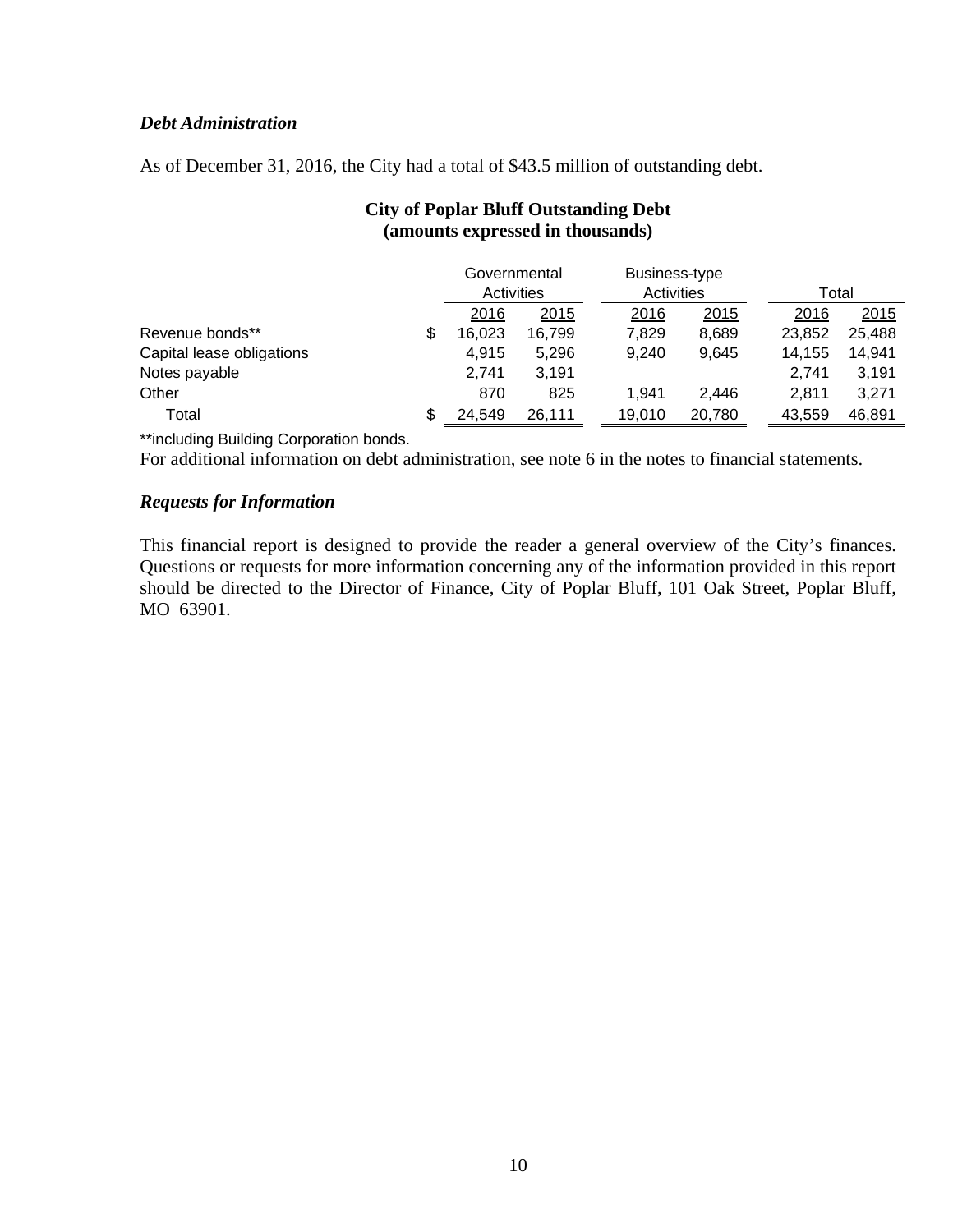### *Debt Administration*

As of December 31, 2016, the City had a total of $43.5 million of outstanding debt.

**City of Poplar Bluff Outstanding Debt**
**(amounts expressed in thousands)**

| | | Governmental Activities | | Business-type Activities | | Total | |
|---|---|---|---|---|---|---|---|
| | | 2016 | 2015 | 2016 | 2015 | 2016 | 2015 |
| Revenue bonds** | $ | 16,023 | 16,799 | 7,829 | 8,689 | 23,852 | 25,488 |
| Capital lease obligations | | 4,915 | 5,296 | 9,240 | 9,645 | 14,155 | 14,941 |
| Notes payable | | 2,741 | 3,191 | | | 2,741 | 3,191 |
| Other | | 870 | 825 | 1,941 | 2,446 | 2,811 | 3,271 |
| Total | $ | 24,549 | 26,111 | 19,010 | 20,780 | 43,559 | 46,891 |

**including Building Corporation bonds.

For additional information on debt administration, see note 6 in the notes to financial statements.

### *Requests for Information*

This financial report is designed to provide the reader a general overview of the City's finances. Questions or requests for more information concerning any of the information provided in this report should be directed to the Director of Finance, City of Poplar Bluff, 101 Oak Street, Poplar Bluff, MO 63901.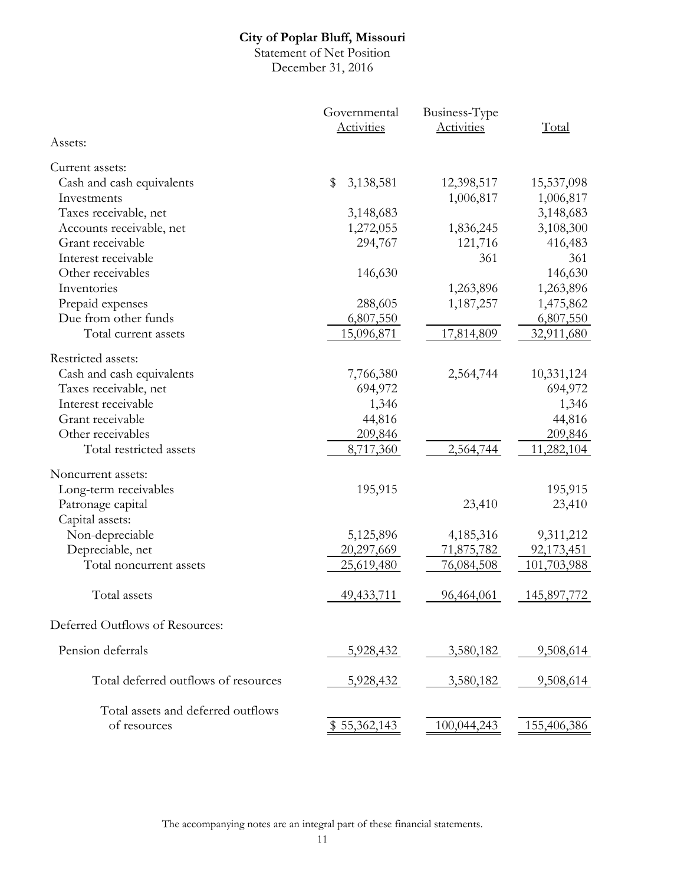**City of Poplar Bluff, Missouri**
Statement of Net Position
December 31, 2016

| | Governmental Activities | Business-Type Activities | Total |
|---|---|---|---|
| Assets: | | | |
| Current assets: | | | |
| Cash and cash equivalents | $ 3,138,581 | 12,398,517 | 15,537,098 |
| Investments | | 1,006,817 | 1,006,817 |
| Taxes receivable, net | 3,148,683 | | 3,148,683 |
| Accounts receivable, net | 1,272,055 | 1,836,245 | 3,108,300 |
| Grant receivable | 294,767 | 121,716 | 416,483 |
| Interest receivable | | 361 | 361 |
| Other receivables | 146,630 | | 146,630 |
| Inventories | | 1,263,896 | 1,263,896 |
| Prepaid expenses | 288,605 | 1,187,257 | 1,475,862 |
| Due from other funds | 6,807,550 | | 6,807,550 |
| Total current assets | 15,096,871 | 17,814,809 | 32,911,680 |
| Restricted assets: | | | |
| Cash and cash equivalents | 7,766,380 | 2,564,744 | 10,331,124 |
| Taxes receivable, net | 694,972 | | 694,972 |
| Interest receivable | 1,346 | | 1,346 |
| Grant receivable | 44,816 | | 44,816 |
| Other receivables | 209,846 | | 209,846 |
| Total restricted assets | 8,717,360 | 2,564,744 | 11,282,104 |
| Noncurrent assets: | | | |
| Long-term receivables | 195,915 | | 195,915 |
| Patronage capital | | 23,410 | 23,410 |
| Capital assets: | | | |
| Non-depreciable | 5,125,896 | 4,185,316 | 9,311,212 |
| Depreciable, net | 20,297,669 | 71,875,782 | 92,173,451 |
| Total noncurrent assets | 25,619,480 | 76,084,508 | 101,703,988 |
| Total assets | 49,433,711 | 96,464,061 | 145,897,772 |
| Deferred Outflows of Resources: | | | |
| Pension deferrals | 5,928,432 | 3,580,182 | 9,508,614 |
| Total deferred outflows of resources | 5,928,432 | 3,580,182 | 9,508,614 |
| Total assets and deferred outflows of resources | $ 55,362,143 | 100,044,243 | 155,406,386 |

The accompanying notes are an integral part of these financial statements.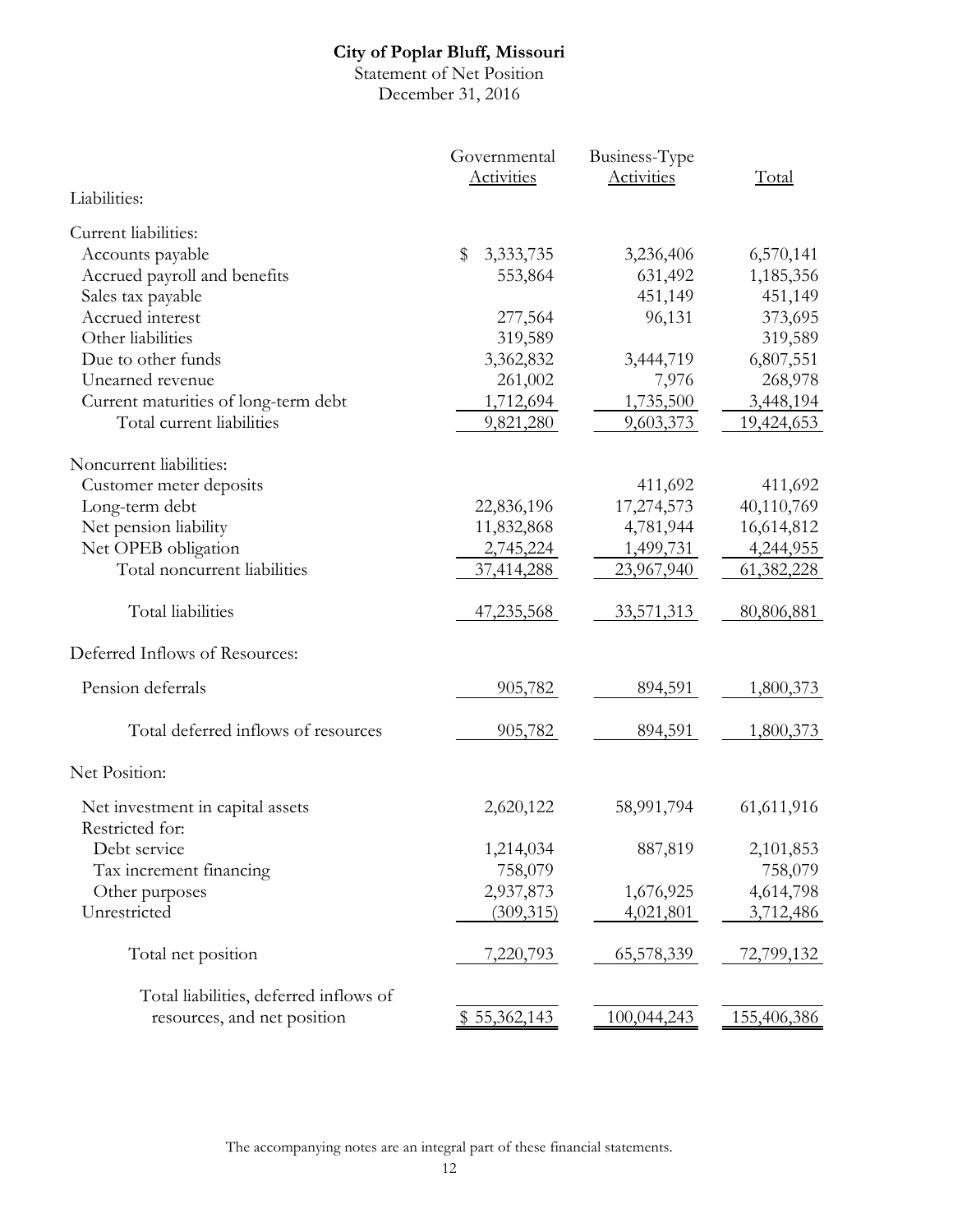**City of Poplar Bluff, Missouri**
Statement of Net Position
December 31, 2016

| | Governmental Activities | Business-Type Activities | Total |
|---|---|---|---|
| Liabilities: | | | |
| Current liabilities: | | | |
| Accounts payable | $ 3,333,735 | 3,236,406 | 6,570,141 |
| Accrued payroll and benefits | 553,864 | 631,492 | 1,185,356 |
| Sales tax payable | | 451,149 | 451,149 |
| Accrued interest | 277,564 | 96,131 | 373,695 |
| Other liabilities | 319,589 | | 319,589 |
| Due to other funds | 3,362,832 | 3,444,719 | 6,807,551 |
| Unearned revenue | 261,002 | 7,976 | 268,978 |
| Current maturities of long-term debt | 1,712,694 | 1,735,500 | 3,448,194 |
| Total current liabilities | 9,821,280 | 9,603,373 | 19,424,653 |
| Noncurrent liabilities: | | | |
| Customer meter deposits | | 411,692 | 411,692 |
| Long-term debt | 22,836,196 | 17,274,573 | 40,110,769 |
| Net pension liability | 11,832,868 | 4,781,944 | 16,614,812 |
| Net OPEB obligation | 2,745,224 | 1,499,731 | 4,244,955 |
| Total noncurrent liabilities | 37,414,288 | 23,967,940 | 61,382,228 |
| Total liabilities | 47,235,568 | 33,571,313 | 80,806,881 |
| Deferred Inflows of Resources: | | | |
| Pension deferrals | 905,782 | 894,591 | 1,800,373 |
| Total deferred inflows of resources | 905,782 | 894,591 | 1,800,373 |
| Net Position: | | | |
| Net investment in capital assets | 2,620,122 | 58,991,794 | 61,611,916 |
| Restricted for: | | | |
| Debt service | 1,214,034 | 887,819 | 2,101,853 |
| Tax increment financing | 758,079 | | 758,079 |
| Other purposes | 2,937,873 | 1,676,925 | 4,614,798 |
| Unrestricted | (309,315) | 4,021,801 | 3,712,486 |
| Total net position | 7,220,793 | 65,578,339 | 72,799,132 |
| Total liabilities, deferred inflows of resources, and net position | $ 55,362,143 | 100,044,243 | 155,406,386 |

The accompanying notes are an integral part of these financial statements.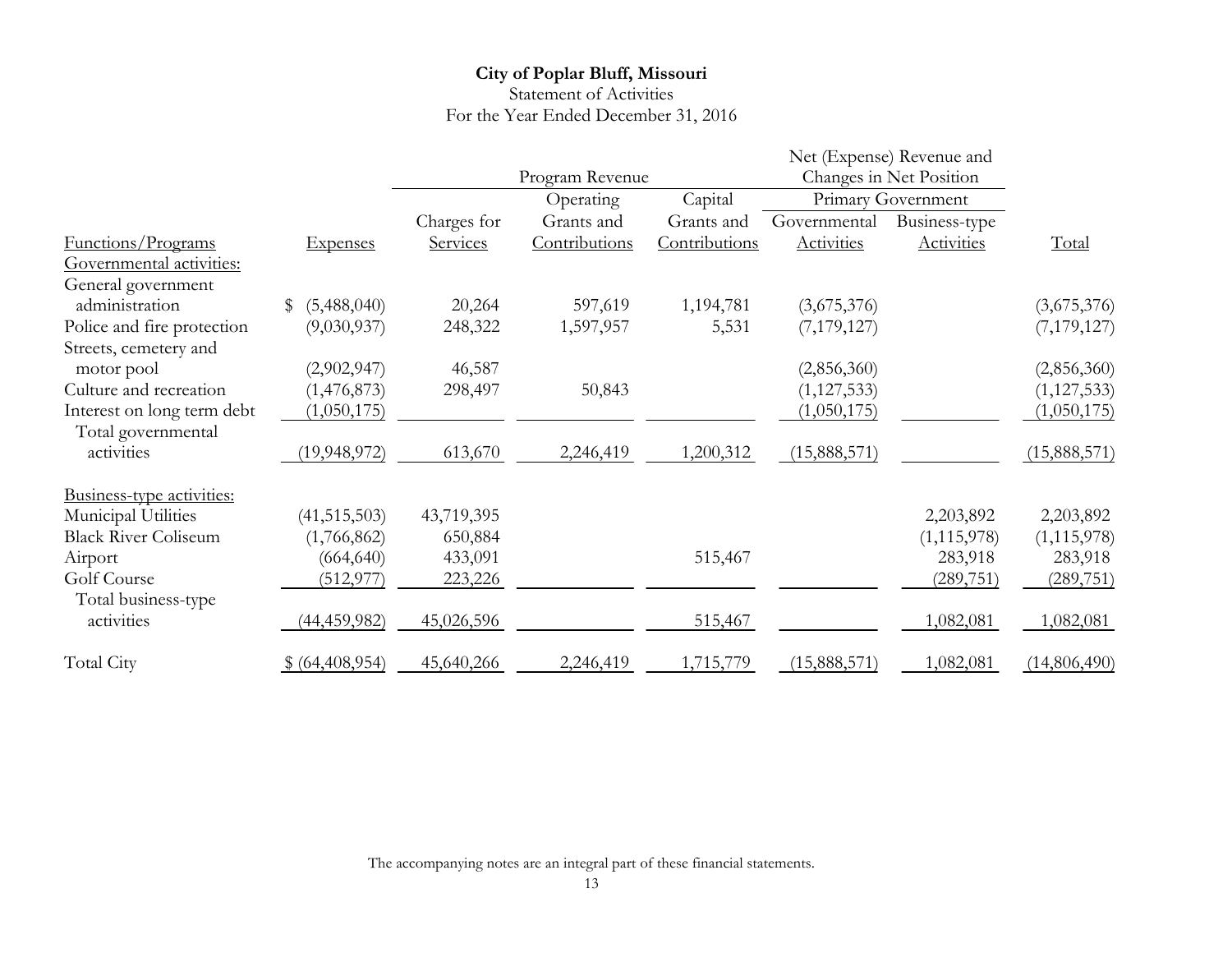**City of Poplar Bluff, Missouri**

Statement of Activities

For the Year Ended December 31, 2016

| | | Program Revenue | | | Net (Expense) Revenue and Changes in Net Position | | |
|---|---|---|---|---|---|---|---|
| | | | | | Primary Government | | |
| Functions/Programs | Expenses | Charges for Services | Operating Grants and Contributions | Capital Grants and Contributions | Governmental Activities | Business-type Activities | Total |
| Governmental activities: | | | | | | | |
| General government administration | $ (5,488,040) | 20,264 | 597,619 | 1,194,781 | (3,675,376) | | (3,675,376) |
| Police and fire protection | (9,030,937) | 248,322 | 1,597,957 | 5,531 | (7,179,127) | | (7,179,127) |
| Streets, cemetery and motor pool | (2,902,947) | 46,587 | | | (2,856,360) | | (2,856,360) |
| Culture and recreation | (1,476,873) | 298,497 | 50,843 | | (1,127,533) | | (1,127,533) |
| Interest on long term debt | (1,050,175) | | | | (1,050,175) | | (1,050,175) |
| Total governmental activities | (19,948,972) | 613,670 | 2,246,419 | 1,200,312 | (15,888,571) | | (15,888,571) |
| Business-type activities: | | | | | | | |
| Municipal Utilities | (41,515,503) | 43,719,395 | | | | 2,203,892 | 2,203,892 |
| Black River Coliseum | (1,766,862) | 650,884 | | | | (1,115,978) | (1,115,978) |
| Airport | (664,640) | 433,091 | | 515,467 | | 283,918 | 283,918 |
| Golf Course | (512,977) | 223,226 | | | | (289,751) | (289,751) |
| Total business-type activities | (44,459,982) | 45,026,596 | | 515,467 | | 1,082,081 | 1,082,081 |
| Total City | $ (64,408,954) | 45,640,266 | 2,246,419 | 1,715,779 | (15,888,571) | 1,082,081 | (14,806,490) |

The accompanying notes are an integral part of these financial statements.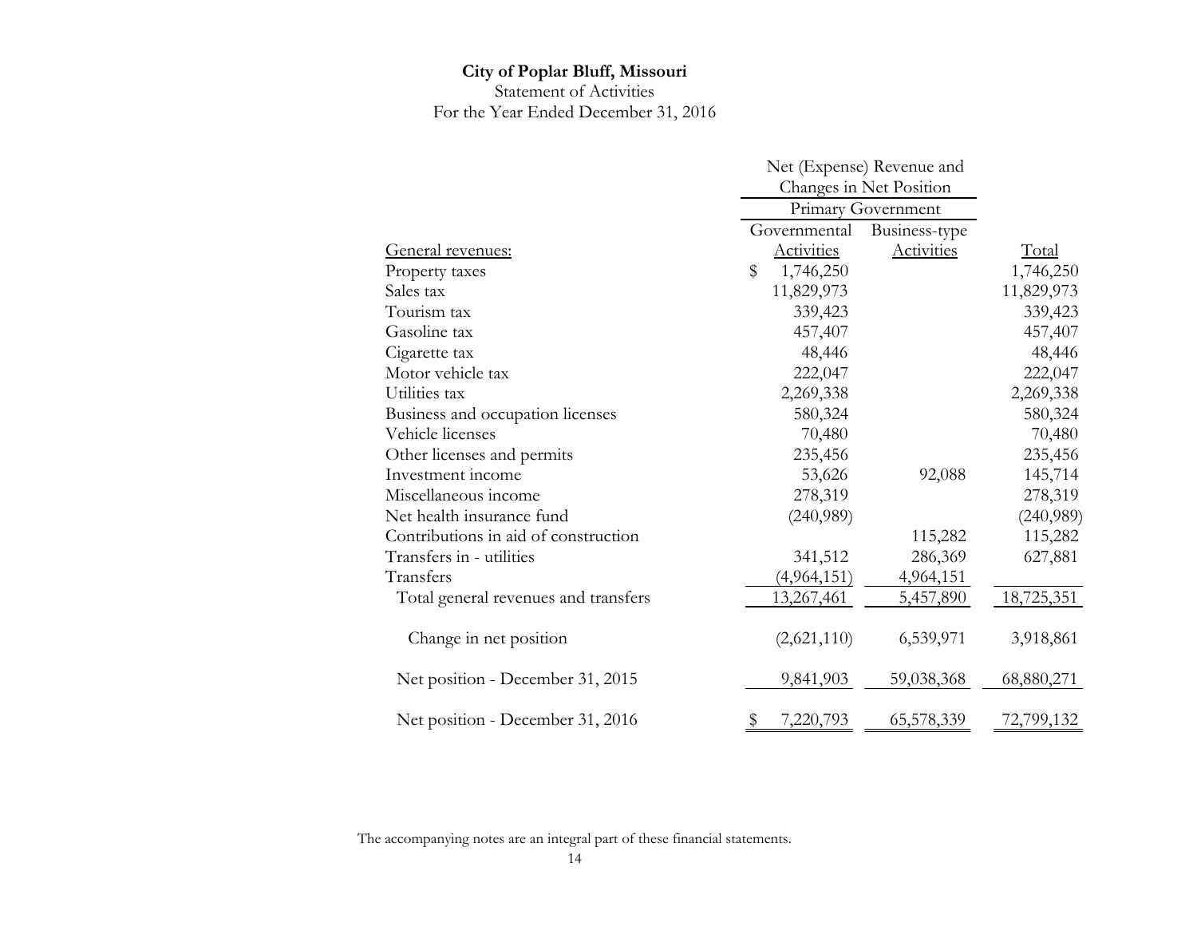**City of Poplar Bluff, Missouri**

Statement of Activities

For the Year Ended December 31, 2016

| | Net (Expense) Revenue and Changes in Net Position | | |
|---|---|---|---|
| | Primary Government | | |
| General revenues: | Governmental Activities | Business-type Activities | Total |
| Property taxes | $ 1,746,250 | | 1,746,250 |
| Sales tax | 11,829,973 | | 11,829,973 |
| Tourism tax | 339,423 | | 339,423 |
| Gasoline tax | 457,407 | | 457,407 |
| Cigarette tax | 48,446 | | 48,446 |
| Motor vehicle tax | 222,047 | | 222,047 |
| Utilities tax | 2,269,338 | | 2,269,338 |
| Business and occupation licenses | 580,324 | | 580,324 |
| Vehicle licenses | 70,480 | | 70,480 |
| Other licenses and permits | 235,456 | | 235,456 |
| Investment income | 53,626 | 92,088 | 145,714 |
| Miscellaneous income | 278,319 | | 278,319 |
| Net health insurance fund | (240,989) | | (240,989) |
| Contributions in aid of construction | | 115,282 | 115,282 |
| Transfers in - utilities | 341,512 | 286,369 | 627,881 |
| Transfers | (4,964,151) | 4,964,151 | |
| Total general revenues and transfers | 13,267,461 | 5,457,890 | 18,725,351 |
| Change in net position | (2,621,110) | 6,539,971 | 3,918,861 |
| Net position - December 31, 2015 | 9,841,903 | 59,038,368 | 68,880,271 |
| Net position - December 31, 2016 | $ 7,220,793 | 65,578,339 | 72,799,132 |

The accompanying notes are an integral part of these financial statements.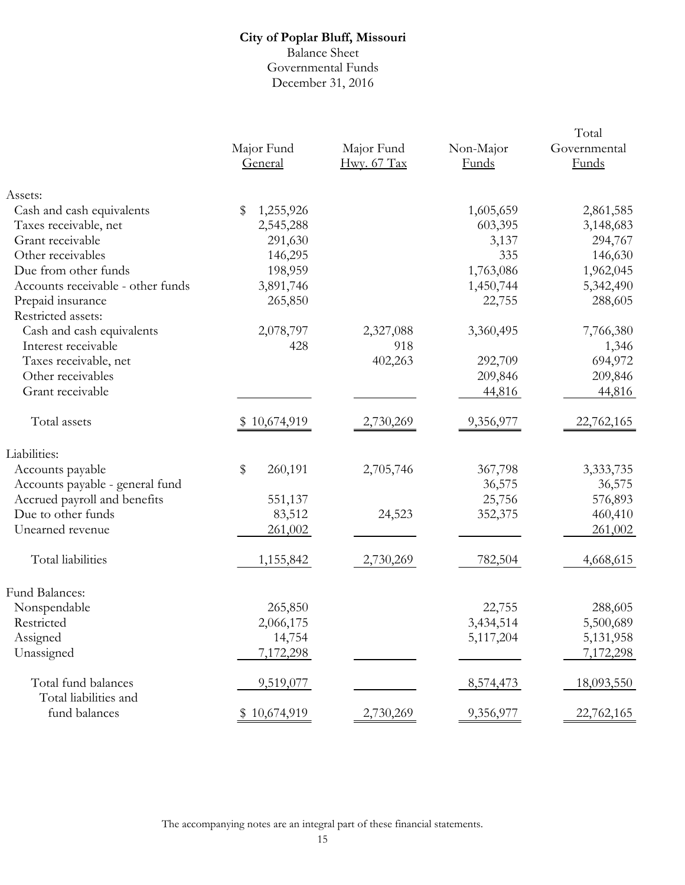**City of Poplar Bluff, Missouri**
Balance Sheet
Governmental Funds
December 31, 2016

| | Major Fund General | Major Fund Hwy. 67 Tax | Non-Major Funds | Total Governmental Funds |
|---|---|---|---|---|
| Assets: | | | | |
| Cash and cash equivalents | $ 1,255,926 | | 1,605,659 | 2,861,585 |
| Taxes receivable, net | 2,545,288 | | 603,395 | 3,148,683 |
| Grant receivable | 291,630 | | 3,137 | 294,767 |
| Other receivables | 146,295 | | 335 | 146,630 |
| Due from other funds | 198,959 | | 1,763,086 | 1,962,045 |
| Accounts receivable - other funds | 3,891,746 | | 1,450,744 | 5,342,490 |
| Prepaid insurance | 265,850 | | 22,755 | 288,605 |
| Restricted assets: | | | | |
| Cash and cash equivalents | 2,078,797 | 2,327,088 | 3,360,495 | 7,766,380 |
| Interest receivable | 428 | 918 | | 1,346 |
| Taxes receivable, net | | 402,263 | 292,709 | 694,972 |
| Other receivables | | | 209,846 | 209,846 |
| Grant receivable | | | 44,816 | 44,816 |
| Total assets | $ 10,674,919 | 2,730,269 | 9,356,977 | 22,762,165 |
| Liabilities: | | | | |
| Accounts payable | $ 260,191 | 2,705,746 | 367,798 | 3,333,735 |
| Accounts payable - general fund | | | 36,575 | 36,575 |
| Accrued payroll and benefits | 551,137 | | 25,756 | 576,893 |
| Due to other funds | 83,512 | 24,523 | 352,375 | 460,410 |
| Unearned revenue | 261,002 | | | 261,002 |
| Total liabilities | 1,155,842 | 2,730,269 | 782,504 | 4,668,615 |
| Fund Balances: | | | | |
| Nonspendable | 265,850 | | 22,755 | 288,605 |
| Restricted | 2,066,175 | | 3,434,514 | 5,500,689 |
| Assigned | 14,754 | | 5,117,204 | 5,131,958 |
| Unassigned | 7,172,298 | | | 7,172,298 |
| Total fund balances | 9,519,077 | | 8,574,473 | 18,093,550 |
| Total liabilities and fund balances | $ 10,674,919 | 2,730,269 | 9,356,977 | 22,762,165 |

The accompanying notes are an integral part of these financial statements.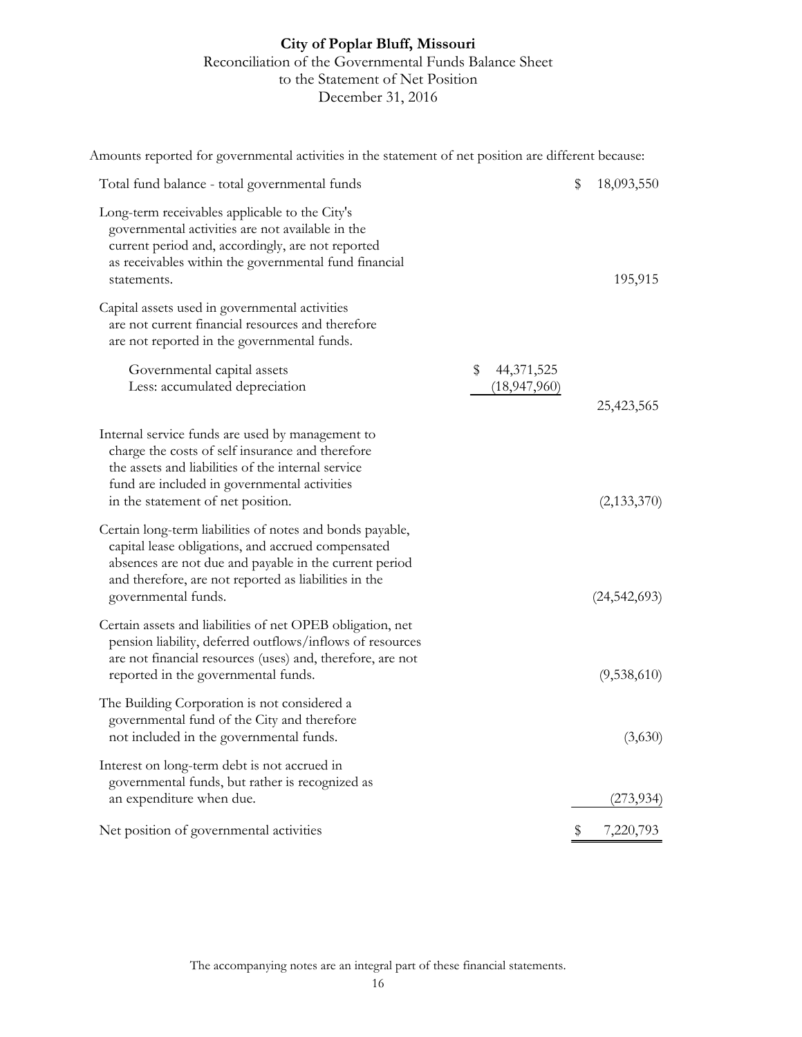# City of Poplar Bluff, Missouri

## Reconciliation of the Governmental Funds Balance Sheet to the Statement of Net Position

## December 31, 2016

Amounts reported for governmental activities in the statement of net position are different because:

| | | |
|---|---|---|
| Total fund balance - total governmental funds | | $ 18,093,550 |
| Long-term receivables applicable to the City's governmental activities are not available in the current period and, accordingly, are not reported as receivables within the governmental fund financial statements. | | 195,915 |
| Capital assets used in governmental activities are not current financial resources and therefore are not reported in the governmental funds. | | |
| Governmental capital assets | $ 44,371,525 | |
| Less: accumulated depreciation | (18,947,960) | |
| | | 25,423,565 |
| Internal service funds are used by management to charge the costs of self insurance and therefore the assets and liabilities of the internal service fund are included in governmental activities in the statement of net position. | | (2,133,370) |
| Certain long-term liabilities of notes and bonds payable, capital lease obligations, and accrued compensated absences are not due and payable in the current period and therefore, are not reported as liabilities in the governmental funds. | | (24,542,693) |
| Certain assets and liabilities of net OPEB obligation, net pension liability, deferred outflows/inflows of resources are not financial resources (uses) and, therefore, are not reported in the governmental funds. | | (9,538,610) |
| The Building Corporation is not considered a governmental fund of the City and therefore not included in the governmental funds. | | (3,630) |
| Interest on long-term debt is not accrued in governmental funds, but rather is recognized as an expenditure when due. | | (273,934) |
| Net position of governmental activities | | $ 7,220,793 |

The accompanying notes are an integral part of these financial statements.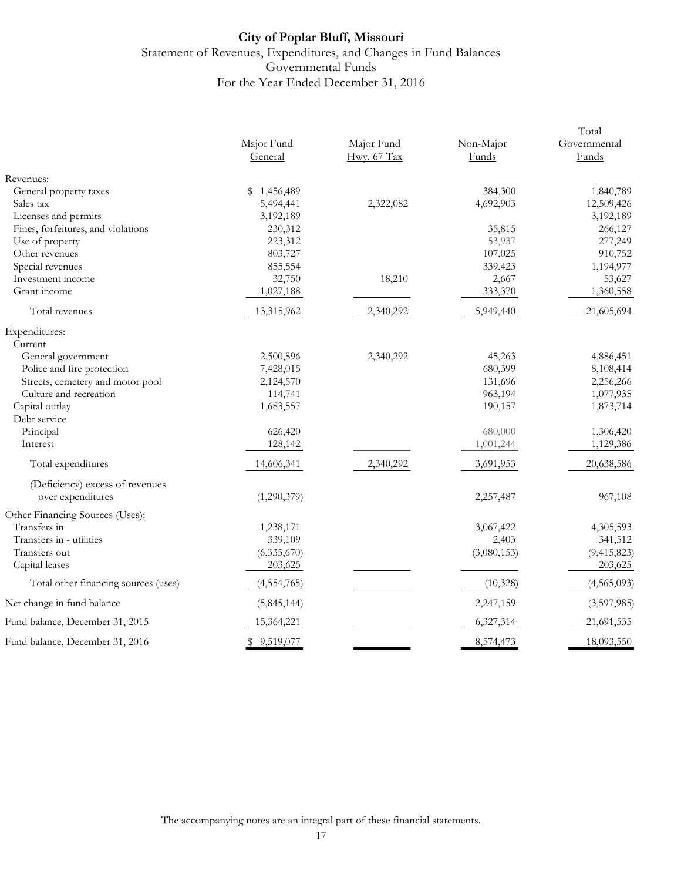# City of Poplar Bluff, Missouri

Statement of Revenues, Expenditures, and Changes in Fund Balances
Governmental Funds
For the Year Ended December 31, 2016

| | Major Fund General | Major Fund Hwy. 67 Tax | Non-Major Funds | Total Governmental Funds |
|---|---|---|---|---|
| Revenues: | | | | |
| General property taxes | $ 1,456,489 | | 384,300 | 1,840,789 |
| Sales tax | 5,494,441 | 2,322,082 | 4,692,903 | 12,509,426 |
| Licenses and permits | 3,192,189 | | | 3,192,189 |
| Fines, forfeitures, and violations | 230,312 | | 35,815 | 266,127 |
| Use of property | 223,312 | | 53,937 | 277,249 |
| Other revenues | 803,727 | | 107,025 | 910,752 |
| Special revenues | 855,554 | | 339,423 | 1,194,977 |
| Investment income | 32,750 | 18,210 | 2,667 | 53,627 |
| Grant income | 1,027,188 | | 333,370 | 1,360,558 |
| Total revenues | 13,315,962 | 2,340,292 | 5,949,440 | 21,605,694 |
| Expenditures: | | | | |
| Current | | | | |
| General government | 2,500,896 | 2,340,292 | 45,263 | 4,886,451 |
| Police and fire protection | 7,428,015 | | 680,399 | 8,108,414 |
| Streets, cemetery and motor pool | 2,124,570 | | 131,696 | 2,256,266 |
| Culture and recreation | 114,741 | | 963,194 | 1,077,935 |
| Capital outlay | 1,683,557 | | 190,157 | 1,873,714 |
| Debt service | | | | |
| Principal | 626,420 | | 680,000 | 1,306,420 |
| Interest | 128,142 | | 1,001,244 | 1,129,386 |
| Total expenditures | 14,606,341 | 2,340,292 | 3,691,953 | 20,638,586 |
| (Deficiency) excess of revenues over expenditures | (1,290,379) | | 2,257,487 | 967,108 |
| Other Financing Sources (Uses): | | | | |
| Transfers in | 1,238,171 | | 3,067,422 | 4,305,593 |
| Transfers in - utilities | 339,109 | | 2,403 | 341,512 |
| Transfers out | (6,335,670) | | (3,080,153) | (9,415,823) |
| Capital leases | 203,625 | | | 203,625 |
| Total other financing sources (uses) | (4,554,765) | | (10,328) | (4,565,093) |
| Net change in fund balance | (5,845,144) | | 2,247,159 | (3,597,985) |
| Fund balance, December 31, 2015 | 15,364,221 | | 6,327,314 | 21,691,535 |
| Fund balance, December 31, 2016 | $ 9,519,077 | | 8,574,473 | 18,093,550 |

The accompanying notes are an integral part of these financial statements.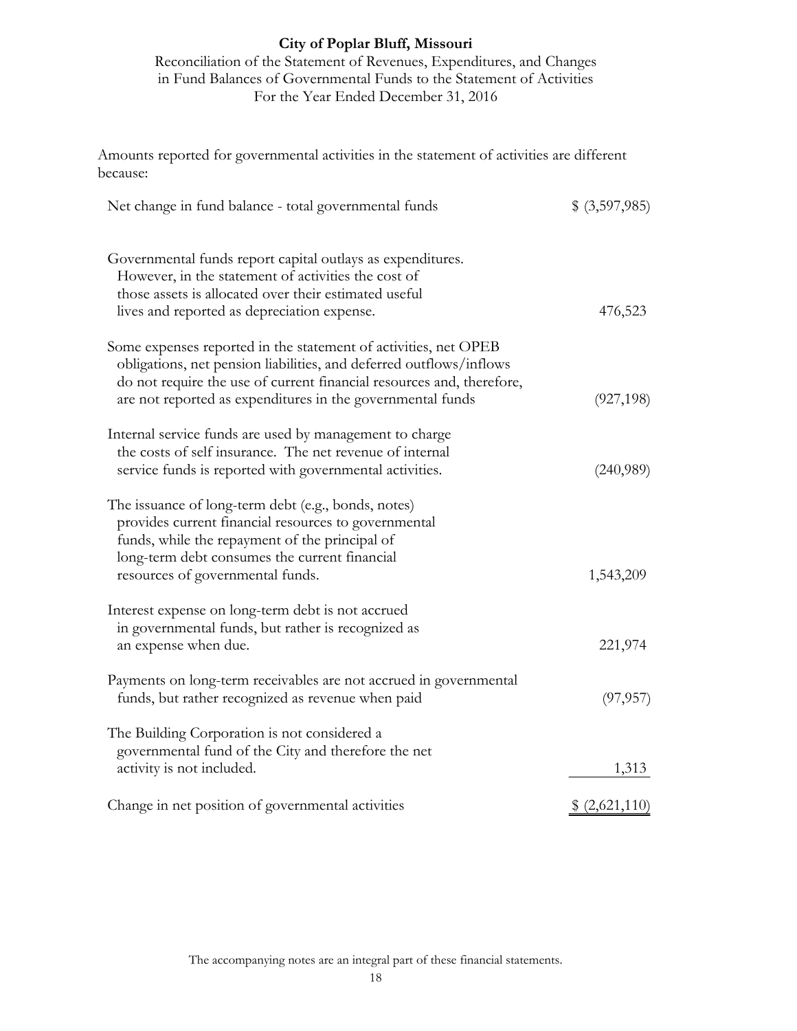**City of Poplar Bluff, Missouri**

Reconciliation of the Statement of Revenues, Expenditures, and Changes in Fund Balances of Governmental Funds to the Statement of Activities

For the Year Ended December 31, 2016

Amounts reported for governmental activities in the statement of activities are different because:

| | |
|---|---|
| Net change in fund balance - total governmental funds | $ (3,597,985) |
| Governmental funds report capital outlays as expenditures. However, in the statement of activities the cost of those assets is allocated over their estimated useful lives and reported as depreciation expense. | 476,523 |
| Some expenses reported in the statement of activities, net OPEB obligations, net pension liabilities, and deferred outflows/inflows do not require the use of current financial resources and, therefore, are not reported as expenditures in the governmental funds | (927,198) |
| Internal service funds are used by management to charge the costs of self insurance. The net revenue of internal service funds is reported with governmental activities. | (240,989) |
| The issuance of long-term debt (e.g., bonds, notes) provides current financial resources to governmental funds, while the repayment of the principal of long-term debt consumes the current financial resources of governmental funds. | 1,543,209 |
| Interest expense on long-term debt is not accrued in governmental funds, but rather is recognized as an expense when due. | 221,974 |
| Payments on long-term receivables are not accrued in governmental funds, but rather recognized as revenue when paid | (97,957) |
| The Building Corporation is not considered a governmental fund of the City and therefore the net activity is not included. | 1,313 |
| Change in net position of governmental activities | $ (2,621,110) |

The accompanying notes are an integral part of these financial statements.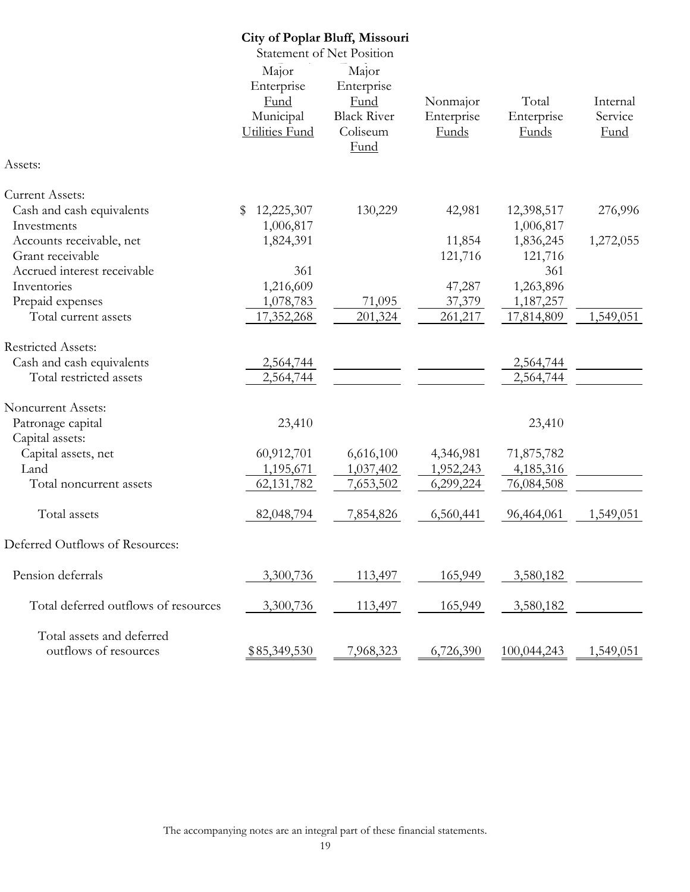# City of Poplar Bluff, Missouri

Statement of Net Position

| | Major Enterprise Fund Municipal Utilities Fund | Major Enterprise Fund Black River Coliseum Fund | Nonmajor Enterprise Funds | Total Enterprise Funds | Internal Service Fund |
|---|---|---|---|---|---|
| Assets: | | | | | |
| Current Assets: | | | | | |
| Cash and cash equivalents | $ 12,225,307 | 130,229 | 42,981 | 12,398,517 | 276,996 |
| Investments | 1,006,817 | | | 1,006,817 | |
| Accounts receivable, net | 1,824,391 | | 11,854 | 1,836,245 | 1,272,055 |
| Grant receivable | | | 121,716 | 121,716 | |
| Accrued interest receivable | 361 | | | 361 | |
| Inventories | 1,216,609 | | 47,287 | 1,263,896 | |
| Prepaid expenses | 1,078,783 | 71,095 | 37,379 | 1,187,257 | |
| Total current assets | 17,352,268 | 201,324 | 261,217 | 17,814,809 | 1,549,051 |
| Restricted Assets: | | | | | |
| Cash and cash equivalents | 2,564,744 | | | 2,564,744 | |
| Total restricted assets | 2,564,744 | | | 2,564,744 | |
| Noncurrent Assets: | | | | | |
| Patronage capital | 23,410 | | | 23,410 | |
| Capital assets: | | | | | |
| Capital assets, net | 60,912,701 | 6,616,100 | 4,346,981 | 71,875,782 | |
| Land | 1,195,671 | 1,037,402 | 1,952,243 | 4,185,316 | |
| Total noncurrent assets | 62,131,782 | 7,653,502 | 6,299,224 | 76,084,508 | |
| Total assets | 82,048,794 | 7,854,826 | 6,560,441 | 96,464,061 | 1,549,051 |
| Deferred Outflows of Resources: | | | | | |
| Pension deferrals | 3,300,736 | 113,497 | 165,949 | 3,580,182 | |
| Total deferred outflows of resources | 3,300,736 | 113,497 | 165,949 | 3,580,182 | |
| Total assets and deferred outflows of resources | $85,349,530 | 7,968,323 | 6,726,390 | 100,044,243 | 1,549,051 |

The accompanying notes are an integral part of these financial statements.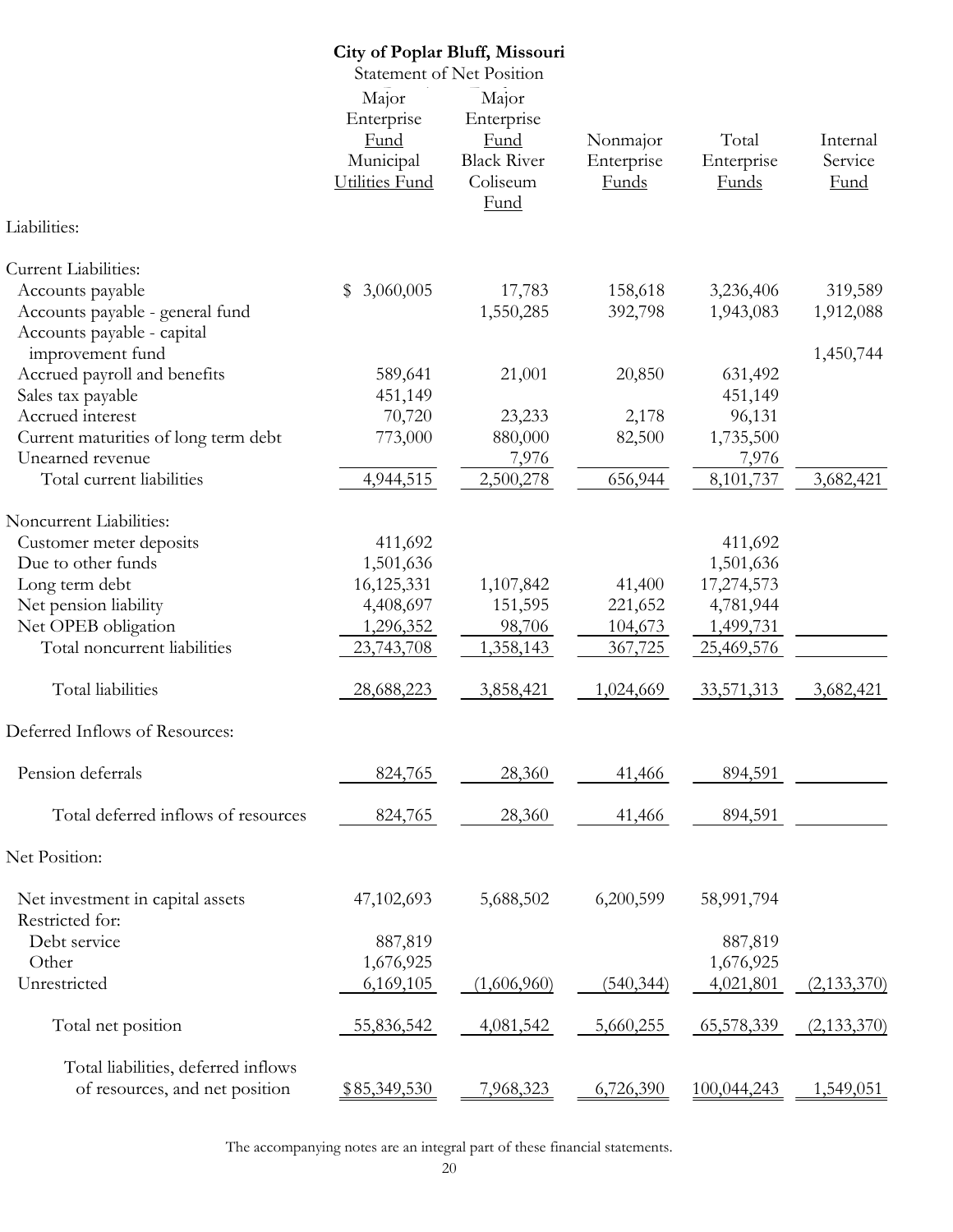**City of Poplar Bluff, Missouri**

Statement of Net Position

| | Major Enterprise Fund Municipal Utilities Fund | Major Enterprise Fund Black River Coliseum Fund | Nonmajor Enterprise Funds | Total Enterprise Funds | Internal Service Fund |
|---|---|---|---|---|---|
| Liabilities: | | | | | |
| Current Liabilities: | | | | | |
| Accounts payable | $ 3,060,005 | 17,783 | 158,618 | 3,236,406 | 319,589 |
| Accounts payable - general fund | | 1,550,285 | 392,798 | 1,943,083 | 1,912,088 |
| Accounts payable - capital improvement fund | | | | | 1,450,744 |
| Accrued payroll and benefits | 589,641 | 21,001 | 20,850 | 631,492 | |
| Sales tax payable | 451,149 | | | 451,149 | |
| Accrued interest | 70,720 | 23,233 | 2,178 | 96,131 | |
| Current maturities of long term debt | 773,000 | 880,000 | 82,500 | 1,735,500 | |
| Unearned revenue | | 7,976 | | 7,976 | |
| Total current liabilities | 4,944,515 | 2,500,278 | 656,944 | 8,101,737 | 3,682,421 |
| Noncurrent Liabilities: | | | | | |
| Customer meter deposits | 411,692 | | | 411,692 | |
| Due to other funds | 1,501,636 | | | 1,501,636 | |
| Long term debt | 16,125,331 | 1,107,842 | 41,400 | 17,274,573 | |
| Net pension liability | 4,408,697 | 151,595 | 221,652 | 4,781,944 | |
| Net OPEB obligation | 1,296,352 | 98,706 | 104,673 | 1,499,731 | |
| Total noncurrent liabilities | 23,743,708 | 1,358,143 | 367,725 | 25,469,576 | |
| Total liabilities | 28,688,223 | 3,858,421 | 1,024,669 | 33,571,313 | 3,682,421 |
| Deferred Inflows of Resources: | | | | | |
| Pension deferrals | 824,765 | 28,360 | 41,466 | 894,591 | |
| Total deferred inflows of resources | 824,765 | 28,360 | 41,466 | 894,591 | |
| Net Position: | | | | | |
| Net investment in capital assets | 47,102,693 | 5,688,502 | 6,200,599 | 58,991,794 | |
| Restricted for: | | | | | |
| Debt service | 887,819 | | | 887,819 | |
| Other | 1,676,925 | | | 1,676,925 | |
| Unrestricted | 6,169,105 | (1,606,960) | (540,344) | 4,021,801 | (2,133,370) |
| Total net position | 55,836,542 | 4,081,542 | 5,660,255 | 65,578,339 | (2,133,370) |
| Total liabilities, deferred inflows of resources, and net position | $85,349,530 | 7,968,323 | 6,726,390 | 100,044,243 | 1,549,051 |

The accompanying notes are an integral part of these financial statements.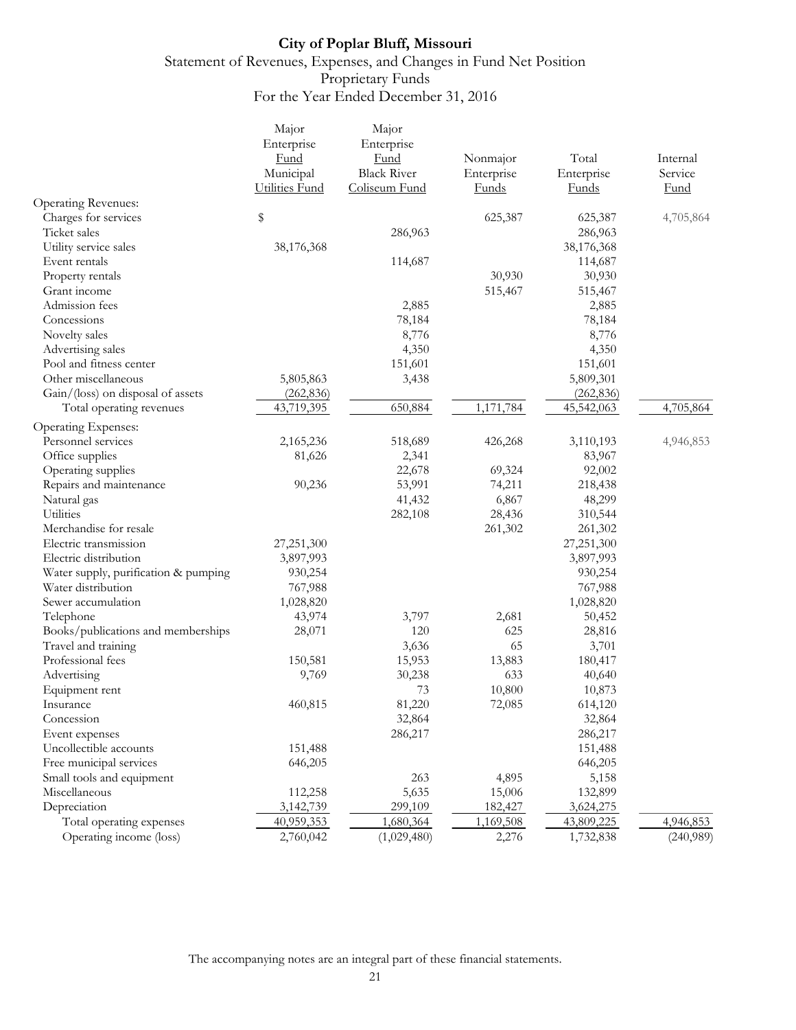# City of Poplar Bluff, Missouri

## Statement of Revenues, Expenses, and Changes in Fund Net Position
## Proprietary Funds
## For the Year Ended December 31, 2016

| | Major Enterprise Fund Municipal Utilities Fund | Major Enterprise Fund Black River Coliseum Fund | Nonmajor Enterprise Funds | Total Enterprise Funds | Internal Service Fund |
|---|---|---|---|---|---|
| Operating Revenues: | | | | | |
| Charges for services | $ | | 625,387 | 625,387 | 4,705,864 |
| Ticket sales | | 286,963 | | 286,963 | |
| Utility service sales | 38,176,368 | | | 38,176,368 | |
| Event rentals | | 114,687 | | 114,687 | |
| Property rentals | | | 30,930 | 30,930 | |
| Grant income | | | 515,467 | 515,467 | |
| Admission fees | | 2,885 | | 2,885 | |
| Concessions | | 78,184 | | 78,184 | |
| Novelty sales | | 8,776 | | 8,776 | |
| Advertising sales | | 4,350 | | 4,350 | |
| Pool and fitness center | | 151,601 | | 151,601 | |
| Other miscellaneous | 5,805,863 | 3,438 | | 5,809,301 | |
| Gain/(loss) on disposal of assets | (262,836) | | | (262,836) | |
| Total operating revenues | 43,719,395 | 650,884 | 1,171,784 | 45,542,063 | 4,705,864 |
| Operating Expenses: | | | | | |
| Personnel services | 2,165,236 | 518,689 | 426,268 | 3,110,193 | 4,946,853 |
| Office supplies | 81,626 | 2,341 | | 83,967 | |
| Operating supplies | | 22,678 | 69,324 | 92,002 | |
| Repairs and maintenance | 90,236 | 53,991 | 74,211 | 218,438 | |
| Natural gas | | 41,432 | 6,867 | 48,299 | |
| Utilities | | 282,108 | 28,436 | 310,544 | |
| Merchandise for resale | | | 261,302 | 261,302 | |
| Electric transmission | 27,251,300 | | | 27,251,300 | |
| Electric distribution | 3,897,993 | | | 3,897,993 | |
| Water supply, purification & pumping | 930,254 | | | 930,254 | |
| Water distribution | 767,988 | | | 767,988 | |
| Sewer accumulation | 1,028,820 | | | 1,028,820 | |
| Telephone | 43,974 | 3,797 | 2,681 | 50,452 | |
| Books/publications and memberships | 28,071 | 120 | 625 | 28,816 | |
| Travel and training | | 3,636 | 65 | 3,701 | |
| Professional fees | 150,581 | 15,953 | 13,883 | 180,417 | |
| Advertising | 9,769 | 30,238 | 633 | 40,640 | |
| Equipment rent | | 73 | 10,800 | 10,873 | |
| Insurance | 460,815 | 81,220 | 72,085 | 614,120 | |
| Concession | | 32,864 | | 32,864 | |
| Event expenses | | 286,217 | | 286,217 | |
| Uncollectible accounts | 151,488 | | | 151,488 | |
| Free municipal services | 646,205 | | | 646,205 | |
| Small tools and equipment | | 263 | 4,895 | 5,158 | |
| Miscellaneous | 112,258 | 5,635 | 15,006 | 132,899 | |
| Depreciation | 3,142,739 | 299,109 | 182,427 | 3,624,275 | |
| Total operating expenses | 40,959,353 | 1,680,364 | 1,169,508 | 43,809,225 | 4,946,853 |
| Operating income (loss) | 2,760,042 | (1,029,480) | 2,276 | 1,732,838 | (240,989) |

The accompanying notes are an integral part of these financial statements.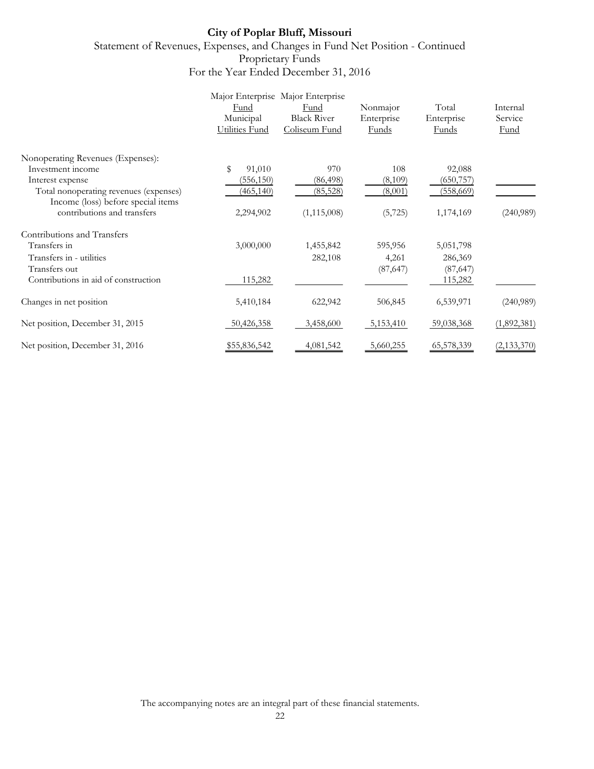# City of Poplar Bluff, Missouri

Statement of Revenues, Expenses, and Changes in Fund Net Position - Continued

Proprietary Funds

For the Year Ended December 31, 2016

| | Major Enterprise Fund Municipal Utilities Fund | Major Enterprise Fund Black River Coliseum Fund | Nonmajor Enterprise Funds | Total Enterprise Funds | Internal Service Fund |
|---|---|---|---|---|---|
| Nonoperating Revenues (Expenses): | | | | | |
| Investment income | $ 91,010 | 970 | 108 | 92,088 | |
| Interest expense | (556,150) | (86,498) | (8,109) | (650,757) | |
| Total nonoperating revenues (expenses) | (465,140) | (85,528) | (8,001) | (558,669) | |
| Income (loss) before special items contributions and transfers | 2,294,902 | (1,115,008) | (5,725) | 1,174,169 | (240,989) |
| Contributions and Transfers | | | | | |
| Transfers in | 3,000,000 | 1,455,842 | 595,956 | 5,051,798 | |
| Transfers in - utilities | | 282,108 | 4,261 | 286,369 | |
| Transfers out | | | (87,647) | (87,647) | |
| Contributions in aid of construction | 115,282 | | | 115,282 | |
| Changes in net position | 5,410,184 | 622,942 | 506,845 | 6,539,971 | (240,989) |
| Net position, December 31, 2015 | 50,426,358 | 3,458,600 | 5,153,410 | 59,038,368 | (1,892,381) |
| Net position, December 31, 2016 | $55,836,542 | 4,081,542 | 5,660,255 | 65,578,339 | (2,133,370) |

The accompanying notes are an integral part of these financial statements.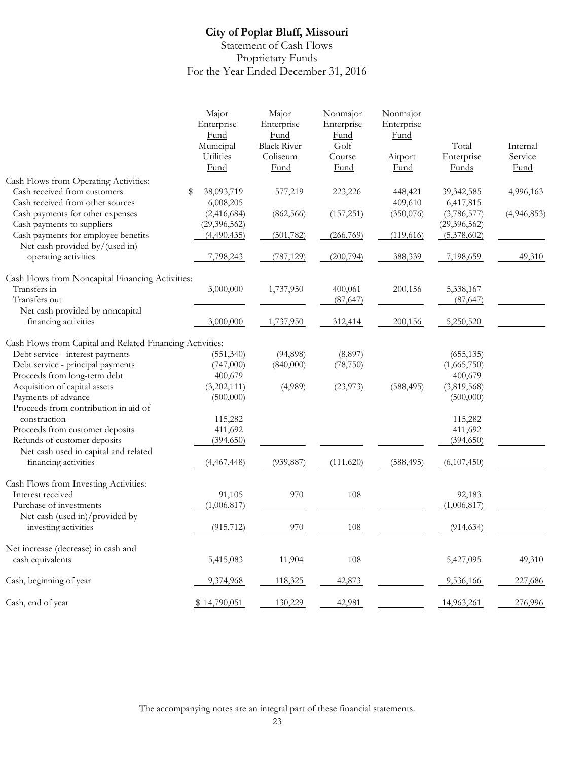# City of Poplar Bluff, Missouri

## Statement of Cash Flows
## Proprietary Funds
## For the Year Ended December 31, 2016

| | Major Enterprise Fund Municipal Utilities Fund | Major Enterprise Fund Black River Coliseum Fund | Nonmajor Enterprise Fund Golf Course Fund | Nonmajor Enterprise Fund Airport Fund | Total Enterprise Funds | Internal Service Fund |
|---|---|---|---|---|---|---|
| **Cash Flows from Operating Activities:** | | | | | | |
| Cash received from customers | $ 38,093,719 | 577,219 | 223,226 | 448,421 | 39,342,585 | 4,996,163 |
| Cash received from other sources | 6,008,205 | | | 409,610 | 6,417,815 | |
| Cash payments for other expenses | (2,416,684) | (862,566) | (157,251) | (350,076) | (3,786,577) | (4,946,853) |
| Cash payments to suppliers | (29,396,562) | | | | (29,396,562) | |
| Cash payments for employee benefits | (4,490,435) | (501,782) | (266,769) | (119,616) | (5,378,602) | |
| Net cash provided by/(used in) operating activities | 7,798,243 | (787,129) | (200,794) | 388,339 | 7,198,659 | 49,310 |
| **Cash Flows from Noncapital Financing Activities:** | | | | | | |
| Transfers in | 3,000,000 | 1,737,950 | 400,061 | 200,156 | 5,338,167 | |
| Transfers out | | | (87,647) | | (87,647) | |
| Net cash provided by noncapital financing activities | 3,000,000 | 1,737,950 | 312,414 | 200,156 | 5,250,520 | |
| **Cash Flows from Capital and Related Financing Activities:** | | | | | | |
| Debt service - interest payments | (551,340) | (94,898) | (8,897) | | (655,135) | |
| Debt service - principal payments | (747,000) | (840,000) | (78,750) | | (1,665,750) | |
| Proceeds from long-term debt | 400,679 | | | | 400,679 | |
| Acquisition of capital assets | (3,202,111) | (4,989) | (23,973) | (588,495) | (3,819,568) | |
| Payments of advance | (500,000) | | | | (500,000) | |
| Proceeds from contribution in aid of construction | 115,282 | | | | 115,282 | |
| Proceeds from customer deposits | 411,692 | | | | 411,692 | |
| Refunds of customer deposits | (394,650) | | | | (394,650) | |
| Net cash used in capital and related financing activities | (4,467,448) | (939,887) | (111,620) | (588,495) | (6,107,450) | |
| **Cash Flows from Investing Activities:** | | | | | | |
| Interest received | 91,105 | 970 | 108 | | 92,183 | |
| Purchase of investments | (1,006,817) | | | | (1,006,817) | |
| Net cash (used in)/provided by investing activities | (915,712) | 970 | 108 | | (914,634) | |
| Net increase (decrease) in cash and cash equivalents | 5,415,083 | 11,904 | 108 | | 5,427,095 | 49,310 |
| Cash, beginning of year | 9,374,968 | 118,325 | 42,873 | | 9,536,166 | 227,686 |
| Cash, end of year | $ 14,790,051 | 130,229 | 42,981 | | 14,963,261 | 276,996 |

The accompanying notes are an integral part of these financial statements.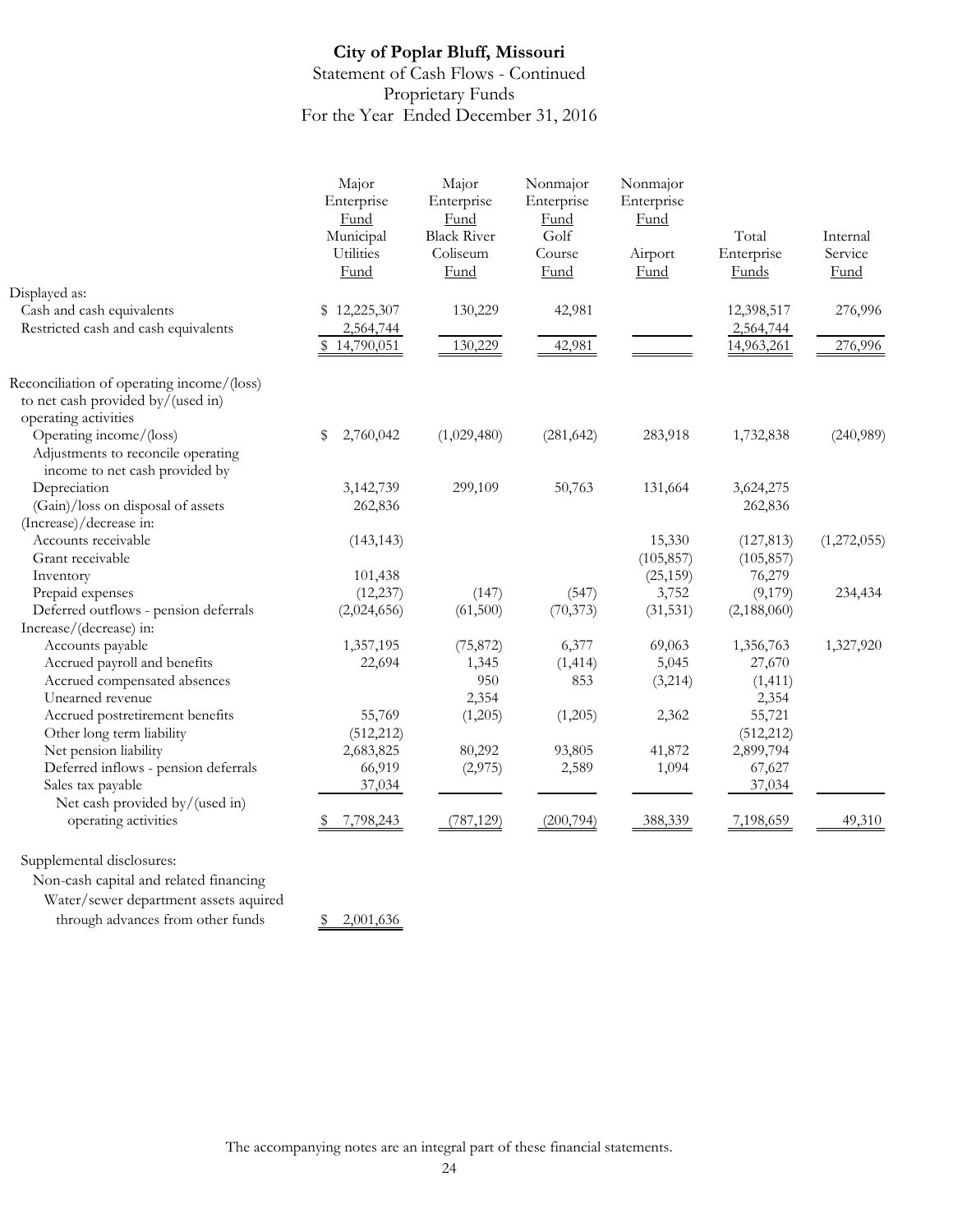# City of Poplar Bluff, Missouri

## Statement of Cash Flows - Continued
## Proprietary Funds
## For the Year Ended December 31, 2016

| | Major Enterprise Fund Municipal Utilities Fund | Major Enterprise Fund Black River Coliseum Fund | Nonmajor Enterprise Fund Golf Course Fund | Nonmajor Enterprise Fund Airport Fund | Total Enterprise Funds | Internal Service Fund |
|---|---|---|---|---|---|---|
| Displayed as: | | | | | | |
| Cash and cash equivalents | $ 12,225,307 | 130,229 | 42,981 | | 12,398,517 | 276,996 |
| Restricted cash and cash equivalents | 2,564,744 | | | | 2,564,744 | |
| | $ 14,790,051 | 130,229 | 42,981 | | 14,963,261 | 276,996 |
| Reconciliation of operating income/(loss) to net cash provided by/(used in) operating activities | | | | | | |
| Operating income/(loss) | $ 2,760,042 | (1,029,480) | (281,642) | 283,918 | 1,732,838 | (240,989) |
| Adjustments to reconcile operating income to net cash provided by | | | | | | |
| Depreciation | 3,142,739 | 299,109 | 50,763 | 131,664 | 3,624,275 | |
| (Gain)/loss on disposal of assets | 262,836 | | | | 262,836 | |
| (Increase)/decrease in: | | | | | | |
| Accounts receivable | (143,143) | | | 15,330 | (127,813) | (1,272,055) |
| Grant receivable | | | | (105,857) | (105,857) | |
| Inventory | 101,438 | | | (25,159) | 76,279 | |
| Prepaid expenses | (12,237) | (147) | (547) | 3,752 | (9,179) | 234,434 |
| Deferred outflows - pension deferrals | (2,024,656) | (61,500) | (70,373) | (31,531) | (2,188,060) | |
| Increase/(decrease) in: | | | | | | |
| Accounts payable | 1,357,195 | (75,872) | 6,377 | 69,063 | 1,356,763 | 1,327,920 |
| Accrued payroll and benefits | 22,694 | 1,345 | (1,414) | 5,045 | 27,670 | |
| Accrued compensated absences | | 950 | 853 | (3,214) | (1,411) | |
| Unearned revenue | | 2,354 | | | 2,354 | |
| Accrued postretirement benefits | 55,769 | (1,205) | (1,205) | 2,362 | 55,721 | |
| Other long term liability | (512,212) | | | | (512,212) | |
| Net pension liability | 2,683,825 | 80,292 | 93,805 | 41,872 | 2,899,794 | |
| Deferred inflows - pension deferrals | 66,919 | (2,975) | 2,589 | 1,094 | 67,627 | |
| Sales tax payable | 37,034 | | | | 37,034 | |
| Net cash provided by/(used in) operating activities | $ 7,798,243 | (787,129) | (200,794) | 388,339 | 7,198,659 | 49,310 |

Supplemental disclosures:

Non-cash capital and related financing

Water/sewer department assets aquired through advances from other funds $ 2,001,636

The accompanying notes are an integral part of these financial statements.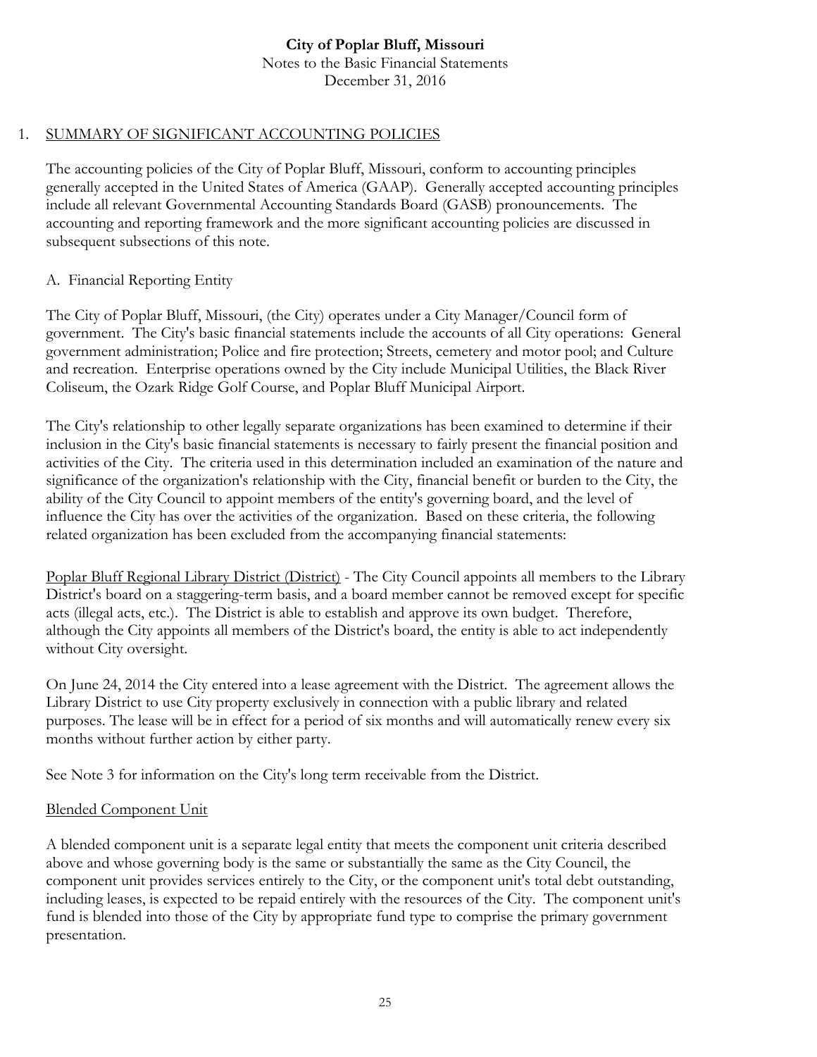**City of Poplar Bluff, Missouri**
Notes to the Basic Financial Statements
December 31, 2016

## 1. SUMMARY OF SIGNIFICANT ACCOUNTING POLICIES

The accounting policies of the City of Poplar Bluff, Missouri, conform to accounting principles generally accepted in the United States of America (GAAP). Generally accepted accounting principles include all relevant Governmental Accounting Standards Board (GASB) pronouncements. The accounting and reporting framework and the more significant accounting policies are discussed in subsequent subsections of this note.

### A. Financial Reporting Entity

The City of Poplar Bluff, Missouri, (the City) operates under a City Manager/Council form of government. The City's basic financial statements include the accounts of all City operations: General government administration; Police and fire protection; Streets, cemetery and motor pool; and Culture and recreation. Enterprise operations owned by the City include Municipal Utilities, the Black River Coliseum, the Ozark Ridge Golf Course, and Poplar Bluff Municipal Airport.

The City's relationship to other legally separate organizations has been examined to determine if their inclusion in the City's basic financial statements is necessary to fairly present the financial position and activities of the City. The criteria used in this determination included an examination of the nature and significance of the organization's relationship with the City, financial benefit or burden to the City, the ability of the City Council to appoint members of the entity's governing board, and the level of influence the City has over the activities of the organization. Based on these criteria, the following related organization has been excluded from the accompanying financial statements:

Poplar Bluff Regional Library District (District) - The City Council appoints all members to the Library District's board on a staggering-term basis, and a board member cannot be removed except for specific acts (illegal acts, etc.). The District is able to establish and approve its own budget. Therefore, although the City appoints all members of the District's board, the entity is able to act independently without City oversight.

On June 24, 2014 the City entered into a lease agreement with the District. The agreement allows the Library District to use City property exclusively in connection with a public library and related purposes. The lease will be in effect for a period of six months and will automatically renew every six months without further action by either party.

See Note 3 for information on the City's long term receivable from the District.

Blended Component Unit

A blended component unit is a separate legal entity that meets the component unit criteria described above and whose governing body is the same or substantially the same as the City Council, the component unit provides services entirely to the City, or the component unit's total debt outstanding, including leases, is expected to be repaid entirely with the resources of the City. The component unit's fund is blended into those of the City by appropriate fund type to comprise the primary government presentation.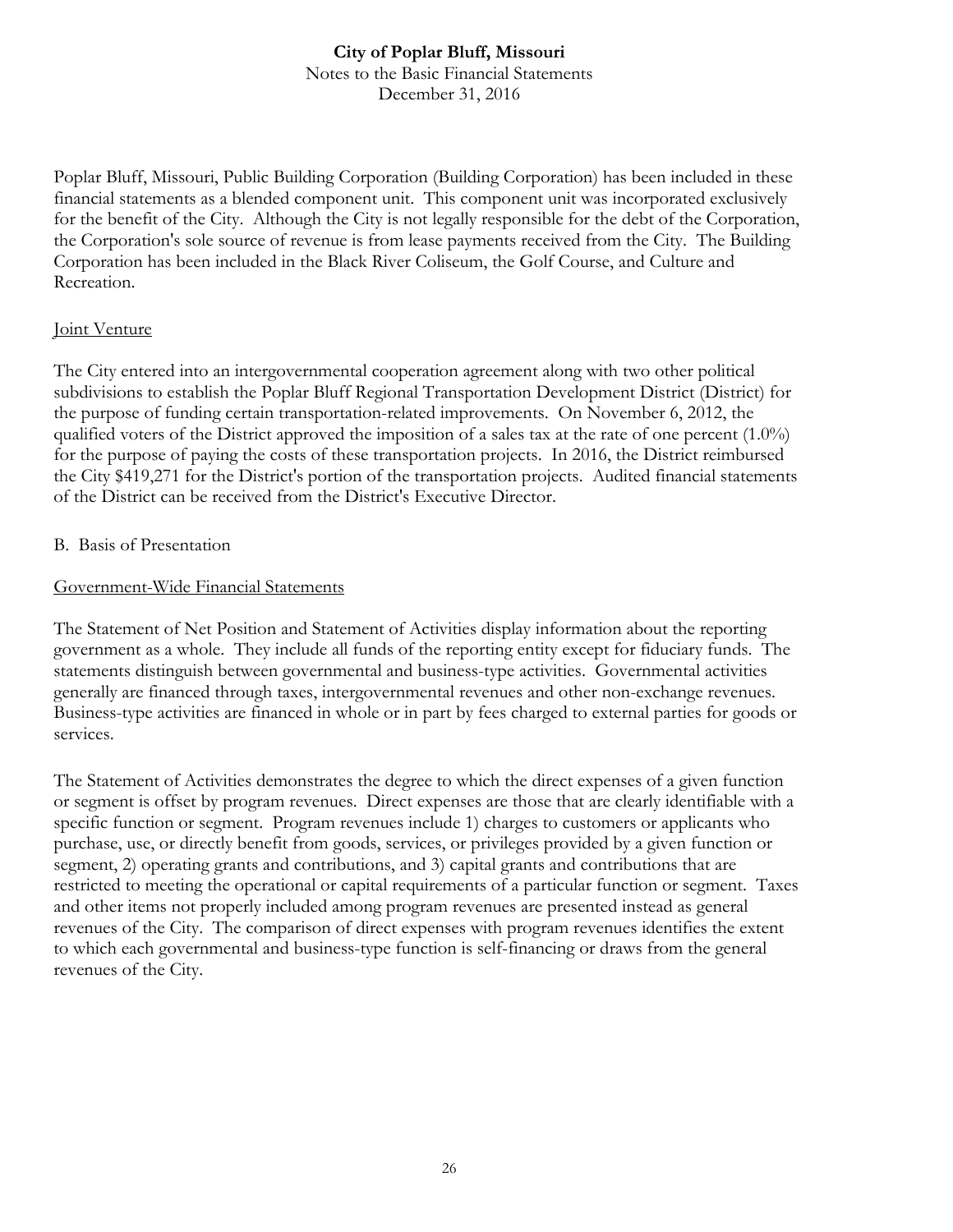Poplar Bluff, Missouri, Public Building Corporation (Building Corporation) has been included in these financial statements as a blended component unit. This component unit was incorporated exclusively for the benefit of the City. Although the City is not legally responsible for the debt of the Corporation, the Corporation's sole source of revenue is from lease payments received from the City. The Building Corporation has been included in the Black River Coliseum, the Golf Course, and Culture and Recreation.

Joint Venture

The City entered into an intergovernmental cooperation agreement along with two other political subdivisions to establish the Poplar Bluff Regional Transportation Development District (District) for the purpose of funding certain transportation-related improvements. On November 6, 2012, the qualified voters of the District approved the imposition of a sales tax at the rate of one percent (1.0%) for the purpose of paying the costs of these transportation projects. In 2016, the District reimbursed the City $419,271 for the District's portion of the transportation projects. Audited financial statements of the District can be received from the District's Executive Director.

B. Basis of Presentation

Government-Wide Financial Statements

The Statement of Net Position and Statement of Activities display information about the reporting government as a whole. They include all funds of the reporting entity except for fiduciary funds. The statements distinguish between governmental and business-type activities. Governmental activities generally are financed through taxes, intergovernmental revenues and other non-exchange revenues. Business-type activities are financed in whole or in part by fees charged to external parties for goods or services.

The Statement of Activities demonstrates the degree to which the direct expenses of a given function or segment is offset by program revenues. Direct expenses are those that are clearly identifiable with a specific function or segment. Program revenues include 1) charges to customers or applicants who purchase, use, or directly benefit from goods, services, or privileges provided by a given function or segment, 2) operating grants and contributions, and 3) capital grants and contributions that are restricted to meeting the operational or capital requirements of a particular function or segment. Taxes and other items not properly included among program revenues are presented instead as general revenues of the City. The comparison of direct expenses with program revenues identifies the extent to which each governmental and business-type function is self-financing or draws from the general revenues of the City.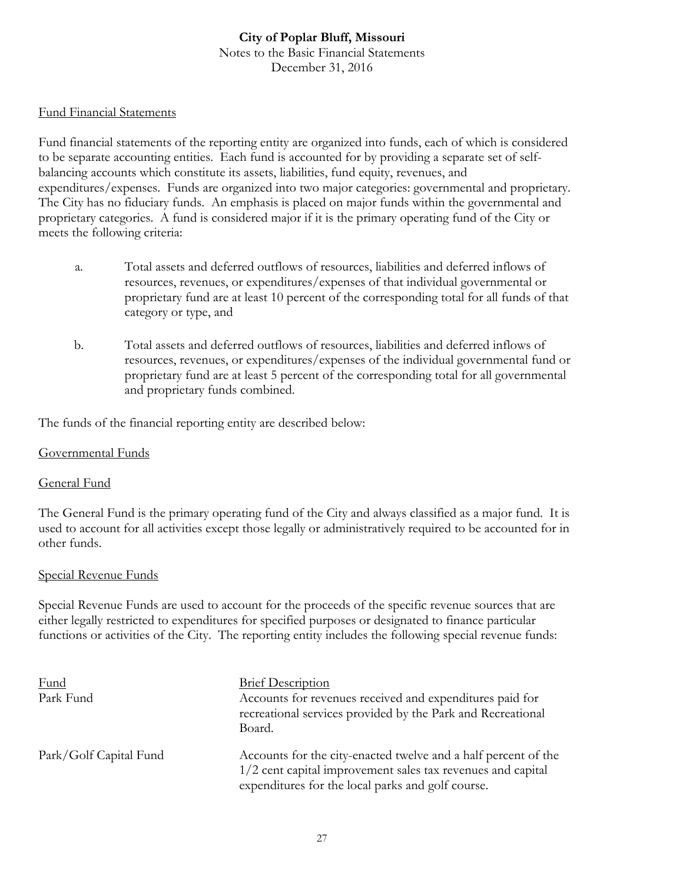### Fund Financial Statements

Fund financial statements of the reporting entity are organized into funds, each of which is considered to be separate accounting entities. Each fund is accounted for by providing a separate set of self-balancing accounts which constitute its assets, liabilities, fund equity, revenues, and expenditures/expenses. Funds are organized into two major categories: governmental and proprietary. The City has no fiduciary funds. An emphasis is placed on major funds within the governmental and proprietary categories. A fund is considered major if it is the primary operating fund of the City or meets the following criteria:

a. Total assets and deferred outflows of resources, liabilities and deferred inflows of resources, revenues, or expenditures/expenses of that individual governmental or proprietary fund are at least 10 percent of the corresponding total for all funds of that category or type, and

b. Total assets and deferred outflows of resources, liabilities and deferred inflows of resources, revenues, or expenditures/expenses of the individual governmental fund or proprietary fund are at least 5 percent of the corresponding total for all governmental and proprietary funds combined.

The funds of the financial reporting entity are described below:

### Governmental Funds

### General Fund

The General Fund is the primary operating fund of the City and always classified as a major fund. It is used to account for all activities except those legally or administratively required to be accounted for in other funds.

### Special Revenue Funds

Special Revenue Funds are used to account for the proceeds of the specific revenue sources that are either legally restricted to expenditures for specified purposes or designated to finance particular functions or activities of the City. The reporting entity includes the following special revenue funds:

| Fund | Brief Description |
|---|---|
| Park Fund | Accounts for revenues received and expenditures paid for recreational services provided by the Park and Recreational Board. |
| Park/Golf Capital Fund | Accounts for the city-enacted twelve and a half percent of the 1/2 cent capital improvement sales tax revenues and capital expenditures for the local parks and golf course. |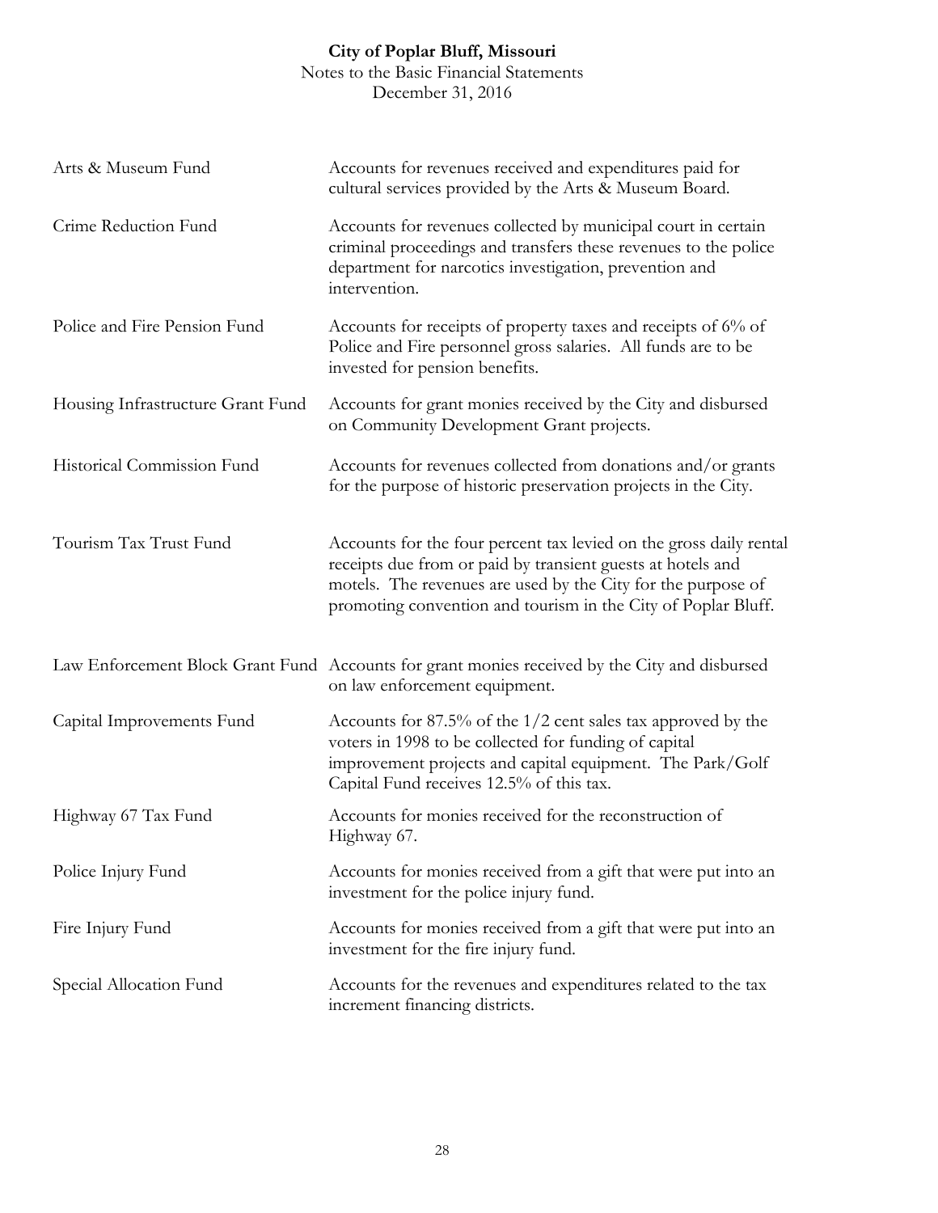| | |
|---|---|
| Arts & Museum Fund | Accounts for revenues received and expenditures paid for cultural services provided by the Arts & Museum Board. |
| Crime Reduction Fund | Accounts for revenues collected by municipal court in certain criminal proceedings and transfers these revenues to the police department for narcotics investigation, prevention and intervention. |
| Police and Fire Pension Fund | Accounts for receipts of property taxes and receipts of 6% of Police and Fire personnel gross salaries. All funds are to be invested for pension benefits. |
| Housing Infrastructure Grant Fund | Accounts for grant monies received by the City and disbursed on Community Development Grant projects. |
| Historical Commission Fund | Accounts for revenues collected from donations and/or grants for the purpose of historic preservation projects in the City. |
| Tourism Tax Trust Fund | Accounts for the four percent tax levied on the gross daily rental receipts due from or paid by transient guests at hotels and motels. The revenues are used by the City for the purpose of promoting convention and tourism in the City of Poplar Bluff. |
| Law Enforcement Block Grant Fund | Accounts for grant monies received by the City and disbursed on law enforcement equipment. |
| Capital Improvements Fund | Accounts for 87.5% of the 1/2 cent sales tax approved by the voters in 1998 to be collected for funding of capital improvement projects and capital equipment. The Park/Golf Capital Fund receives 12.5% of this tax. |
| Highway 67 Tax Fund | Accounts for monies received for the reconstruction of Highway 67. |
| Police Injury Fund | Accounts for monies received from a gift that were put into an investment for the police injury fund. |
| Fire Injury Fund | Accounts for monies received from a gift that were put into an investment for the fire injury fund. |
| Special Allocation Fund | Accounts for the revenues and expenditures related to the tax increment financing districts. |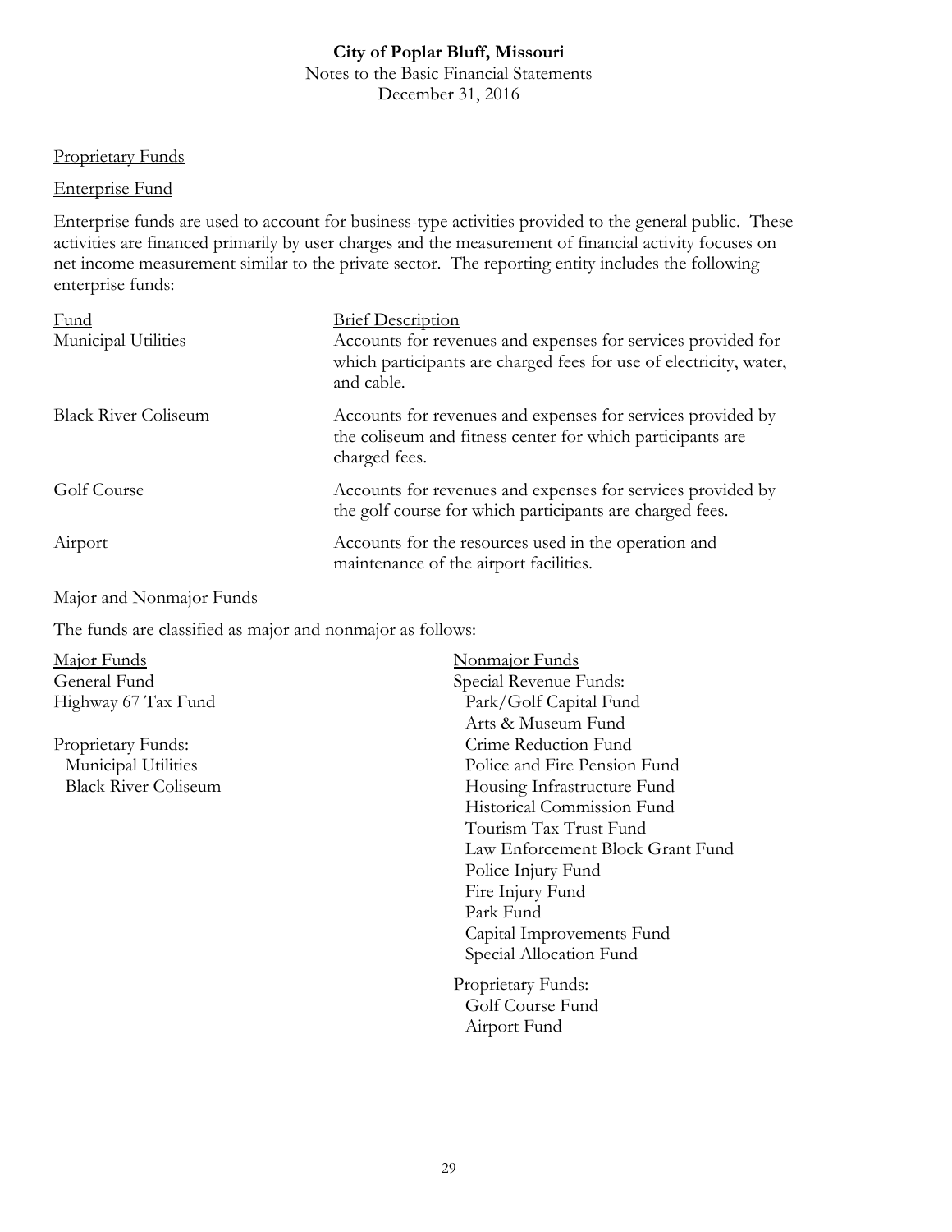City of Poplar Bluff, Missouri
Notes to the Basic Financial Statements
December 31, 2016

Proprietary Funds

Enterprise Fund

Enterprise funds are used to account for business-type activities provided to the general public. These activities are financed primarily by user charges and the measurement of financial activity focuses on net income measurement similar to the private sector. The reporting entity includes the following enterprise funds:

| Fund | Brief Description |
|---|---|
| Municipal Utilities | Accounts for revenues and expenses for services provided for which participants are charged fees for use of electricity, water, and cable. |
| Black River Coliseum | Accounts for revenues and expenses for services provided by the coliseum and fitness center for which participants are charged fees. |
| Golf Course | Accounts for revenues and expenses for services provided by the golf course for which participants are charged fees. |
| Airport | Accounts for the resources used in the operation and maintenance of the airport facilities. |

Major and Nonmajor Funds

The funds are classified as major and nonmajor as follows:

Major Funds

- General Fund
- Highway 67 Tax Fund

Proprietary Funds:

- Municipal Utilities
- Black River Coliseum

Nonmajor Funds

Special Revenue Funds:

- Park/Golf Capital Fund
- Arts & Museum Fund
- Crime Reduction Fund
- Police and Fire Pension Fund
- Housing Infrastructure Fund
- Historical Commission Fund
- Tourism Tax Trust Fund
- Law Enforcement Block Grant Fund
- Police Injury Fund
- Fire Injury Fund
- Park Fund
- Capital Improvements Fund
- Special Allocation Fund

Proprietary Funds:

- Golf Course Fund
- Airport Fund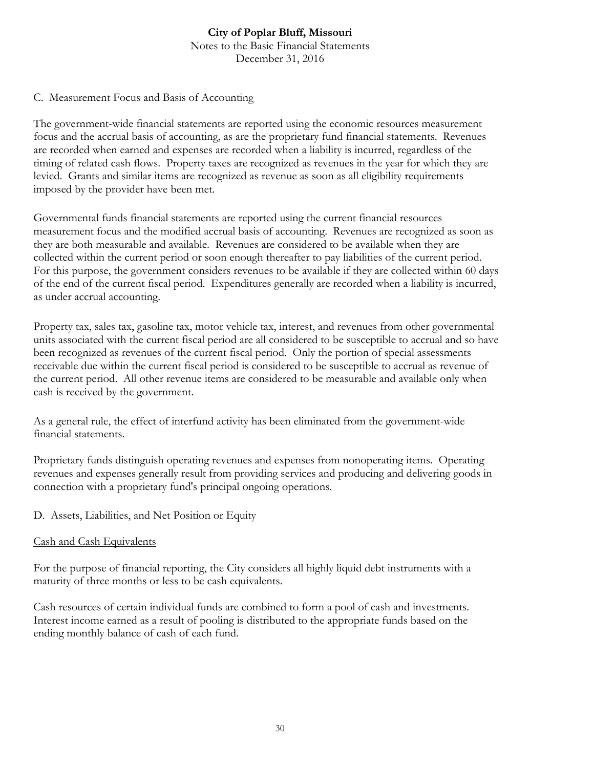C. Measurement Focus and Basis of Accounting

The government-wide financial statements are reported using the economic resources measurement focus and the accrual basis of accounting, as are the proprietary fund financial statements. Revenues are recorded when earned and expenses are recorded when a liability is incurred, regardless of the timing of related cash flows. Property taxes are recognized as revenues in the year for which they are levied. Grants and similar items are recognized as revenue as soon as all eligibility requirements imposed by the provider have been met.

Governmental funds financial statements are reported using the current financial resources measurement focus and the modified accrual basis of accounting. Revenues are recognized as soon as they are both measurable and available. Revenues are considered to be available when they are collected within the current period or soon enough thereafter to pay liabilities of the current period. For this purpose, the government considers revenues to be available if they are collected within 60 days of the end of the current fiscal period. Expenditures generally are recorded when a liability is incurred, as under accrual accounting.

Property tax, sales tax, gasoline tax, motor vehicle tax, interest, and revenues from other governmental units associated with the current fiscal period are all considered to be susceptible to accrual and so have been recognized as revenues of the current fiscal period. Only the portion of special assessments receivable due within the current fiscal period is considered to be susceptible to accrual as revenue of the current period. All other revenue items are considered to be measurable and available only when cash is received by the government.

As a general rule, the effect of interfund activity has been eliminated from the government-wide financial statements.

Proprietary funds distinguish operating revenues and expenses from nonoperating items. Operating revenues and expenses generally result from providing services and producing and delivering goods in connection with a proprietary fund's principal ongoing operations.

D. Assets, Liabilities, and Net Position or Equity

Cash and Cash Equivalents

For the purpose of financial reporting, the City considers all highly liquid debt instruments with a maturity of three months or less to be cash equivalents.

Cash resources of certain individual funds are combined to form a pool of cash and investments. Interest income earned as a result of pooling is distributed to the appropriate funds based on the ending monthly balance of cash of each fund.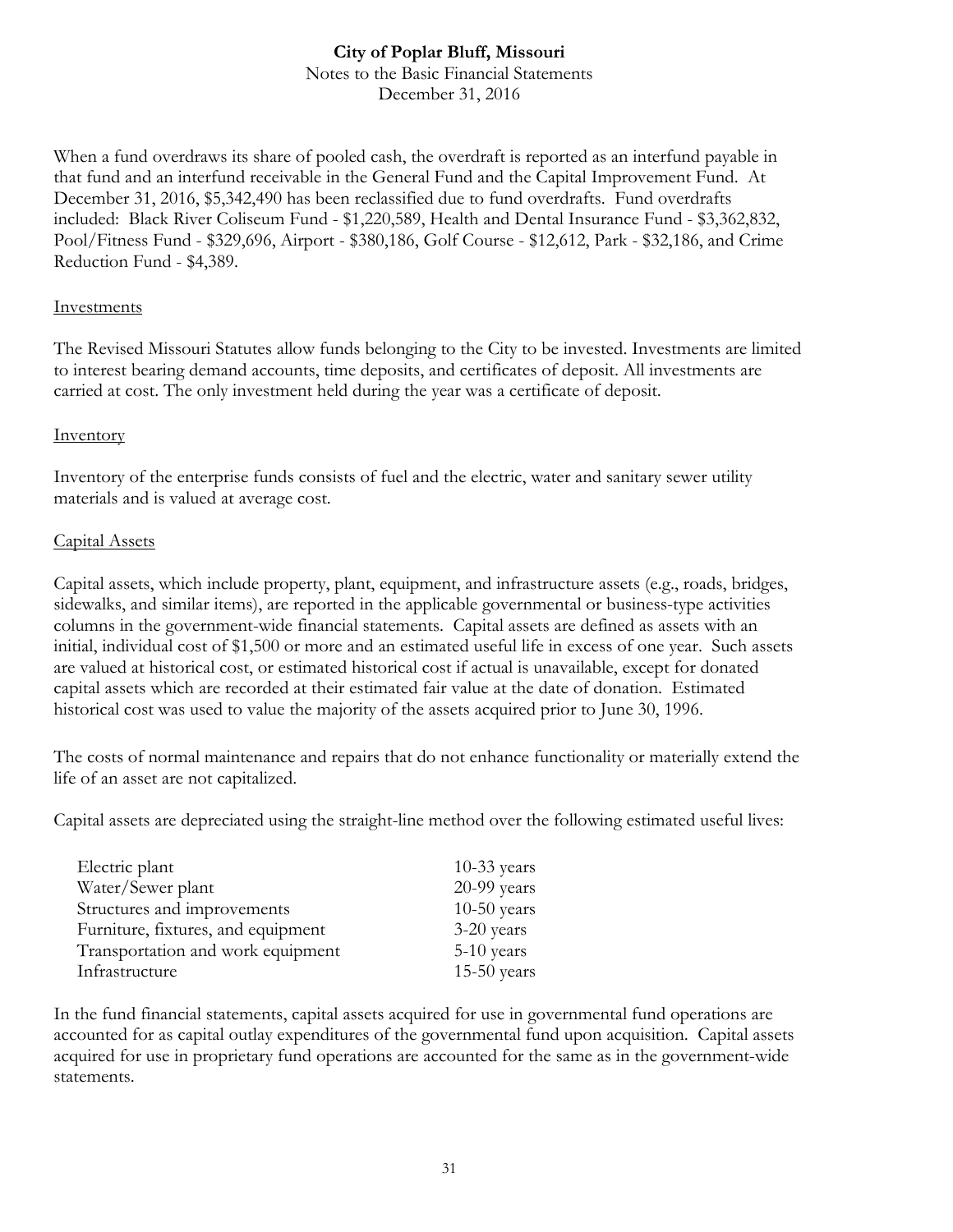When a fund overdraws its share of pooled cash, the overdraft is reported as an interfund payable in that fund and an interfund receivable in the General Fund and the Capital Improvement Fund. At December 31, 2016, $5,342,490 has been reclassified due to fund overdrafts. Fund overdrafts included: Black River Coliseum Fund - $1,220,589, Health and Dental Insurance Fund - $3,362,832, Pool/Fitness Fund - $329,696, Airport - $380,186, Golf Course - $12,612, Park - $32,186, and Crime Reduction Fund - $4,389.

## Investments

The Revised Missouri Statutes allow funds belonging to the City to be invested. Investments are limited to interest bearing demand accounts, time deposits, and certificates of deposit. All investments are carried at cost. The only investment held during the year was a certificate of deposit.

## Inventory

Inventory of the enterprise funds consists of fuel and the electric, water and sanitary sewer utility materials and is valued at average cost.

## Capital Assets

Capital assets, which include property, plant, equipment, and infrastructure assets (e.g., roads, bridges, sidewalks, and similar items), are reported in the applicable governmental or business-type activities columns in the government-wide financial statements. Capital assets are defined as assets with an initial, individual cost of $1,500 or more and an estimated useful life in excess of one year. Such assets are valued at historical cost, or estimated historical cost if actual is unavailable, except for donated capital assets which are recorded at their estimated fair value at the date of donation. Estimated historical cost was used to value the majority of the assets acquired prior to June 30, 1996.

The costs of normal maintenance and repairs that do not enhance functionality or materially extend the life of an asset are not capitalized.

Capital assets are depreciated using the straight-line method over the following estimated useful lives:

| | |
|---|---|
| Electric plant | 10-33 years |
| Water/Sewer plant | 20-99 years |
| Structures and improvements | 10-50 years |
| Furniture, fixtures, and equipment | 3-20 years |
| Transportation and work equipment | 5-10 years |
| Infrastructure | 15-50 years |

In the fund financial statements, capital assets acquired for use in governmental fund operations are accounted for as capital outlay expenditures of the governmental fund upon acquisition. Capital assets acquired for use in proprietary fund operations are accounted for the same as in the government-wide statements.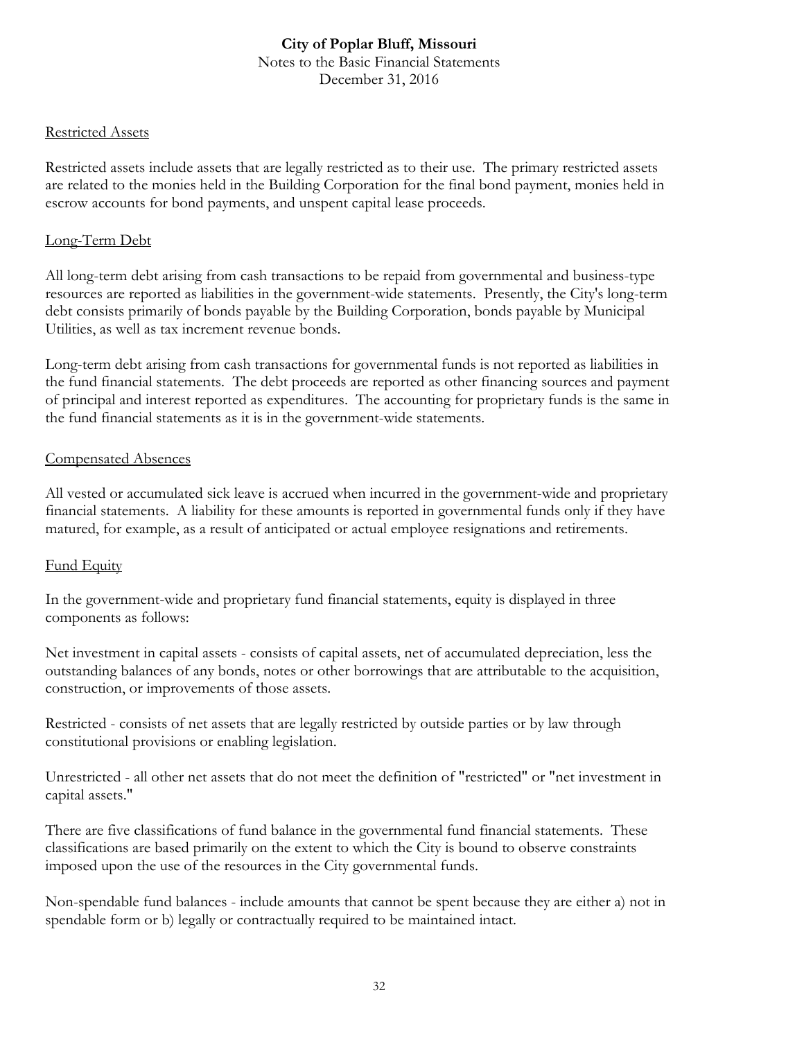Restricted Assets

Restricted assets include assets that are legally restricted as to their use. The primary restricted assets are related to the monies held in the Building Corporation for the final bond payment, monies held in escrow accounts for bond payments, and unspent capital lease proceeds.

Long-Term Debt

All long-term debt arising from cash transactions to be repaid from governmental and business-type resources are reported as liabilities in the government-wide statements. Presently, the City's long-term debt consists primarily of bonds payable by the Building Corporation, bonds payable by Municipal Utilities, as well as tax increment revenue bonds.

Long-term debt arising from cash transactions for governmental funds is not reported as liabilities in the fund financial statements. The debt proceeds are reported as other financing sources and payment of principal and interest reported as expenditures. The accounting for proprietary funds is the same in the fund financial statements as it is in the government-wide statements.

Compensated Absences

All vested or accumulated sick leave is accrued when incurred in the government-wide and proprietary financial statements. A liability for these amounts is reported in governmental funds only if they have matured, for example, as a result of anticipated or actual employee resignations and retirements.

Fund Equity

In the government-wide and proprietary fund financial statements, equity is displayed in three components as follows:

Net investment in capital assets - consists of capital assets, net of accumulated depreciation, less the outstanding balances of any bonds, notes or other borrowings that are attributable to the acquisition, construction, or improvements of those assets.

Restricted - consists of net assets that are legally restricted by outside parties or by law through constitutional provisions or enabling legislation.

Unrestricted - all other net assets that do not meet the definition of "restricted" or "net investment in capital assets."

There are five classifications of fund balance in the governmental fund financial statements. These classifications are based primarily on the extent to which the City is bound to observe constraints imposed upon the use of the resources in the City governmental funds.

Non-spendable fund balances - include amounts that cannot be spent because they are either a) not in spendable form or b) legally or contractually required to be maintained intact.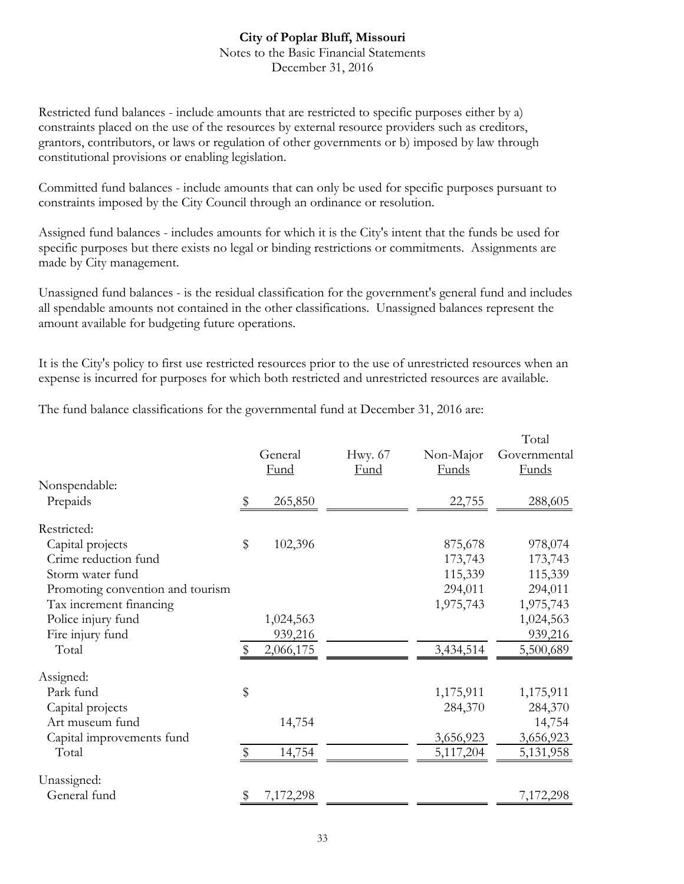Restricted fund balances - include amounts that are restricted to specific purposes either by a) constraints placed on the use of the resources by external resource providers such as creditors, grantors, contributors, or laws or regulation of other governments or b) imposed by law through constitutional provisions or enabling legislation.

Committed fund balances - include amounts that can only be used for specific purposes pursuant to constraints imposed by the City Council through an ordinance or resolution.

Assigned fund balances - includes amounts for which it is the City's intent that the funds be used for specific purposes but there exists no legal or binding restrictions or commitments. Assignments are made by City management.

Unassigned fund balances - is the residual classification for the government's general fund and includes all spendable amounts not contained in the other classifications. Unassigned balances represent the amount available for budgeting future operations.

It is the City's policy to first use restricted resources prior to the use of unrestricted resources when an expense is incurred for purposes for which both restricted and unrestricted resources are available.

The fund balance classifications for the governmental fund at December 31, 2016 are:

| | General Fund | Hwy. 67 Fund | Non-Major Funds | Total Governmental Funds |
|---|---|---|---|---|
| Nonspendable: | | | | |
| Prepaids | $ 265,850 | | 22,755 | 288,605 |
| Restricted: | | | | |
| Capital projects | $ 102,396 | | 875,678 | 978,074 |
| Crime reduction fund | | | 173,743 | 173,743 |
| Storm water fund | | | 115,339 | 115,339 |
| Promoting convention and tourism | | | 294,011 | 294,011 |
| Tax increment financing | | | 1,975,743 | 1,975,743 |
| Police injury fund | 1,024,563 | | | 1,024,563 |
| Fire injury fund | 939,216 | | | 939,216 |
| Total | $ 2,066,175 | | 3,434,514 | 5,500,689 |
| Assigned: | | | | |
| Park fund | $ | | 1,175,911 | 1,175,911 |
| Capital projects | | | 284,370 | 284,370 |
| Art museum fund | 14,754 | | | 14,754 |
| Capital improvements fund | | | 3,656,923 | 3,656,923 |
| Total | $ 14,754 | | 5,117,204 | 5,131,958 |
| Unassigned: | | | | |
| General fund | $ 7,172,298 | | | 7,172,298 |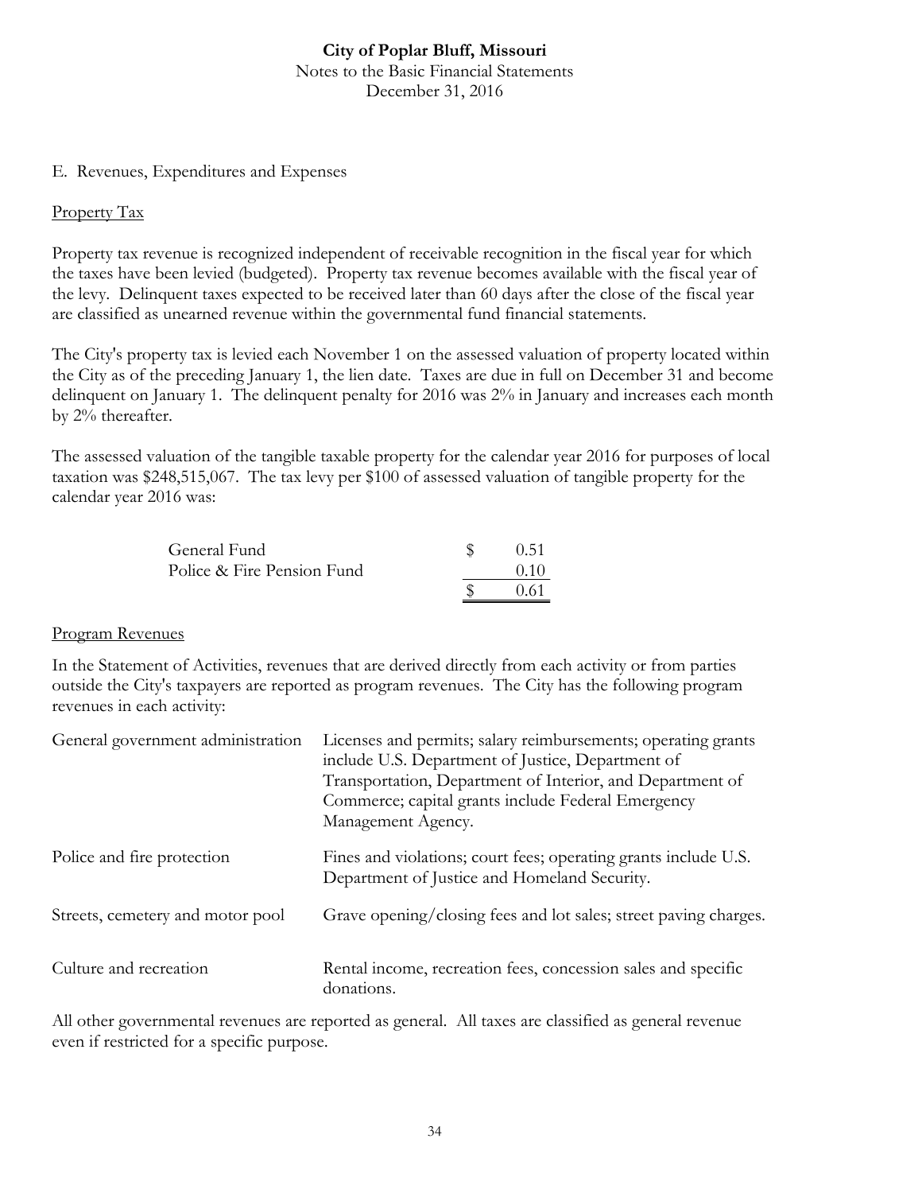E. Revenues, Expenditures and Expenses

Property Tax

Property tax revenue is recognized independent of receivable recognition in the fiscal year for which the taxes have been levied (budgeted). Property tax revenue becomes available with the fiscal year of the levy. Delinquent taxes expected to be received later than 60 days after the close of the fiscal year are classified as unearned revenue within the governmental fund financial statements.

The City's property tax is levied each November 1 on the assessed valuation of property located within the City as of the preceding January 1, the lien date. Taxes are due in full on December 31 and become delinquent on January 1. The delinquent penalty for 2016 was 2% in January and increases each month by 2% thereafter.

The assessed valuation of the tangible taxable property for the calendar year 2016 for purposes of local taxation was $248,515,067. The tax levy per $100 of assessed valuation of tangible property for the calendar year 2016 was:

| | |
|---|---|
| General Fund | $ 0.51 |
| Police & Fire Pension Fund | 0.10 |
| | $ 0.61 |

Program Revenues

In the Statement of Activities, revenues that are derived directly from each activity or from parties outside the City's taxpayers are reported as program revenues. The City has the following program revenues in each activity:

| | |
|---|---|
| General government administration | Licenses and permits; salary reimbursements; operating grants include U.S. Department of Justice, Department of Transportation, Department of Interior, and Department of Commerce; capital grants include Federal Emergency Management Agency. |
| Police and fire protection | Fines and violations; court fees; operating grants include U.S. Department of Justice and Homeland Security. |
| Streets, cemetery and motor pool | Grave opening/closing fees and lot sales; street paving charges. |
| Culture and recreation | Rental income, recreation fees, concession sales and specific donations. |

All other governmental revenues are reported as general. All taxes are classified as general revenue even if restricted for a specific purpose.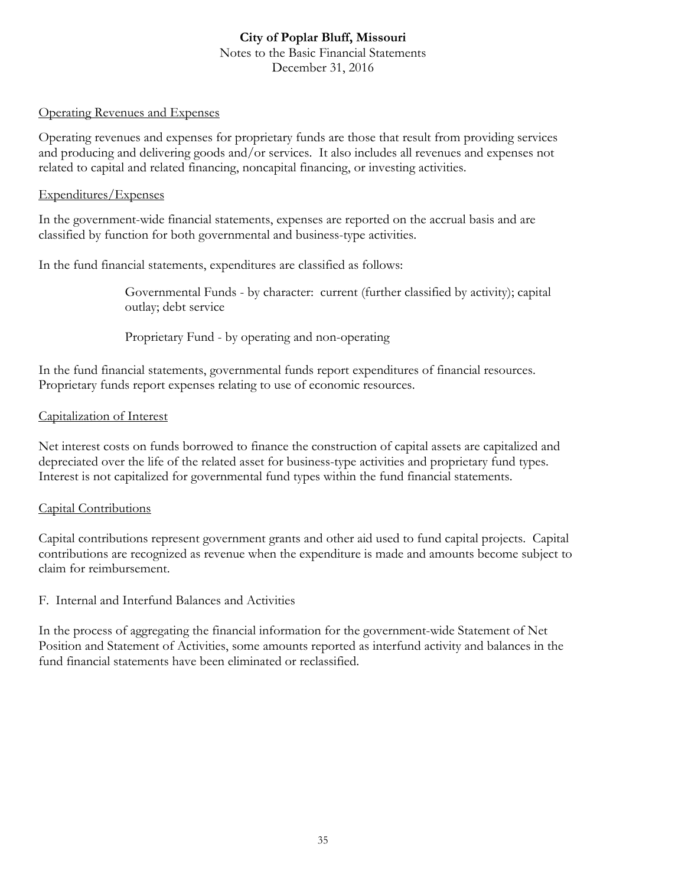Operating Revenues and Expenses

Operating revenues and expenses for proprietary funds are those that result from providing services and producing and delivering goods and/or services. It also includes all revenues and expenses not related to capital and related financing, noncapital financing, or investing activities.

Expenditures/Expenses

In the government-wide financial statements, expenses are reported on the accrual basis and are classified by function for both governmental and business-type activities.

In the fund financial statements, expenditures are classified as follows:

> Governmental Funds - by character: current (further classified by activity); capital outlay; debt service
>
> Proprietary Fund - by operating and non-operating

In the fund financial statements, governmental funds report expenditures of financial resources. Proprietary funds report expenses relating to use of economic resources.

Capitalization of Interest

Net interest costs on funds borrowed to finance the construction of capital assets are capitalized and depreciated over the life of the related asset for business-type activities and proprietary fund types. Interest is not capitalized for governmental fund types within the fund financial statements.

Capital Contributions

Capital contributions represent government grants and other aid used to fund capital projects. Capital contributions are recognized as revenue when the expenditure is made and amounts become subject to claim for reimbursement.

F. Internal and Interfund Balances and Activities

In the process of aggregating the financial information for the government-wide Statement of Net Position and Statement of Activities, some amounts reported as interfund activity and balances in the fund financial statements have been eliminated or reclassified.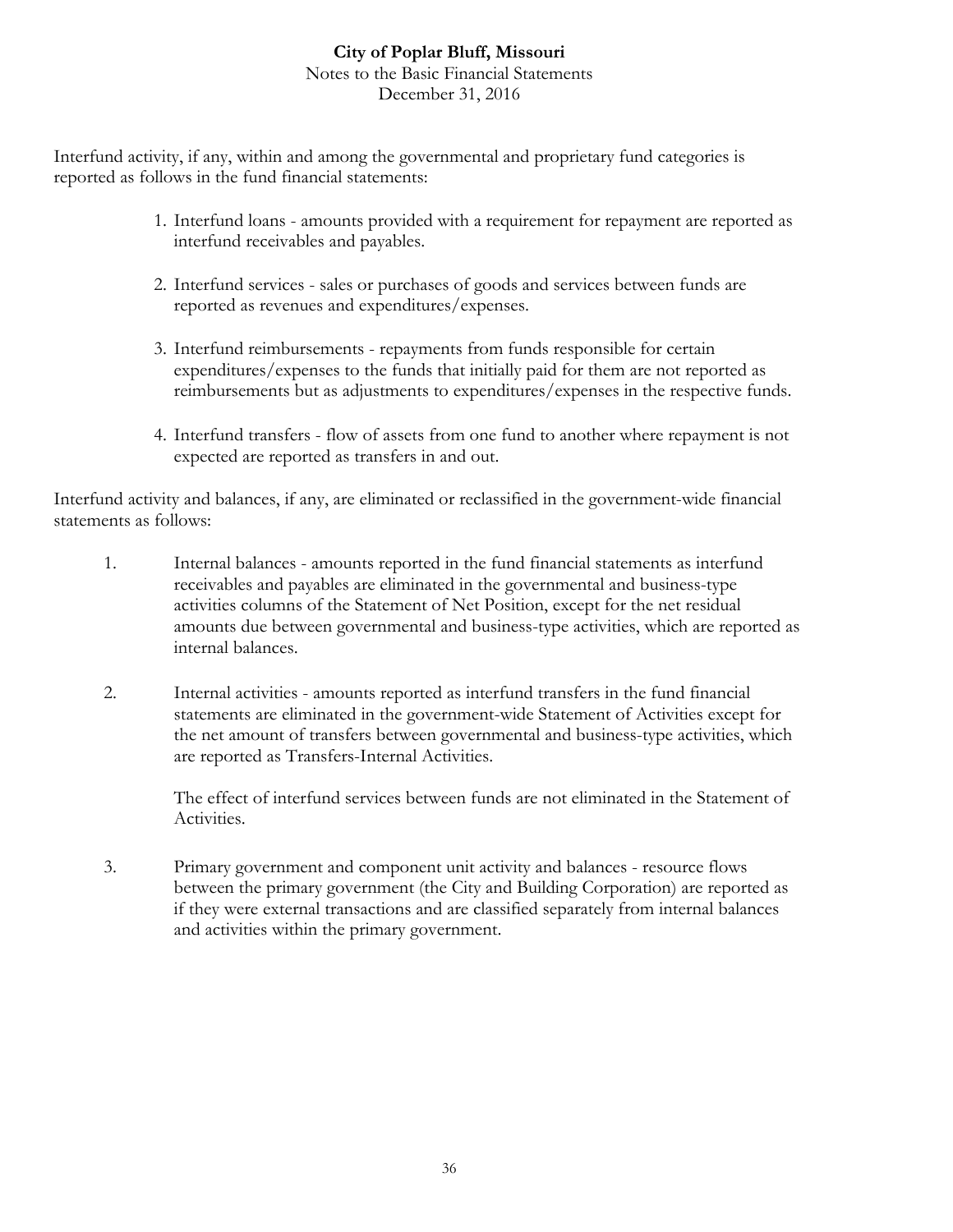Interfund activity, if any, within and among the governmental and proprietary fund categories is reported as follows in the fund financial statements:

1. Interfund loans - amounts provided with a requirement for repayment are reported as interfund receivables and payables.

2. Interfund services - sales or purchases of goods and services between funds are reported as revenues and expenditures/expenses.

3. Interfund reimbursements - repayments from funds responsible for certain expenditures/expenses to the funds that initially paid for them are not reported as reimbursements but as adjustments to expenditures/expenses in the respective funds.

4. Interfund transfers - flow of assets from one fund to another where repayment is not expected are reported as transfers in and out.

Interfund activity and balances, if any, are eliminated or reclassified in the government-wide financial statements as follows:

1. Internal balances - amounts reported in the fund financial statements as interfund receivables and payables are eliminated in the governmental and business-type activities columns of the Statement of Net Position, except for the net residual amounts due between governmental and business-type activities, which are reported as internal balances.

2. Internal activities - amounts reported as interfund transfers in the fund financial statements are eliminated in the government-wide Statement of Activities except for the net amount of transfers between governmental and business-type activities, which are reported as Transfers-Internal Activities.

   The effect of interfund services between funds are not eliminated in the Statement of Activities.

3. Primary government and component unit activity and balances - resource flows between the primary government (the City and Building Corporation) are reported as if they were external transactions and are classified separately from internal balances and activities within the primary government.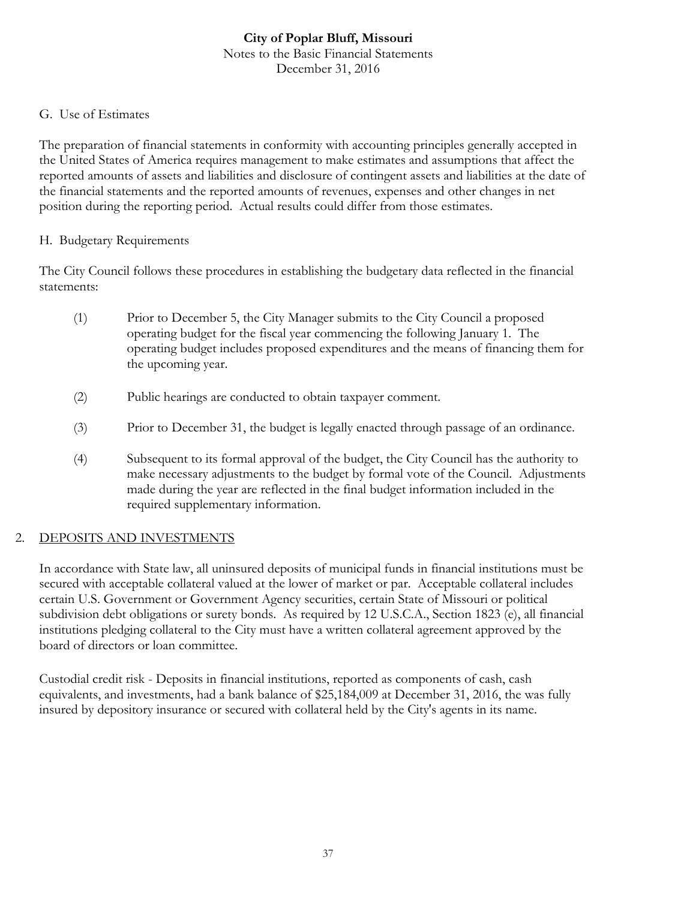G. Use of Estimates

The preparation of financial statements in conformity with accounting principles generally accepted in the United States of America requires management to make estimates and assumptions that affect the reported amounts of assets and liabilities and disclosure of contingent assets and liabilities at the date of the financial statements and the reported amounts of revenues, expenses and other changes in net position during the reporting period. Actual results could differ from those estimates.

H. Budgetary Requirements

The City Council follows these procedures in establishing the budgetary data reflected in the financial statements:

(1) Prior to December 5, the City Manager submits to the City Council a proposed operating budget for the fiscal year commencing the following January 1. The operating budget includes proposed expenditures and the means of financing them for the upcoming year.

(2) Public hearings are conducted to obtain taxpayer comment.

(3) Prior to December 31, the budget is legally enacted through passage of an ordinance.

(4) Subsequent to its formal approval of the budget, the City Council has the authority to make necessary adjustments to the budget by formal vote of the Council. Adjustments made during the year are reflected in the final budget information included in the required supplementary information.

## 2. DEPOSITS AND INVESTMENTS

In accordance with State law, all uninsured deposits of municipal funds in financial institutions must be secured with acceptable collateral valued at the lower of market or par. Acceptable collateral includes certain U.S. Government or Government Agency securities, certain State of Missouri or political subdivision debt obligations or surety bonds. As required by 12 U.S.C.A., Section 1823 (e), all financial institutions pledging collateral to the City must have a written collateral agreement approved by the board of directors or loan committee.

Custodial credit risk - Deposits in financial institutions, reported as components of cash, cash equivalents, and investments, had a bank balance of $25,184,009 at December 31, 2016, the was fully insured by depository insurance or secured with collateral held by the City's agents in its name.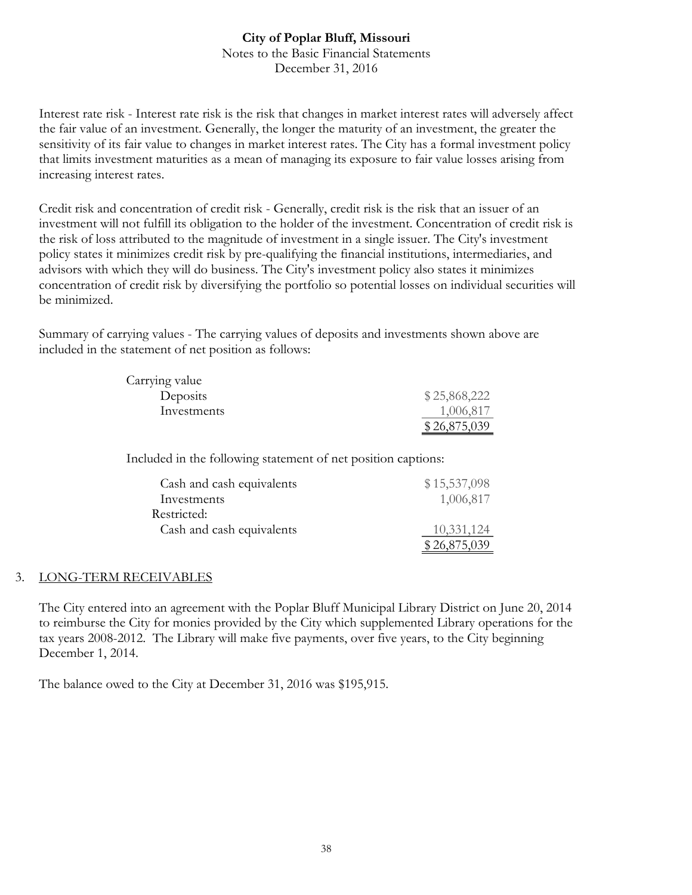Interest rate risk - Interest rate risk is the risk that changes in market interest rates will adversely affect the fair value of an investment. Generally, the longer the maturity of an investment, the greater the sensitivity of its fair value to changes in market interest rates. The City has a formal investment policy that limits investment maturities as a mean of managing its exposure to fair value losses arising from increasing interest rates.

Credit risk and concentration of credit risk - Generally, credit risk is the risk that an issuer of an investment will not fulfill its obligation to the holder of the investment. Concentration of credit risk is the risk of loss attributed to the magnitude of investment in a single issuer. The City's investment policy states it minimizes credit risk by pre-qualifying the financial institutions, intermediaries, and advisors with which they will do business. The City's investment policy also states it minimizes concentration of credit risk by diversifying the portfolio so potential losses on individual securities will be minimized.

Summary of carrying values - The carrying values of deposits and investments shown above are included in the statement of net position as follows:

| | |
|---|---|
| Carrying value | |
| Deposits | $ 25,868,222 |
| Investments | 1,006,817 |
| | $ 26,875,039 |

Included in the following statement of net position captions:

| | |
|---|---|
| Cash and cash equivalents | $ 15,537,098 |
| Investments | 1,006,817 |
| Restricted: | |
| Cash and cash equivalents | 10,331,124 |
| | $ 26,875,039 |

## 3. LONG-TERM RECEIVABLES

The City entered into an agreement with the Poplar Bluff Municipal Library District on June 20, 2014 to reimburse the City for monies provided by the City which supplemented Library operations for the tax years 2008-2012. The Library will make five payments, over five years, to the City beginning December 1, 2014.

The balance owed to the City at December 31, 2016 was $195,915.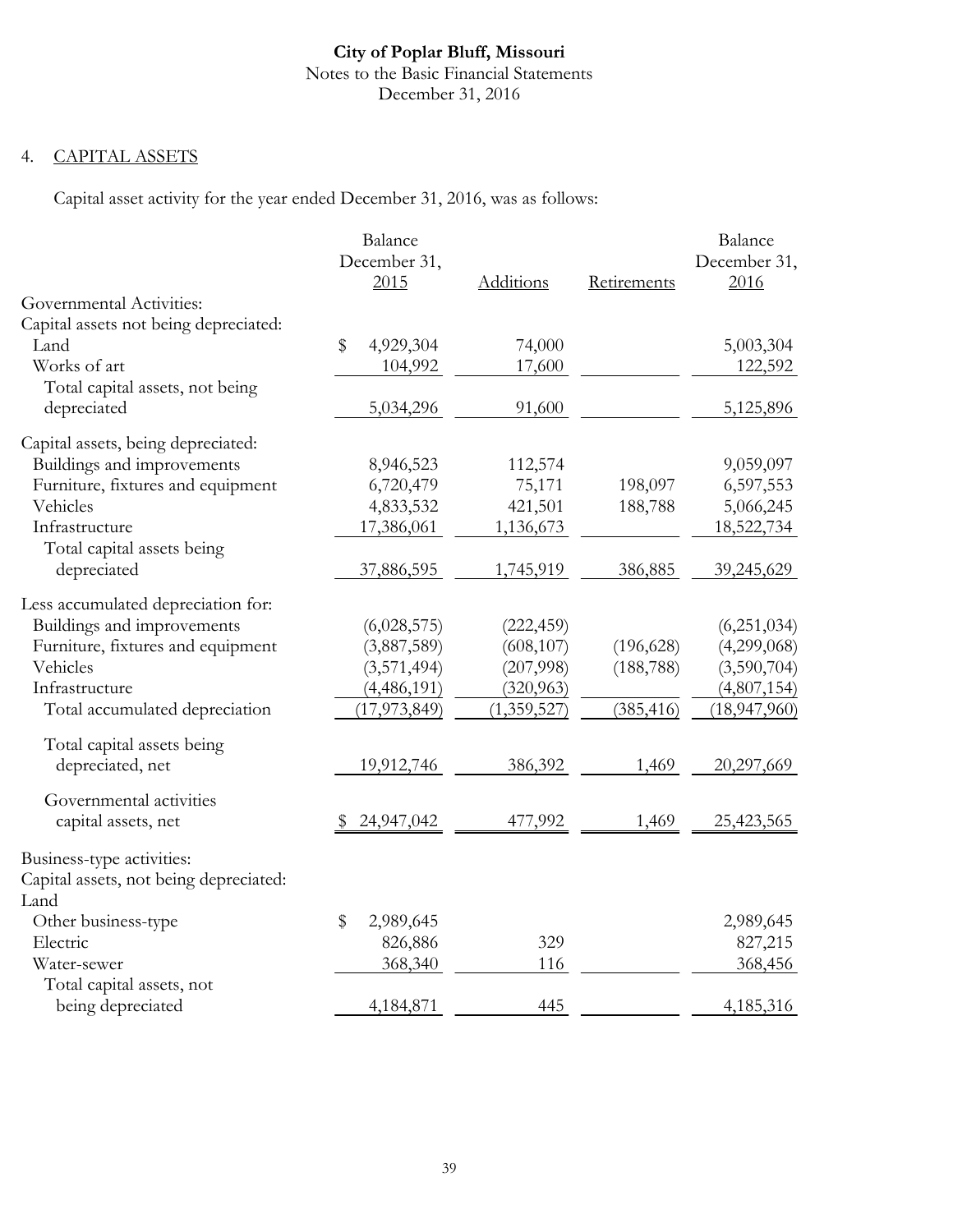**City of Poplar Bluff, Missouri**
Notes to the Basic Financial Statements
December 31, 2016

4. CAPITAL ASSETS

Capital asset activity for the year ended December 31, 2016, was as follows:

| | Balance December 31, 2015 | Additions | Retirements | Balance December 31, 2016 |
|---|---|---|---|---|
| Governmental Activities: | | | | |
| Capital assets not being depreciated: | | | | |
| Land | $ 4,929,304 | 74,000 | | 5,003,304 |
| Works of art | 104,992 | 17,600 | | 122,592 |
| Total capital assets, not being depreciated | 5,034,296 | 91,600 | | 5,125,896 |
| Capital assets, being depreciated: | | | | |
| Buildings and improvements | 8,946,523 | 112,574 | | 9,059,097 |
| Furniture, fixtures and equipment | 6,720,479 | 75,171 | 198,097 | 6,597,553 |
| Vehicles | 4,833,532 | 421,501 | 188,788 | 5,066,245 |
| Infrastructure | 17,386,061 | 1,136,673 | | 18,522,734 |
| Total capital assets being depreciated | 37,886,595 | 1,745,919 | 386,885 | 39,245,629 |
| Less accumulated depreciation for: | | | | |
| Buildings and improvements | (6,028,575) | (222,459) | | (6,251,034) |
| Furniture, fixtures and equipment | (3,887,589) | (608,107) | (196,628) | (4,299,068) |
| Vehicles | (3,571,494) | (207,998) | (188,788) | (3,590,704) |
| Infrastructure | (4,486,191) | (320,963) | | (4,807,154) |
| Total accumulated depreciation | (17,973,849) | (1,359,527) | (385,416) | (18,947,960) |
| Total capital assets being depreciated, net | 19,912,746 | 386,392 | 1,469 | 20,297,669 |
| Governmental activities capital assets, net | $ 24,947,042 | 477,992 | 1,469 | 25,423,565 |
| Business-type activities: | | | | |
| Capital assets, not being depreciated: | | | | |
| Land | | | | |
| Other business-type | $ 2,989,645 | | | 2,989,645 |
| Electric | 826,886 | 329 | | 827,215 |
| Water-sewer | 368,340 | 116 | | 368,456 |
| Total capital assets, not being depreciated | 4,184,871 | 445 | | 4,185,316 |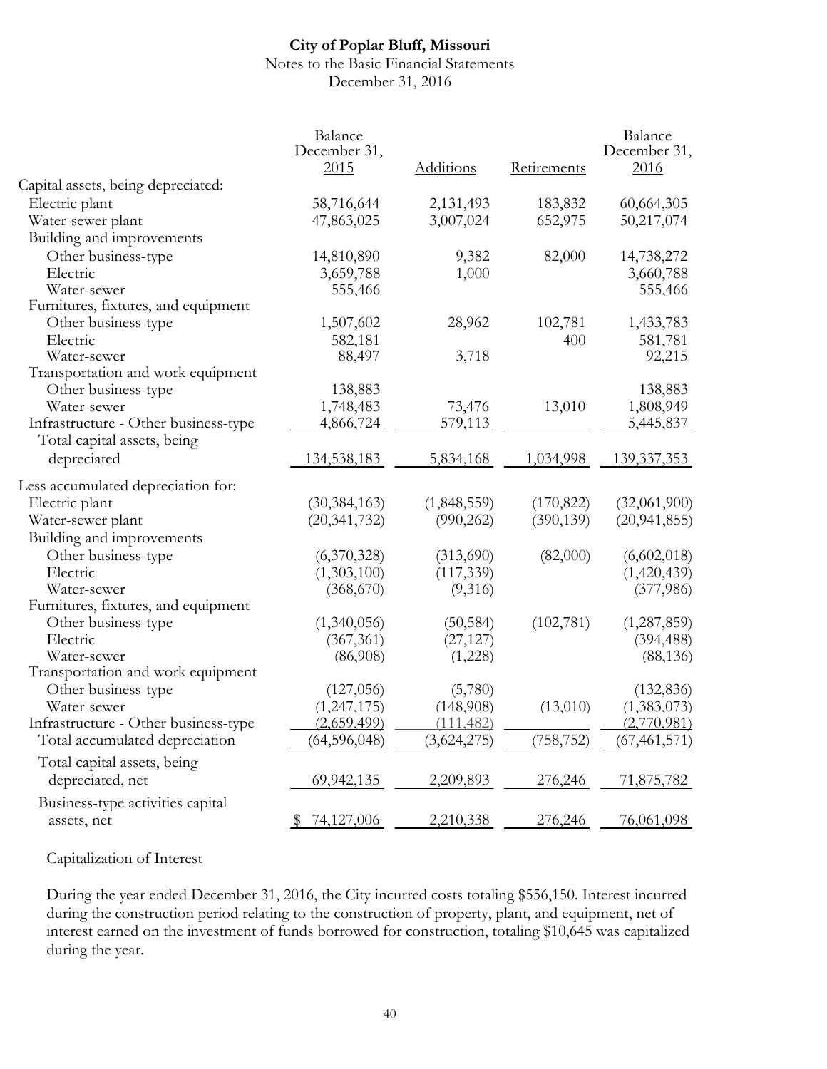**City of Poplar Bluff, Missouri**
Notes to the Basic Financial Statements
December 31, 2016

| | Balance December 31, 2015 | Additions | Retirements | Balance December 31, 2016 |
|---|---|---|---|---|
| Capital assets, being depreciated: | | | | |
| Electric plant | 58,716,644 | 2,131,493 | 183,832 | 60,664,305 |
| Water-sewer plant | 47,863,025 | 3,007,024 | 652,975 | 50,217,074 |
| Building and improvements | | | | |
| Other business-type | 14,810,890 | 9,382 | 82,000 | 14,738,272 |
| Electric | 3,659,788 | 1,000 | | 3,660,788 |
| Water-sewer | 555,466 | | | 555,466 |
| Furnitures, fixtures, and equipment | | | | |
| Other business-type | 1,507,602 | 28,962 | 102,781 | 1,433,783 |
| Electric | 582,181 | | 400 | 581,781 |
| Water-sewer | 88,497 | 3,718 | | 92,215 |
| Transportation and work equipment | | | | |
| Other business-type | 138,883 | | | 138,883 |
| Water-sewer | 1,748,483 | 73,476 | 13,010 | 1,808,949 |
| Infrastructure - Other business-type | 4,866,724 | 579,113 | | 5,445,837 |
| Total capital assets, being depreciated | 134,538,183 | 5,834,168 | 1,034,998 | 139,337,353 |
| Less accumulated depreciation for: | | | | |
| Electric plant | (30,384,163) | (1,848,559) | (170,822) | (32,061,900) |
| Water-sewer plant | (20,341,732) | (990,262) | (390,139) | (20,941,855) |
| Building and improvements | | | | |
| Other business-type | (6,370,328) | (313,690) | (82,000) | (6,602,018) |
| Electric | (1,303,100) | (117,339) | | (1,420,439) |
| Water-sewer | (368,670) | (9,316) | | (377,986) |
| Furnitures, fixtures, and equipment | | | | |
| Other business-type | (1,340,056) | (50,584) | (102,781) | (1,287,859) |
| Electric | (367,361) | (27,127) | | (394,488) |
| Water-sewer | (86,908) | (1,228) | | (88,136) |
| Transportation and work equipment | | | | |
| Other business-type | (127,056) | (5,780) | | (132,836) |
| Water-sewer | (1,247,175) | (148,908) | (13,010) | (1,383,073) |
| Infrastructure - Other business-type | (2,659,499) | (111,482) | | (2,770,981) |
| Total accumulated depreciation | (64,596,048) | (3,624,275) | (758,752) | (67,461,571) |
| Total capital assets, being depreciated, net | 69,942,135 | 2,209,893 | 276,246 | 71,875,782 |
| Business-type activities capital assets, net | $ 74,127,006 | 2,210,338 | 276,246 | 76,061,098 |

Capitalization of Interest

During the year ended December 31, 2016, the City incurred costs totaling $556,150. Interest incurred during the construction period relating to the construction of property, plant, and equipment, net of interest earned on the investment of funds borrowed for construction, totaling $10,645 was capitalized during the year.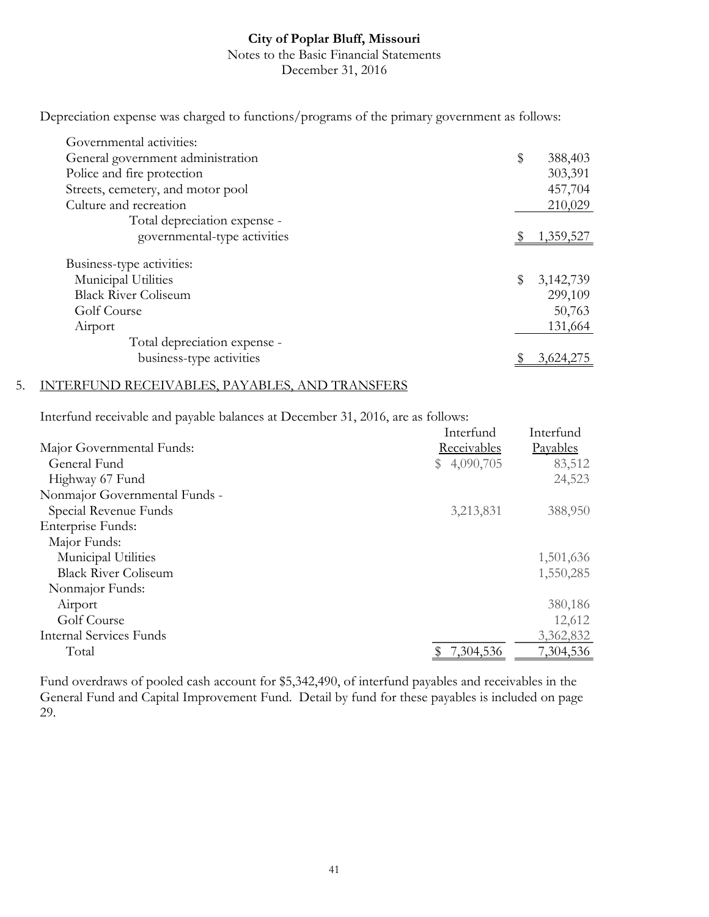**City of Poplar Bluff, Missouri**
Notes to the Basic Financial Statements
December 31, 2016

Depreciation expense was charged to functions/programs of the primary government as follows:

| | |
|---|---|
| Governmental activities: | |
| General government administration | $ 388,403 |
| Police and fire protection | 303,391 |
| Streets, cemetery, and motor pool | 457,704 |
| Culture and recreation | 210,029 |
| Total depreciation expense - governmental-type activities | $ 1,359,527 |
| | |
| Business-type activities: | |
| Municipal Utilities | $ 3,142,739 |
| Black River Coliseum | 299,109 |
| Golf Course | 50,763 |
| Airport | 131,664 |
| Total depreciation expense - business-type activities | $ 3,624,275 |

## 5. INTERFUND RECEIVABLES, PAYABLES, AND TRANSFERS

Interfund receivable and payable balances at December 31, 2016, are as follows:

| | Interfund Receivables | Interfund Payables |
|---|---|---|
| Major Governmental Funds: | | |
| General Fund | $ 4,090,705 | 83,512 |
| Highway 67 Fund | | 24,523 |
| Nonmajor Governmental Funds - | | |
| Special Revenue Funds | 3,213,831 | 388,950 |
| Enterprise Funds: | | |
| Major Funds: | | |
| Municipal Utilities | | 1,501,636 |
| Black River Coliseum | | 1,550,285 |
| Nonmajor Funds: | | |
| Airport | | 380,186 |
| Golf Course | | 12,612 |
| Internal Services Funds | | 3,362,832 |
| Total | $ 7,304,536 | 7,304,536 |

Fund overdraws of pooled cash account for $5,342,490, of interfund payables and receivables in the General Fund and Capital Improvement Fund. Detail by fund for these payables is included on page 29.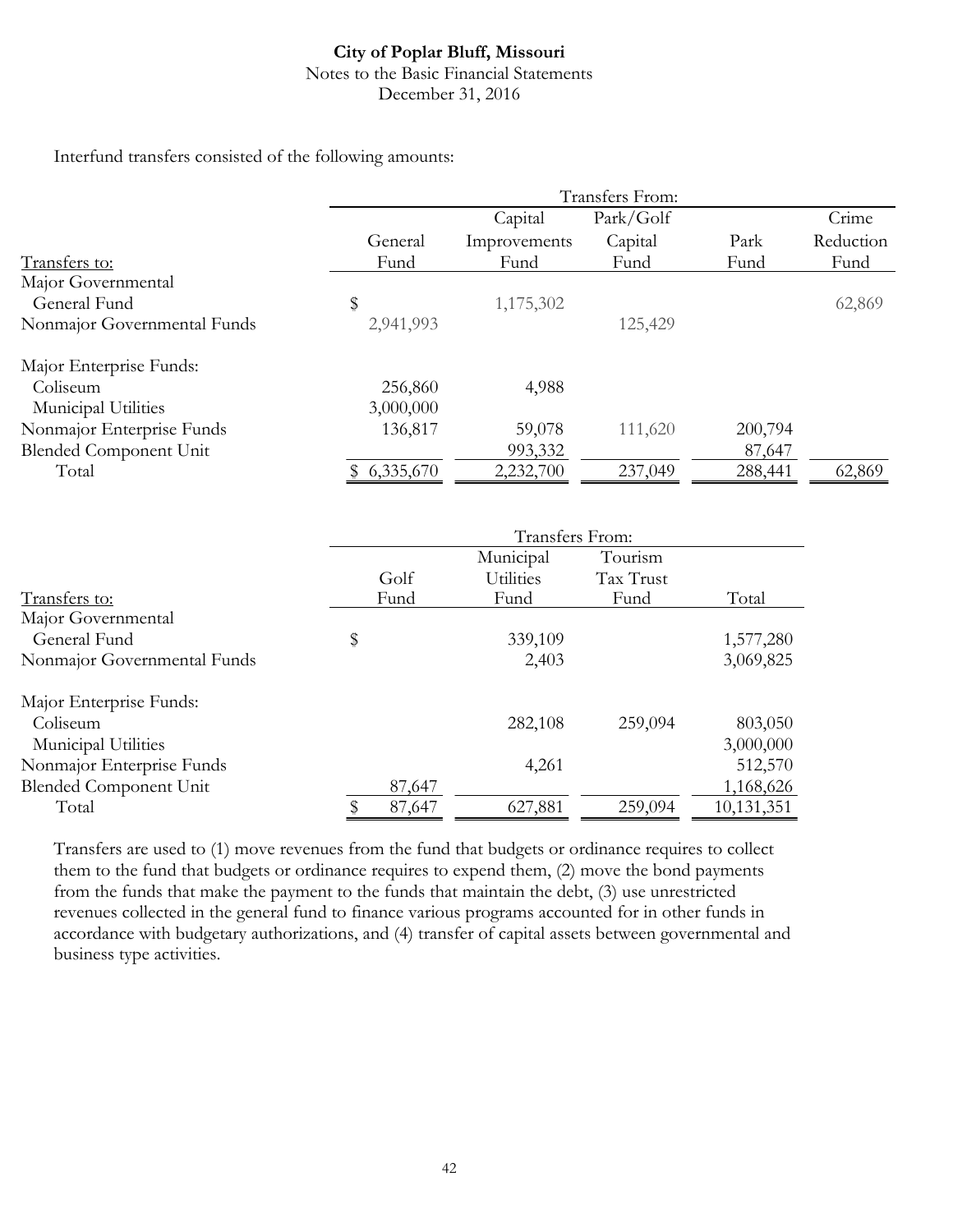City of Poplar Bluff, Missouri
Notes to the Basic Financial Statements
December 31, 2016

Interfund transfers consisted of the following amounts:

| | Transfers From: | | | | |
|---|---|---|---|---|---|
| Transfers to: | General Fund | Capital Improvements Fund | Park/Golf Capital Fund | Park Fund | Crime Reduction Fund |
| Major Governmental | | | | | |
| General Fund | $ | 1,175,302 | | | 62,869 |
| Nonmajor Governmental Funds | 2,941,993 | | 125,429 | | |
| Major Enterprise Funds: | | | | | |
| Coliseum | 256,860 | 4,988 | | | |
| Municipal Utilities | 3,000,000 | | | | |
| Nonmajor Enterprise Funds | 136,817 | 59,078 | 111,620 | 200,794 | |
| Blended Component Unit | | 993,332 | | 87,647 | |
| Total | $ 6,335,670 | 2,232,700 | 237,049 | 288,441 | 62,869 |

| | Transfers From: | | | |
|---|---|---|---|---|
| Transfers to: | Golf Fund | Municipal Utilities Fund | Tourism Tax Trust Fund | Total |
| Major Governmental | | | | |
| General Fund | $ | 339,109 | | 1,577,280 |
| Nonmajor Governmental Funds | | 2,403 | | 3,069,825 |
| Major Enterprise Funds: | | | | |
| Coliseum | | 282,108 | 259,094 | 803,050 |
| Municipal Utilities | | | | 3,000,000 |
| Nonmajor Enterprise Funds | | 4,261 | | 512,570 |
| Blended Component Unit | 87,647 | | | 1,168,626 |
| Total | $ 87,647 | 627,881 | 259,094 | 10,131,351 |

Transfers are used to (1) move revenues from the fund that budgets or ordinance requires to collect them to the fund that budgets or ordinance requires to expend them, (2) move the bond payments from the funds that make the payment to the funds that maintain the debt, (3) use unrestricted revenues collected in the general fund to finance various programs accounted for in other funds in accordance with budgetary authorizations, and (4) transfer of capital assets between governmental and business type activities.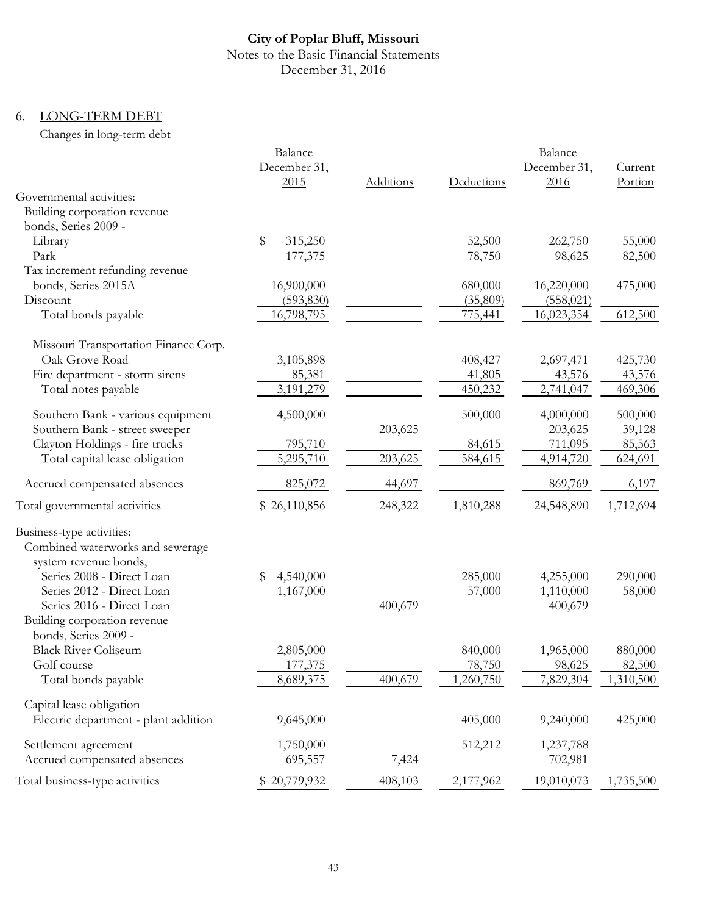## City of Poplar Bluff, Missouri
Notes to the Basic Financial Statements
December 31, 2016

### 6. LONG-TERM DEBT

Changes in long-term debt

| | Balance December 31, 2015 | Additions | Deductions | Balance December 31, 2016 | Current Portion |
|---|---|---|---|---|---|
| Governmental activities: | | | | | |
| Building corporation revenue bonds, Series 2009 - | | | | | |
| Library | $ 315,250 | | 52,500 | 262,750 | 55,000 |
| Park | 177,375 | | 78,750 | 98,625 | 82,500 |
| Tax increment refunding revenue bonds, Series 2015A | 16,900,000 | | 680,000 | 16,220,000 | 475,000 |
| Discount | (593,830) | | (35,809) | (558,021) | |
| Total bonds payable | 16,798,795 | | 775,441 | 16,023,354 | 612,500 |
| Missouri Transportation Finance Corp. Oak Grove Road | 3,105,898 | | 408,427 | 2,697,471 | 425,730 |
| Fire department - storm sirens | 85,381 | | 41,805 | 43,576 | 43,576 |
| Total notes payable | 3,191,279 | | 450,232 | 2,741,047 | 469,306 |
| Southern Bank - various equipment | 4,500,000 | | 500,000 | 4,000,000 | 500,000 |
| Southern Bank - street sweeper | | 203,625 | | 203,625 | 39,128 |
| Clayton Holdings - fire trucks | 795,710 | | 84,615 | 711,095 | 85,563 |
| Total capital lease obligation | 5,295,710 | 203,625 | 584,615 | 4,914,720 | 624,691 |
| Accrued compensated absences | 825,072 | 44,697 | | 869,769 | 6,197 |
| Total governmental activities | $ 26,110,856 | 248,322 | 1,810,288 | 24,548,890 | 1,712,694 |
| Business-type activities: | | | | | |
| Combined waterworks and sewerage system revenue bonds, | | | | | |
| Series 2008 - Direct Loan | $ 4,540,000 | | 285,000 | 4,255,000 | 290,000 |
| Series 2012 - Direct Loan | 1,167,000 | | 57,000 | 1,110,000 | 58,000 |
| Series 2016 - Direct Loan | | 400,679 | | 400,679 | |
| Building corporation revenue bonds, Series 2009 - | | | | | |
| Black River Coliseum | 2,805,000 | | 840,000 | 1,965,000 | 880,000 |
| Golf course | 177,375 | | 78,750 | 98,625 | 82,500 |
| Total bonds payable | 8,689,375 | 400,679 | 1,260,750 | 7,829,304 | 1,310,500 |
| Capital lease obligation | | | | | |
| Electric department - plant addition | 9,645,000 | | 405,000 | 9,240,000 | 425,000 |
| Settlement agreement | 1,750,000 | | 512,212 | 1,237,788 | |
| Accrued compensated absences | 695,557 | 7,424 | | 702,981 | |
| Total business-type activities | $ 20,779,932 | 408,103 | 2,177,962 | 19,010,073 | 1,735,500 |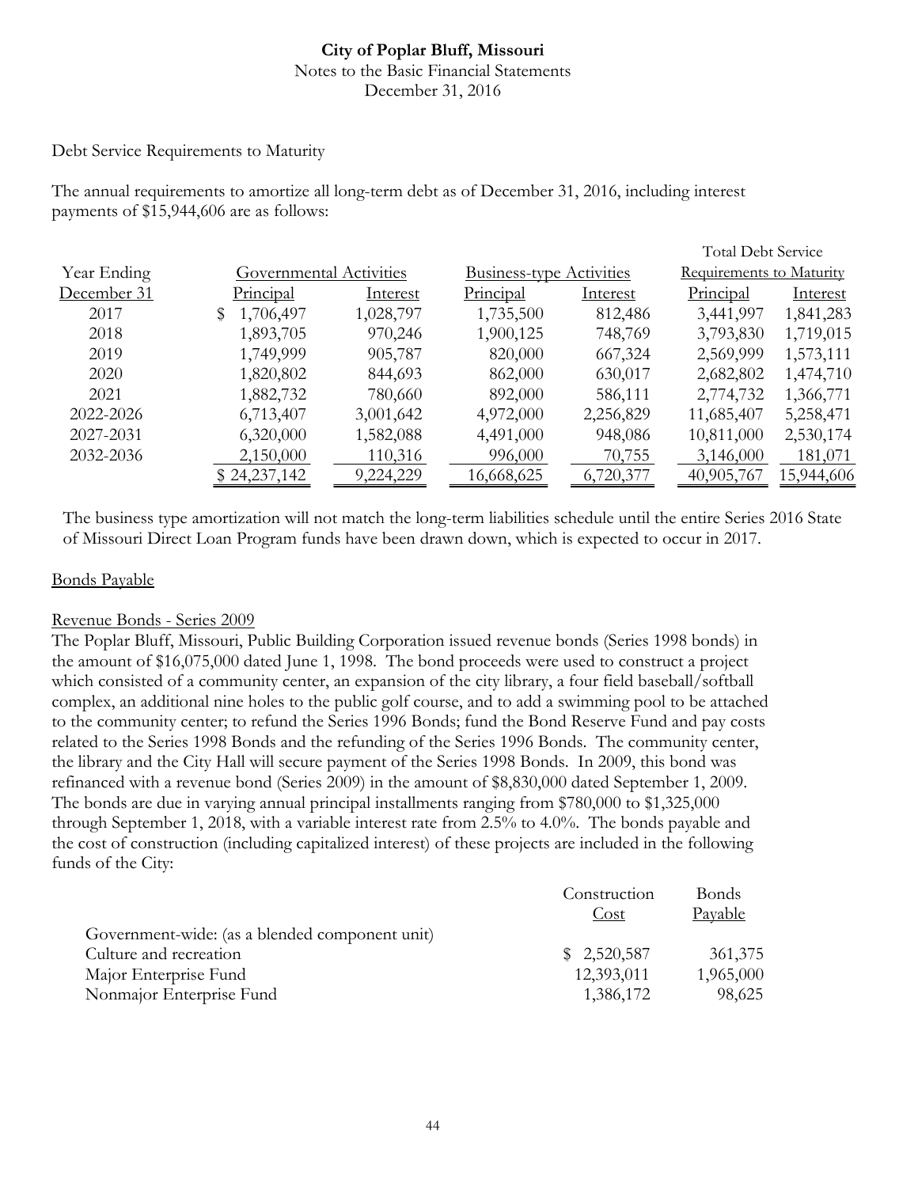Debt Service Requirements to Maturity

The annual requirements to amortize all long-term debt as of December 31, 2016, including interest payments of $15,944,606 are as follows:

| Year Ending | Governmental Activities | | Business-type Activities | | Total Debt Service Requirements to Maturity | |
|---|---|---|---|---|---|---|
| December 31 | Principal | Interest | Principal | Interest | Principal | Interest |
| 2017 | $ 1,706,497 | 1,028,797 | 1,735,500 | 812,486 | 3,441,997 | 1,841,283 |
| 2018 | 1,893,705 | 970,246 | 1,900,125 | 748,769 | 3,793,830 | 1,719,015 |
| 2019 | 1,749,999 | 905,787 | 820,000 | 667,324 | 2,569,999 | 1,573,111 |
| 2020 | 1,820,802 | 844,693 | 862,000 | 630,017 | 2,682,802 | 1,474,710 |
| 2021 | 1,882,732 | 780,660 | 892,000 | 586,111 | 2,774,732 | 1,366,771 |
| 2022-2026 | 6,713,407 | 3,001,642 | 4,972,000 | 2,256,829 | 11,685,407 | 5,258,471 |
| 2027-2031 | 6,320,000 | 1,582,088 | 4,491,000 | 948,086 | 10,811,000 | 2,530,174 |
| 2032-2036 | 2,150,000 | 110,316 | 996,000 | 70,755 | 3,146,000 | 181,071 |
| | $ 24,237,142 | 9,224,229 | 16,668,625 | 6,720,377 | 40,905,767 | 15,944,606 |

The business type amortization will not match the long-term liabilities schedule until the entire Series 2016 State of Missouri Direct Loan Program funds have been drawn down, which is expected to occur in 2017.

## Bonds Payable

### Revenue Bonds - Series 2009

The Poplar Bluff, Missouri, Public Building Corporation issued revenue bonds (Series 1998 bonds) in the amount of $16,075,000 dated June 1, 1998. The bond proceeds were used to construct a project which consisted of a community center, an expansion of the city library, a four field baseball/softball complex, an additional nine holes to the public golf course, and to add a swimming pool to be attached to the community center; to refund the Series 1996 Bonds; fund the Bond Reserve Fund and pay costs related to the Series 1998 Bonds and the refunding of the Series 1996 Bonds. The community center, the library and the City Hall will secure payment of the Series 1998 Bonds. In 2009, this bond was refinanced with a revenue bond (Series 2009) in the amount of $8,830,000 dated September 1, 2009. The bonds are due in varying annual principal installments ranging from $780,000 to $1,325,000 through September 1, 2018, with a variable interest rate from 2.5% to 4.0%. The bonds payable and the cost of construction (including capitalized interest) of these projects are included in the following funds of the City:

| | Construction Cost | Bonds Payable |
|---|---|---|
| Government-wide: (as a blended component unit) | | |
| Culture and recreation | $ 2,520,587 | 361,375 |
| Major Enterprise Fund | 12,393,011 | 1,965,000 |
| Nonmajor Enterprise Fund | 1,386,172 | 98,625 |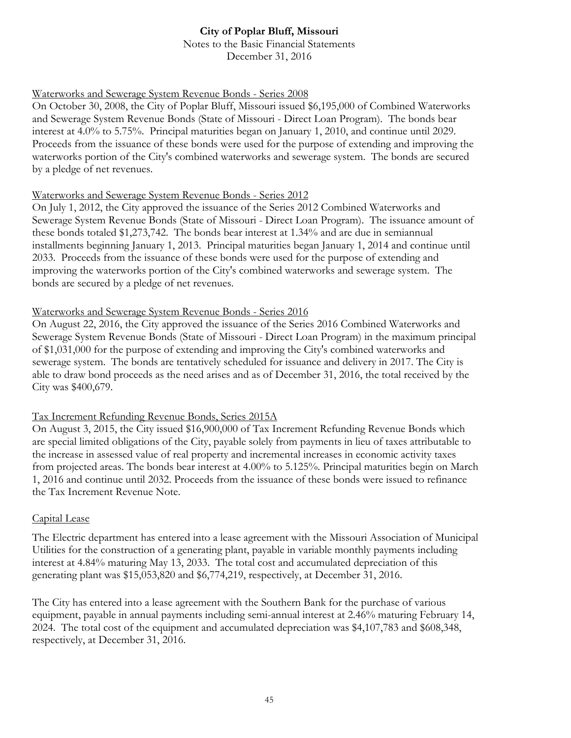Waterworks and Sewerage System Revenue Bonds - Series 2008

On October 30, 2008, the City of Poplar Bluff, Missouri issued $6,195,000 of Combined Waterworks and Sewerage System Revenue Bonds (State of Missouri - Direct Loan Program). The bonds bear interest at 4.0% to 5.75%. Principal maturities began on January 1, 2010, and continue until 2029. Proceeds from the issuance of these bonds were used for the purpose of extending and improving the waterworks portion of the City's combined waterworks and sewerage system. The bonds are secured by a pledge of net revenues.

Waterworks and Sewerage System Revenue Bonds - Series 2012

On July 1, 2012, the City approved the issuance of the Series 2012 Combined Waterworks and Sewerage System Revenue Bonds (State of Missouri - Direct Loan Program). The issuance amount of these bonds totaled $1,273,742. The bonds bear interest at 1.34% and are due in semiannual installments beginning January 1, 2013. Principal maturities began January 1, 2014 and continue until 2033. Proceeds from the issuance of these bonds were used for the purpose of extending and improving the waterworks portion of the City's combined waterworks and sewerage system. The bonds are secured by a pledge of net revenues.

Waterworks and Sewerage System Revenue Bonds - Series 2016

On August 22, 2016, the City approved the issuance of the Series 2016 Combined Waterworks and Sewerage System Revenue Bonds (State of Missouri - Direct Loan Program) in the maximum principal of $1,031,000 for the purpose of extending and improving the City's combined waterworks and sewerage system. The bonds are tentatively scheduled for issuance and delivery in 2017. The City is able to draw bond proceeds as the need arises and as of December 31, 2016, the total received by the City was $400,679.

Tax Increment Refunding Revenue Bonds, Series 2015A

On August 3, 2015, the City issued $16,900,000 of Tax Increment Refunding Revenue Bonds which are special limited obligations of the City, payable solely from payments in lieu of taxes attributable to the increase in assessed value of real property and incremental increases in economic activity taxes from projected areas. The bonds bear interest at 4.00% to 5.125%. Principal maturities begin on March 1, 2016 and continue until 2032. Proceeds from the issuance of these bonds were issued to refinance the Tax Increment Revenue Note.

Capital Lease

The Electric department has entered into a lease agreement with the Missouri Association of Municipal Utilities for the construction of a generating plant, payable in variable monthly payments including interest at 4.84% maturing May 13, 2033. The total cost and accumulated depreciation of this generating plant was $15,053,820 and $6,774,219, respectively, at December 31, 2016.

The City has entered into a lease agreement with the Southern Bank for the purchase of various equipment, payable in annual payments including semi-annual interest at 2.46% maturing February 14, 2024. The total cost of the equipment and accumulated depreciation was $4,107,783 and $608,348, respectively, at December 31, 2016.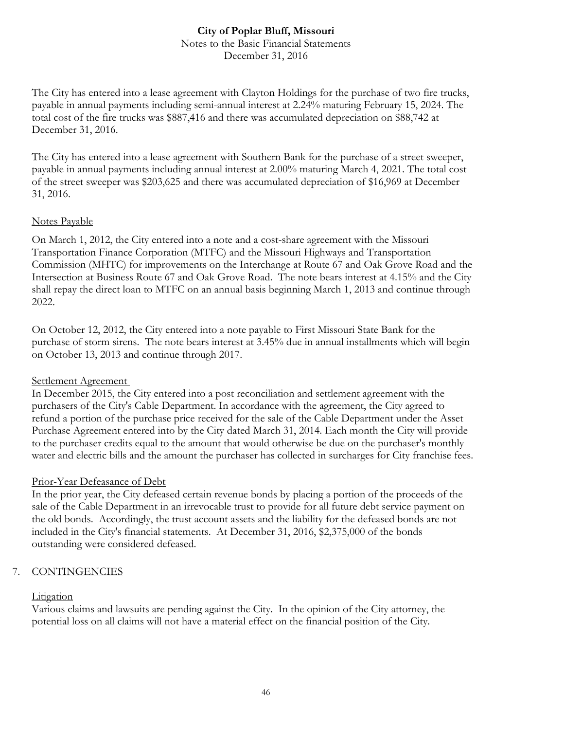The City has entered into a lease agreement with Clayton Holdings for the purchase of two fire trucks, payable in annual payments including semi-annual interest at 2.24% maturing February 15, 2024. The total cost of the fire trucks was $887,416 and there was accumulated depreciation on $88,742 at December 31, 2016.

The City has entered into a lease agreement with Southern Bank for the purchase of a street sweeper, payable in annual payments including annual interest at 2.00% maturing March 4, 2021. The total cost of the street sweeper was $203,625 and there was accumulated depreciation of $16,969 at December 31, 2016.

Notes Payable

On March 1, 2012, the City entered into a note and a cost-share agreement with the Missouri Transportation Finance Corporation (MTFC) and the Missouri Highways and Transportation Commission (MHTC) for improvements on the Interchange at Route 67 and Oak Grove Road and the Intersection at Business Route 67 and Oak Grove Road. The note bears interest at 4.15% and the City shall repay the direct loan to MTFC on an annual basis beginning March 1, 2013 and continue through 2022.

On October 12, 2012, the City entered into a note payable to First Missouri State Bank for the purchase of storm sirens. The note bears interest at 3.45% due in annual installments which will begin on October 13, 2013 and continue through 2017.

Settlement Agreement

In December 2015, the City entered into a post reconciliation and settlement agreement with the purchasers of the City's Cable Department. In accordance with the agreement, the City agreed to refund a portion of the purchase price received for the sale of the Cable Department under the Asset Purchase Agreement entered into by the City dated March 31, 2014. Each month the City will provide to the purchaser credits equal to the amount that would otherwise be due on the purchaser's monthly water and electric bills and the amount the purchaser has collected in surcharges for City franchise fees.

Prior-Year Defeasance of Debt

In the prior year, the City defeased certain revenue bonds by placing a portion of the proceeds of the sale of the Cable Department in an irrevocable trust to provide for all future debt service payment on the old bonds. Accordingly, the trust account assets and the liability for the defeased bonds are not included in the City's financial statements. At December 31, 2016, $2,375,000 of the bonds outstanding were considered defeased.

## 7. CONTINGENCIES

Litigation

Various claims and lawsuits are pending against the City. In the opinion of the City attorney, the potential loss on all claims will not have a material effect on the financial position of the City.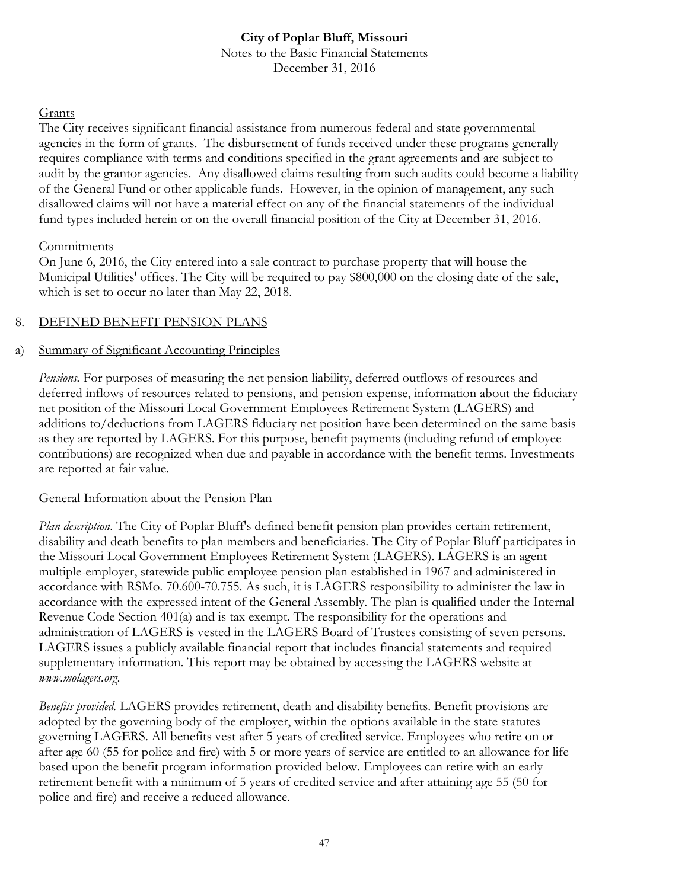Grants

The City receives significant financial assistance from numerous federal and state governmental agencies in the form of grants. The disbursement of funds received under these programs generally requires compliance with terms and conditions specified in the grant agreements and are subject to audit by the grantor agencies. Any disallowed claims resulting from such audits could become a liability of the General Fund or other applicable funds. However, in the opinion of management, any such disallowed claims will not have a material effect on any of the financial statements of the individual fund types included herein or on the overall financial position of the City at December 31, 2016.

Commitments

On June 6, 2016, the City entered into a sale contract to purchase property that will house the Municipal Utilities' offices. The City will be required to pay $800,000 on the closing date of the sale, which is set to occur no later than May 22, 2018.

## 8. DEFINED BENEFIT PENSION PLANS

### a) Summary of Significant Accounting Principles

*Pensions.* For purposes of measuring the net pension liability, deferred outflows of resources and deferred inflows of resources related to pensions, and pension expense, information about the fiduciary net position of the Missouri Local Government Employees Retirement System (LAGERS) and additions to/deductions from LAGERS fiduciary net position have been determined on the same basis as they are reported by LAGERS. For this purpose, benefit payments (including refund of employee contributions) are recognized when due and payable in accordance with the benefit terms. Investments are reported at fair value.

General Information about the Pension Plan

*Plan description.* The City of Poplar Bluff's defined benefit pension plan provides certain retirement, disability and death benefits to plan members and beneficiaries. The City of Poplar Bluff participates in the Missouri Local Government Employees Retirement System (LAGERS). LAGERS is an agent multiple-employer, statewide public employee pension plan established in 1967 and administered in accordance with RSMo. 70.600-70.755. As such, it is LAGERS responsibility to administer the law in accordance with the expressed intent of the General Assembly. The plan is qualified under the Internal Revenue Code Section 401(a) and is tax exempt. The responsibility for the operations and administration of LAGERS is vested in the LAGERS Board of Trustees consisting of seven persons. LAGERS issues a publicly available financial report that includes financial statements and required supplementary information. This report may be obtained by accessing the LAGERS website at *www.molagers.org*.

*Benefits provided.* LAGERS provides retirement, death and disability benefits. Benefit provisions are adopted by the governing body of the employer, within the options available in the state statutes governing LAGERS. All benefits vest after 5 years of credited service. Employees who retire on or after age 60 (55 for police and fire) with 5 or more years of service are entitled to an allowance for life based upon the benefit program information provided below. Employees can retire with an early retirement benefit with a minimum of 5 years of credited service and after attaining age 55 (50 for police and fire) and receive a reduced allowance.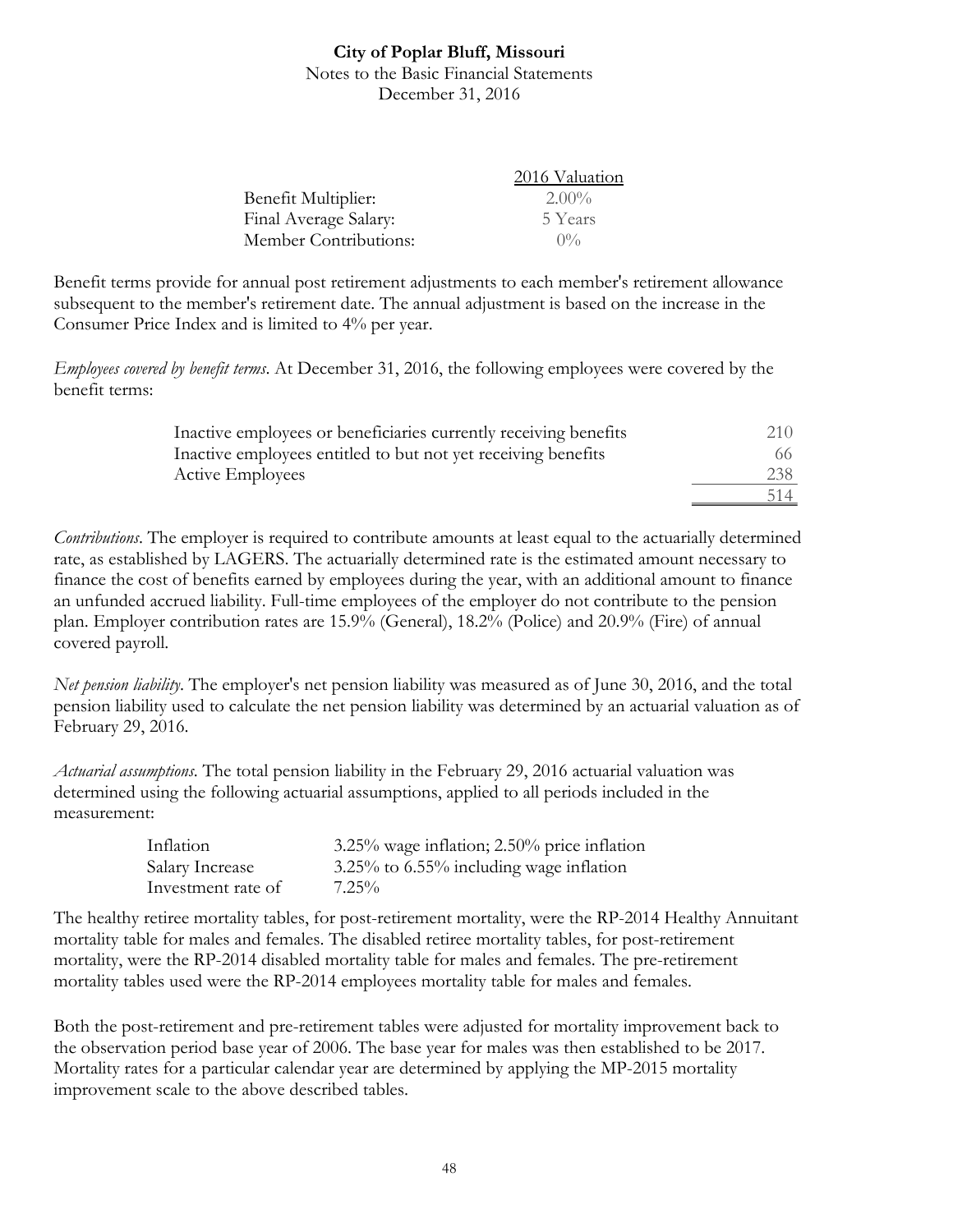| | 2016 Valuation |
|---|---|
| Benefit Multiplier: | 2.00% |
| Final Average Salary: | 5 Years |
| Member Contributions: | 0% |

Benefit terms provide for annual post retirement adjustments to each member's retirement allowance subsequent to the member's retirement date. The annual adjustment is based on the increase in the Consumer Price Index and is limited to 4% per year.

*Employees covered by benefit terms*. At December 31, 2016, the following employees were covered by the benefit terms:

| | |
|---|---|
| Inactive employees or beneficiaries currently receiving benefits | 210 |
| Inactive employees entitled to but not yet receiving benefits | 66 |
| Active Employees | 238 |
| | 514 |

*Contributions*. The employer is required to contribute amounts at least equal to the actuarially determined rate, as established by LAGERS. The actuarially determined rate is the estimated amount necessary to finance the cost of benefits earned by employees during the year, with an additional amount to finance an unfunded accrued liability. Full-time employees of the employer do not contribute to the pension plan. Employer contribution rates are 15.9% (General), 18.2% (Police) and 20.9% (Fire) of annual covered payroll.

*Net pension liability*. The employer's net pension liability was measured as of June 30, 2016, and the total pension liability used to calculate the net pension liability was determined by an actuarial valuation as of February 29, 2016.

*Actuarial assumptions*. The total pension liability in the February 29, 2016 actuarial valuation was determined using the following actuarial assumptions, applied to all periods included in the measurement:

| | |
|---|---|
| Inflation | 3.25% wage inflation; 2.50% price inflation |
| Salary Increase | 3.25% to 6.55% including wage inflation |
| Investment rate of | 7.25% |

The healthy retiree mortality tables, for post-retirement mortality, were the RP-2014 Healthy Annuitant mortality table for males and females. The disabled retiree mortality tables, for post-retirement mortality, were the RP-2014 disabled mortality table for males and females. The pre-retirement mortality tables used were the RP-2014 employees mortality table for males and females.

Both the post-retirement and pre-retirement tables were adjusted for mortality improvement back to the observation period base year of 2006. The base year for males was then established to be 2017. Mortality rates for a particular calendar year are determined by applying the MP-2015 mortality improvement scale to the above described tables.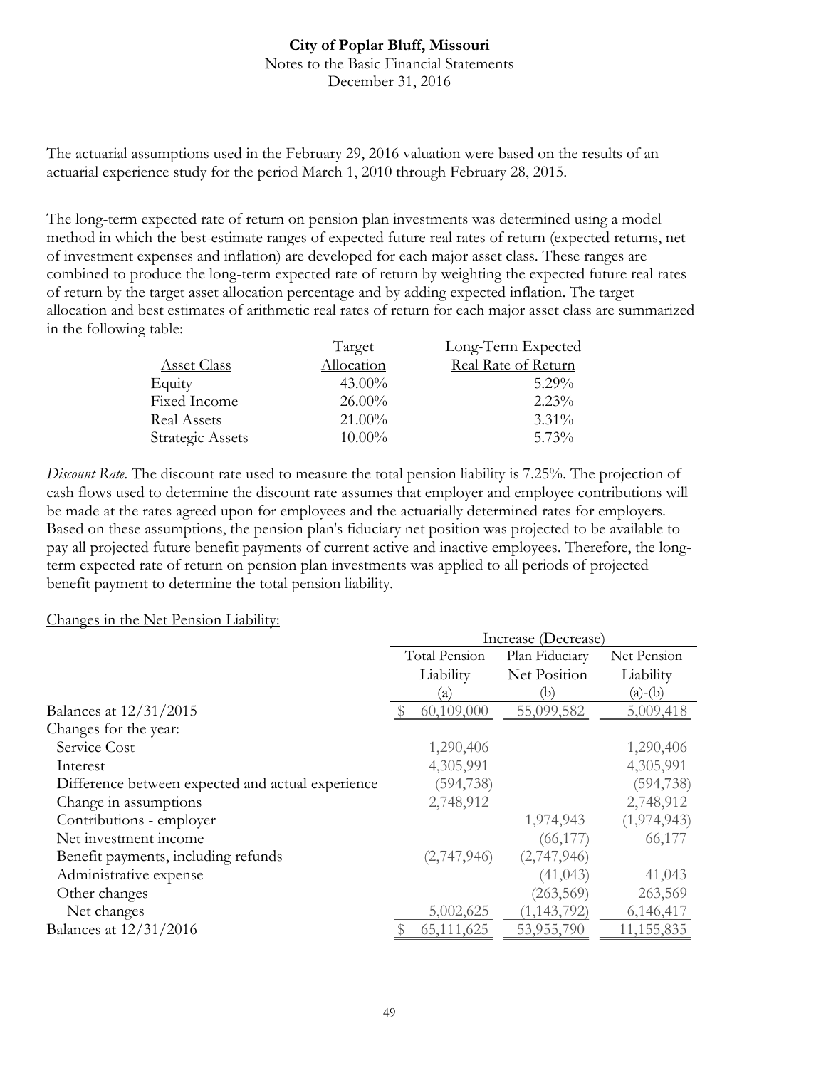The actuarial assumptions used in the February 29, 2016 valuation were based on the results of an actuarial experience study for the period March 1, 2010 through February 28, 2015.

The long-term expected rate of return on pension plan investments was determined using a model method in which the best-estimate ranges of expected future real rates of return (expected returns, net of investment expenses and inflation) are developed for each major asset class. These ranges are combined to produce the long-term expected rate of return by weighting the expected future real rates of return by the target asset allocation percentage and by adding expected inflation. The target allocation and best estimates of arithmetic real rates of return for each major asset class are summarized in the following table:

| Asset Class | Target Allocation | Long-Term Expected Real Rate of Return |
|---|---|---|
| Equity | 43.00% | 5.29% |
| Fixed Income | 26.00% | 2.23% |
| Real Assets | 21.00% | 3.31% |
| Strategic Assets | 10.00% | 5.73% |

*Discount Rate*. The discount rate used to measure the total pension liability is 7.25%. The projection of cash flows used to determine the discount rate assumes that employer and employee contributions will be made at the rates agreed upon for employees and the actuarially determined rates for employers. Based on these assumptions, the pension plan's fiduciary net position was projected to be available to pay all projected future benefit payments of current active and inactive employees. Therefore, the long-term expected rate of return on pension plan investments was applied to all periods of projected benefit payment to determine the total pension liability.

Changes in the Net Pension Liability:

| | Increase (Decrease) | | |
|---|---|---|---|
| | Total Pension Liability (a) | Plan Fiduciary Net Position (b) | Net Pension Liability (a)-(b) |
| Balances at 12/31/2015 | $ 60,109,000 | 55,099,582 | 5,009,418 |
| Changes for the year: | | | |
| Service Cost | 1,290,406 | | 1,290,406 |
| Interest | 4,305,991 | | 4,305,991 |
| Difference between expected and actual experience | (594,738) | | (594,738) |
| Change in assumptions | 2,748,912 | | 2,748,912 |
| Contributions - employer | | 1,974,943 | (1,974,943) |
| Net investment income | | (66,177) | 66,177 |
| Benefit payments, including refunds | (2,747,946) | (2,747,946) | |
| Administrative expense | | (41,043) | 41,043 |
| Other changes | | (263,569) | 263,569 |
| Net changes | 5,002,625 | (1,143,792) | 6,146,417 |
| Balances at 12/31/2016 | $ 65,111,625 | 53,955,790 | 11,155,835 |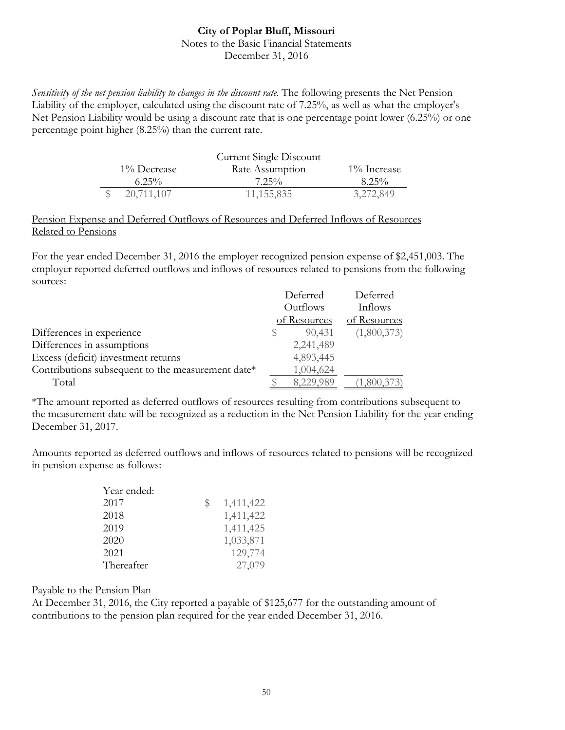*Sensitivity of the net pension liability to changes in the discount rate.* The following presents the Net Pension Liability of the employer, calculated using the discount rate of 7.25%, as well as what the employer's Net Pension Liability would be using a discount rate that is one percentage point lower (6.25%) or one percentage point higher (8.25%) than the current rate.

| 1% Decrease 6.25% | Current Single Discount Rate Assumption 7.25% | 1% Increase 8.25% |
|---|---|---|
| $ 20,711,107 | 11,155,835 | 3,272,849 |

Pension Expense and Deferred Outflows of Resources and Deferred Inflows of Resources Related to Pensions

For the year ended December 31, 2016 the employer recognized pension expense of $2,451,003. The employer reported deferred outflows and inflows of resources related to pensions from the following sources:

| | Deferred Outflows of Resources | Deferred Inflows of Resources |
|---|---|---|
| Differences in experience | $ 90,431 | (1,800,373) |
| Differences in assumptions | 2,241,489 | |
| Excess (deficit) investment returns | 4,893,445 | |
| Contributions subsequent to the measurement date* | 1,004,624 | |
| Total | $ 8,229,989 | (1,800,373) |

*The amount reported as deferred outflows of resources resulting from contributions subsequent to the measurement date will be recognized as a reduction in the Net Pension Liability for the year ending December 31, 2017.

Amounts reported as deferred outflows and inflows of resources related to pensions will be recognized in pension expense as follows:

| Year ended: | |
|---|---|
| 2017 | $ 1,411,422 |
| 2018 | 1,411,422 |
| 2019 | 1,411,425 |
| 2020 | 1,033,871 |
| 2021 | 129,774 |
| Thereafter | 27,079 |

Payable to the Pension Plan

At December 31, 2016, the City reported a payable of $125,677 for the outstanding amount of contributions to the pension plan required for the year ended December 31, 2016.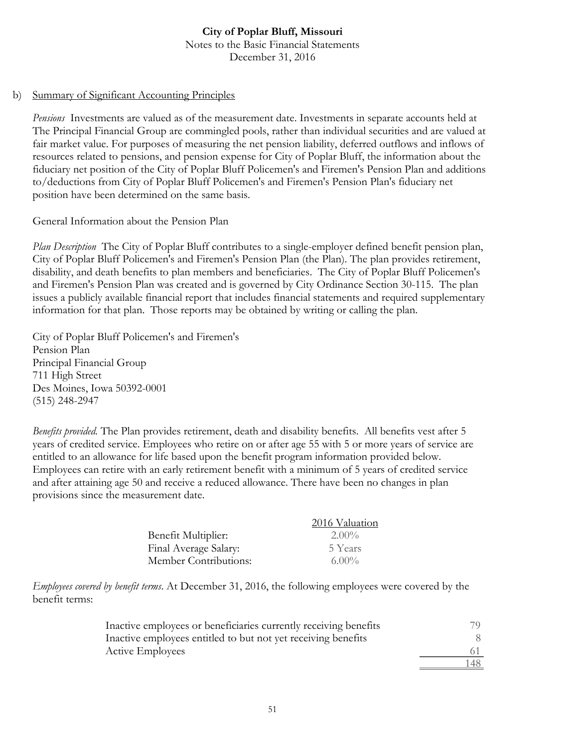b) Summary of Significant Accounting Principles

*Pensions* Investments are valued as of the measurement date. Investments in separate accounts held at The Principal Financial Group are commingled pools, rather than individual securities and are valued at fair market value. For purposes of measuring the net pension liability, deferred outflows and inflows of resources related to pensions, and pension expense for City of Poplar Bluff, the information about the fiduciary net position of the City of Poplar Bluff Policemen's and Firemen's Pension Plan and additions to/deductions from City of Poplar Bluff Policemen's and Firemen's Pension Plan's fiduciary net position have been determined on the same basis.

General Information about the Pension Plan

*Plan Description* The City of Poplar Bluff contributes to a single-employer defined benefit pension plan, City of Poplar Bluff Policemen's and Firemen's Pension Plan (the Plan). The plan provides retirement, disability, and death benefits to plan members and beneficiaries. The City of Poplar Bluff Policemen's and Firemen's Pension Plan was created and is governed by City Ordinance Section 30-115. The plan issues a publicly available financial report that includes financial statements and required supplementary information for that plan. Those reports may be obtained by writing or calling the plan.

City of Poplar Bluff Policemen's and Firemen's
Pension Plan
Principal Financial Group
711 High Street
Des Moines, Iowa 50392-0001
(515) 248-2947

*Benefits provided.* The Plan provides retirement, death and disability benefits. All benefits vest after 5 years of credited service. Employees who retire on or after age 55 with 5 or more years of service are entitled to an allowance for life based upon the benefit program information provided below. Employees can retire with an early retirement benefit with a minimum of 5 years of credited service and after attaining age 50 and receive a reduced allowance. There have been no changes in plan provisions since the measurement date.

| | 2016 Valuation |
|---|---|
| Benefit Multiplier: | 2.00% |
| Final Average Salary: | 5 Years |
| Member Contributions: | 6.00% |

*Employees covered by benefit terms.* At December 31, 2016, the following employees were covered by the benefit terms:

| | |
|---|---|
| Inactive employees or beneficiaries currently receiving benefits | 79 |
| Inactive employees entitled to but not yet receiving benefits | 8 |
| Active Employees | 61 |
| | 148 |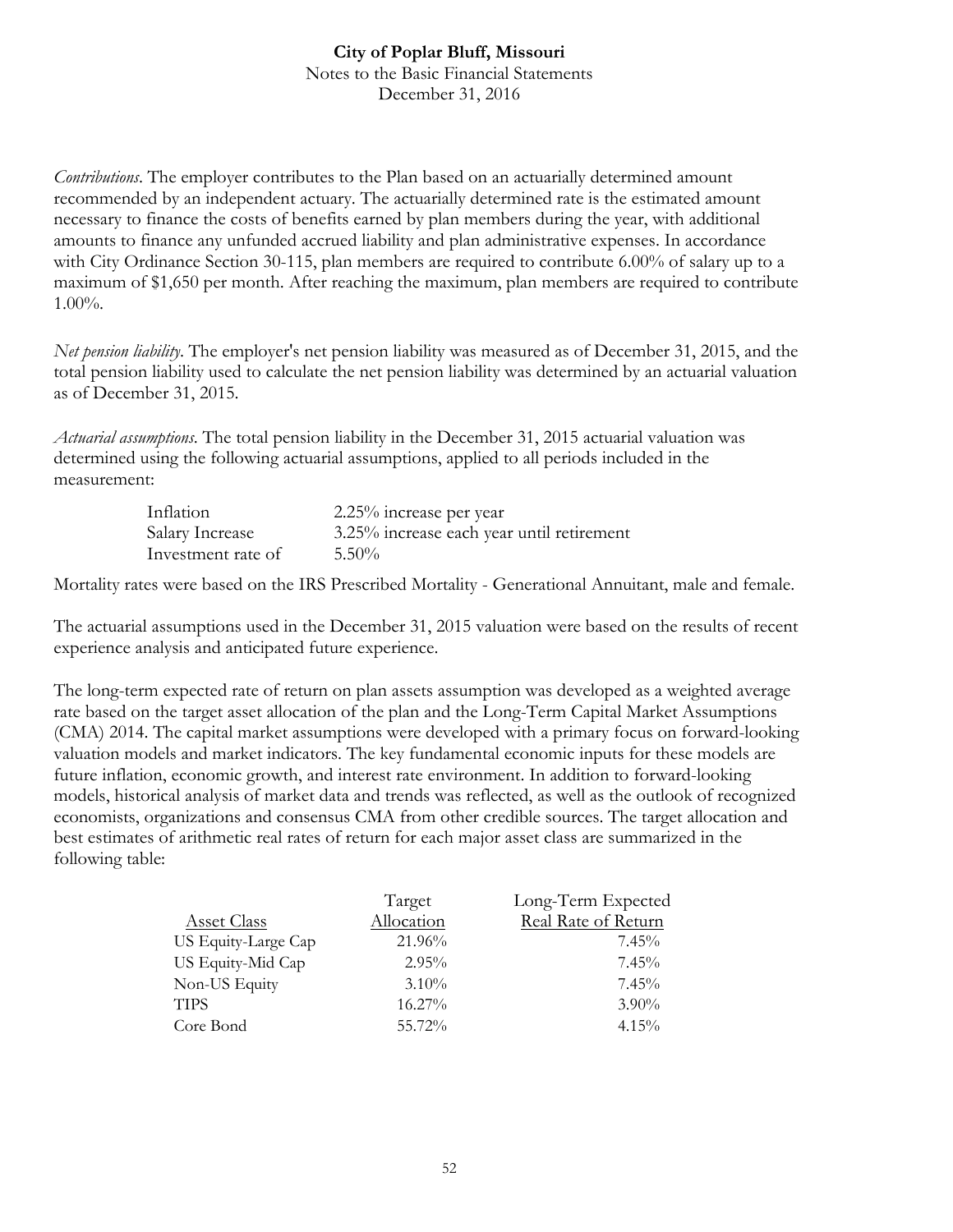*Contributions*. The employer contributes to the Plan based on an actuarially determined amount recommended by an independent actuary. The actuarially determined rate is the estimated amount necessary to finance the costs of benefits earned by plan members during the year, with additional amounts to finance any unfunded accrued liability and plan administrative expenses. In accordance with City Ordinance Section 30-115, plan members are required to contribute 6.00% of salary up to a maximum of $1,650 per month. After reaching the maximum, plan members are required to contribute 1.00%.

*Net pension liability*. The employer's net pension liability was measured as of December 31, 2015, and the total pension liability used to calculate the net pension liability was determined by an actuarial valuation as of December 31, 2015.

*Actuarial assumptions*. The total pension liability in the December 31, 2015 actuarial valuation was determined using the following actuarial assumptions, applied to all periods included in the measurement:

| | |
|---|---|
| Inflation | 2.25% increase per year |
| Salary Increase | 3.25% increase each year until retirement |
| Investment rate of | 5.50% |

Mortality rates were based on the IRS Prescribed Mortality - Generational Annuitant, male and female.

The actuarial assumptions used in the December 31, 2015 valuation were based on the results of recent experience analysis and anticipated future experience.

The long-term expected rate of return on plan assets assumption was developed as a weighted average rate based on the target asset allocation of the plan and the Long-Term Capital Market Assumptions (CMA) 2014. The capital market assumptions were developed with a primary focus on forward-looking valuation models and market indicators. The key fundamental economic inputs for these models are future inflation, economic growth, and interest rate environment. In addition to forward-looking models, historical analysis of market data and trends was reflected, as well as the outlook of recognized economists, organizations and consensus CMA from other credible sources. The target allocation and best estimates of arithmetic real rates of return for each major asset class are summarized in the following table:

| Asset Class | Target Allocation | Long-Term Expected Real Rate of Return |
|---|---|---|
| US Equity-Large Cap | 21.96% | 7.45% |
| US Equity-Mid Cap | 2.95% | 7.45% |
| Non-US Equity | 3.10% | 7.45% |
| TIPS | 16.27% | 3.90% |
| Core Bond | 55.72% | 4.15% |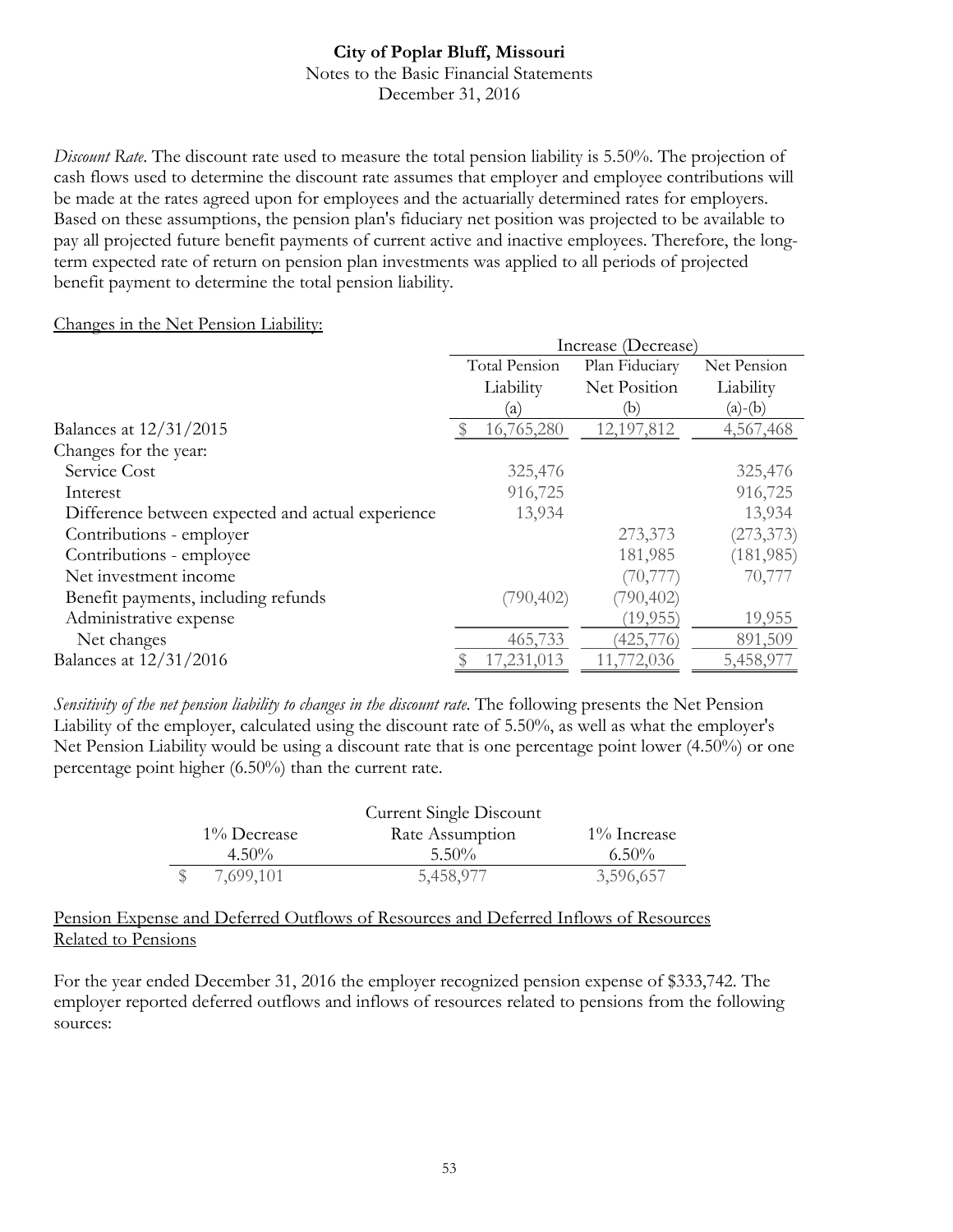*Discount Rate*. The discount rate used to measure the total pension liability is 5.50%. The projection of cash flows used to determine the discount rate assumes that employer and employee contributions will be made at the rates agreed upon for employees and the actuarially determined rates for employers. Based on these assumptions, the pension plan's fiduciary net position was projected to be available to pay all projected future benefit payments of current active and inactive employees. Therefore, the long-term expected rate of return on pension plan investments was applied to all periods of projected benefit payment to determine the total pension liability.

Changes in the Net Pension Liability:

| | Increase (Decrease) | | |
|---|---|---|---|
| | Total Pension Liability (a) | Plan Fiduciary Net Position (b) | Net Pension Liability (a)-(b) |
| Balances at 12/31/2015 | $ 16,765,280 | 12,197,812 | 4,567,468 |
| Changes for the year: | | | |
| Service Cost | 325,476 | | 325,476 |
| Interest | 916,725 | | 916,725 |
| Difference between expected and actual experience | 13,934 | | 13,934 |
| Contributions - employer | | 273,373 | (273,373) |
| Contributions - employee | | 181,985 | (181,985) |
| Net investment income | | (70,777) | 70,777 |
| Benefit payments, including refunds | (790,402) | (790,402) | |
| Administrative expense | | (19,955) | 19,955 |
| Net changes | 465,733 | (425,776) | 891,509 |
| Balances at 12/31/2016 | $ 17,231,013 | 11,772,036 | 5,458,977 |

*Sensitivity of the net pension liability to changes in the discount rate.* The following presents the Net Pension Liability of the employer, calculated using the discount rate of 5.50%, as well as what the employer's Net Pension Liability would be using a discount rate that is one percentage point lower (4.50%) or one percentage point higher (6.50%) than the current rate.

| 1% Decrease 4.50% | Current Single Discount Rate Assumption 5.50% | 1% Increase 6.50% |
|---|---|---|
| $ 7,699,101 | 5,458,977 | 3,596,657 |

Pension Expense and Deferred Outflows of Resources and Deferred Inflows of Resources Related to Pensions

For the year ended December 31, 2016 the employer recognized pension expense of $333,742. The employer reported deferred outflows and inflows of resources related to pensions from the following sources: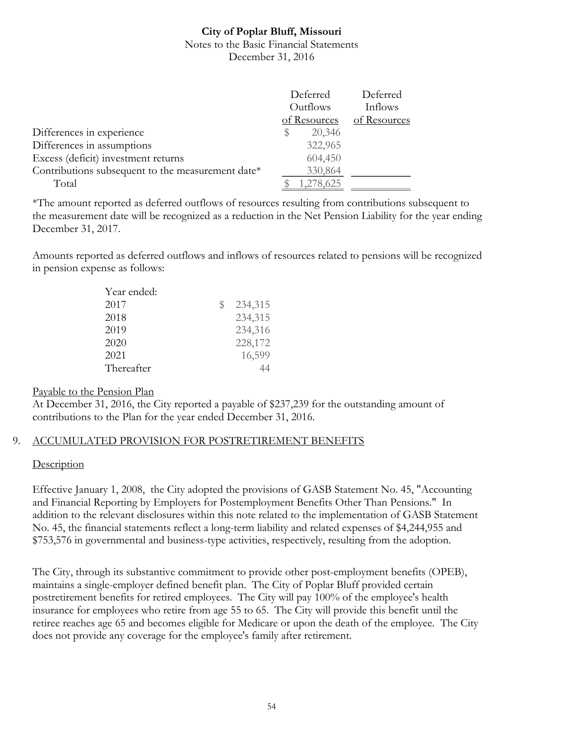| | Deferred Outflows of Resources | Deferred Inflows of Resources |
|---|---|---|
| Differences in experience | $ 20,346 | |
| Differences in assumptions | 322,965 | |
| Excess (deficit) investment returns | 604,450 | |
| Contributions subsequent to the measurement date* | 330,864 | |
| Total | $ 1,278,625 | |

*The amount reported as deferred outflows of resources resulting from contributions subsequent to the measurement date will be recognized as a reduction in the Net Pension Liability for the year ending December 31, 2017.

Amounts reported as deferred outflows and inflows of resources related to pensions will be recognized in pension expense as follows:

| Year ended: | |
|---|---|
| 2017 | $ 234,315 |
| 2018 | 234,315 |
| 2019 | 234,316 |
| 2020 | 228,172 |
| 2021 | 16,599 |
| Thereafter | 44 |

Payable to the Pension Plan

At December 31, 2016, the City reported a payable of $237,239 for the outstanding amount of contributions to the Plan for the year ended December 31, 2016.

## 9. ACCUMULATED PROVISION FOR POSTRETIREMENT BENEFITS

### Description

Effective January 1, 2008, the City adopted the provisions of GASB Statement No. 45, "Accounting and Financial Reporting by Employers for Postemployment Benefits Other Than Pensions." In addition to the relevant disclosures within this note related to the implementation of GASB Statement No. 45, the financial statements reflect a long-term liability and related expenses of $4,244,955 and $753,576 in governmental and business-type activities, respectively, resulting from the adoption.

The City, through its substantive commitment to provide other post-employment benefits (OPEB), maintains a single-employer defined benefit plan. The City of Poplar Bluff provided certain postretirement benefits for retired employees. The City will pay 100% of the employee's health insurance for employees who retire from age 55 to 65. The City will provide this benefit until the retiree reaches age 65 and becomes eligible for Medicare or upon the death of the employee. The City does not provide any coverage for the employee's family after retirement.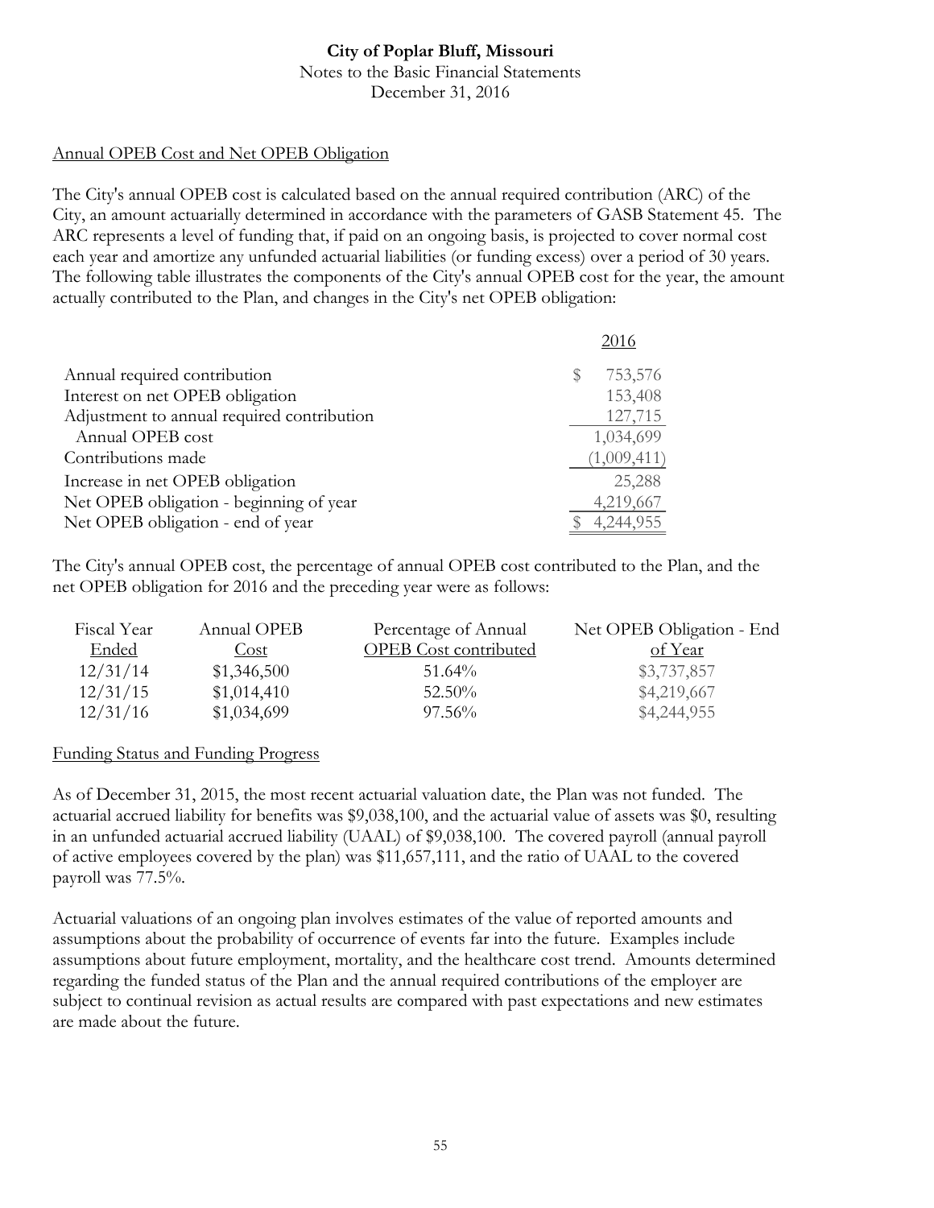# City of Poplar Bluff, Missouri

Notes to the Basic Financial Statements

December 31, 2016

## Annual OPEB Cost and Net OPEB Obligation

The City's annual OPEB cost is calculated based on the annual required contribution (ARC) of the City, an amount actuarially determined in accordance with the parameters of GASB Statement 45. The ARC represents a level of funding that, if paid on an ongoing basis, is projected to cover normal cost each year and amortize any unfunded actuarial liabilities (or funding excess) over a period of 30 years. The following table illustrates the components of the City's annual OPEB cost for the year, the amount actually contributed to the Plan, and changes in the City's net OPEB obligation:

| | 2016 |
|---|---|
| Annual required contribution | $ 753,576 |
| Interest on net OPEB obligation | 153,408 |
| Adjustment to annual required contribution | 127,715 |
| Annual OPEB cost | 1,034,699 |
| Contributions made | (1,009,411) |
| Increase in net OPEB obligation | 25,288 |
| Net OPEB obligation - beginning of year | 4,219,667 |
| Net OPEB obligation - end of year | $ 4,244,955 |

The City's annual OPEB cost, the percentage of annual OPEB cost contributed to the Plan, and the net OPEB obligation for 2016 and the preceding year were as follows:

| Fiscal Year Ended | Annual OPEB Cost | Percentage of Annual OPEB Cost contributed | Net OPEB Obligation - End of Year |
|---|---|---|---|
| 12/31/14 | $1,346,500 | 51.64% | $3,737,857 |
| 12/31/15 | $1,014,410 | 52.50% | $4,219,667 |
| 12/31/16 | $1,034,699 | 97.56% | $4,244,955 |

## Funding Status and Funding Progress

As of December 31, 2015, the most recent actuarial valuation date, the Plan was not funded. The actuarial accrued liability for benefits was $9,038,100, and the actuarial value of assets was $0, resulting in an unfunded actuarial accrued liability (UAAL) of $9,038,100. The covered payroll (annual payroll of active employees covered by the plan) was $11,657,111, and the ratio of UAAL to the covered payroll was 77.5%.

Actuarial valuations of an ongoing plan involves estimates of the value of reported amounts and assumptions about the probability of occurrence of events far into the future. Examples include assumptions about future employment, mortality, and the healthcare cost trend. Amounts determined regarding the funded status of the Plan and the annual required contributions of the employer are subject to continual revision as actual results are compared with past expectations and new estimates are made about the future.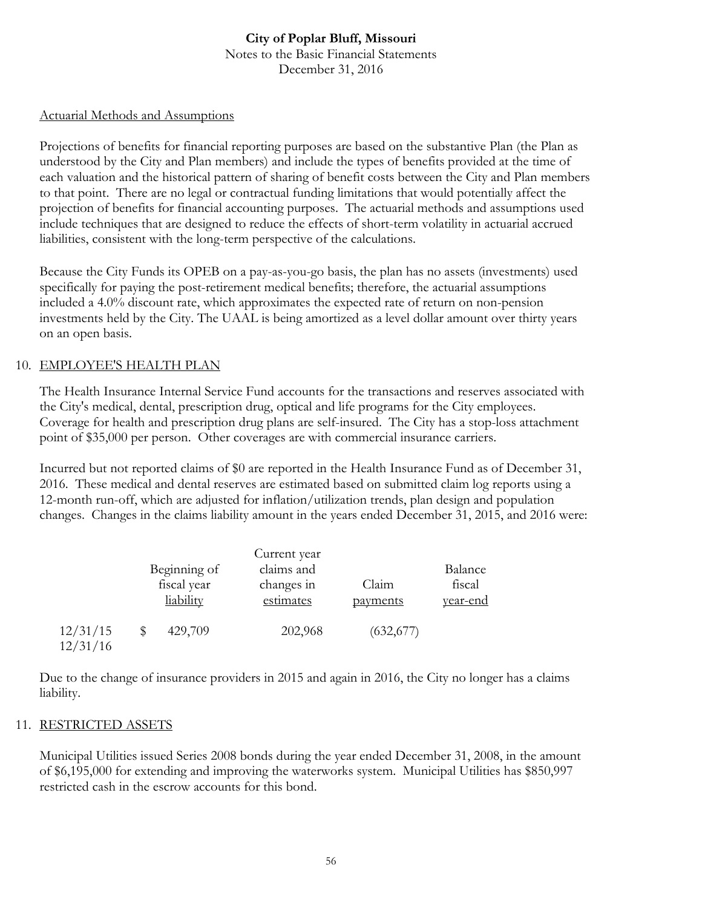City of Poplar Bluff, Missouri
Notes to the Basic Financial Statements
December 31, 2016

Actuarial Methods and Assumptions

Projections of benefits for financial reporting purposes are based on the substantive Plan (the Plan as understood by the City and Plan members) and include the types of benefits provided at the time of each valuation and the historical pattern of sharing of benefit costs between the City and Plan members to that point. There are no legal or contractual funding limitations that would potentially affect the projection of benefits for financial accounting purposes. The actuarial methods and assumptions used include techniques that are designed to reduce the effects of short-term volatility in actuarial accrued liabilities, consistent with the long-term perspective of the calculations.

Because the City Funds its OPEB on a pay-as-you-go basis, the plan has no assets (investments) used specifically for paying the post-retirement medical benefits; therefore, the actuarial assumptions included a 4.0% discount rate, which approximates the expected rate of return on non-pension investments held by the City. The UAAL is being amortized as a level dollar amount over thirty years on an open basis.

## 10. EMPLOYEE'S HEALTH PLAN

The Health Insurance Internal Service Fund accounts for the transactions and reserves associated with the City's medical, dental, prescription drug, optical and life programs for the City employees. Coverage for health and prescription drug plans are self-insured. The City has a stop-loss attachment point of $35,000 per person. Other coverages are with commercial insurance carriers.

Incurred but not reported claims of $0 are reported in the Health Insurance Fund as of December 31, 2016. These medical and dental reserves are estimated based on submitted claim log reports using a 12-month run-off, which are adjusted for inflation/utilization trends, plan design and population changes. Changes in the claims liability amount in the years ended December 31, 2015, and 2016 were:

| | Beginning of fiscal year liability | Current year claims and changes in estimates | Claim payments | Balance fiscal year-end |
|---|---|---|---|---|
| 12/31/15 | $ 429,709 | 202,968 | (632,677) | |
| 12/31/16 | | | | |

Due to the change of insurance providers in 2015 and again in 2016, the City no longer has a claims liability.

## 11. RESTRICTED ASSETS

Municipal Utilities issued Series 2008 bonds during the year ended December 31, 2008, in the amount of $6,195,000 for extending and improving the waterworks system. Municipal Utilities has $850,997 restricted cash in the escrow accounts for this bond.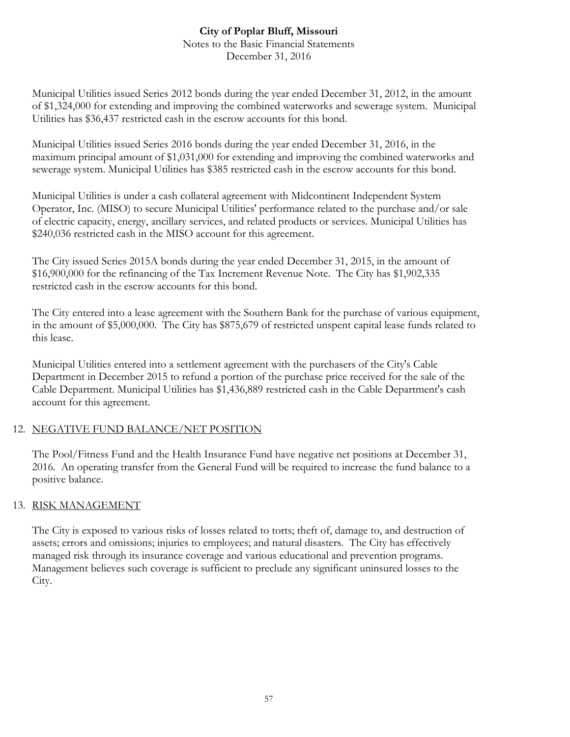Municipal Utilities issued Series 2012 bonds during the year ended December 31, 2012, in the amount of $1,324,000 for extending and improving the combined waterworks and sewerage system. Municipal Utilities has $36,437 restricted cash in the escrow accounts for this bond.

Municipal Utilities issued Series 2016 bonds during the year ended December 31, 2016, in the maximum principal amount of $1,031,000 for extending and improving the combined waterworks and sewerage system. Municipal Utilities has $385 restricted cash in the escrow accounts for this bond.

Municipal Utilities is under a cash collateral agreement with Midcontinent Independent System Operator, Inc. (MISO) to secure Municipal Utilities' performance related to the purchase and/or sale of electric capacity, energy, ancillary services, and related products or services. Municipal Utilities has $240,036 restricted cash in the MISO account for this agreement.

The City issued Series 2015A bonds during the year ended December 31, 2015, in the amount of $16,900,000 for the refinancing of the Tax Increment Revenue Note. The City has $1,902,335 restricted cash in the escrow accounts for this bond.

The City entered into a lease agreement with the Southern Bank for the purchase of various equipment, in the amount of $5,000,000. The City has $875,679 of restricted unspent capital lease funds related to this lease.

Municipal Utilities entered into a settlement agreement with the purchasers of the City's Cable Department in December 2015 to refund a portion of the purchase price received for the sale of the Cable Department. Municipal Utilities has $1,436,889 restricted cash in the Cable Department's cash account for this agreement.

## 12. NEGATIVE FUND BALANCE/NET POSITION

The Pool/Fitness Fund and the Health Insurance Fund have negative net positions at December 31, 2016. An operating transfer from the General Fund will be required to increase the fund balance to a positive balance.

## 13. RISK MANAGEMENT

The City is exposed to various risks of losses related to torts; theft of, damage to, and destruction of assets; errors and omissions; injuries to employees; and natural disasters. The City has effectively managed risk through its insurance coverage and various educational and prevention programs. Management believes such coverage is sufficient to preclude any significant uninsured losses to the City.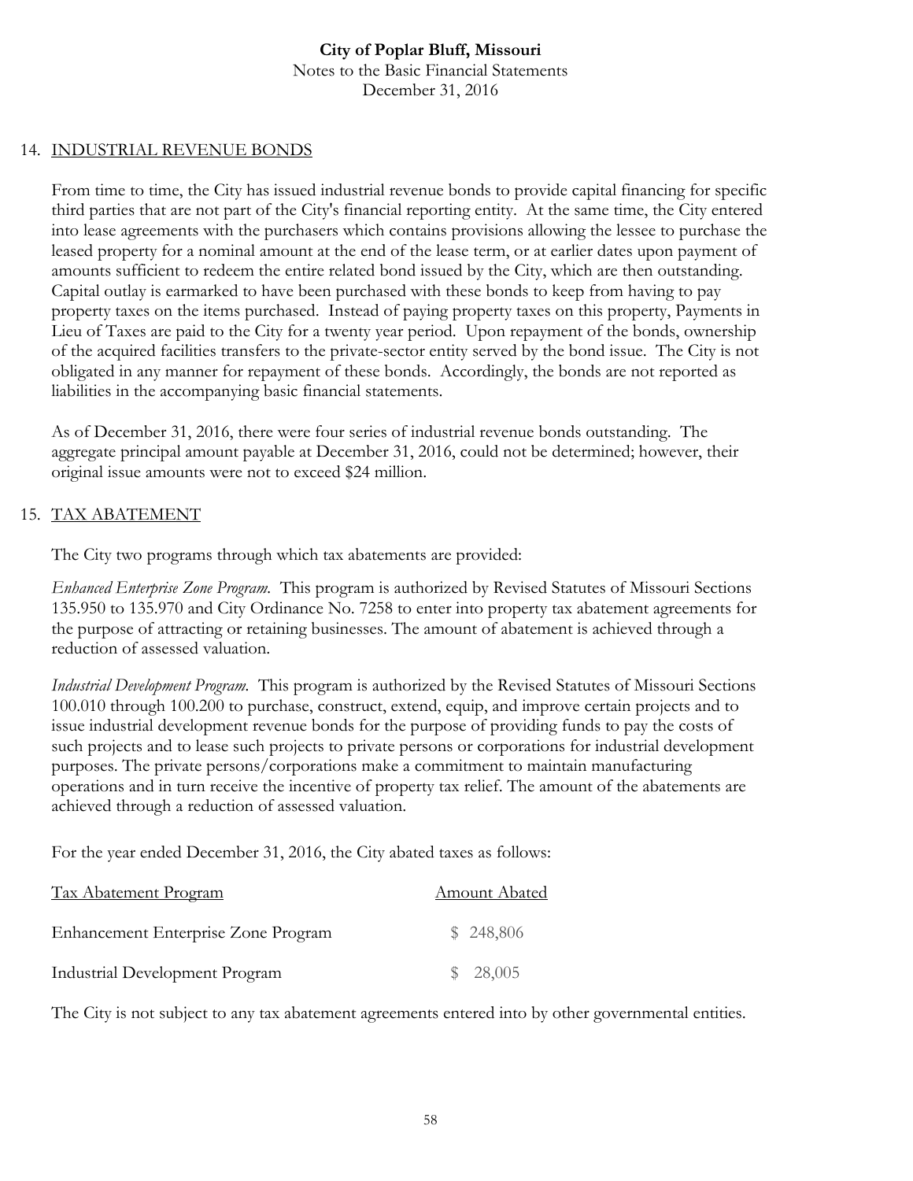## 14. INDUSTRIAL REVENUE BONDS

From time to time, the City has issued industrial revenue bonds to provide capital financing for specific third parties that are not part of the City's financial reporting entity. At the same time, the City entered into lease agreements with the purchasers which contains provisions allowing the lessee to purchase the leased property for a nominal amount at the end of the lease term, or at earlier dates upon payment of amounts sufficient to redeem the entire related bond issued by the City, which are then outstanding. Capital outlay is earmarked to have been purchased with these bonds to keep from having to pay property taxes on the items purchased. Instead of paying property taxes on this property, Payments in Lieu of Taxes are paid to the City for a twenty year period. Upon repayment of the bonds, ownership of the acquired facilities transfers to the private-sector entity served by the bond issue. The City is not obligated in any manner for repayment of these bonds. Accordingly, the bonds are not reported as liabilities in the accompanying basic financial statements.

As of December 31, 2016, there were four series of industrial revenue bonds outstanding. The aggregate principal amount payable at December 31, 2016, could not be determined; however, their original issue amounts were not to exceed $24 million.

## 15. TAX ABATEMENT

The City two programs through which tax abatements are provided:

*Enhanced Enterprise Zone Program.* This program is authorized by Revised Statutes of Missouri Sections 135.950 to 135.970 and City Ordinance No. 7258 to enter into property tax abatement agreements for the purpose of attracting or retaining businesses. The amount of abatement is achieved through a reduction of assessed valuation.

*Industrial Development Program.* This program is authorized by the Revised Statutes of Missouri Sections 100.010 through 100.200 to purchase, construct, extend, equip, and improve certain projects and to issue industrial development revenue bonds for the purpose of providing funds to pay the costs of such projects and to lease such projects to private persons or corporations for industrial development purposes. The private persons/corporations make a commitment to maintain manufacturing operations and in turn receive the incentive of property tax relief. The amount of the abatements are achieved through a reduction of assessed valuation.

For the year ended December 31, 2016, the City abated taxes as follows:

| Tax Abatement Program | Amount Abated |
|---|---|
| Enhancement Enterprise Zone Program | $ 248,806 |
| Industrial Development Program | $ 28,005 |

The City is not subject to any tax abatement agreements entered into by other governmental entities.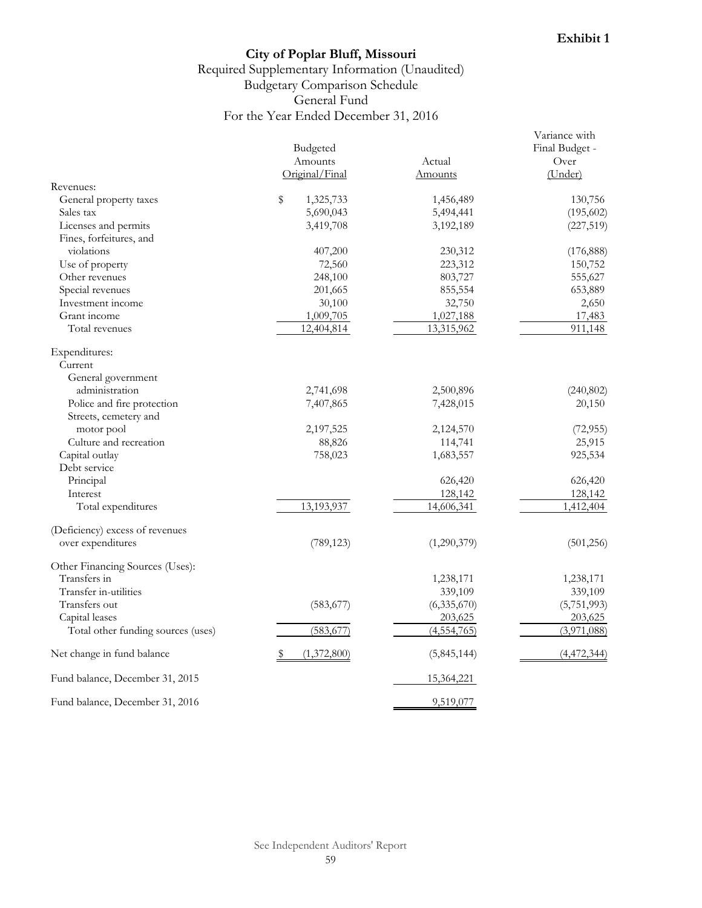**Exhibit 1**

# City of Poplar Bluff, Missouri

Required Supplementary Information (Unaudited)
Budgetary Comparison Schedule
General Fund
For the Year Ended December 31, 2016

| | Budgeted Amounts Original/Final | Actual Amounts | Variance with Final Budget - Over (Under) |
|---|---|---|---|
| Revenues: | | | |
| General property taxes | $ 1,325,733 | 1,456,489 | 130,756 |
| Sales tax | 5,690,043 | 5,494,441 | (195,602) |
| Licenses and permits | 3,419,708 | 3,192,189 | (227,519) |
| Fines, forfeitures, and violations | 407,200 | 230,312 | (176,888) |
| Use of property | 72,560 | 223,312 | 150,752 |
| Other revenues | 248,100 | 803,727 | 555,627 |
| Special revenues | 201,665 | 855,554 | 653,889 |
| Investment income | 30,100 | 32,750 | 2,650 |
| Grant income | 1,009,705 | 1,027,188 | 17,483 |
| Total revenues | 12,404,814 | 13,315,962 | 911,148 |
| Expenditures: | | | |
| Current | | | |
| General government administration | 2,741,698 | 2,500,896 | (240,802) |
| Police and fire protection | 7,407,865 | 7,428,015 | 20,150 |
| Streets, cemetery and motor pool | 2,197,525 | 2,124,570 | (72,955) |
| Culture and recreation | 88,826 | 114,741 | 25,915 |
| Capital outlay | 758,023 | 1,683,557 | 925,534 |
| Debt service | | | |
| Principal | | 626,420 | 626,420 |
| Interest | | 128,142 | 128,142 |
| Total expenditures | 13,193,937 | 14,606,341 | 1,412,404 |
| (Deficiency) excess of revenues over expenditures | (789,123) | (1,290,379) | (501,256) |
| Other Financing Sources (Uses): | | | |
| Transfers in | | 1,238,171 | 1,238,171 |
| Transfer in-utilities | | 339,109 | 339,109 |
| Transfers out | (583,677) | (6,335,670) | (5,751,993) |
| Capital leases | | 203,625 | 203,625 |
| Total other funding sources (uses) | (583,677) | (4,554,765) | (3,971,088) |
| Net change in fund balance | $ (1,372,800) | (5,845,144) | (4,472,344) |
| Fund balance, December 31, 2015 | | 15,364,221 | |
| Fund balance, December 31, 2016 | | 9,519,077 | |

See Independent Auditors' Report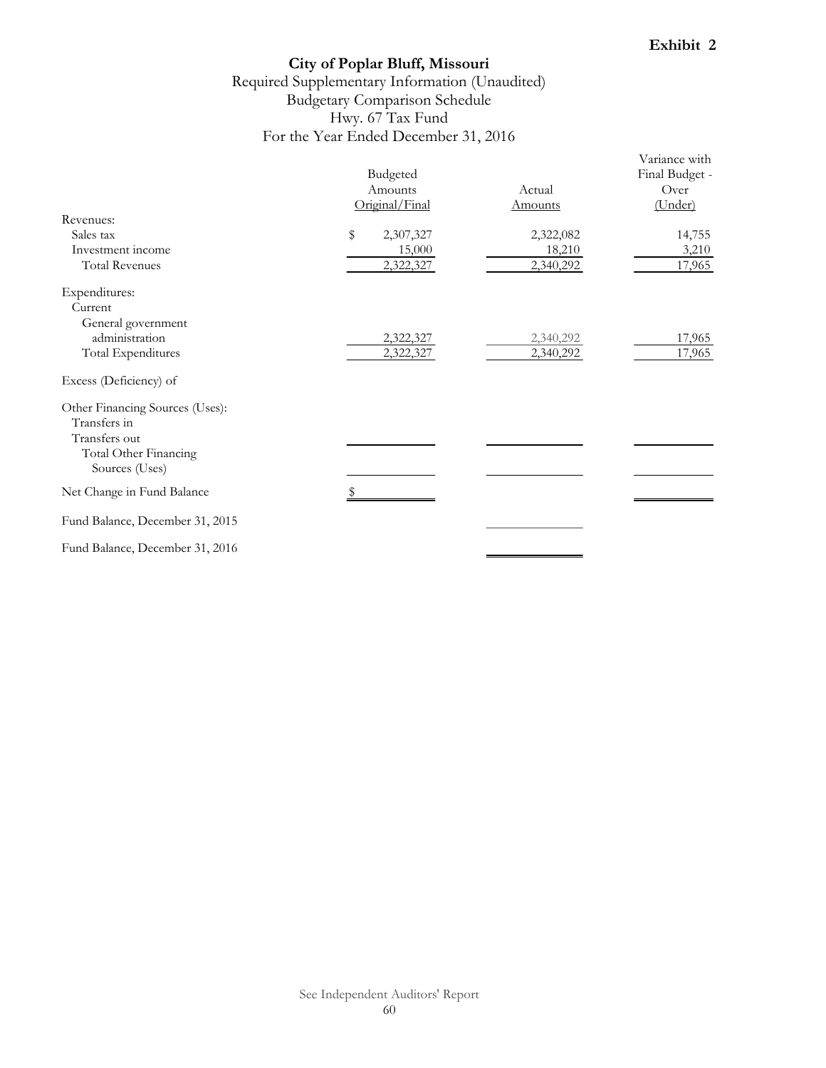**Exhibit 2**

# City of Poplar Bluff, Missouri

## Required Supplementary Information (Unaudited)
## Budgetary Comparison Schedule
## Hwy. 67 Tax Fund
## For the Year Ended December 31, 2016

| | Budgeted Amounts Original/Final | Actual Amounts | Variance with Final Budget - Over (Under) |
|---|---|---|---|
| Revenues: | | | |
| Sales tax | $ 2,307,327 | 2,322,082 | 14,755 |
| Investment income | 15,000 | 18,210 | 3,210 |
| Total Revenues | 2,322,327 | 2,340,292 | 17,965 |
| Expenditures: | | | |
| Current | | | |
| General government administration | 2,322,327 | 2,340,292 | 17,965 |
| Total Expenditures | 2,322,327 | 2,340,292 | 17,965 |
| Excess (Deficiency) of | | | |
| Other Financing Sources (Uses): | | | |
| Transfers in | | | |
| Transfers out | | | |
| Total Other Financing Sources (Uses) | | | |
| Net Change in Fund Balance | $ | | |
| Fund Balance, December 31, 2015 | | | |
| Fund Balance, December 31, 2016 | | | |

See Independent Auditors' Report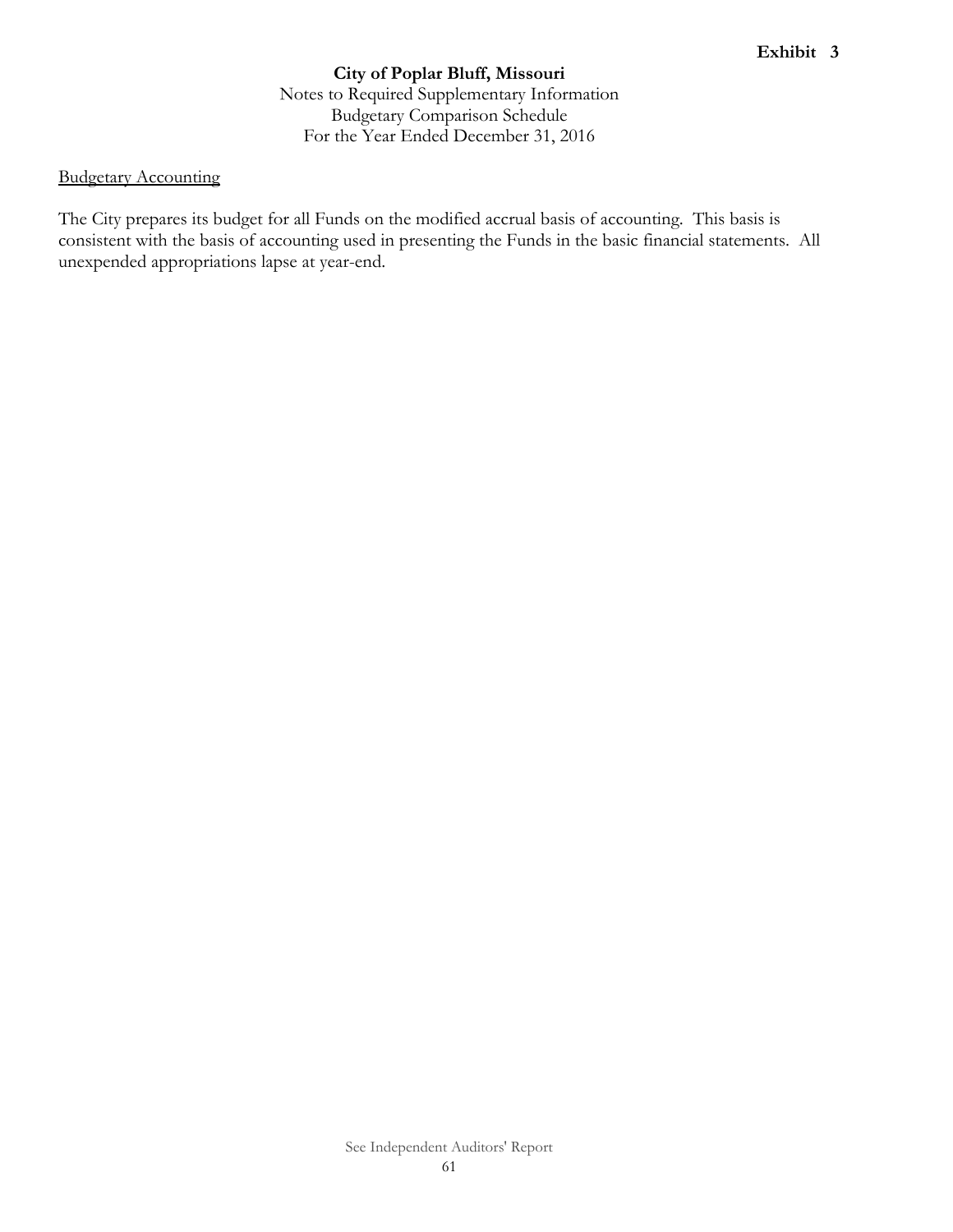**Exhibit 3**

**City of Poplar Bluff, Missouri**

Notes to Required Supplementary Information
Budgetary Comparison Schedule
For the Year Ended December 31, 2016

Budgetary Accounting

The City prepares its budget for all Funds on the modified accrual basis of accounting. This basis is consistent with the basis of accounting used in presenting the Funds in the basic financial statements. All unexpended appropriations lapse at year-end.

See Independent Auditors' Report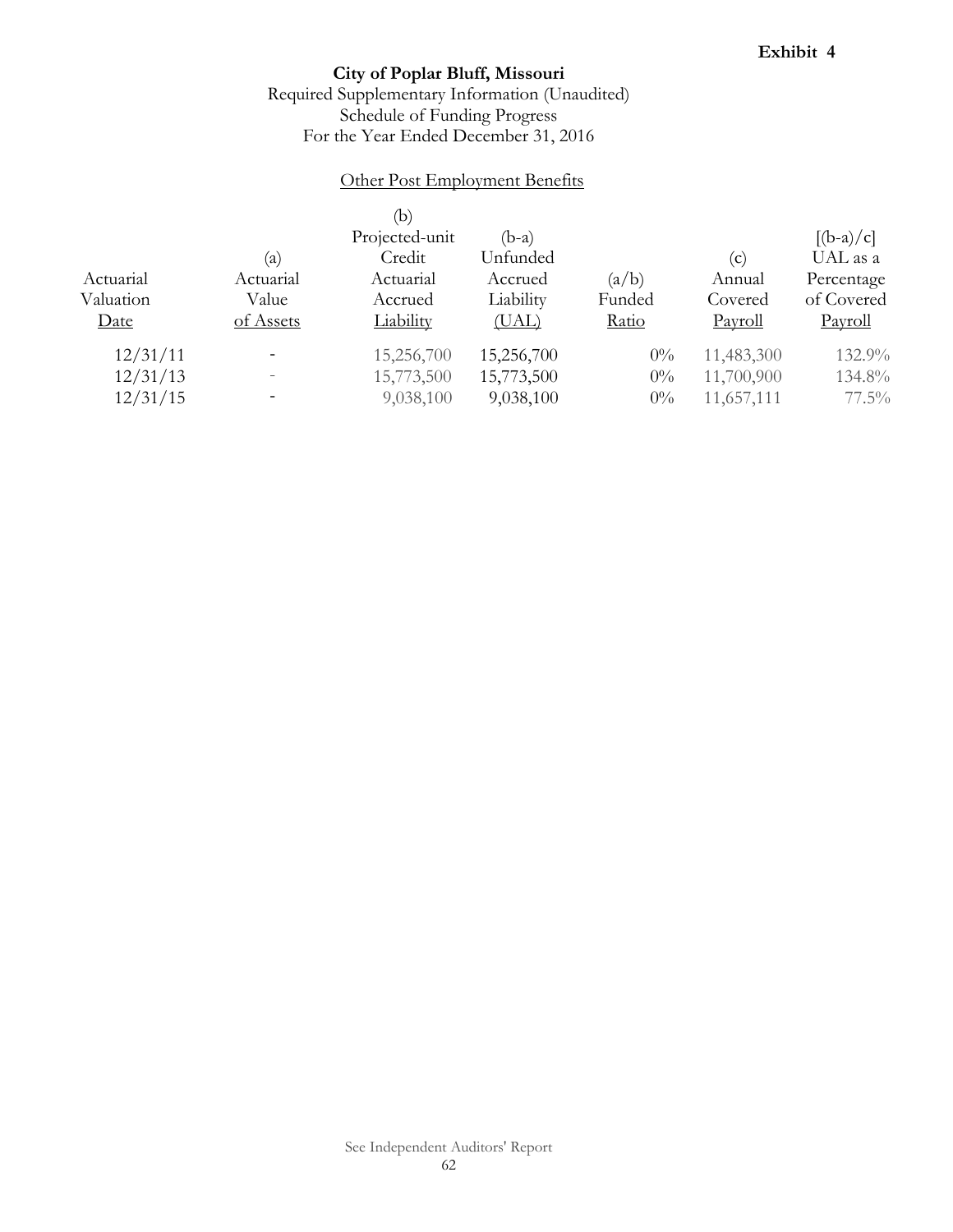Exhibit 4

# City of Poplar Bluff, Missouri

Required Supplementary Information (Unaudited)
Schedule of Funding Progress
For the Year Ended December 31, 2016

## Other Post Employment Benefits

| Actuarial Valuation Date | (a) Actuarial Value of Assets | (b) Projected-unit Credit Actuarial Accrued Liability | (b-a) Unfunded Accrued Liability (UAL) | (a/b) Funded Ratio | (c) Annual Covered Payroll | [(b-a)/c] UAL as a Percentage of Covered Payroll |
|---|---|---|---|---|---|---|
| 12/31/11 | - | 15,256,700 | 15,256,700 | 0% | 11,483,300 | 132.9% |
| 12/31/13 | - | 15,773,500 | 15,773,500 | 0% | 11,700,900 | 134.8% |
| 12/31/15 | - | 9,038,100 | 9,038,100 | 0% | 11,657,111 | 77.5% |

See Independent Auditors' Report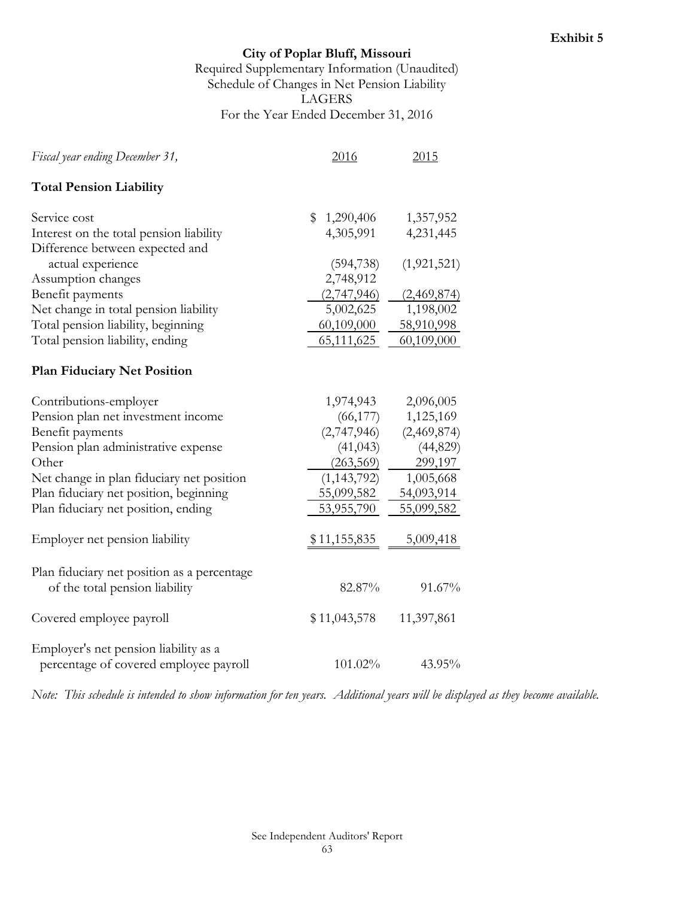**Exhibit 5**

**City of Poplar Bluff, Missouri**

Required Supplementary Information (Unaudited)
Schedule of Changes in Net Pension Liability
LAGERS
For the Year Ended December 31, 2016

| *Fiscal year ending December 31,* | 2016 | 2015 |
|---|---|---|
| **Total Pension Liability** | | |
| Service cost | $ 1,290,406 | 1,357,952 |
| Interest on the total pension liability | 4,305,991 | 4,231,445 |
| Difference between expected and actual experience | (594,738) | (1,921,521) |
| Assumption changes | 2,748,912 | |
| Benefit payments | (2,747,946) | (2,469,874) |
| Net change in total pension liability | 5,002,625 | 1,198,002 |
| Total pension liability, beginning | 60,109,000 | 58,910,998 |
| Total pension liability, ending | 65,111,625 | 60,109,000 |
| **Plan Fiduciary Net Position** | | |
| Contributions-employer | 1,974,943 | 2,096,005 |
| Pension plan net investment income | (66,177) | 1,125,169 |
| Benefit payments | (2,747,946) | (2,469,874) |
| Pension plan administrative expense | (41,043) | (44,829) |
| Other | (263,569) | 299,197 |
| Net change in plan fiduciary net position | (1,143,792) | 1,005,668 |
| Plan fiduciary net position, beginning | 55,099,582 | 54,093,914 |
| Plan fiduciary net position, ending | 53,955,790 | 55,099,582 |
| Employer net pension liability | $ 11,155,835 | 5,009,418 |
| Plan fiduciary net position as a percentage of the total pension liability | 82.87% | 91.67% |
| Covered employee payroll | $ 11,043,578 | 11,397,861 |
| Employer's net pension liability as a percentage of covered employee payroll | 101.02% | 43.95% |

*Note: This schedule is intended to show information for ten years. Additional years will be displayed as they become available.*

See Independent Auditors' Report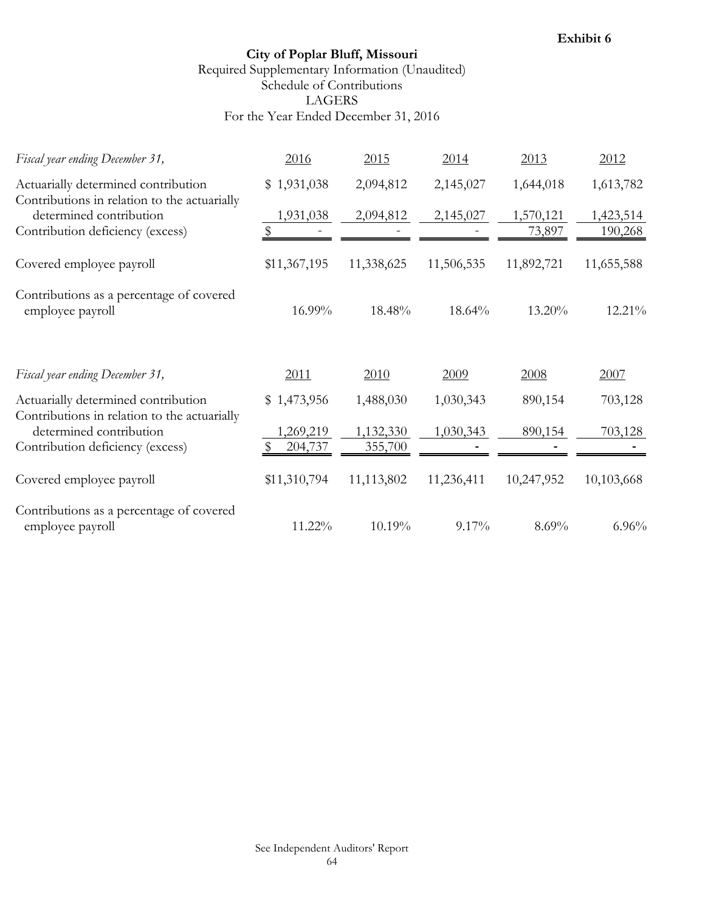**Exhibit 6**

# City of Poplar Bluff, Missouri

Required Supplementary Information (Unaudited)
Schedule of Contributions
LAGERS
For the Year Ended December 31, 2016

| *Fiscal year ending December 31,* | 2016 | 2015 | 2014 | 2013 | 2012 |
|---|---|---|---|---|---|
| Actuarially determined contribution | $ 1,931,038 | 2,094,812 | 2,145,027 | 1,644,018 | 1,613,782 |
| Contributions in relation to the actuarially determined contribution | 1,931,038 | 2,094,812 | 2,145,027 | 1,570,121 | 1,423,514 |
| Contribution deficiency (excess) | $ - | - | - | 73,897 | 190,268 |
| Covered employee payroll | $11,367,195 | 11,338,625 | 11,506,535 | 11,892,721 | 11,655,588 |
| Contributions as a percentage of covered employee payroll | 16.99% | 18.48% | 18.64% | 13.20% | 12.21% |

| *Fiscal year ending December 31,* | 2011 | 2010 | 2009 | 2008 | 2007 |
|---|---|---|---|---|---|
| Actuarially determined contribution | $ 1,473,956 | 1,488,030 | 1,030,343 | 890,154 | 703,128 |
| Contributions in relation to the actuarially determined contribution | 1,269,219 | 1,132,330 | 1,030,343 | 890,154 | 703,128 |
| Contribution deficiency (excess) | $ 204,737 | 355,700 | - | - | - |
| Covered employee payroll | $11,310,794 | 11,113,802 | 11,236,411 | 10,247,952 | 10,103,668 |
| Contributions as a percentage of covered employee payroll | 11.22% | 10.19% | 9.17% | 8.69% | 6.96% |

See Independent Auditors' Report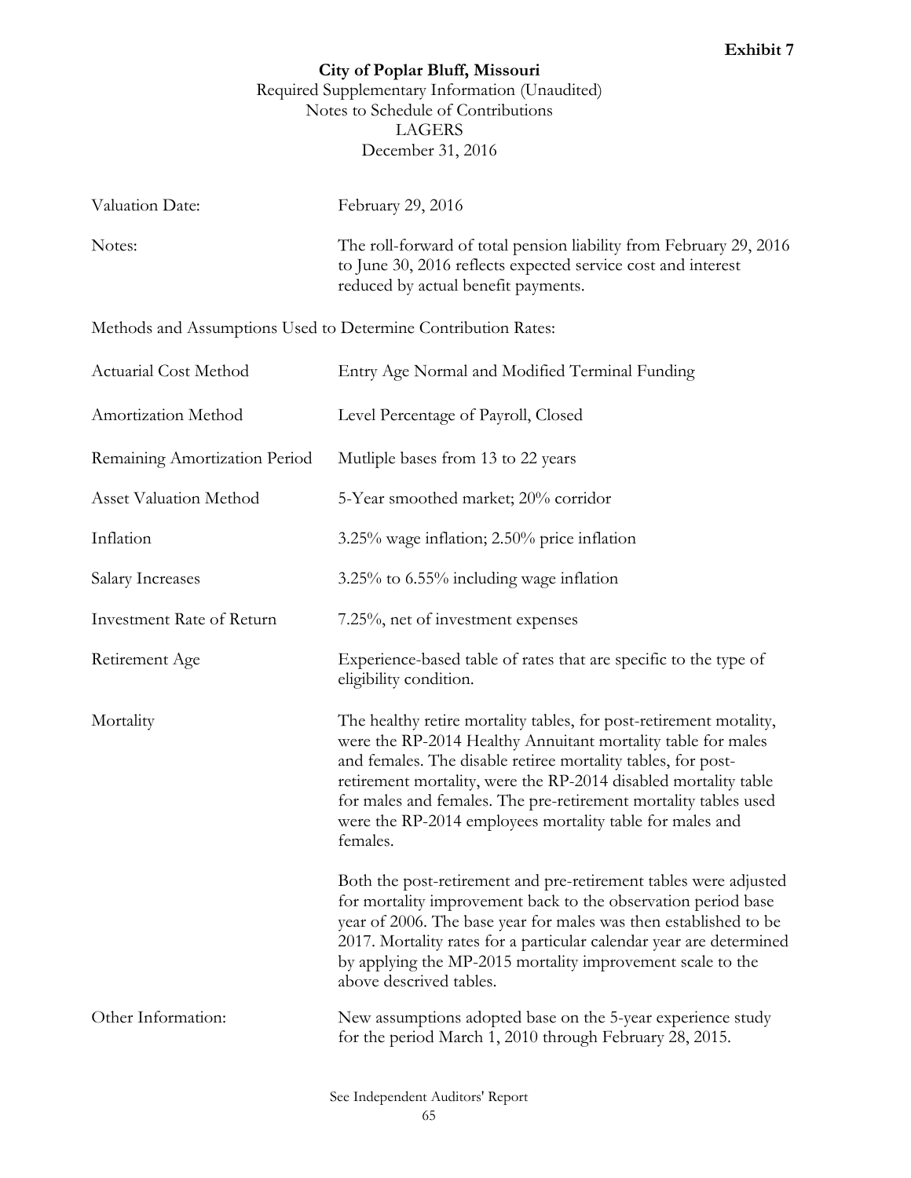Exhibit 7

# City of Poplar Bluff, Missouri

Required Supplementary Information (Unaudited)
Notes to Schedule of Contributions
LAGERS
December 31, 2016

| | |
|---|---|
| Valuation Date: | February 29, 2016 |
| Notes: | The roll-forward of total pension liability from February 29, 2016 to June 30, 2016 reflects expected service cost and interest reduced by actual benefit payments. |

Methods and Assumptions Used to Determine Contribution Rates:

| | |
|---|---|
| Actuarial Cost Method | Entry Age Normal and Modified Terminal Funding |
| Amortization Method | Level Percentage of Payroll, Closed |
| Remaining Amortization Period | Mutliple bases from 13 to 22 years |
| Asset Valuation Method | 5-Year smoothed market; 20% corridor |
| Inflation | 3.25% wage inflation; 2.50% price inflation |
| Salary Increases | 3.25% to 6.55% including wage inflation |
| Investment Rate of Return | 7.25%, net of investment expenses |
| Retirement Age | Experience-based table of rates that are specific to the type of eligibility condition. |
| Mortality | The healthy retire mortality tables, for post-retirement motality, were the RP-2014 Healthy Annuitant mortality table for males and females. The disable retiree mortality tables, for post-retirement mortality, were the RP-2014 disabled mortality table for males and females. The pre-retirement mortality tables used were the RP-2014 employees mortality table for males and females.<br><br>Both the post-retirement and pre-retirement tables were adjusted for mortality improvement back to the observation period base year of 2006. The base year for males was then established to be 2017. Mortality rates for a particular calendar year are determined by applying the MP-2015 mortality improvement scale to the above descrived tables. |
| Other Information: | New assumptions adopted base on the 5-year experience study for the period March 1, 2010 through February 28, 2015. |

See Independent Auditors' Report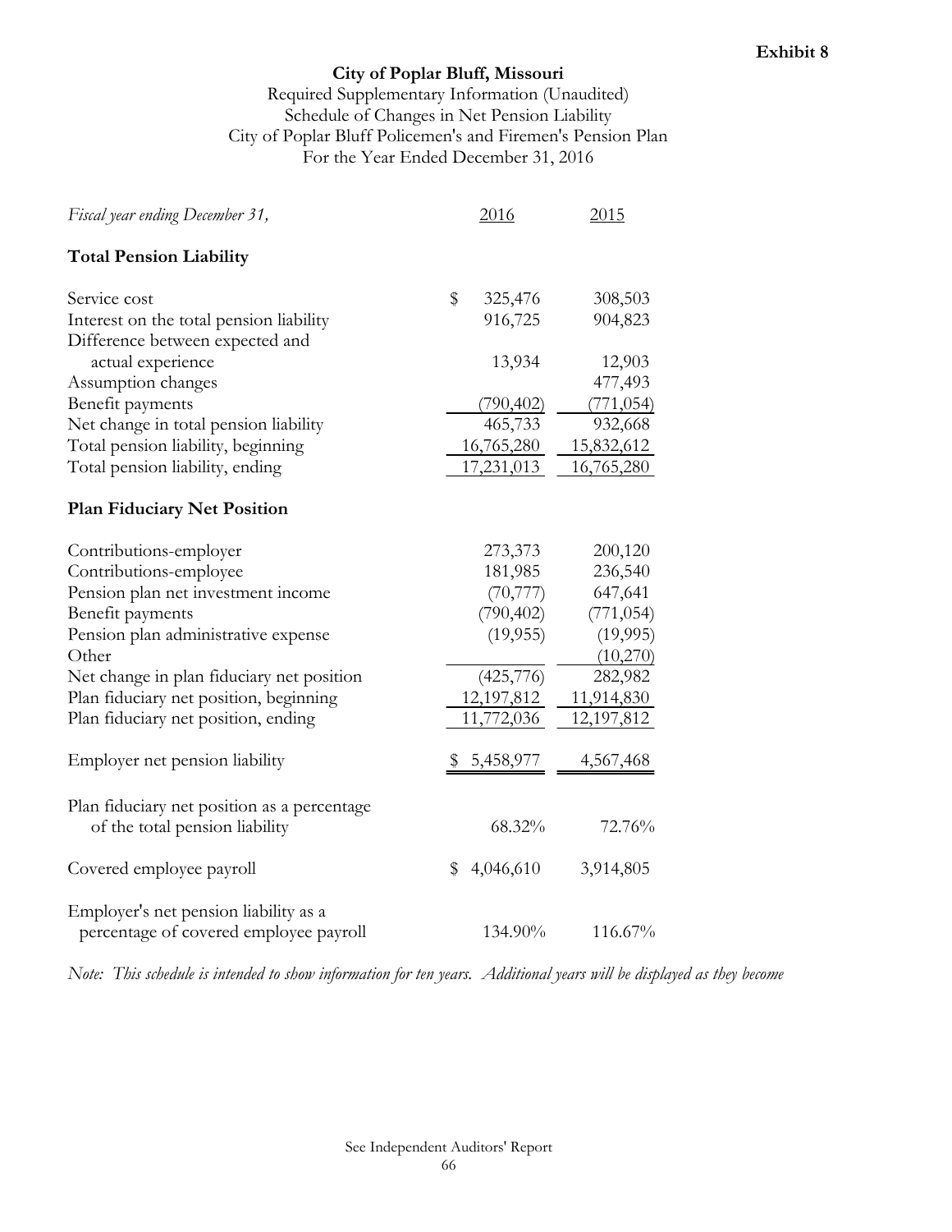**Exhibit 8**

# City of Poplar Bluff, Missouri

Required Supplementary Information (Unaudited)
Schedule of Changes in Net Pension Liability
City of Poplar Bluff Policemen's and Firemen's Pension Plan
For the Year Ended December 31, 2016

| *Fiscal year ending December 31,* | 2016 | 2015 |
|---|---|---|
| **Total Pension Liability** | | |
| Service cost | $ 325,476 | 308,503 |
| Interest on the total pension liability | 916,725 | 904,823 |
| Difference between expected and actual experience | 13,934 | 12,903 |
| Assumption changes | | 477,493 |
| Benefit payments | (790,402) | (771,054) |
| Net change in total pension liability | 465,733 | 932,668 |
| Total pension liability, beginning | 16,765,280 | 15,832,612 |
| Total pension liability, ending | 17,231,013 | 16,765,280 |
| **Plan Fiduciary Net Position** | | |
| Contributions-employer | 273,373 | 200,120 |
| Contributions-employee | 181,985 | 236,540 |
| Pension plan net investment income | (70,777) | 647,641 |
| Benefit payments | (790,402) | (771,054) |
| Pension plan administrative expense | (19,955) | (19,995) |
| Other | | (10,270) |
| Net change in plan fiduciary net position | (425,776) | 282,982 |
| Plan fiduciary net position, beginning | 12,197,812 | 11,914,830 |
| Plan fiduciary net position, ending | 11,772,036 | 12,197,812 |
| Employer net pension liability | $ 5,458,977 | 4,567,468 |
| Plan fiduciary net position as a percentage of the total pension liability | 68.32% | 72.76% |
| Covered employee payroll | $ 4,046,610 | 3,914,805 |
| Employer's net pension liability as a percentage of covered employee payroll | 134.90% | 116.67% |

*Note: This schedule is intended to show information for ten years. Additional years will be displayed as they become*

See Independent Auditors' Report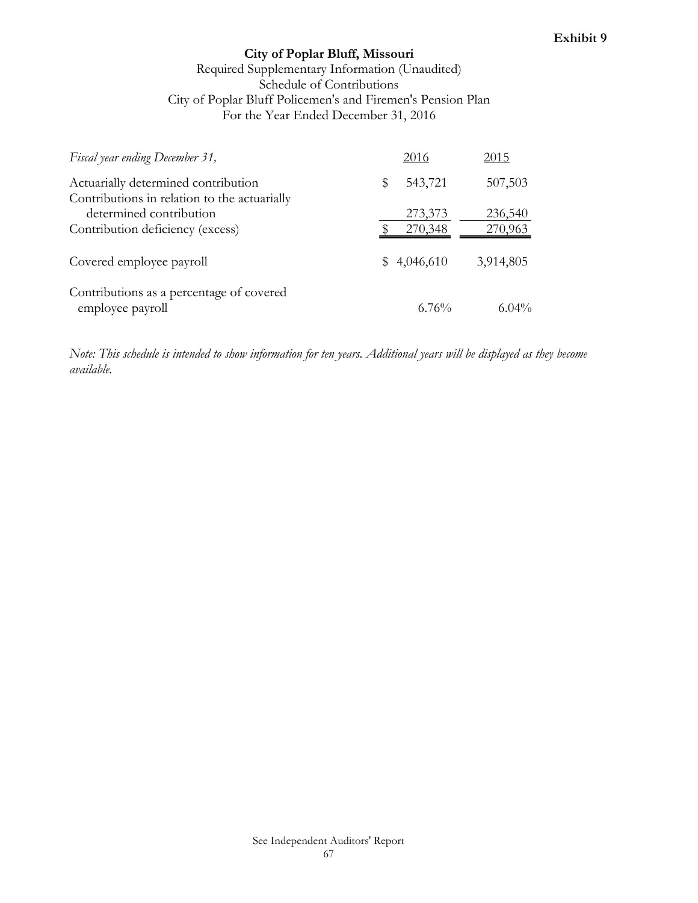**Exhibit 9**

# City of Poplar Bluff, Missouri

Required Supplementary Information (Unaudited)
Schedule of Contributions
City of Poplar Bluff Policemen's and Firemen's Pension Plan
For the Year Ended December 31, 2016

| *Fiscal year ending December 31,* | 2016 | 2015 |
|---|---|---|
| Actuarially determined contribution | $ 543,721 | 507,503 |
| Contributions in relation to the actuarially determined contribution | 273,373 | 236,540 |
| Contribution deficiency (excess) | $ 270,348 | 270,963 |
| Covered employee payroll | $ 4,046,610 | 3,914,805 |
| Contributions as a percentage of covered employee payroll | 6.76% | 6.04% |

*Note: This schedule is intended to show information for ten years. Additional years will be displayed as they become available.*

See Independent Auditors' Report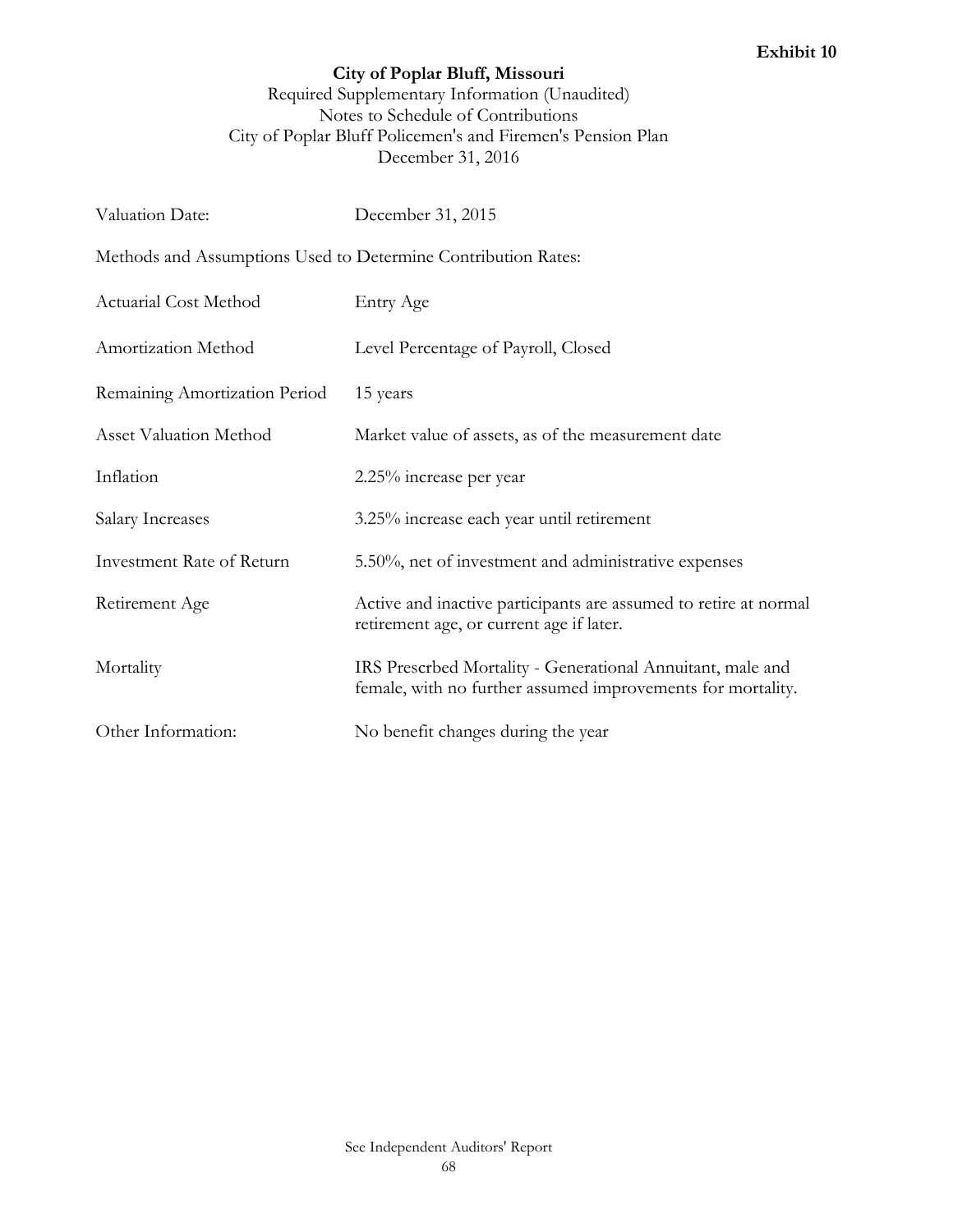**Exhibit 10**

**City of Poplar Bluff, Missouri**

Required Supplementary Information (Unaudited)
Notes to Schedule of Contributions
City of Poplar Bluff Policemen's and Firemen's Pension Plan
December 31, 2016

| | |
|---|---|
| Valuation Date: | December 31, 2015 |

Methods and Assumptions Used to Determine Contribution Rates:

| | |
|---|---|
| Actuarial Cost Method | Entry Age |
| Amortization Method | Level Percentage of Payroll, Closed |
| Remaining Amortization Period | 15 years |
| Asset Valuation Method | Market value of assets, as of the measurement date |
| Inflation | 2.25% increase per year |
| Salary Increases | 3.25% increase each year until retirement |
| Investment Rate of Return | 5.50%, net of investment and administrative expenses |
| Retirement Age | Active and inactive participants are assumed to retire at normal retirement age, or current age if later. |
| Mortality | IRS Prescrbed Mortality - Generational Annuitant, male and female, with no further assumed improvements for mortality. |
| Other Information: | No benefit changes during the year |

See Independent Auditors' Report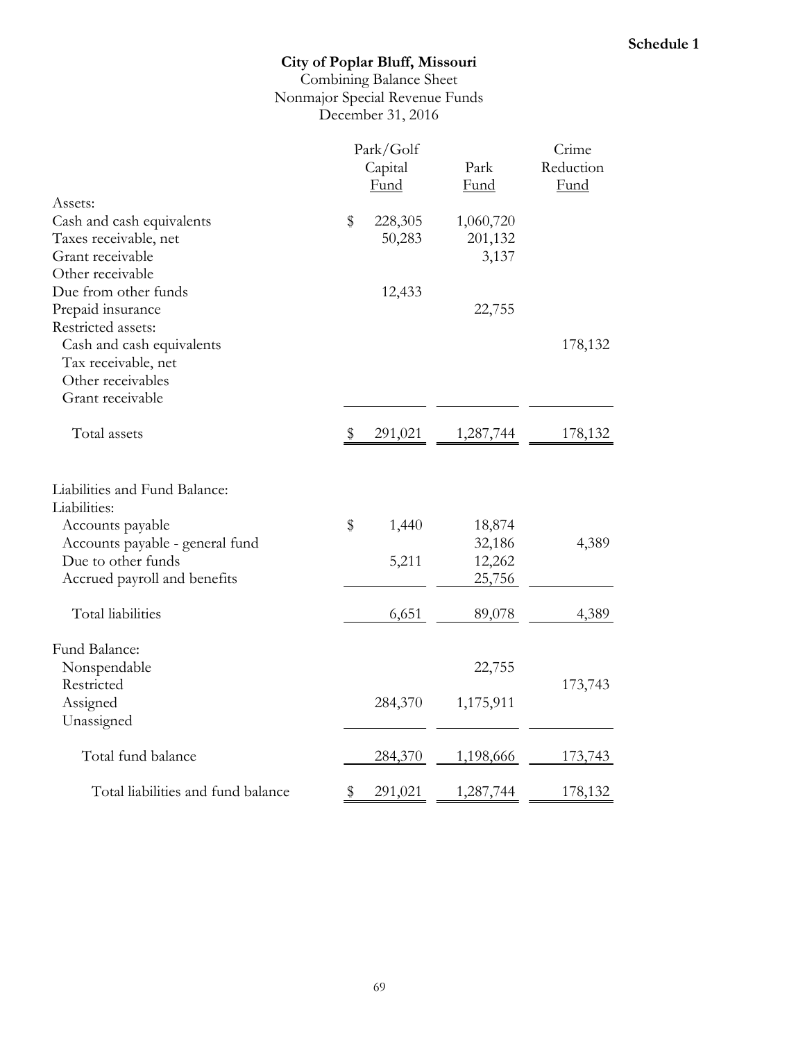Schedule 1

# City of Poplar Bluff, Missouri

Combining Balance Sheet
Nonmajor Special Revenue Funds
December 31, 2016

| | Park/Golf Capital Fund | Park Fund | Crime Reduction Fund |
|---|---|---|---|
| Assets: | | | |
| Cash and cash equivalents | $ 228,305 | 1,060,720 | |
| Taxes receivable, net | 50,283 | 201,132 | |
| Grant receivable | | 3,137 | |
| Other receivable | | | |
| Due from other funds | 12,433 | | |
| Prepaid insurance | | 22,755 | |
| Restricted assets: | | | |
| Cash and cash equivalents | | | 178,132 |
| Tax receivable, net | | | |
| Other receivables | | | |
| Grant receivable | | | |
| Total assets | $ 291,021 | 1,287,744 | 178,132 |
| Liabilities and Fund Balance: | | | |
| Liabilities: | | | |
| Accounts payable | $ 1,440 | 18,874 | |
| Accounts payable - general fund | | 32,186 | 4,389 |
| Due to other funds | 5,211 | 12,262 | |
| Accrued payroll and benefits | | 25,756 | |
| Total liabilities | 6,651 | 89,078 | 4,389 |
| Fund Balance: | | | |
| Nonspendable | | 22,755 | |
| Restricted | | | 173,743 |
| Assigned | 284,370 | 1,175,911 | |
| Unassigned | | | |
| Total fund balance | 284,370 | 1,198,666 | 173,743 |
| Total liabilities and fund balance | $ 291,021 | 1,287,744 | 178,132 |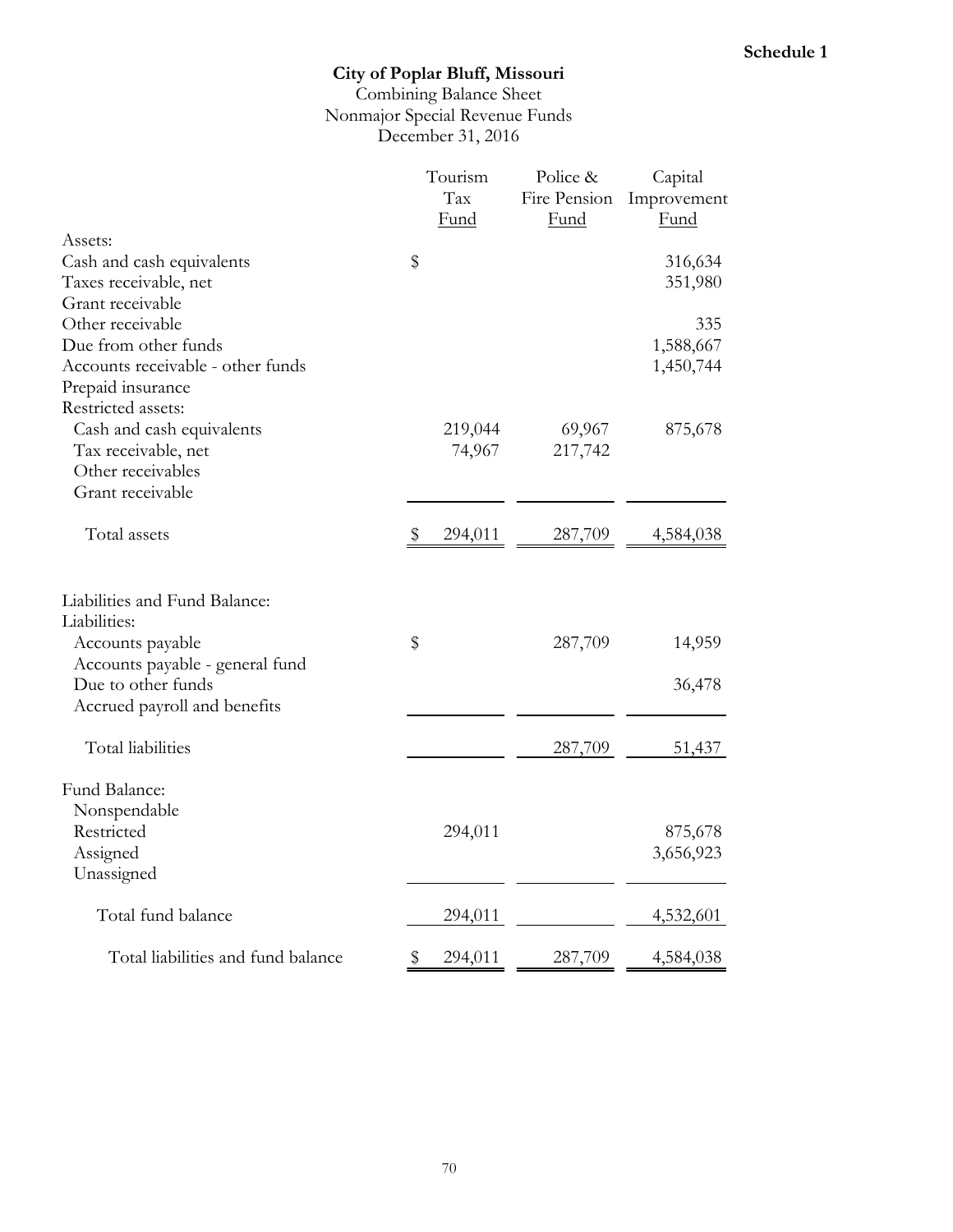**Schedule 1**

# City of Poplar Bluff, Missouri

## Combining Balance Sheet
## Nonmajor Special Revenue Funds
## December 31, 2016

| | Tourism Tax Fund | Police & Fire Pension Fund | Capital Improvement Fund |
|---|---|---|---|
| Assets: | | | |
| Cash and cash equivalents | $ | | 316,634 |
| Taxes receivable, net | | | 351,980 |
| Grant receivable | | | |
| Other receivable | | | 335 |
| Due from other funds | | | 1,588,667 |
| Accounts receivable - other funds | | | 1,450,744 |
| Prepaid insurance | | | |
| Restricted assets: | | | |
| Cash and cash equivalents | 219,044 | 69,967 | 875,678 |
| Tax receivable, net | 74,967 | 217,742 | |
| Other receivables | | | |
| Grant receivable | | | |
| Total assets | $ 294,011 | 287,709 | 4,584,038 |
| Liabilities and Fund Balance: | | | |
| Liabilities: | | | |
| Accounts payable | $ | 287,709 | 14,959 |
| Accounts payable - general fund | | | |
| Due to other funds | | | 36,478 |
| Accrued payroll and benefits | | | |
| Total liabilities | | 287,709 | 51,437 |
| Fund Balance: | | | |
| Nonspendable | | | |
| Restricted | 294,011 | | 875,678 |
| Assigned | | | 3,656,923 |
| Unassigned | | | |
| Total fund balance | 294,011 | | 4,532,601 |
| Total liabilities and fund balance | $ 294,011 | 287,709 | 4,584,038 |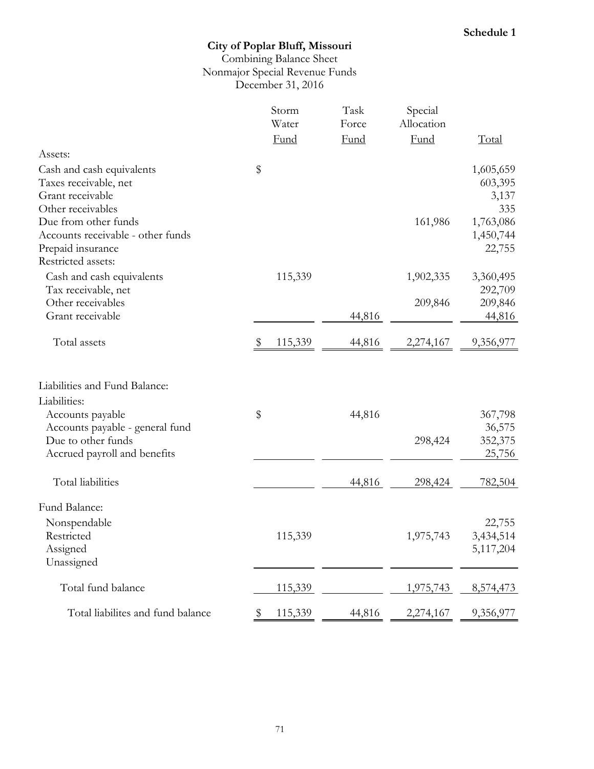**Schedule 1**

# City of Poplar Bluff, Missouri

Combining Balance Sheet
Nonmajor Special Revenue Funds
December 31, 2016

| | Storm Water Fund | Task Force Fund | Special Allocation Fund | Total |
|---|---|---|---|---|
| Assets: | | | | |
| Cash and cash equivalents | $ | | | 1,605,659 |
| Taxes receivable, net | | | | 603,395 |
| Grant receivable | | | | 3,137 |
| Other receivables | | | | 335 |
| Due from other funds | | | 161,986 | 1,763,086 |
| Accounts receivable - other funds | | | | 1,450,744 |
| Prepaid insurance | | | | 22,755 |
| Restricted assets: | | | | |
| Cash and cash equivalents | 115,339 | | 1,902,335 | 3,360,495 |
| Tax receivable, net | | | | 292,709 |
| Other receivables | | | 209,846 | 209,846 |
| Grant receivable | | 44,816 | | 44,816 |
| Total assets | $ 115,339 | 44,816 | 2,274,167 | 9,356,977 |
| Liabilities and Fund Balance: | | | | |
| Liabilities: | | | | |
| Accounts payable | $ | 44,816 | | 367,798 |
| Accounts payable - general fund | | | | 36,575 |
| Due to other funds | | | 298,424 | 352,375 |
| Accrued payroll and benefits | | | | 25,756 |
| Total liabilities | | 44,816 | 298,424 | 782,504 |
| Fund Balance: | | | | |
| Nonspendable | | | | 22,755 |
| Restricted | 115,339 | | 1,975,743 | 3,434,514 |
| Assigned | | | | 5,117,204 |
| Unassigned | | | | |
| Total fund balance | 115,339 | | 1,975,743 | 8,574,473 |
| Total liabilites and fund balance | $ 115,339 | 44,816 | 2,274,167 | 9,356,977 |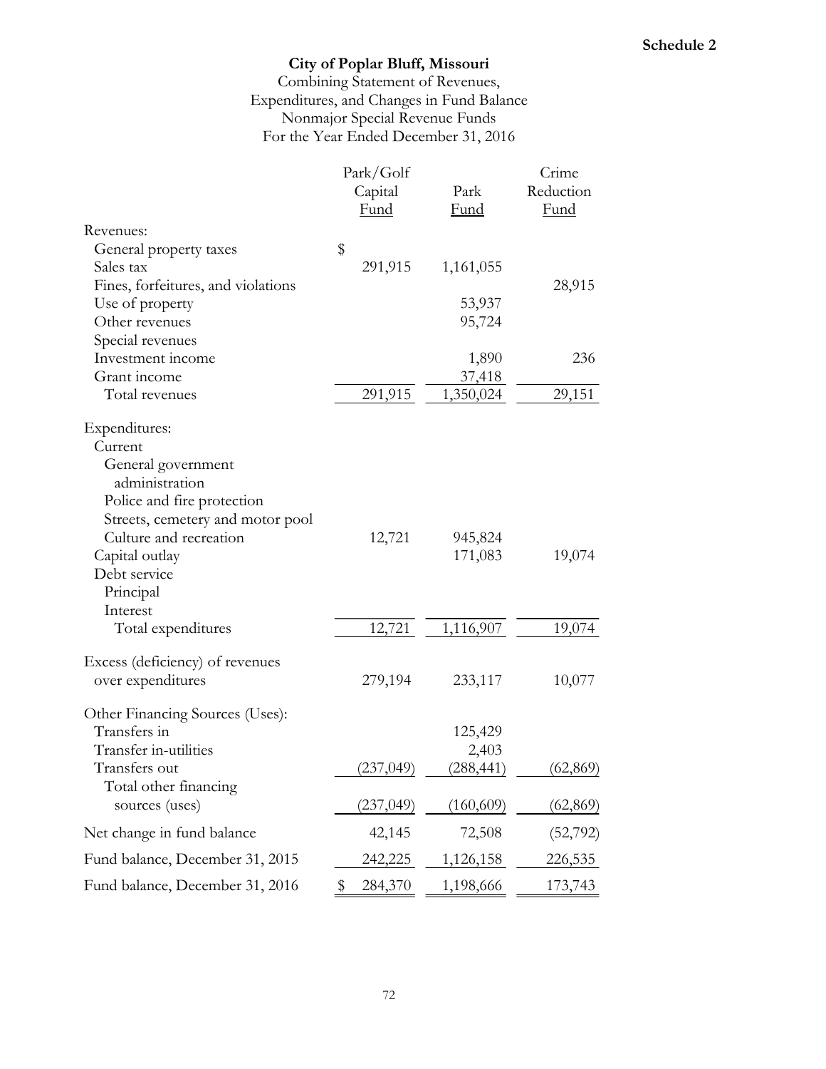Schedule 2

**City of Poplar Bluff, Missouri**
Combining Statement of Revenues,
Expenditures, and Changes in Fund Balance
Nonmajor Special Revenue Funds
For the Year Ended December 31, 2016

| | Park/Golf Capital Fund | Park Fund | Crime Reduction Fund |
|---|---|---|---|
| Revenues: | | | |
| General property taxes | $ | | |
| Sales tax | 291,915 | 1,161,055 | |
| Fines, forfeitures, and violations | | | 28,915 |
| Use of property | | 53,937 | |
| Other revenues | | 95,724 | |
| Special revenues | | | |
| Investment income | | 1,890 | 236 |
| Grant income | | 37,418 | |
| Total revenues | 291,915 | 1,350,024 | 29,151 |
| Expenditures: | | | |
| Current | | | |
| General government administration | | | |
| Police and fire protection | | | |
| Streets, cemetery and motor pool | | | |
| Culture and recreation | 12,721 | 945,824 | |
| Capital outlay | | 171,083 | 19,074 |
| Debt service | | | |
| Principal | | | |
| Interest | | | |
| Total expenditures | 12,721 | 1,116,907 | 19,074 |
| Excess (deficiency) of revenues over expenditures | 279,194 | 233,117 | 10,077 |
| Other Financing Sources (Uses): | | | |
| Transfers in | | 125,429 | |
| Transfer in-utilities | | 2,403 | |
| Transfers out | (237,049) | (288,441) | (62,869) |
| Total other financing sources (uses) | (237,049) | (160,609) | (62,869) |
| Net change in fund balance | 42,145 | 72,508 | (52,792) |
| Fund balance, December 31, 2015 | 242,225 | 1,126,158 | 226,535 |
| Fund balance, December 31, 2016 | $ 284,370 | 1,198,666 | 173,743 |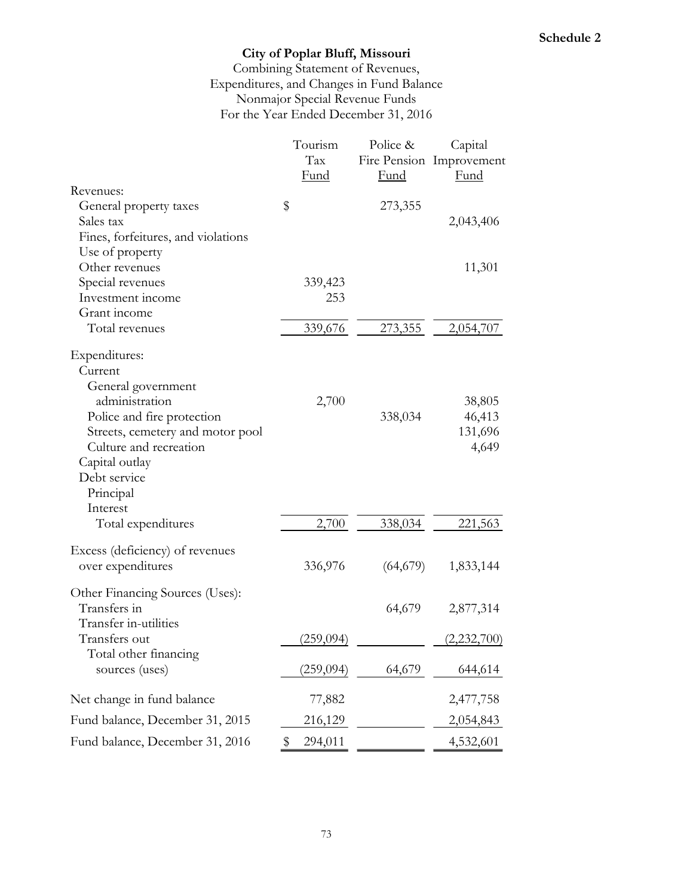**Schedule 2**

## City of Poplar Bluff, Missouri

Combining Statement of Revenues,
Expenditures, and Changes in Fund Balance
Nonmajor Special Revenue Funds
For the Year Ended December 31, 2016

| | Tourism Tax Fund | Police & Fire Pension Fund | Capital Improvement Fund |
|---|---|---|---|
| Revenues: | | | |
| General property taxes | $ | 273,355 | |
| Sales tax | | | 2,043,406 |
| Fines, forfeitures, and violations | | | |
| Use of property | | | |
| Other revenues | | | 11,301 |
| Special revenues | 339,423 | | |
| Investment income | 253 | | |
| Grant income | | | |
| Total revenues | 339,676 | 273,355 | 2,054,707 |
| Expenditures: | | | |
| Current | | | |
| General government administration | 2,700 | | 38,805 |
| Police and fire protection | | 338,034 | 46,413 |
| Streets, cemetery and motor pool | | | 131,696 |
| Culture and recreation | | | 4,649 |
| Capital outlay | | | |
| Debt service | | | |
| Principal | | | |
| Interest | | | |
| Total expenditures | 2,700 | 338,034 | 221,563 |
| Excess (deficiency) of revenues over expenditures | 336,976 | (64,679) | 1,833,144 |
| Other Financing Sources (Uses): | | | |
| Transfers in | | 64,679 | 2,877,314 |
| Transfer in-utilities | | | |
| Transfers out | (259,094) | | (2,232,700) |
| Total other financing sources (uses) | (259,094) | 64,679 | 644,614 |
| Net change in fund balance | 77,882 | | 2,477,758 |
| Fund balance, December 31, 2015 | 216,129 | | 2,054,843 |
| Fund balance, December 31, 2016 | $ 294,011 | | 4,532,601 |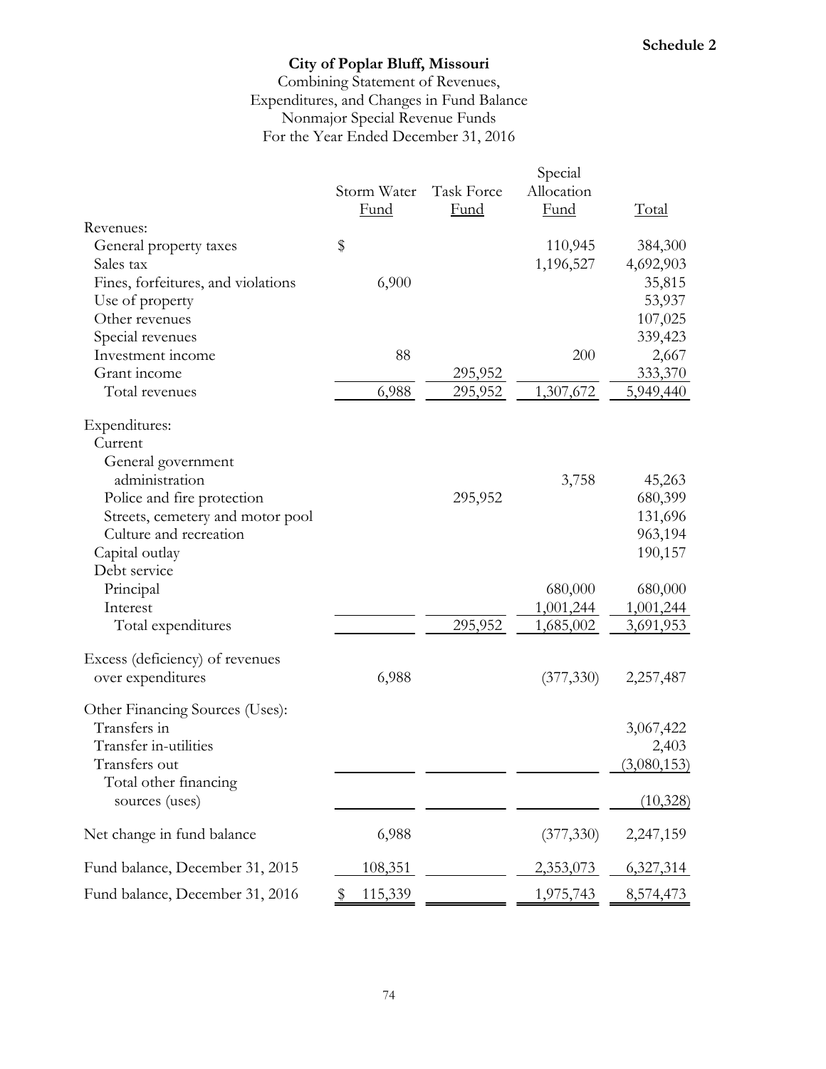**Schedule 2**

**City of Poplar Bluff, Missouri**

Combining Statement of Revenues,
Expenditures, and Changes in Fund Balance
Nonmajor Special Revenue Funds
For the Year Ended December 31, 2016

| | Storm Water Fund | Task Force Fund | Special Allocation Fund | Total |
|---|---|---|---|---|
| Revenues: | | | | |
| General property taxes | $ | | 110,945 | 384,300 |
| Sales tax | | | 1,196,527 | 4,692,903 |
| Fines, forfeitures, and violations | 6,900 | | | 35,815 |
| Use of property | | | | 53,937 |
| Other revenues | | | | 107,025 |
| Special revenues | | | | 339,423 |
| Investment income | 88 | | 200 | 2,667 |
| Grant income | | 295,952 | | 333,370 |
| Total revenues | 6,988 | 295,952 | 1,307,672 | 5,949,440 |
| Expenditures: | | | | |
| Current | | | | |
| General government administration | | | 3,758 | 45,263 |
| Police and fire protection | | 295,952 | | 680,399 |
| Streets, cemetery and motor pool | | | | 131,696 |
| Culture and recreation | | | | 963,194 |
| Capital outlay | | | | 190,157 |
| Debt service | | | | |
| Principal | | | 680,000 | 680,000 |
| Interest | | | 1,001,244 | 1,001,244 |
| Total expenditures | | 295,952 | 1,685,002 | 3,691,953 |
| Excess (deficiency) of revenues over expenditures | 6,988 | | (377,330) | 2,257,487 |
| Other Financing Sources (Uses): | | | | |
| Transfers in | | | | 3,067,422 |
| Transfer in-utilities | | | | 2,403 |
| Transfers out | | | | (3,080,153) |
| Total other financing sources (uses) | | | | (10,328) |
| Net change in fund balance | 6,988 | | (377,330) | 2,247,159 |
| Fund balance, December 31, 2015 | 108,351 | | 2,353,073 | 6,327,314 |
| Fund balance, December 31, 2016 | $ 115,339 | | 1,975,743 | 8,574,473 |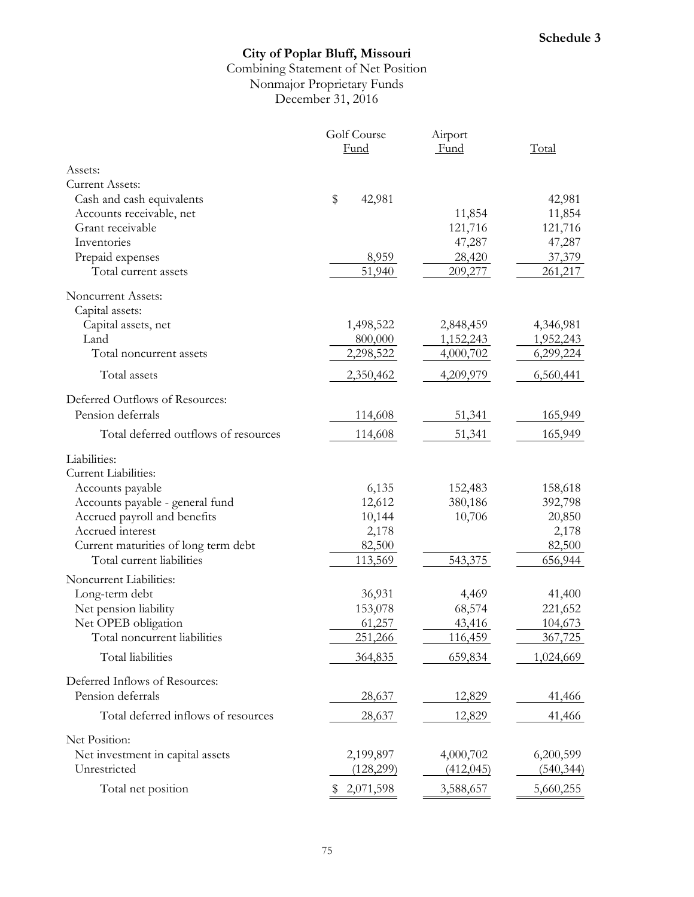**Schedule 3**

# City of Poplar Bluff, Missouri

## Combining Statement of Net Position
## Nonmajor Proprietary Funds
## December 31, 2016

| | Golf Course Fund | Airport Fund | Total |
|---|---|---|---|
| Assets: | | | |
| Current Assets: | | | |
| Cash and cash equivalents | $ 42,981 | | 42,981 |
| Accounts receivable, net | | 11,854 | 11,854 |
| Grant receivable | | 121,716 | 121,716 |
| Inventories | | 47,287 | 47,287 |
| Prepaid expenses | 8,959 | 28,420 | 37,379 |
| Total current assets | 51,940 | 209,277 | 261,217 |
| Noncurrent Assets: | | | |
| Capital assets: | | | |
| Capital assets, net | 1,498,522 | 2,848,459 | 4,346,981 |
| Land | 800,000 | 1,152,243 | 1,952,243 |
| Total noncurrent assets | 2,298,522 | 4,000,702 | 6,299,224 |
| Total assets | 2,350,462 | 4,209,979 | 6,560,441 |
| Deferred Outflows of Resources: | | | |
| Pension deferrals | 114,608 | 51,341 | 165,949 |
| Total deferred outflows of resources | 114,608 | 51,341 | 165,949 |
| Liabilities: | | | |
| Current Liabilities: | | | |
| Accounts payable | 6,135 | 152,483 | 158,618 |
| Accounts payable - general fund | 12,612 | 380,186 | 392,798 |
| Accrued payroll and benefits | 10,144 | 10,706 | 20,850 |
| Accrued interest | 2,178 | | 2,178 |
| Current maturities of long term debt | 82,500 | | 82,500 |
| Total current liabilities | 113,569 | 543,375 | 656,944 |
| Noncurrent Liabilities: | | | |
| Long-term debt | 36,931 | 4,469 | 41,400 |
| Net pension liability | 153,078 | 68,574 | 221,652 |
| Net OPEB obligation | 61,257 | 43,416 | 104,673 |
| Total noncurrent liabilities | 251,266 | 116,459 | 367,725 |
| Total liabilities | 364,835 | 659,834 | 1,024,669 |
| Deferred Inflows of Resources: | | | |
| Pension deferrals | 28,637 | 12,829 | 41,466 |
| Total deferred inflows of resources | 28,637 | 12,829 | 41,466 |
| Net Position: | | | |
| Net investment in capital assets | 2,199,897 | 4,000,702 | 6,200,599 |
| Unrestricted | (128,299) | (412,045) | (540,344) |
| Total net position | $ 2,071,598 | 3,588,657 | 5,660,255 |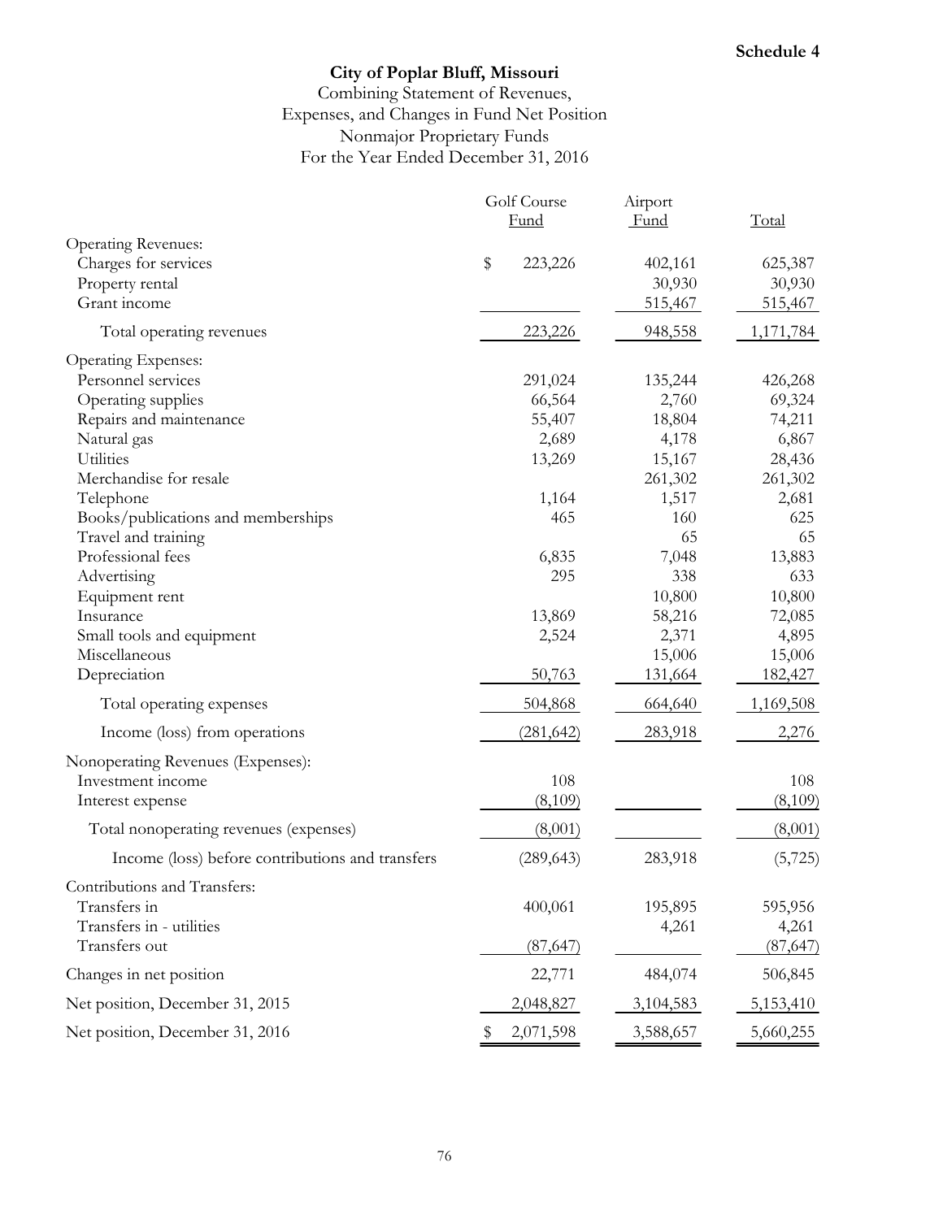**Schedule 4**

# City of Poplar Bluff, Missouri

## Combining Statement of Revenues, Expenses, and Changes in Fund Net Position
## Nonmajor Proprietary Funds
## For the Year Ended December 31, 2016

| | Golf Course Fund | Airport Fund | Total |
|---|---|---|---|
| Operating Revenues: | | | |
| Charges for services | $ 223,226 | 402,161 | 625,387 |
| Property rental | | 30,930 | 30,930 |
| Grant income | | 515,467 | 515,467 |
| Total operating revenues | 223,226 | 948,558 | 1,171,784 |
| Operating Expenses: | | | |
| Personnel services | 291,024 | 135,244 | 426,268 |
| Operating supplies | 66,564 | 2,760 | 69,324 |
| Repairs and maintenance | 55,407 | 18,804 | 74,211 |
| Natural gas | 2,689 | 4,178 | 6,867 |
| Utilities | 13,269 | 15,167 | 28,436 |
| Merchandise for resale | | 261,302 | 261,302 |
| Telephone | 1,164 | 1,517 | 2,681 |
| Books/publications and memberships | 465 | 160 | 625 |
| Travel and training | | 65 | 65 |
| Professional fees | 6,835 | 7,048 | 13,883 |
| Advertising | 295 | 338 | 633 |
| Equipment rent | | 10,800 | 10,800 |
| Insurance | 13,869 | 58,216 | 72,085 |
| Small tools and equipment | 2,524 | 2,371 | 4,895 |
| Miscellaneous | | 15,006 | 15,006 |
| Depreciation | 50,763 | 131,664 | 182,427 |
| Total operating expenses | 504,868 | 664,640 | 1,169,508 |
| Income (loss) from operations | (281,642) | 283,918 | 2,276 |
| Nonoperating Revenues (Expenses): | | | |
| Investment income | 108 | | 108 |
| Interest expense | (8,109) | | (8,109) |
| Total nonoperating revenues (expenses) | (8,001) | | (8,001) |
| Income (loss) before contributions and transfers | (289,643) | 283,918 | (5,725) |
| Contributions and Transfers: | | | |
| Transfers in | 400,061 | 195,895 | 595,956 |
| Transfers in - utilities | | 4,261 | 4,261 |
| Transfers out | (87,647) | | (87,647) |
| Changes in net position | 22,771 | 484,074 | 506,845 |
| Net position, December 31, 2015 | 2,048,827 | 3,104,583 | 5,153,410 |
| Net position, December 31, 2016 | $ 2,071,598 | 3,588,657 | 5,660,255 |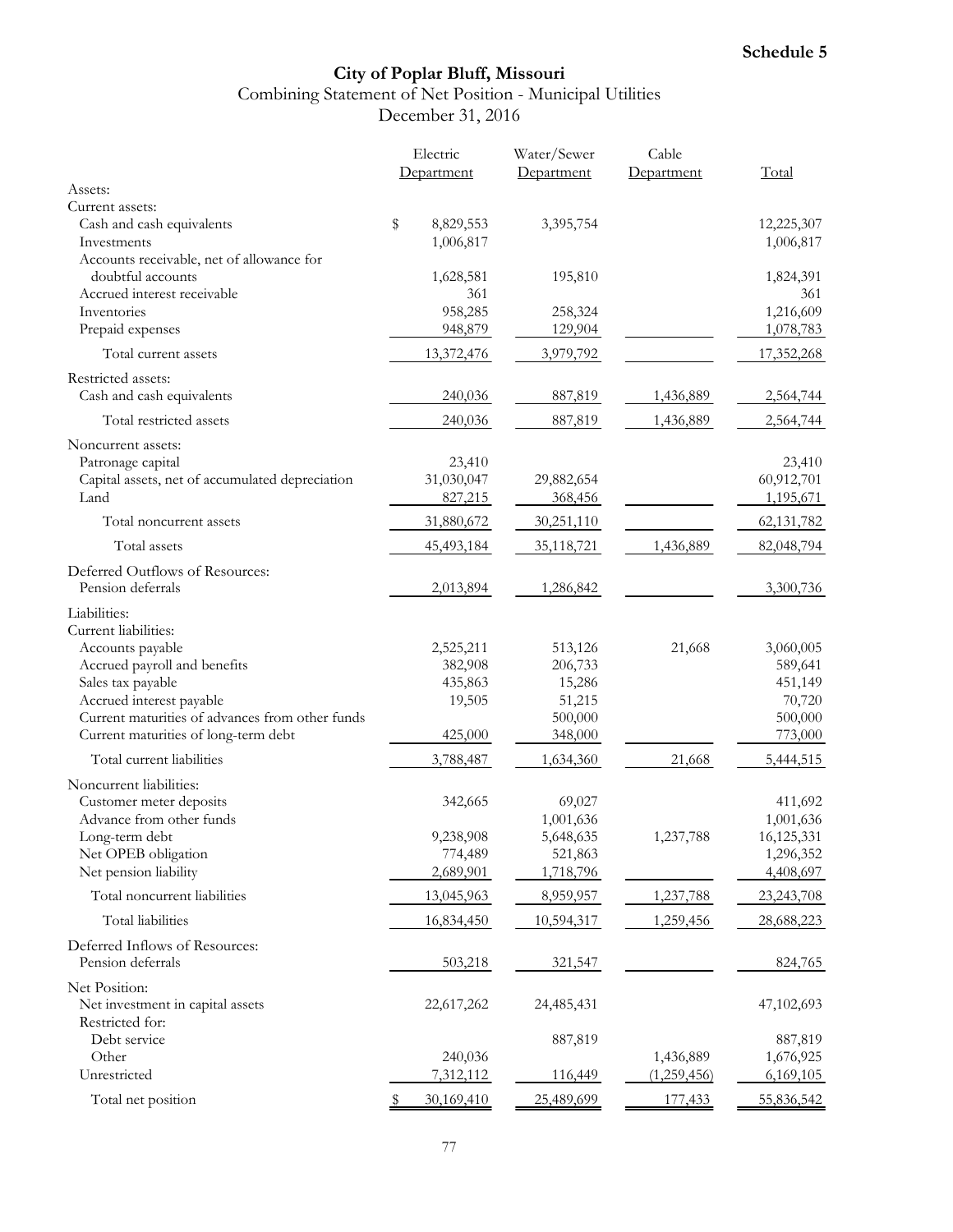**Schedule 5**

# City of Poplar Bluff, Missouri

## Combining Statement of Net Position - Municipal Utilities

### December 31, 2016

| | Electric Department | Water/Sewer Department | Cable Department | Total |
|---|---|---|---|---|
| Assets: | | | | |
| Current assets: | | | | |
| Cash and cash equivalents | $ 8,829,553 | 3,395,754 | | 12,225,307 |
| Investments | 1,006,817 | | | 1,006,817 |
| Accounts receivable, net of allowance for doubtful accounts | 1,628,581 | 195,810 | | 1,824,391 |
| Accrued interest receivable | 361 | | | 361 |
| Inventories | 958,285 | 258,324 | | 1,216,609 |
| Prepaid expenses | 948,879 | 129,904 | | 1,078,783 |
| Total current assets | 13,372,476 | 3,979,792 | | 17,352,268 |
| Restricted assets: | | | | |
| Cash and cash equivalents | 240,036 | 887,819 | 1,436,889 | 2,564,744 |
| Total restricted assets | 240,036 | 887,819 | 1,436,889 | 2,564,744 |
| Noncurrent assets: | | | | |
| Patronage capital | 23,410 | | | 23,410 |
| Capital assets, net of accumulated depreciation | 31,030,047 | 29,882,654 | | 60,912,701 |
| Land | 827,215 | 368,456 | | 1,195,671 |
| Total noncurrent assets | 31,880,672 | 30,251,110 | | 62,131,782 |
| Total assets | 45,493,184 | 35,118,721 | 1,436,889 | 82,048,794 |
| Deferred Outflows of Resources: | | | | |
| Pension deferrals | 2,013,894 | 1,286,842 | | 3,300,736 |
| Liabilities: | | | | |
| Current liabilities: | | | | |
| Accounts payable | 2,525,211 | 513,126 | 21,668 | 3,060,005 |
| Accrued payroll and benefits | 382,908 | 206,733 | | 589,641 |
| Sales tax payable | 435,863 | 15,286 | | 451,149 |
| Accrued interest payable | 19,505 | 51,215 | | 70,720 |
| Current maturities of advances from other funds | | 500,000 | | 500,000 |
| Current maturities of long-term debt | 425,000 | 348,000 | | 773,000 |
| Total current liabilities | 3,788,487 | 1,634,360 | 21,668 | 5,444,515 |
| Noncurrent liabilities: | | | | |
| Customer meter deposits | 342,665 | 69,027 | | 411,692 |
| Advance from other funds | | 1,001,636 | | 1,001,636 |
| Long-term debt | 9,238,908 | 5,648,635 | 1,237,788 | 16,125,331 |
| Net OPEB obligation | 774,489 | 521,863 | | 1,296,352 |
| Net pension liability | 2,689,901 | 1,718,796 | | 4,408,697 |
| Total noncurrent liabilities | 13,045,963 | 8,959,957 | 1,237,788 | 23,243,708 |
| Total liabilities | 16,834,450 | 10,594,317 | 1,259,456 | 28,688,223 |
| Deferred Inflows of Resources: | | | | |
| Pension deferrals | 503,218 | 321,547 | | 824,765 |
| Net Position: | | | | |
| Net investment in capital assets | 22,617,262 | 24,485,431 | | 47,102,693 |
| Restricted for: | | | | |
| Debt service | | 887,819 | | 887,819 |
| Other | 240,036 | | 1,436,889 | 1,676,925 |
| Unrestricted | 7,312,112 | 116,449 | (1,259,456) | 6,169,105 |
| Total net position | $ 30,169,410 | 25,489,699 | 177,433 | 55,836,542 |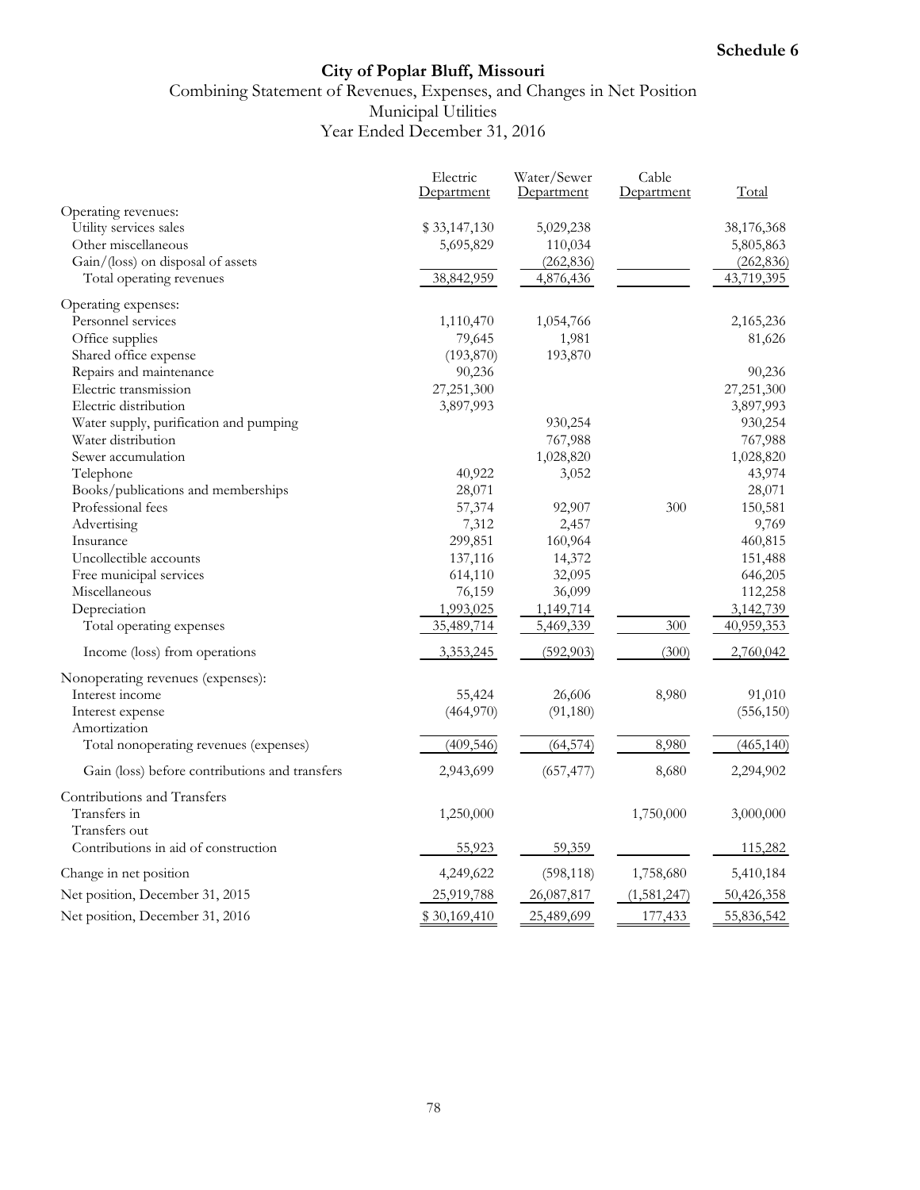**Schedule 6**

# City of Poplar Bluff, Missouri

## Combining Statement of Revenues, Expenses, and Changes in Net Position
## Municipal Utilities
## Year Ended December 31, 2016

| | Electric Department | Water/Sewer Department | Cable Department | Total |
|---|---|---|---|---|
| Operating revenues: | | | | |
| Utility services sales | $ 33,147,130 | 5,029,238 | | 38,176,368 |
| Other miscellaneous | 5,695,829 | 110,034 | | 5,805,863 |
| Gain/(loss) on disposal of assets | | (262,836) | | (262,836) |
| Total operating revenues | 38,842,959 | 4,876,436 | | 43,719,395 |
| Operating expenses: | | | | |
| Personnel services | 1,110,470 | 1,054,766 | | 2,165,236 |
| Office supplies | 79,645 | 1,981 | | 81,626 |
| Shared office expense | (193,870) | 193,870 | | |
| Repairs and maintenance | 90,236 | | | 90,236 |
| Electric transmission | 27,251,300 | | | 27,251,300 |
| Electric distribution | 3,897,993 | | | 3,897,993 |
| Water supply, purification and pumping | | 930,254 | | 930,254 |
| Water distribution | | 767,988 | | 767,988 |
| Sewer accumulation | | 1,028,820 | | 1,028,820 |
| Telephone | 40,922 | 3,052 | | 43,974 |
| Books/publications and memberships | 28,071 | | | 28,071 |
| Professional fees | 57,374 | 92,907 | 300 | 150,581 |
| Advertising | 7,312 | 2,457 | | 9,769 |
| Insurance | 299,851 | 160,964 | | 460,815 |
| Uncollectible accounts | 137,116 | 14,372 | | 151,488 |
| Free municipal services | 614,110 | 32,095 | | 646,205 |
| Miscellaneous | 76,159 | 36,099 | | 112,258 |
| Depreciation | 1,993,025 | 1,149,714 | | 3,142,739 |
| Total operating expenses | 35,489,714 | 5,469,339 | 300 | 40,959,353 |
| Income (loss) from operations | 3,353,245 | (592,903) | (300) | 2,760,042 |
| Nonoperating revenues (expenses): | | | | |
| Interest income | 55,424 | 26,606 | 8,980 | 91,010 |
| Interest expense | (464,970) | (91,180) | | (556,150) |
| Amortization | | | | |
| Total nonoperating revenues (expenses) | (409,546) | (64,574) | 8,980 | (465,140) |
| Gain (loss) before contributions and transfers | 2,943,699 | (657,477) | 8,680 | 2,294,902 |
| Contributions and Transfers | | | | |
| Transfers in | 1,250,000 | | 1,750,000 | 3,000,000 |
| Transfers out | | | | |
| Contributions in aid of construction | 55,923 | 59,359 | | 115,282 |
| Change in net position | 4,249,622 | (598,118) | 1,758,680 | 5,410,184 |
| Net position, December 31, 2015 | 25,919,788 | 26,087,817 | (1,581,247) | 50,426,358 |
| Net position, December 31, 2016 | $ 30,169,410 | 25,489,699 | 177,433 | 55,836,542 |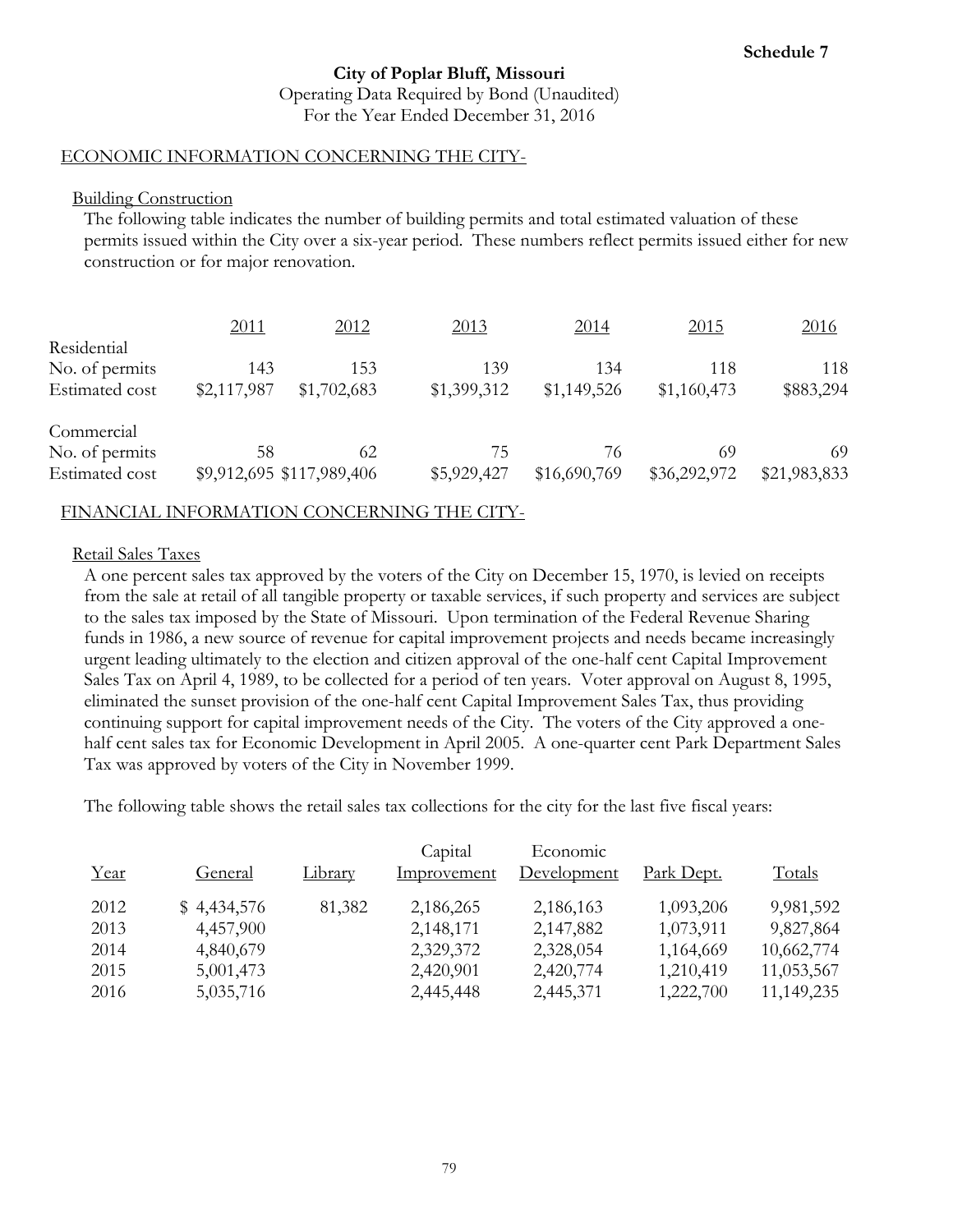Schedule 7

# City of Poplar Bluff, Missouri

Operating Data Required by Bond (Unaudited)
For the Year Ended December 31, 2016

## ECONOMIC INFORMATION CONCERNING THE CITY-

### Building Construction

The following table indicates the number of building permits and total estimated valuation of these permits issued within the City over a six-year period. These numbers reflect permits issued either for new construction or for major renovation.

| | 2011 | 2012 | 2013 | 2014 | 2015 | 2016 |
|---|---|---|---|---|---|---|
| Residential | | | | | | |
| No. of permits | 143 | 153 | 139 | 134 | 118 | 118 |
| Estimated cost | $2,117,987 | $1,702,683 | $1,399,312 | $1,149,526 | $1,160,473 | $883,294 |
| Commercial | | | | | | |
| No. of permits | 58 | 62 | 75 | 76 | 69 | 69 |
| Estimated cost | $9,912,695 | $117,989,406 | $5,929,427 | $16,690,769 | $36,292,972 | $21,983,833 |

## FINANCIAL INFORMATION CONCERNING THE CITY-

### Retail Sales Taxes

A one percent sales tax approved by the voters of the City on December 15, 1970, is levied on receipts from the sale at retail of all tangible property or taxable services, if such property and services are subject to the sales tax imposed by the State of Missouri. Upon termination of the Federal Revenue Sharing funds in 1986, a new source of revenue for capital improvement projects and needs became increasingly urgent leading ultimately to the election and citizen approval of the one-half cent Capital Improvement Sales Tax on April 4, 1989, to be collected for a period of ten years. Voter approval on August 8, 1995, eliminated the sunset provision of the one-half cent Capital Improvement Sales Tax, thus providing continuing support for capital improvement needs of the City. The voters of the City approved a one-half cent sales tax for Economic Development in April 2005. A one-quarter cent Park Department Sales Tax was approved by voters of the City in November 1999.

The following table shows the retail sales tax collections for the city for the last five fiscal years:

| Year | General | Library | Capital Improvement | Economic Development | Park Dept. | Totals |
|---|---|---|---|---|---|---|
| 2012 | $ 4,434,576 | 81,382 | 2,186,265 | 2,186,163 | 1,093,206 | 9,981,592 |
| 2013 | 4,457,900 | | 2,148,171 | 2,147,882 | 1,073,911 | 9,827,864 |
| 2014 | 4,840,679 | | 2,329,372 | 2,328,054 | 1,164,669 | 10,662,774 |
| 2015 | 5,001,473 | | 2,420,901 | 2,420,774 | 1,210,419 | 11,053,567 |
| 2016 | 5,035,716 | | 2,445,448 | 2,445,371 | 1,222,700 | 11,149,235 |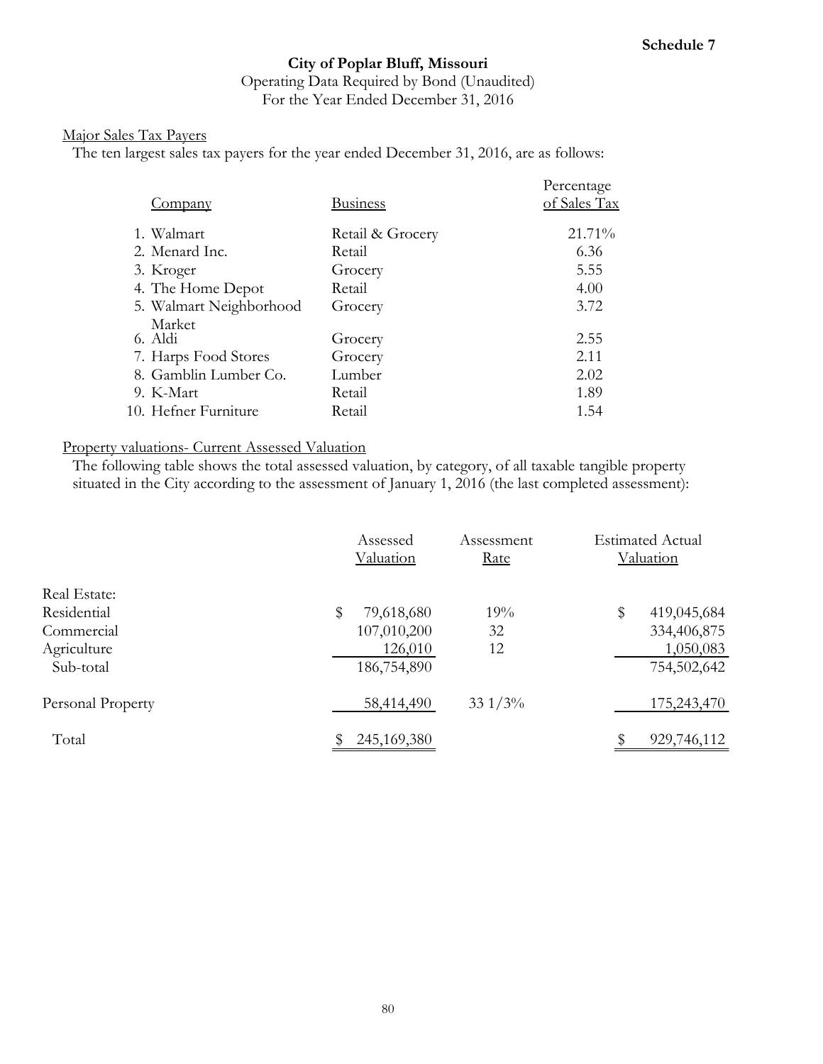**Schedule 7**

**City of Poplar Bluff, Missouri**

Operating Data Required by Bond (Unaudited)

For the Year Ended December 31, 2016

Major Sales Tax Payers

The ten largest sales tax payers for the year ended December 31, 2016, are as follows:

| Company | Business | Percentage of Sales Tax |
|---|---|---|
| 1. Walmart | Retail & Grocery | 21.71% |
| 2. Menard Inc. | Retail | 6.36 |
| 3. Kroger | Grocery | 5.55 |
| 4. The Home Depot | Retail | 4.00 |
| 5. Walmart Neighborhood Market | Grocery | 3.72 |
| 6. Aldi | Grocery | 2.55 |
| 7. Harps Food Stores | Grocery | 2.11 |
| 8. Gamblin Lumber Co. | Lumber | 2.02 |
| 9. K-Mart | Retail | 1.89 |
| 10. Hefner Furniture | Retail | 1.54 |

Property valuations- Current Assessed Valuation

The following table shows the total assessed valuation, by category, of all taxable tangible property situated in the City according to the assessment of January 1, 2016 (the last completed assessment):

| | Assessed Valuation | Assessment Rate | Estimated Actual Valuation |
|---|---|---|---|
| Real Estate: | | | |
| Residential | $ 79,618,680 | 19% | $ 419,045,684 |
| Commercial | 107,010,200 | 32 | 334,406,875 |
| Agriculture | 126,010 | 12 | 1,050,083 |
| Sub-total | 186,754,890 | | 754,502,642 |
| Personal Property | 58,414,490 | 33 1/3% | 175,243,470 |
| Total | $ 245,169,380 | | $ 929,746,112 |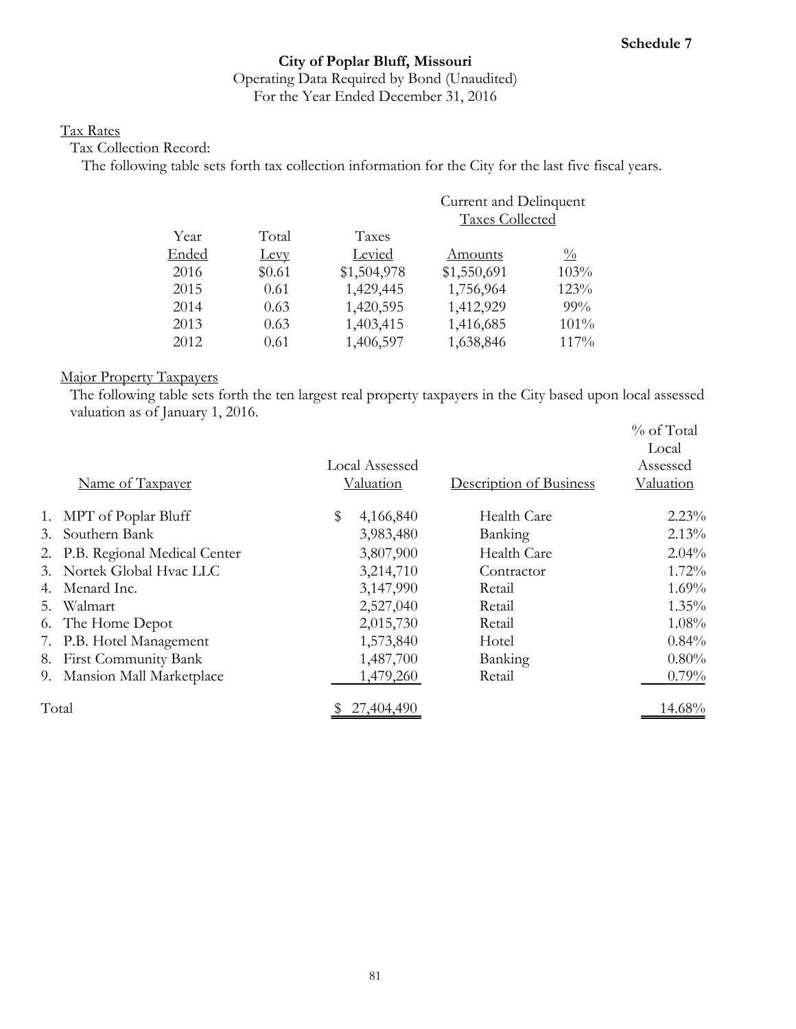**Schedule 7**

# City of Poplar Bluff, Missouri

Operating Data Required by Bond (Unaudited)
For the Year Ended December 31, 2016

## Tax Rates

Tax Collection Record:

The following table sets forth tax collection information for the City for the last five fiscal years.

| | | | Current and Delinquent Taxes Collected | |
|---|---|---|---|---|
| Year Ended | Total Levy | Taxes Levied | Amounts | % |
| 2016 | $0.61 | $1,504,978 | $1,550,691 | 103% |
| 2015 | 0.61 | 1,429,445 | 1,756,964 | 123% |
| 2014 | 0.63 | 1,420,595 | 1,412,929 | 99% |
| 2013 | 0.63 | 1,403,415 | 1,416,685 | 101% |
| 2012 | 0.61 | 1,406,597 | 1,638,846 | 117% |

## Major Property Taxpayers

The following table sets forth the ten largest real property taxpayers in the City based upon local assessed valuation as of January 1, 2016.

| Name of Taxpayer | Local Assessed Valuation | Description of Business | % of Total Local Assessed Valuation |
|---|---|---|---|
| 1. MPT of Poplar Bluff | $ 4,166,840 | Health Care | 2.23% |
| 3. Southern Bank | 3,983,480 | Banking | 2.13% |
| 2. P.B. Regional Medical Center | 3,807,900 | Health Care | 2.04% |
| 3. Nortek Global Hvac LLC | 3,214,710 | Contractor | 1.72% |
| 4. Menard Inc. | 3,147,990 | Retail | 1.69% |
| 5. Walmart | 2,527,040 | Retail | 1.35% |
| 6. The Home Depot | 2,015,730 | Retail | 1.08% |
| 7. P.B. Hotel Management | 1,573,840 | Hotel | 0.84% |
| 8. First Community Bank | 1,487,700 | Banking | 0.80% |
| 9. Mansion Mall Marketplace | 1,479,260 | Retail | 0.79% |
| Total | $ 27,404,490 | | 14.68% |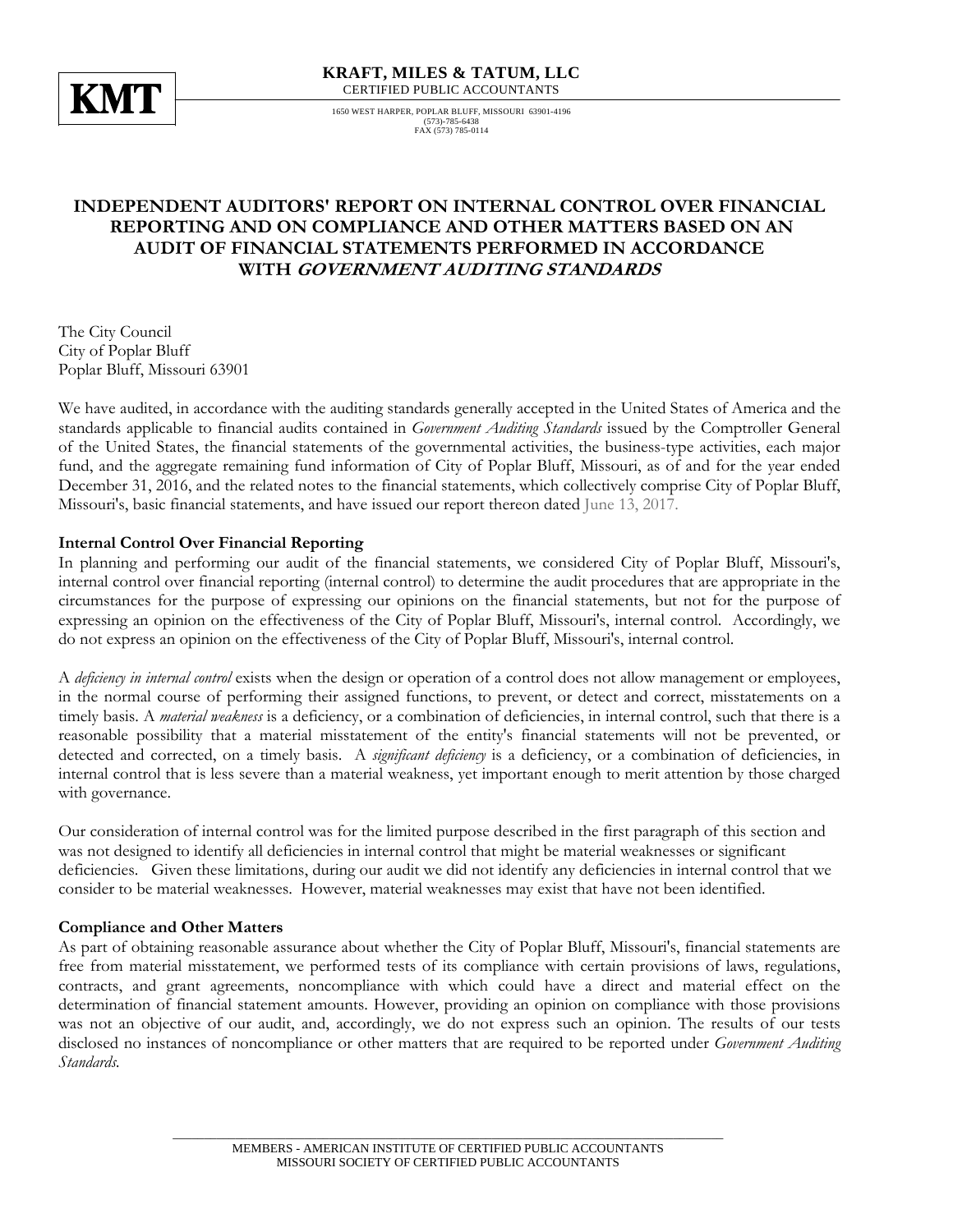**KMT**

**KRAFT, MILES & TATUM, LLC**
CERTIFIED PUBLIC ACCOUNTANTS

1650 WEST HARPER, POPLAR BLUFF, MISSOURI 63901-4196
(573)-785-6438
FAX (573) 785-0114

# INDEPENDENT AUDITORS' REPORT ON INTERNAL CONTROL OVER FINANCIAL REPORTING AND ON COMPLIANCE AND OTHER MATTERS BASED ON AN AUDIT OF FINANCIAL STATEMENTS PERFORMED IN ACCORDANCE WITH *GOVERNMENT AUDITING STANDARDS*

The City Council
City of Poplar Bluff
Poplar Bluff, Missouri 63901

We have audited, in accordance with the auditing standards generally accepted in the United States of America and the standards applicable to financial audits contained in *Government Auditing Standards* issued by the Comptroller General of the United States, the financial statements of the governmental activities, the business-type activities, each major fund, and the aggregate remaining fund information of City of Poplar Bluff, Missouri, as of and for the year ended December 31, 2016, and the related notes to the financial statements, which collectively comprise City of Poplar Bluff, Missouri's, basic financial statements, and have issued our report thereon dated June 13, 2017.

**Internal Control Over Financial Reporting**

In planning and performing our audit of the financial statements, we considered City of Poplar Bluff, Missouri's, internal control over financial reporting (internal control) to determine the audit procedures that are appropriate in the circumstances for the purpose of expressing our opinions on the financial statements, but not for the purpose of expressing an opinion on the effectiveness of the City of Poplar Bluff, Missouri's, internal control. Accordingly, we do not express an opinion on the effectiveness of the City of Poplar Bluff, Missouri's, internal control.

A *deficiency in internal control* exists when the design or operation of a control does not allow management or employees, in the normal course of performing their assigned functions, to prevent, or detect and correct, misstatements on a timely basis. A *material weakness* is a deficiency, or a combination of deficiencies, in internal control, such that there is a reasonable possibility that a material misstatement of the entity's financial statements will not be prevented, or detected and corrected, on a timely basis. A *significant deficiency* is a deficiency, or a combination of deficiencies, in internal control that is less severe than a material weakness, yet important enough to merit attention by those charged with governance.

Our consideration of internal control was for the limited purpose described in the first paragraph of this section and was not designed to identify all deficiencies in internal control that might be material weaknesses or significant deficiencies. Given these limitations, during our audit we did not identify any deficiencies in internal control that we consider to be material weaknesses. However, material weaknesses may exist that have not been identified.

**Compliance and Other Matters**

As part of obtaining reasonable assurance about whether the City of Poplar Bluff, Missouri's, financial statements are free from material misstatement, we performed tests of its compliance with certain provisions of laws, regulations, contracts, and grant agreements, noncompliance with which could have a direct and material effect on the determination of financial statement amounts. However, providing an opinion on compliance with those provisions was not an objective of our audit, and, accordingly, we do not express such an opinion. The results of our tests disclosed no instances of noncompliance or other matters that are required to be reported under *Government Auditing Standards.*

MEMBERS - AMERICAN INSTITUTE OF CERTIFIED PUBLIC ACCOUNTANTS
MISSOURI SOCIETY OF CERTIFIED PUBLIC ACCOUNTANTS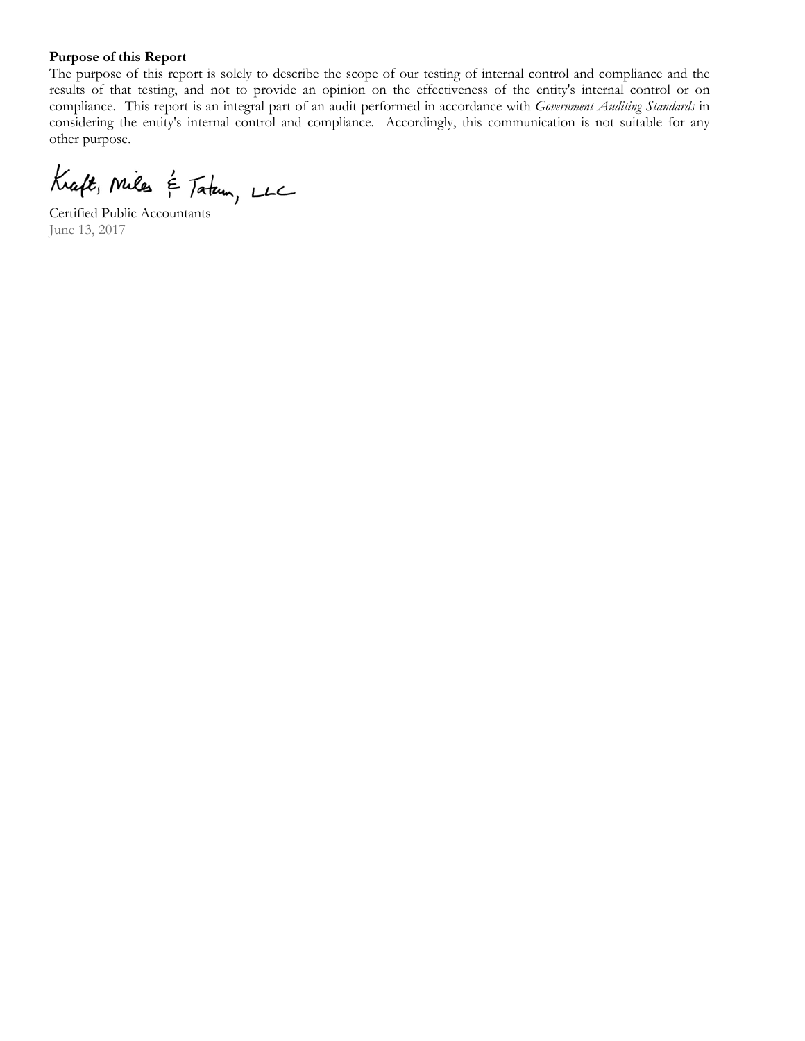**Purpose of this Report**

The purpose of this report is solely to describe the scope of our testing of internal control and compliance and the results of that testing, and not to provide an opinion on the effectiveness of the entity's internal control or on compliance. This report is an integral part of an audit performed in accordance with *Government Auditing Standards* in considering the entity's internal control and compliance. Accordingly, this communication is not suitable for any other purpose.

Kraft, Miles & Tatum, LLC

Certified Public Accountants

June 13, 2017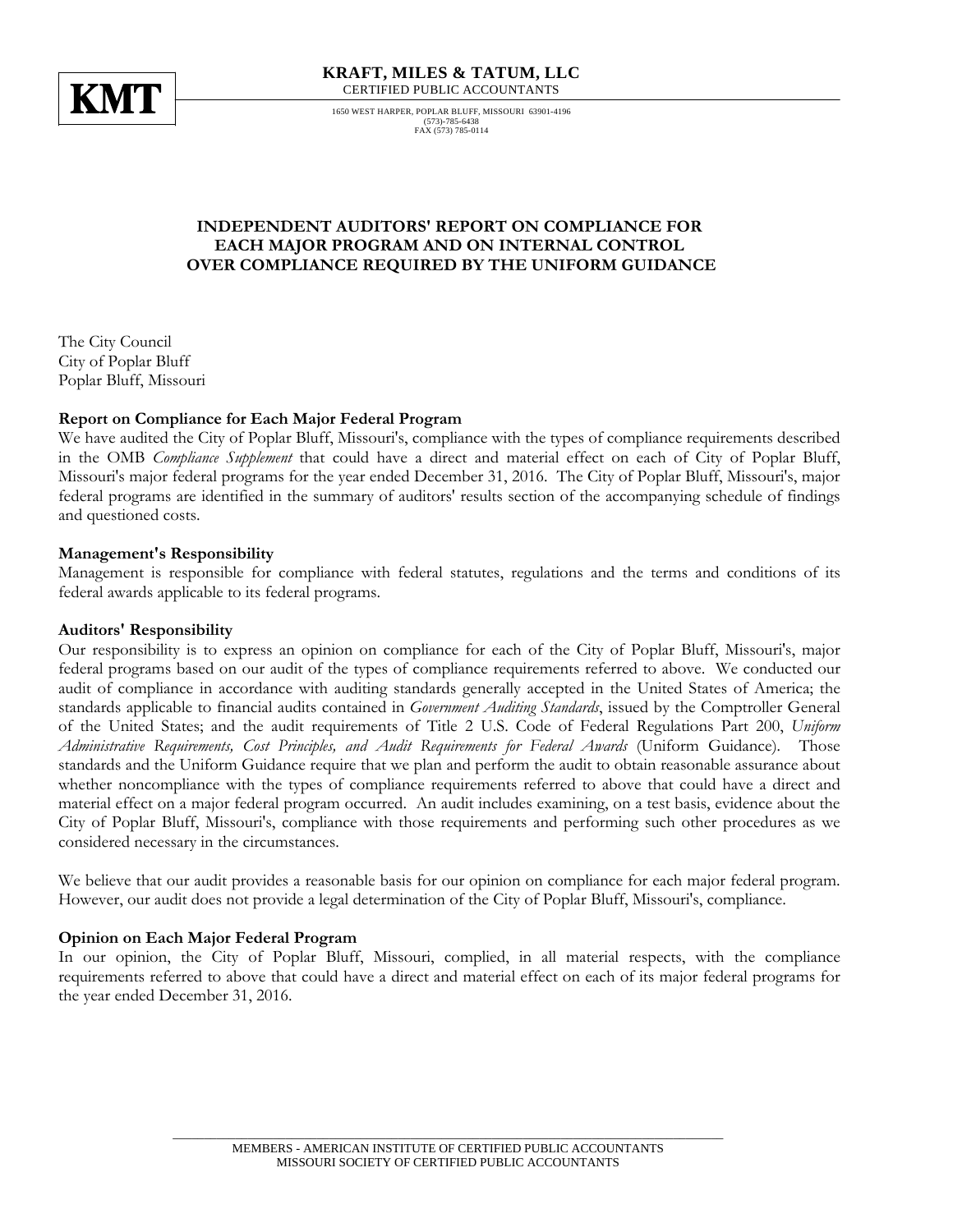**KMT**

**KRAFT, MILES & TATUM, LLC**
CERTIFIED PUBLIC ACCOUNTANTS

1650 WEST HARPER, POPLAR BLUFF, MISSOURI 63901-4196
(573)-785-6438
FAX (573) 785-0114

## INDEPENDENT AUDITORS' REPORT ON COMPLIANCE FOR EACH MAJOR PROGRAM AND ON INTERNAL CONTROL OVER COMPLIANCE REQUIRED BY THE UNIFORM GUIDANCE

The City Council
City of Poplar Bluff
Poplar Bluff, Missouri

**Report on Compliance for Each Major Federal Program**

We have audited the City of Poplar Bluff, Missouri's, compliance with the types of compliance requirements described in the OMB *Compliance Supplement* that could have a direct and material effect on each of City of Poplar Bluff, Missouri's major federal programs for the year ended December 31, 2016. The City of Poplar Bluff, Missouri's, major federal programs are identified in the summary of auditors' results section of the accompanying schedule of findings and questioned costs.

**Management's Responsibility**

Management is responsible for compliance with federal statutes, regulations and the terms and conditions of its federal awards applicable to its federal programs.

**Auditors' Responsibility**

Our responsibility is to express an opinion on compliance for each of the City of Poplar Bluff, Missouri's, major federal programs based on our audit of the types of compliance requirements referred to above. We conducted our audit of compliance in accordance with auditing standards generally accepted in the United States of America; the standards applicable to financial audits contained in *Government Auditing Standards*, issued by the Comptroller General of the United States; and the audit requirements of Title 2 U.S. Code of Federal Regulations Part 200, *Uniform Administrative Requirements, Cost Principles, and Audit Requirements for Federal Awards* (Uniform Guidance). Those standards and the Uniform Guidance require that we plan and perform the audit to obtain reasonable assurance about whether noncompliance with the types of compliance requirements referred to above that could have a direct and material effect on a major federal program occurred. An audit includes examining, on a test basis, evidence about the City of Poplar Bluff, Missouri's, compliance with those requirements and performing such other procedures as we considered necessary in the circumstances.

We believe that our audit provides a reasonable basis for our opinion on compliance for each major federal program. However, our audit does not provide a legal determination of the City of Poplar Bluff, Missouri's, compliance.

**Opinion on Each Major Federal Program**

In our opinion, the City of Poplar Bluff, Missouri, complied, in all material respects, with the compliance requirements referred to above that could have a direct and material effect on each of its major federal programs for the year ended December 31, 2016.

MEMBERS - AMERICAN INSTITUTE OF CERTIFIED PUBLIC ACCOUNTANTS
MISSOURI SOCIETY OF CERTIFIED PUBLIC ACCOUNTANTS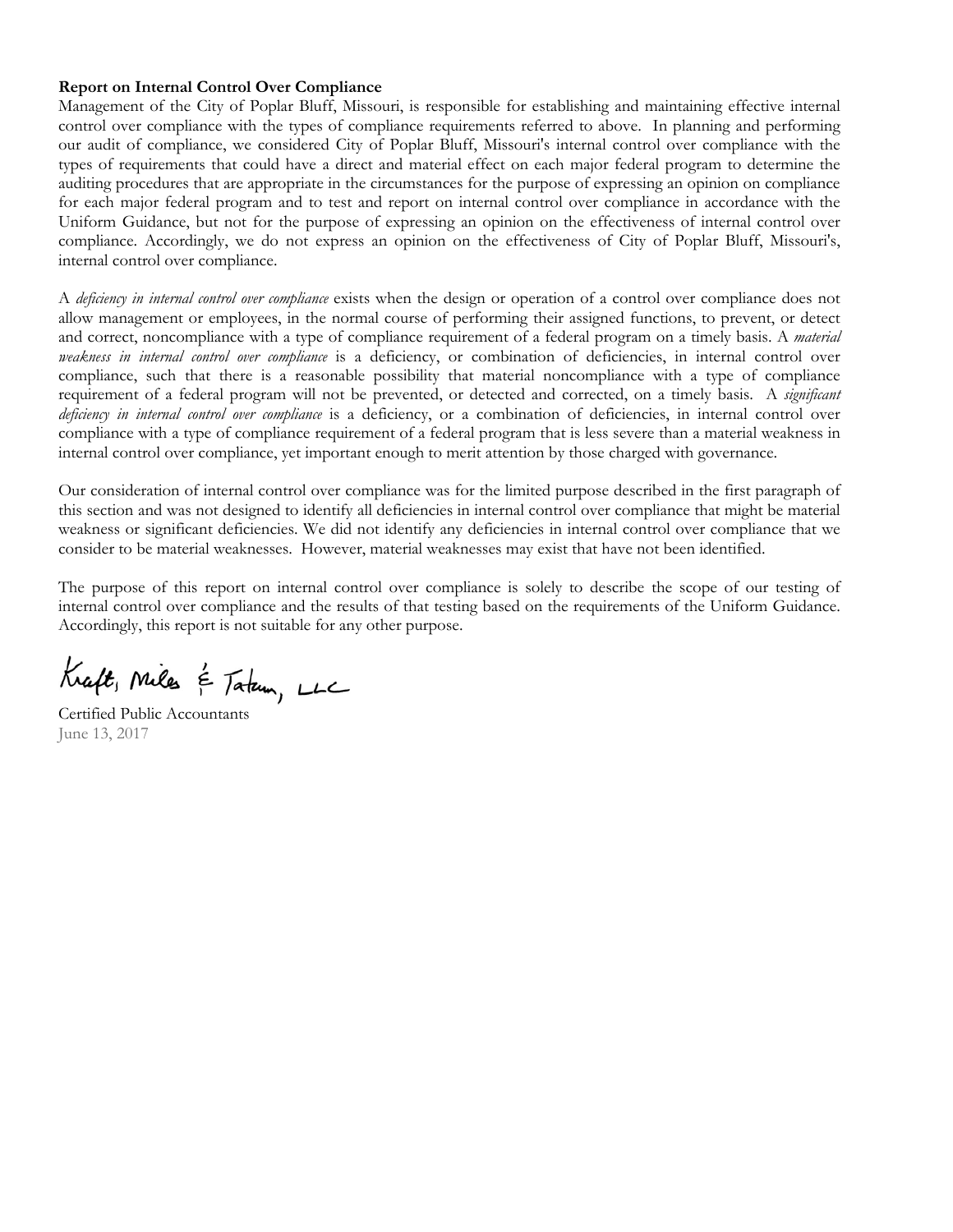**Report on Internal Control Over Compliance**

Management of the City of Poplar Bluff, Missouri, is responsible for establishing and maintaining effective internal control over compliance with the types of compliance requirements referred to above. In planning and performing our audit of compliance, we considered City of Poplar Bluff, Missouri's internal control over compliance with the types of requirements that could have a direct and material effect on each major federal program to determine the auditing procedures that are appropriate in the circumstances for the purpose of expressing an opinion on compliance for each major federal program and to test and report on internal control over compliance in accordance with the Uniform Guidance, but not for the purpose of expressing an opinion on the effectiveness of internal control over compliance. Accordingly, we do not express an opinion on the effectiveness of City of Poplar Bluff, Missouri's, internal control over compliance.

A *deficiency in internal control over compliance* exists when the design or operation of a control over compliance does not allow management or employees, in the normal course of performing their assigned functions, to prevent, or detect and correct, noncompliance with a type of compliance requirement of a federal program on a timely basis. A *material weakness in internal control over compliance* is a deficiency, or combination of deficiencies, in internal control over compliance, such that there is a reasonable possibility that material noncompliance with a type of compliance requirement of a federal program will not be prevented, or detected and corrected, on a timely basis. A *significant deficiency in internal control over compliance* is a deficiency, or a combination of deficiencies, in internal control over compliance with a type of compliance requirement of a federal program that is less severe than a material weakness in internal control over compliance, yet important enough to merit attention by those charged with governance.

Our consideration of internal control over compliance was for the limited purpose described in the first paragraph of this section and was not designed to identify all deficiencies in internal control over compliance that might be material weakness or significant deficiencies. We did not identify any deficiencies in internal control over compliance that we consider to be material weaknesses. However, material weaknesses may exist that have not been identified.

The purpose of this report on internal control over compliance is solely to describe the scope of our testing of internal control over compliance and the results of that testing based on the requirements of the Uniform Guidance. Accordingly, this report is not suitable for any other purpose.

Kraft, Miles & Tatum, LLC

Certified Public Accountants
June 13, 2017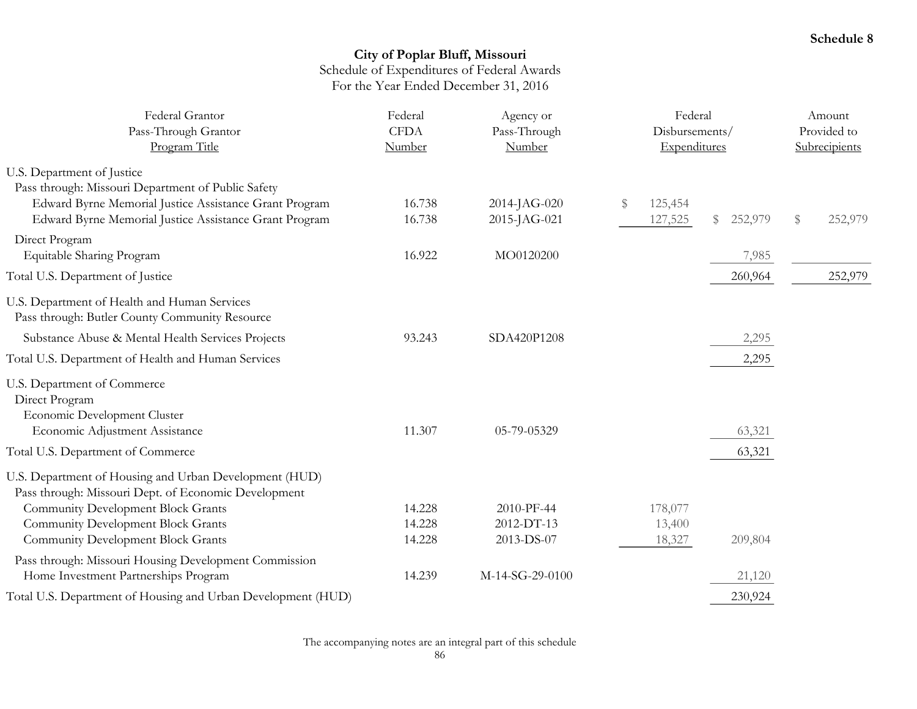**Schedule 8**

## City of Poplar Bluff, Missouri

Schedule of Expenditures of Federal Awards

For the Year Ended December 31, 2016

| Federal Grantor<br>Pass-Through Grantor<br>Program Title | Federal CFDA Number | Agency or Pass-Through Number | Federal Disbursements/ Expenditures | | Amount Provided to Subrecipients |
|---|---|---|---|---|---|
| U.S. Department of Justice | | | | | |
| Pass through: Missouri Department of Public Safety | | | | | |
| Edward Byrne Memorial Justice Assistance Grant Program | 16.738 | 2014-JAG-020 | $ 125,454 | | |
| Edward Byrne Memorial Justice Assistance Grant Program | 16.738 | 2015-JAG-021 | 127,525 | $ 252,979 | $ 252,979 |
| Direct Program | | | | | |
| Equitable Sharing Program | 16.922 | MO0120200 | | 7,985 | |
| Total U.S. Department of Justice | | | | 260,964 | 252,979 |
| U.S. Department of Health and Human Services | | | | | |
| Pass through: Butler County Community Resource | | | | | |
| Substance Abuse & Mental Health Services Projects | 93.243 | SDA420P1208 | | 2,295 | |
| Total U.S. Department of Health and Human Services | | | | 2,295 | |
| U.S. Department of Commerce | | | | | |
| Direct Program | | | | | |
| Economic Development Cluster | | | | | |
| Economic Adjustment Assistance | 11.307 | 05-79-05329 | | 63,321 | |
| Total U.S. Department of Commerce | | | | 63,321 | |
| U.S. Department of Housing and Urban Development (HUD) | | | | | |
| Pass through: Missouri Dept. of Economic Development | | | | | |
| Community Development Block Grants | 14.228 | 2010-PF-44 | 178,077 | | |
| Community Development Block Grants | 14.228 | 2012-DT-13 | 13,400 | | |
| Community Development Block Grants | 14.228 | 2013-DS-07 | 18,327 | 209,804 | |
| Pass through: Missouri Housing Development Commission | | | | | |
| Home Investment Partnerships Program | 14.239 | M-14-SG-29-0100 | | 21,120 | |
| Total U.S. Department of Housing and Urban Development (HUD) | | | | 230,924 | |

The accompanying notes are an integral part of this schedule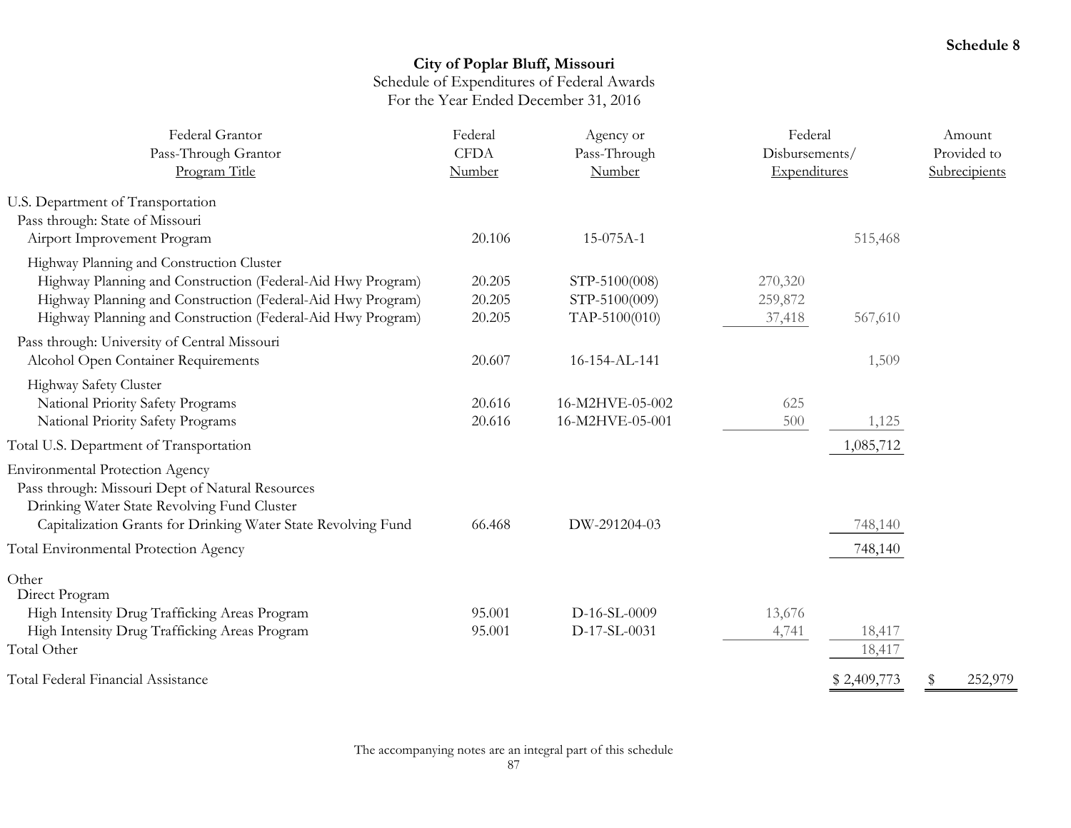Schedule 8

# City of Poplar Bluff, Missouri

## Schedule of Expenditures of Federal Awards
For the Year Ended December 31, 2016

| Federal Grantor<br>Pass-Through Grantor<br>Program Title | Federal CFDA Number | Agency or Pass-Through Number | Federal Disbursements/ Expenditures | | Amount Provided to Subrecipients |
|---|---|---|---|---|---|
| U.S. Department of Transportation | | | | | |
| Pass through: State of Missouri | | | | | |
| Airport Improvement Program | 20.106 | 15-075A-1 | | 515,468 | |
| Highway Planning and Construction Cluster | | | | | |
| Highway Planning and Construction (Federal-Aid Hwy Program) | 20.205 | STP-5100(008) | 270,320 | | |
| Highway Planning and Construction (Federal-Aid Hwy Program) | 20.205 | STP-5100(009) | 259,872 | | |
| Highway Planning and Construction (Federal-Aid Hwy Program) | 20.205 | TAP-5100(010) | 37,418 | 567,610 | |
| Pass through: University of Central Missouri | | | | | |
| Alcohol Open Container Requirements | 20.607 | 16-154-AL-141 | | 1,509 | |
| Highway Safety Cluster | | | | | |
| National Priority Safety Programs | 20.616 | 16-M2HVE-05-002 | 625 | | |
| National Priority Safety Programs | 20.616 | 16-M2HVE-05-001 | 500 | 1,125 | |
| Total U.S. Department of Transportation | | | | 1,085,712 | |
| Environmental Protection Agency | | | | | |
| Pass through: Missouri Dept of Natural Resources | | | | | |
| Drinking Water State Revolving Fund Cluster | | | | | |
| Capitalization Grants for Drinking Water State Revolving Fund | 66.468 | DW-291204-03 | | 748,140 | |
| Total Environmental Protection Agency | | | | 748,140 | |
| Other | | | | | |
| Direct Program | | | | | |
| High Intensity Drug Trafficking Areas Program | 95.001 | D-16-SL-0009 | 13,676 | | |
| High Intensity Drug Trafficking Areas Program | 95.001 | D-17-SL-0031 | 4,741 | 18,417 | |
| Total Other | | | | 18,417 | |
| Total Federal Financial Assistance | | | | $ 2,409,773 | $ 252,979 |

The accompanying notes are an integral part of this schedule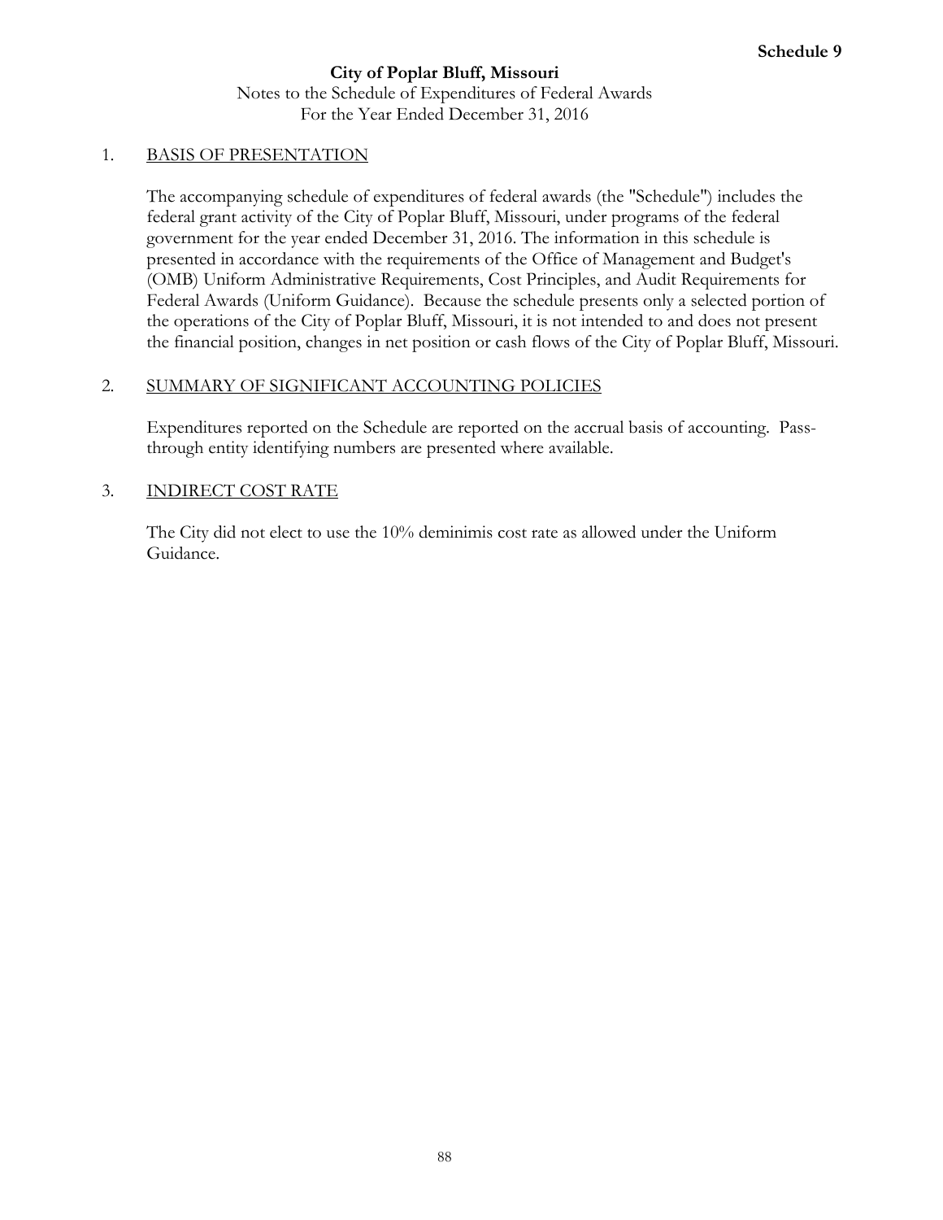**Schedule 9**

# City of Poplar Bluff, Missouri

Notes to the Schedule of Expenditures of Federal Awards
For the Year Ended December 31, 2016

1. BASIS OF PRESENTATION

   The accompanying schedule of expenditures of federal awards (the "Schedule") includes the federal grant activity of the City of Poplar Bluff, Missouri, under programs of the federal government for the year ended December 31, 2016. The information in this schedule is presented in accordance with the requirements of the Office of Management and Budget's (OMB) Uniform Administrative Requirements, Cost Principles, and Audit Requirements for Federal Awards (Uniform Guidance). Because the schedule presents only a selected portion of the operations of the City of Poplar Bluff, Missouri, it is not intended to and does not present the financial position, changes in net position or cash flows of the City of Poplar Bluff, Missouri.

2. SUMMARY OF SIGNIFICANT ACCOUNTING POLICIES

   Expenditures reported on the Schedule are reported on the accrual basis of accounting. Pass-through entity identifying numbers are presented where available.

3. INDIRECT COST RATE

   The City did not elect to use the 10% deminimis cost rate as allowed under the Uniform Guidance.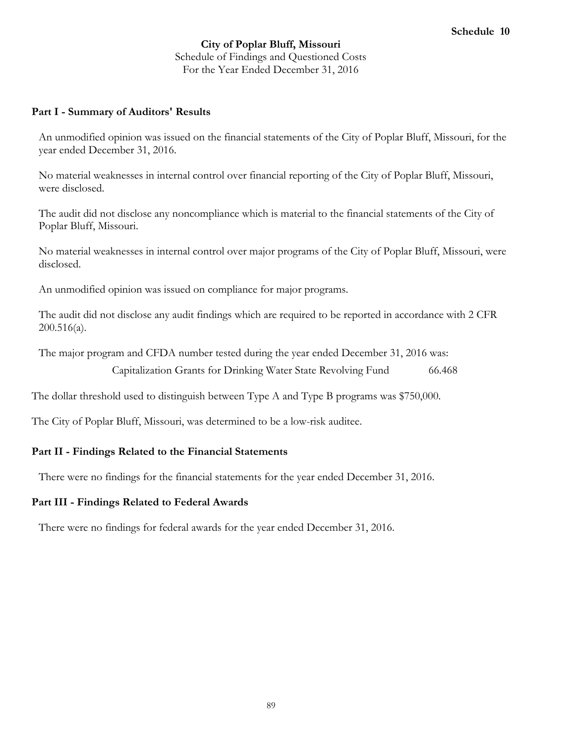**Schedule 10**

**City of Poplar Bluff, Missouri**

Schedule of Findings and Questioned Costs

For the Year Ended December 31, 2016

## Part I - Summary of Auditors' Results

An unmodified opinion was issued on the financial statements of the City of Poplar Bluff, Missouri, for the year ended December 31, 2016.

No material weaknesses in internal control over financial reporting of the City of Poplar Bluff, Missouri, were disclosed.

The audit did not disclose any noncompliance which is material to the financial statements of the City of Poplar Bluff, Missouri.

No material weaknesses in internal control over major programs of the City of Poplar Bluff, Missouri, were disclosed.

An unmodified opinion was issued on compliance for major programs.

The audit did not disclose any audit findings which are required to be reported in accordance with 2 CFR 200.516(a).

The major program and CFDA number tested during the year ended December 31, 2016 was:

| | |
|---|---|
| Capitalization Grants for Drinking Water State Revolving Fund | 66.468 |

The dollar threshold used to distinguish between Type A and Type B programs was $750,000.

The City of Poplar Bluff, Missouri, was determined to be a low-risk auditee.

## Part II - Findings Related to the Financial Statements

There were no findings for the financial statements for the year ended December 31, 2016.

## Part III - Findings Related to Federal Awards

There were no findings for federal awards for the year ended December 31, 2016.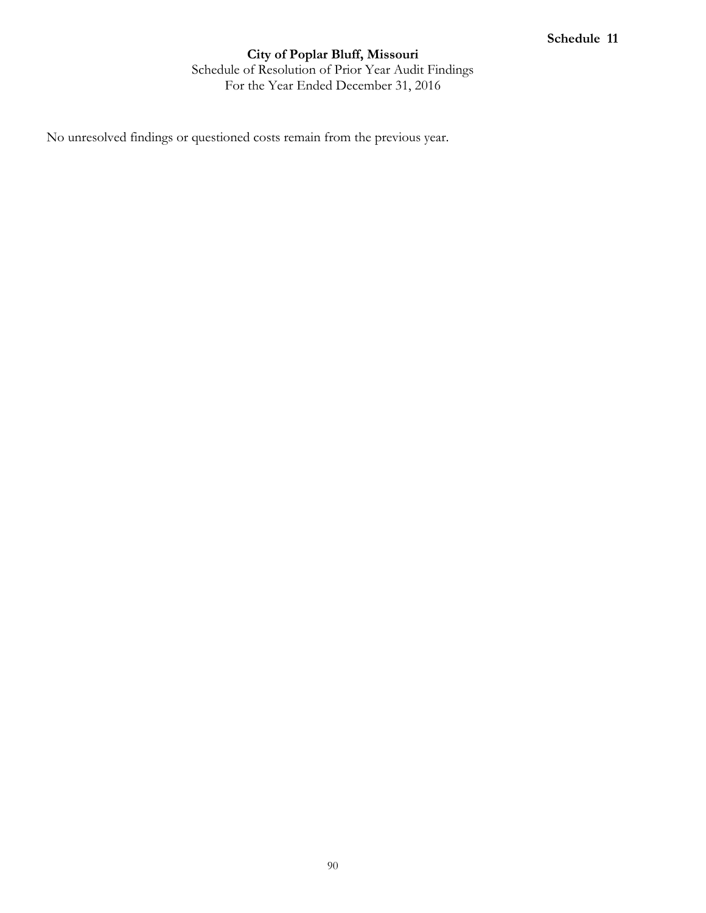**Schedule 11**

# City of Poplar Bluff, Missouri

Schedule of Resolution of Prior Year Audit Findings
For the Year Ended December 31, 2016

No unresolved findings or questioned costs remain from the previous year.